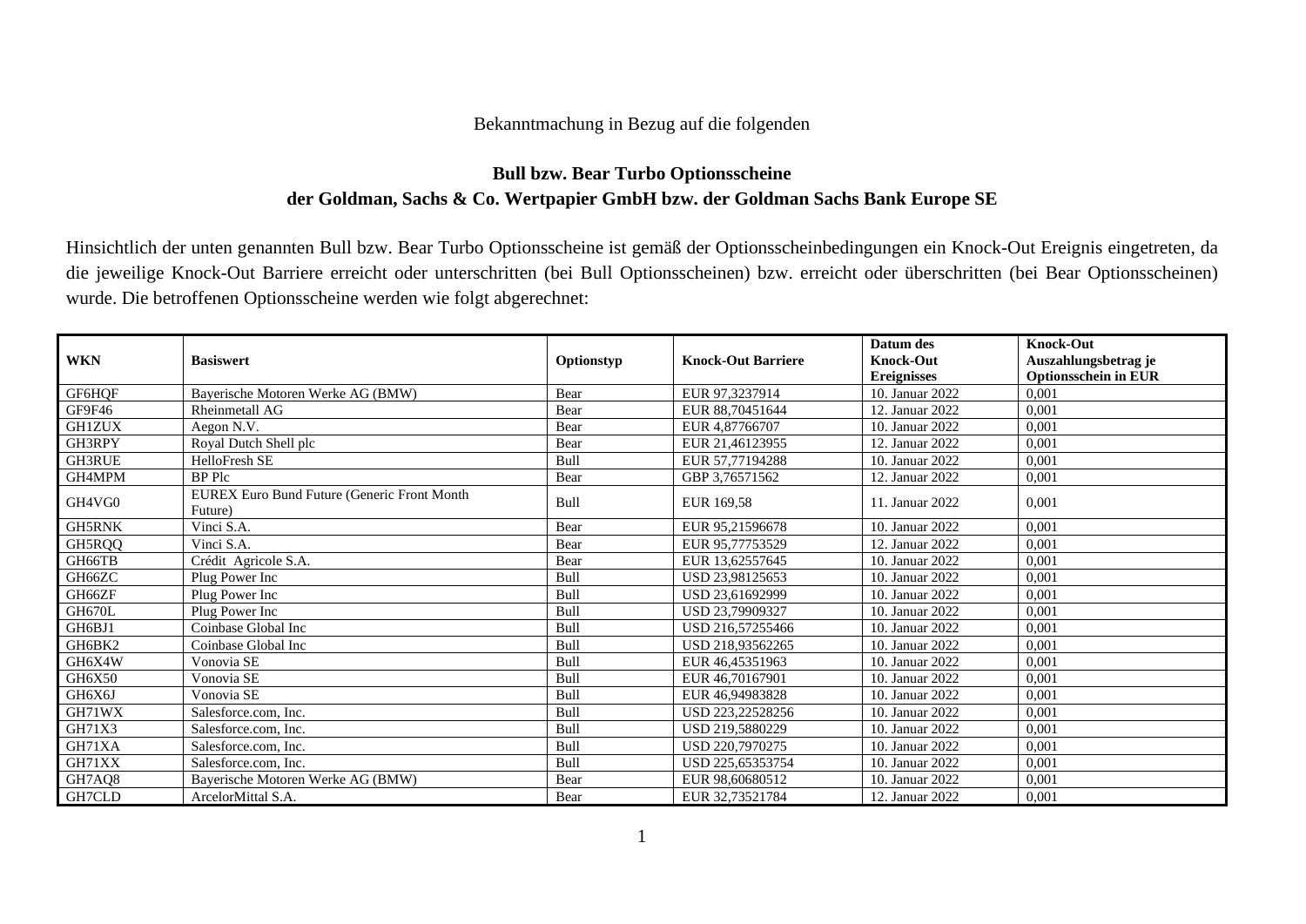Bekanntmachung in Bezug auf die folgenden

**Bull bzw. Bear Turbo Optionsscheine**
**der Goldman, Sachs & Co. Wertpapier GmbH bzw. der Goldman Sachs Bank Europe SE**

Hinsichtlich der unten genannten Bull bzw. Bear Turbo Optionsscheine ist gemäß der Optionsscheinbedingungen ein Knock-Out Ereignis eingetreten, da die jeweilige Knock-Out Barriere erreicht oder unterschritten (bei Bull Optionsscheinen) bzw. erreicht oder überschritten (bei Bear Optionsscheinen) wurde. Die betroffenen Optionsscheine werden wie folgt abgerechnet:

| WKN | Basiswert | Optionstyp | Knock-Out Barriere | Datum des Knock-Out Ereignisses | Knock-Out Auszahlungsbetrag je Optionsschein in EUR |
|---|---|---|---|---|---|
| GF6HQF | Bayerische Motoren Werke AG (BMW) | Bear | EUR 97,3237914 | 10. Januar 2022 | 0,001 |
| GF9F46 | Rheinmetall AG | Bear | EUR 88,70451644 | 12. Januar 2022 | 0,001 |
| GH1ZUX | Aegon N.V. | Bear | EUR 4,87766707 | 10. Januar 2022 | 0,001 |
| GH3RPY | Royal Dutch Shell plc | Bear | EUR 21,46123955 | 12. Januar 2022 | 0,001 |
| GH3RUE | HelloFresh SE | Bull | EUR 57,77194288 | 10. Januar 2022 | 0,001 |
| GH4MPM | BP Plc | Bear | GBP 3,76571562 | 12. Januar 2022 | 0,001 |
| GH4VG0 | EUREX Euro Bund Future (Generic Front Month Future) | Bull | EUR 169,58 | 11. Januar 2022 | 0,001 |
| GH5RNK | Vinci S.A. | Bear | EUR 95,21596678 | 10. Januar 2022 | 0,001 |
| GH5RQQ | Vinci S.A. | Bear | EUR 95,77753529 | 12. Januar 2022 | 0,001 |
| GH66TB | Crédit Agricole S.A. | Bear | EUR 13,62557645 | 10. Januar 2022 | 0,001 |
| GH66ZC | Plug Power Inc | Bull | USD 23,98125653 | 10. Januar 2022 | 0,001 |
| GH66ZF | Plug Power Inc | Bull | USD 23,61692999 | 10. Januar 2022 | 0,001 |
| GH670L | Plug Power Inc | Bull | USD 23,79909327 | 10. Januar 2022 | 0,001 |
| GH6BJ1 | Coinbase Global Inc | Bull | USD 216,57255466 | 10. Januar 2022 | 0,001 |
| GH6BK2 | Coinbase Global Inc | Bull | USD 218,93562265 | 10. Januar 2022 | 0,001 |
| GH6X4W | Vonovia SE | Bull | EUR 46,45351963 | 10. Januar 2022 | 0,001 |
| GH6X50 | Vonovia SE | Bull | EUR 46,70167901 | 10. Januar 2022 | 0,001 |
| GH6X6J | Vonovia SE | Bull | EUR 46,94983828 | 10. Januar 2022 | 0,001 |
| GH71WX | Salesforce.com, Inc. | Bull | USD 223,22528256 | 10. Januar 2022 | 0,001 |
| GH71X3 | Salesforce.com, Inc. | Bull | USD 219,5880229 | 10. Januar 2022 | 0,001 |
| GH71XA | Salesforce.com, Inc. | Bull | USD 220,7970275 | 10. Januar 2022 | 0,001 |
| GH71XX | Salesforce.com, Inc. | Bull | USD 225,65353754 | 10. Januar 2022 | 0,001 |
| GH7AQ8 | Bayerische Motoren Werke AG (BMW) | Bear | EUR 98,60680512 | 10. Januar 2022 | 0,001 |
| GH7CLD | ArcelorMittal S.A. | Bear | EUR 32,73521784 | 12. Januar 2022 | 0,001 |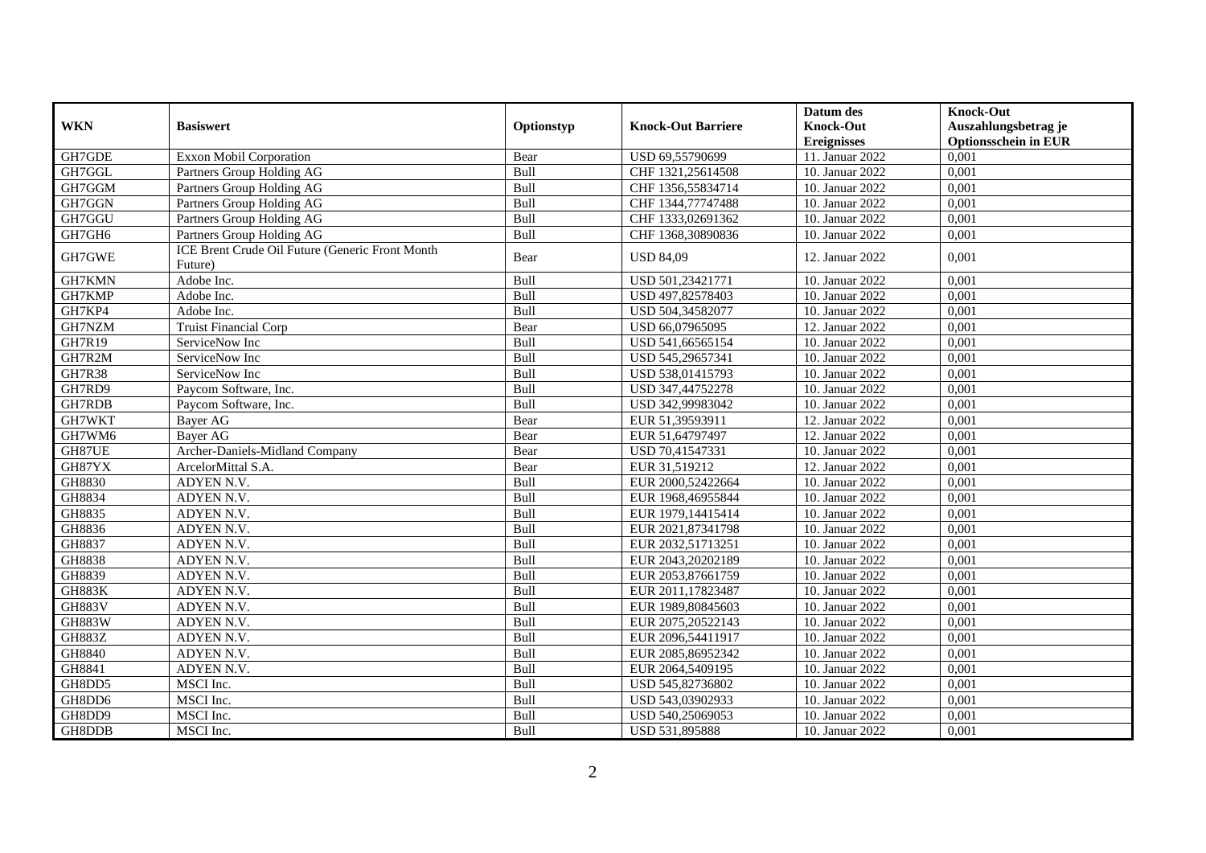| WKN | Basiswert | Optionstyp | Knock-Out Barriere | Datum des Knock-Out Ereignisses | Knock-Out Auszahlungsbetrag je Optionsschein in EUR |
|---|---|---|---|---|---|
| GH7GDE | Exxon Mobil Corporation | Bear | USD 69,55790699 | 11. Januar 2022 | 0,001 |
| GH7GGL | Partners Group Holding AG | Bull | CHF 1321,25614508 | 10. Januar 2022 | 0,001 |
| GH7GGM | Partners Group Holding AG | Bull | CHF 1356,55834714 | 10. Januar 2022 | 0,001 |
| GH7GGN | Partners Group Holding AG | Bull | CHF 1344,77747488 | 10. Januar 2022 | 0,001 |
| GH7GGU | Partners Group Holding AG | Bull | CHF 1333,02691362 | 10. Januar 2022 | 0,001 |
| GH7GH6 | Partners Group Holding AG | Bull | CHF 1368,30890836 | 10. Januar 2022 | 0,001 |
| GH7GWE | ICE Brent Crude Oil Future (Generic Front Month Future) | Bear | USD 84,09 | 12. Januar 2022 | 0,001 |
| GH7KMN | Adobe Inc. | Bull | USD 501,23421771 | 10. Januar 2022 | 0,001 |
| GH7KMP | Adobe Inc. | Bull | USD 497,82578403 | 10. Januar 2022 | 0,001 |
| GH7KP4 | Adobe Inc. | Bull | USD 504,34582077 | 10. Januar 2022 | 0,001 |
| GH7NZM | Truist Financial Corp | Bear | USD 66,07965095 | 12. Januar 2022 | 0,001 |
| GH7R19 | ServiceNow Inc | Bull | USD 541,66565154 | 10. Januar 2022 | 0,001 |
| GH7R2M | ServiceNow Inc | Bull | USD 545,29657341 | 10. Januar 2022 | 0,001 |
| GH7R38 | ServiceNow Inc | Bull | USD 538,01415793 | 10. Januar 2022 | 0,001 |
| GH7RD9 | Paycom Software, Inc. | Bull | USD 347,44752278 | 10. Januar 2022 | 0,001 |
| GH7RDB | Paycom Software, Inc. | Bull | USD 342,99983042 | 10. Januar 2022 | 0,001 |
| GH7WKT | Bayer AG | Bear | EUR 51,39593911 | 12. Januar 2022 | 0,001 |
| GH7WM6 | Bayer AG | Bear | EUR 51,64797497 | 12. Januar 2022 | 0,001 |
| GH87UE | Archer-Daniels-Midland Company | Bear | USD 70,41547331 | 10. Januar 2022 | 0,001 |
| GH87YX | ArcelorMittal S.A. | Bear | EUR 31,519212 | 12. Januar 2022 | 0,001 |
| GH8830 | ADYEN N.V. | Bull | EUR 2000,52422664 | 10. Januar 2022 | 0,001 |
| GH8834 | ADYEN N.V. | Bull | EUR 1968,46955844 | 10. Januar 2022 | 0,001 |
| GH8835 | ADYEN N.V. | Bull | EUR 1979,14415414 | 10. Januar 2022 | 0,001 |
| GH8836 | ADYEN N.V. | Bull | EUR 2021,87341798 | 10. Januar 2022 | 0,001 |
| GH8837 | ADYEN N.V. | Bull | EUR 2032,51713251 | 10. Januar 2022 | 0,001 |
| GH8838 | ADYEN N.V. | Bull | EUR 2043,20202189 | 10. Januar 2022 | 0,001 |
| GH8839 | ADYEN N.V. | Bull | EUR 2053,87661759 | 10. Januar 2022 | 0,001 |
| GH883K | ADYEN N.V. | Bull | EUR 2011,17823487 | 10. Januar 2022 | 0,001 |
| GH883V | ADYEN N.V. | Bull | EUR 1989,80845603 | 10. Januar 2022 | 0,001 |
| GH883W | ADYEN N.V. | Bull | EUR 2075,20522143 | 10. Januar 2022 | 0,001 |
| GH883Z | ADYEN N.V. | Bull | EUR 2096,54411917 | 10. Januar 2022 | 0,001 |
| GH8840 | ADYEN N.V. | Bull | EUR 2085,86952342 | 10. Januar 2022 | 0,001 |
| GH8841 | ADYEN N.V. | Bull | EUR 2064,5409195 | 10. Januar 2022 | 0,001 |
| GH8DD5 | MSCI Inc. | Bull | USD 545,82736802 | 10. Januar 2022 | 0,001 |
| GH8DD6 | MSCI Inc. | Bull | USD 543,03902933 | 10. Januar 2022 | 0,001 |
| GH8DD9 | MSCI Inc. | Bull | USD 540,25069053 | 10. Januar 2022 | 0,001 |
| GH8DDB | MSCI Inc. | Bull | USD 531,895888 | 10. Januar 2022 | 0,001 |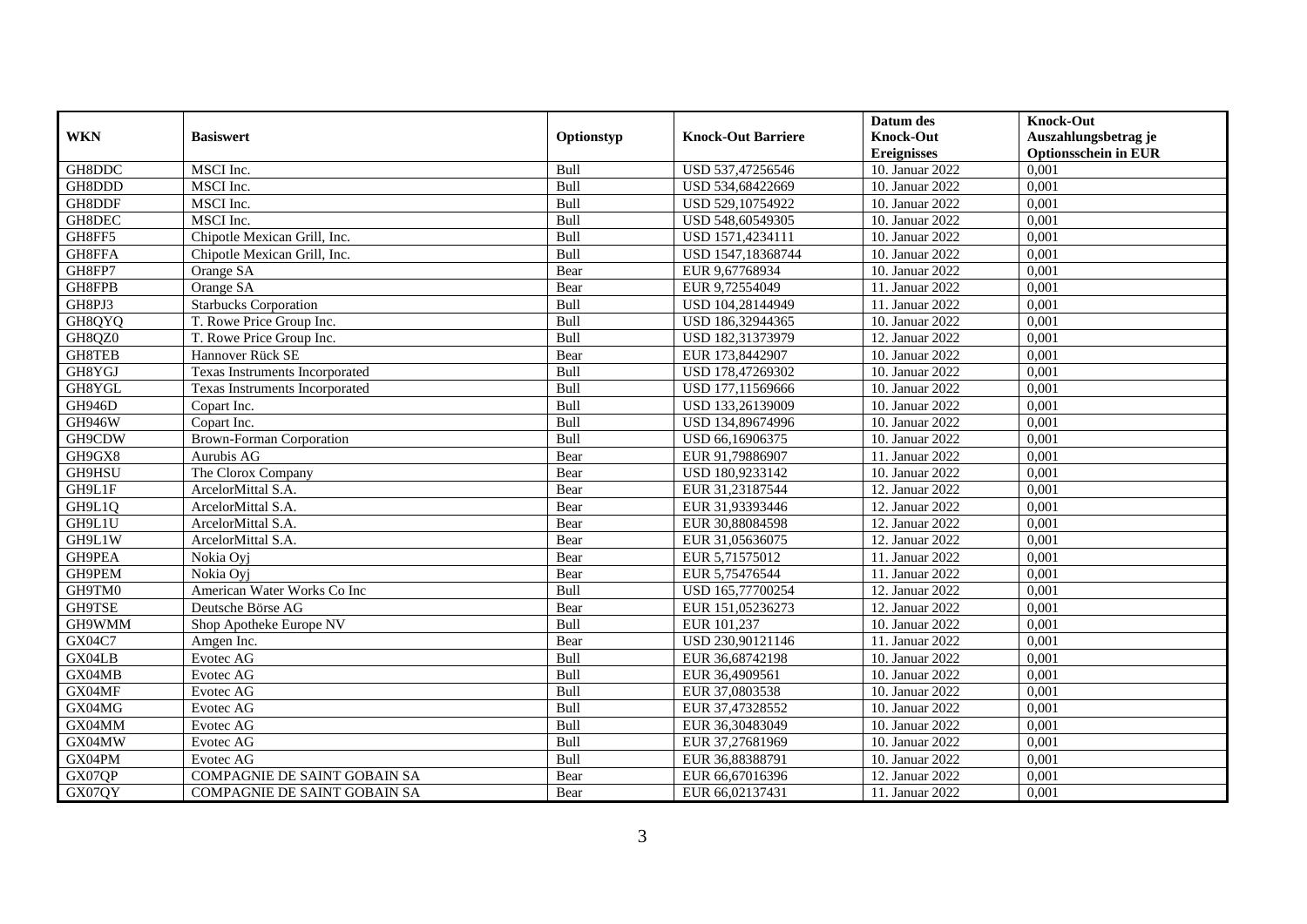| WKN | Basiswert | Optionstyp | Knock-Out Barriere | Datum des Knock-Out Ereignisses | Knock-Out Auszahlungsbetrag je Optionsschein in EUR |
|---|---|---|---|---|---|
| GH8DDC | MSCI Inc. | Bull | USD 537,47256546 | 10. Januar 2022 | 0,001 |
| GH8DDD | MSCI Inc. | Bull | USD 534,68422669 | 10. Januar 2022 | 0,001 |
| GH8DDF | MSCI Inc. | Bull | USD 529,10754922 | 10. Januar 2022 | 0,001 |
| GH8DEC | MSCI Inc. | Bull | USD 548,60549305 | 10. Januar 2022 | 0,001 |
| GH8FF5 | Chipotle Mexican Grill, Inc. | Bull | USD 1571,4234111 | 10. Januar 2022 | 0,001 |
| GH8FFA | Chipotle Mexican Grill, Inc. | Bull | USD 1547,18368744 | 10. Januar 2022 | 0,001 |
| GH8FP7 | Orange SA | Bear | EUR 9,67768934 | 10. Januar 2022 | 0,001 |
| GH8FPB | Orange SA | Bear | EUR 9,72554049 | 11. Januar 2022 | 0,001 |
| GH8PJ3 | Starbucks Corporation | Bull | USD 104,28144949 | 11. Januar 2022 | 0,001 |
| GH8QYQ | T. Rowe Price Group Inc. | Bull | USD 186,32944365 | 10. Januar 2022 | 0,001 |
| GH8QZ0 | T. Rowe Price Group Inc. | Bull | USD 182,31373979 | 12. Januar 2022 | 0,001 |
| GH8TEB | Hannover Rück SE | Bear | EUR 173,8442907 | 10. Januar 2022 | 0,001 |
| GH8YGJ | Texas Instruments Incorporated | Bull | USD 178,47269302 | 10. Januar 2022 | 0,001 |
| GH8YGL | Texas Instruments Incorporated | Bull | USD 177,11569666 | 10. Januar 2022 | 0,001 |
| GH946D | Copart Inc. | Bull | USD 133,26139009 | 10. Januar 2022 | 0,001 |
| GH946W | Copart Inc. | Bull | USD 134,89674996 | 10. Januar 2022 | 0,001 |
| GH9CDW | Brown-Forman Corporation | Bull | USD 66,16906375 | 10. Januar 2022 | 0,001 |
| GH9GX8 | Aurubis AG | Bear | EUR 91,79886907 | 11. Januar 2022 | 0,001 |
| GH9HSU | The Clorox Company | Bear | USD 180,9233142 | 10. Januar 2022 | 0,001 |
| GH9L1F | ArcelorMittal S.A. | Bear | EUR 31,23187544 | 12. Januar 2022 | 0,001 |
| GH9L1Q | ArcelorMittal S.A. | Bear | EUR 31,93393446 | 12. Januar 2022 | 0,001 |
| GH9L1U | ArcelorMittal S.A. | Bear | EUR 30,88084598 | 12. Januar 2022 | 0,001 |
| GH9L1W | ArcelorMittal S.A. | Bear | EUR 31,05636075 | 12. Januar 2022 | 0,001 |
| GH9PEA | Nokia Oyj | Bear | EUR 5,71575012 | 11. Januar 2022 | 0,001 |
| GH9PEM | Nokia Oyj | Bear | EUR 5,75476544 | 11. Januar 2022 | 0,001 |
| GH9TM0 | American Water Works Co Inc | Bull | USD 165,77700254 | 12. Januar 2022 | 0,001 |
| GH9TSE | Deutsche Börse AG | Bear | EUR 151,05236273 | 12. Januar 2022 | 0,001 |
| GH9WMM | Shop Apotheke Europe NV | Bull | EUR 101,237 | 10. Januar 2022 | 0,001 |
| GX04C7 | Amgen Inc. | Bear | USD 230,90121146 | 11. Januar 2022 | 0,001 |
| GX04LB | Evotec AG | Bull | EUR 36,68742198 | 10. Januar 2022 | 0,001 |
| GX04MB | Evotec AG | Bull | EUR 36,4909561 | 10. Januar 2022 | 0,001 |
| GX04MF | Evotec AG | Bull | EUR 37,0803538 | 10. Januar 2022 | 0,001 |
| GX04MG | Evotec AG | Bull | EUR 37,47328552 | 10. Januar 2022 | 0,001 |
| GX04MM | Evotec AG | Bull | EUR 36,30483049 | 10. Januar 2022 | 0,001 |
| GX04MW | Evotec AG | Bull | EUR 37,27681969 | 10. Januar 2022 | 0,001 |
| GX04PM | Evotec AG | Bull | EUR 36,88388791 | 10. Januar 2022 | 0,001 |
| GX07QP | COMPAGNIE DE SAINT GOBAIN SA | Bear | EUR 66,67016396 | 12. Januar 2022 | 0,001 |
| GX07QY | COMPAGNIE DE SAINT GOBAIN SA | Bear | EUR 66,02137431 | 11. Januar 2022 | 0,001 |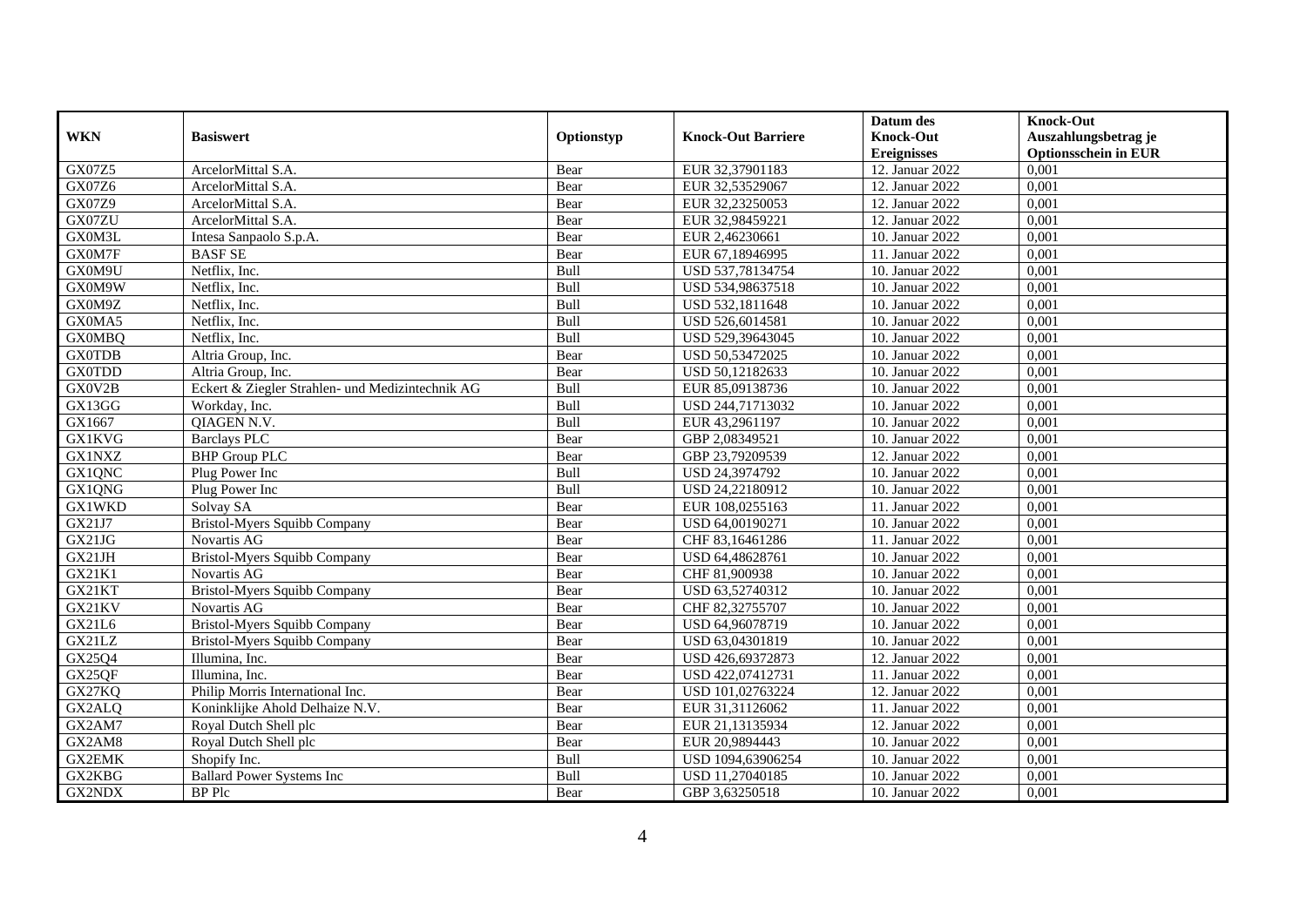| WKN | Basiswert | Optionstyp | Knock-Out Barriere | Datum des Knock-Out Ereignisses | Knock-Out Auszahlungsbetrag je Optionsschein in EUR |
|---|---|---|---|---|---|
| GX07Z5 | ArcelorMittal S.A. | Bear | EUR 32,37901183 | 12. Januar 2022 | 0,001 |
| GX07Z6 | ArcelorMittal S.A. | Bear | EUR 32,53529067 | 12. Januar 2022 | 0,001 |
| GX07Z9 | ArcelorMittal S.A. | Bear | EUR 32,23250053 | 12. Januar 2022 | 0,001 |
| GX07ZU | ArcelorMittal S.A. | Bear | EUR 32,98459221 | 12. Januar 2022 | 0,001 |
| GX0M3L | Intesa Sanpaolo S.p.A. | Bear | EUR 2,46230661 | 10. Januar 2022 | 0,001 |
| GX0M7F | BASF SE | Bear | EUR 67,18946995 | 11. Januar 2022 | 0,001 |
| GX0M9U | Netflix, Inc. | Bull | USD 537,78134754 | 10. Januar 2022 | 0,001 |
| GX0M9W | Netflix, Inc. | Bull | USD 534,98637518 | 10. Januar 2022 | 0,001 |
| GX0M9Z | Netflix, Inc. | Bull | USD 532,1811648 | 10. Januar 2022 | 0,001 |
| GX0MA5 | Netflix, Inc. | Bull | USD 526,6014581 | 10. Januar 2022 | 0,001 |
| GX0MBQ | Netflix, Inc. | Bull | USD 529,39643045 | 10. Januar 2022 | 0,001 |
| GX0TDB | Altria Group, Inc. | Bear | USD 50,53472025 | 10. Januar 2022 | 0,001 |
| GX0TDD | Altria Group, Inc. | Bear | USD 50,12182633 | 10. Januar 2022 | 0,001 |
| GX0V2B | Eckert & Ziegler Strahlen- und Medizintechnik AG | Bull | EUR 85,09138736 | 10. Januar 2022 | 0,001 |
| GX13GG | Workday, Inc. | Bull | USD 244,71713032 | 10. Januar 2022 | 0,001 |
| GX1667 | QIAGEN N.V. | Bull | EUR 43,2961197 | 10. Januar 2022 | 0,001 |
| GX1KVG | Barclays PLC | Bear | GBP 2,08349521 | 10. Januar 2022 | 0,001 |
| GX1NXZ | BHP Group PLC | Bear | GBP 23,79209539 | 12. Januar 2022 | 0,001 |
| GX1QNC | Plug Power Inc | Bull | USD 24,3974792 | 10. Januar 2022 | 0,001 |
| GX1QNG | Plug Power Inc | Bull | USD 24,22180912 | 10. Januar 2022 | 0,001 |
| GX1WKD | Solvay SA | Bear | EUR 108,0255163 | 11. Januar 2022 | 0,001 |
| GX21J7 | Bristol-Myers Squibb Company | Bear | USD 64,00190271 | 10. Januar 2022 | 0,001 |
| GX21JG | Novartis AG | Bear | CHF 83,16461286 | 11. Januar 2022 | 0,001 |
| GX21JH | Bristol-Myers Squibb Company | Bear | USD 64,48628761 | 10. Januar 2022 | 0,001 |
| GX21K1 | Novartis AG | Bear | CHF 81,900938 | 10. Januar 2022 | 0,001 |
| GX21KT | Bristol-Myers Squibb Company | Bear | USD 63,52740312 | 10. Januar 2022 | 0,001 |
| GX21KV | Novartis AG | Bear | CHF 82,32755707 | 10. Januar 2022 | 0,001 |
| GX21L6 | Bristol-Myers Squibb Company | Bear | USD 64,96078719 | 10. Januar 2022 | 0,001 |
| GX21LZ | Bristol-Myers Squibb Company | Bear | USD 63,04301819 | 10. Januar 2022 | 0,001 |
| GX25Q4 | Illumina, Inc. | Bear | USD 426,69372873 | 12. Januar 2022 | 0,001 |
| GX25QF | Illumina, Inc. | Bear | USD 422,07412731 | 11. Januar 2022 | 0,001 |
| GX27KQ | Philip Morris International Inc. | Bear | USD 101,02763224 | 12. Januar 2022 | 0,001 |
| GX2ALQ | Koninklijke Ahold Delhaize N.V. | Bear | EUR 31,31126062 | 11. Januar 2022 | 0,001 |
| GX2AM7 | Royal Dutch Shell plc | Bear | EUR 21,13135934 | 12. Januar 2022 | 0,001 |
| GX2AM8 | Royal Dutch Shell plc | Bear | EUR 20,9894443 | 10. Januar 2022 | 0,001 |
| GX2EMK | Shopify Inc. | Bull | USD 1094,63906254 | 10. Januar 2022 | 0,001 |
| GX2KBG | Ballard Power Systems Inc | Bull | USD 11,27040185 | 10. Januar 2022 | 0,001 |
| GX2NDX | BP Plc | Bear | GBP 3,63250518 | 10. Januar 2022 | 0,001 |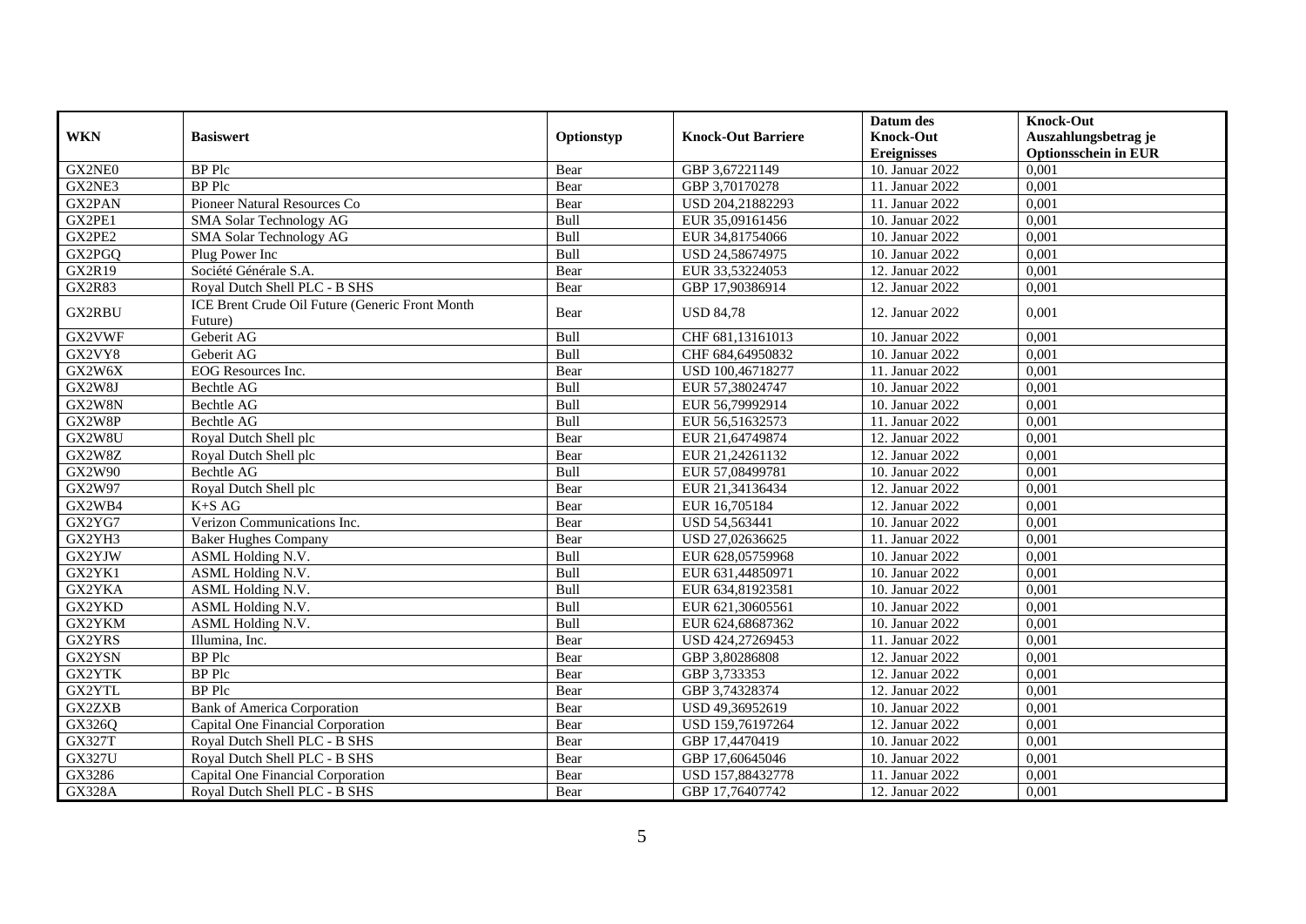| WKN | Basiswert | Optionstyp | Knock-Out Barriere | Datum des Knock-Out Ereignisses | Knock-Out Auszahlungsbetrag je Optionsschein in EUR |
| --- | --- | --- | --- | --- | --- |
| GX2NE0 | BP Plc | Bear | GBP 3,67221149 | 10. Januar 2022 | 0,001 |
| GX2NE3 | BP Plc | Bear | GBP 3,70170278 | 11. Januar 2022 | 0,001 |
| GX2PAN | Pioneer Natural Resources Co | Bear | USD 204,21882293 | 11. Januar 2022 | 0,001 |
| GX2PE1 | SMA Solar Technology AG | Bull | EUR 35,09161456 | 10. Januar 2022 | 0,001 |
| GX2PE2 | SMA Solar Technology AG | Bull | EUR 34,81754066 | 10. Januar 2022 | 0,001 |
| GX2PGQ | Plug Power Inc | Bull | USD 24,58674975 | 10. Januar 2022 | 0,001 |
| GX2R19 | Société Générale S.A. | Bear | EUR 33,53224053 | 12. Januar 2022 | 0,001 |
| GX2R83 | Royal Dutch Shell PLC - B SHS | Bear | GBP 17,90386914 | 12. Januar 2022 | 0,001 |
| GX2RBU | ICE Brent Crude Oil Future (Generic Front Month Future) | Bear | USD 84,78 | 12. Januar 2022 | 0,001 |
| GX2VWF | Geberit AG | Bull | CHF 681,13161013 | 10. Januar 2022 | 0,001 |
| GX2VY8 | Geberit AG | Bull | CHF 684,64950832 | 10. Januar 2022 | 0,001 |
| GX2W6X | EOG Resources Inc. | Bear | USD 100,46718277 | 11. Januar 2022 | 0,001 |
| GX2W8J | Bechtle AG | Bull | EUR 57,38024747 | 10. Januar 2022 | 0,001 |
| GX2W8N | Bechtle AG | Bull | EUR 56,79992914 | 10. Januar 2022 | 0,001 |
| GX2W8P | Bechtle AG | Bull | EUR 56,51632573 | 11. Januar 2022 | 0,001 |
| GX2W8U | Royal Dutch Shell plc | Bear | EUR 21,64749874 | 12. Januar 2022 | 0,001 |
| GX2W8Z | Royal Dutch Shell plc | Bear | EUR 21,24261132 | 12. Januar 2022 | 0,001 |
| GX2W90 | Bechtle AG | Bull | EUR 57,08499781 | 10. Januar 2022 | 0,001 |
| GX2W97 | Royal Dutch Shell plc | Bear | EUR 21,34136434 | 12. Januar 2022 | 0,001 |
| GX2WB4 | K+S AG | Bear | EUR 16,705184 | 12. Januar 2022 | 0,001 |
| GX2YG7 | Verizon Communications Inc. | Bear | USD 54,563441 | 10. Januar 2022 | 0,001 |
| GX2YH3 | Baker Hughes Company | Bear | USD 27,02636625 | 11. Januar 2022 | 0,001 |
| GX2YJW | ASML Holding N.V. | Bull | EUR 628,05759968 | 10. Januar 2022 | 0,001 |
| GX2YK1 | ASML Holding N.V. | Bull | EUR 631,44850971 | 10. Januar 2022 | 0,001 |
| GX2YKA | ASML Holding N.V. | Bull | EUR 634,81923581 | 10. Januar 2022 | 0,001 |
| GX2YKD | ASML Holding N.V. | Bull | EUR 621,30605561 | 10. Januar 2022 | 0,001 |
| GX2YKM | ASML Holding N.V. | Bull | EUR 624,68687362 | 10. Januar 2022 | 0,001 |
| GX2YRS | Illumina, Inc. | Bear | USD 424,27269453 | 11. Januar 2022 | 0,001 |
| GX2YSN | BP Plc | Bear | GBP 3,80286808 | 12. Januar 2022 | 0,001 |
| GX2YTK | BP Plc | Bear | GBP 3,733353 | 12. Januar 2022 | 0,001 |
| GX2YTL | BP Plc | Bear | GBP 3,74328374 | 12. Januar 2022 | 0,001 |
| GX2ZXB | Bank of America Corporation | Bear | USD 49,36952619 | 10. Januar 2022 | 0,001 |
| GX326Q | Capital One Financial Corporation | Bear | USD 159,76197264 | 12. Januar 2022 | 0,001 |
| GX327T | Royal Dutch Shell PLC - B SHS | Bear | GBP 17,4470419 | 10. Januar 2022 | 0,001 |
| GX327U | Royal Dutch Shell PLC - B SHS | Bear | GBP 17,60645046 | 10. Januar 2022 | 0,001 |
| GX3286 | Capital One Financial Corporation | Bear | USD 157,88432778 | 11. Januar 2022 | 0,001 |
| GX328A | Royal Dutch Shell PLC - B SHS | Bear | GBP 17,76407742 | 12. Januar 2022 | 0,001 |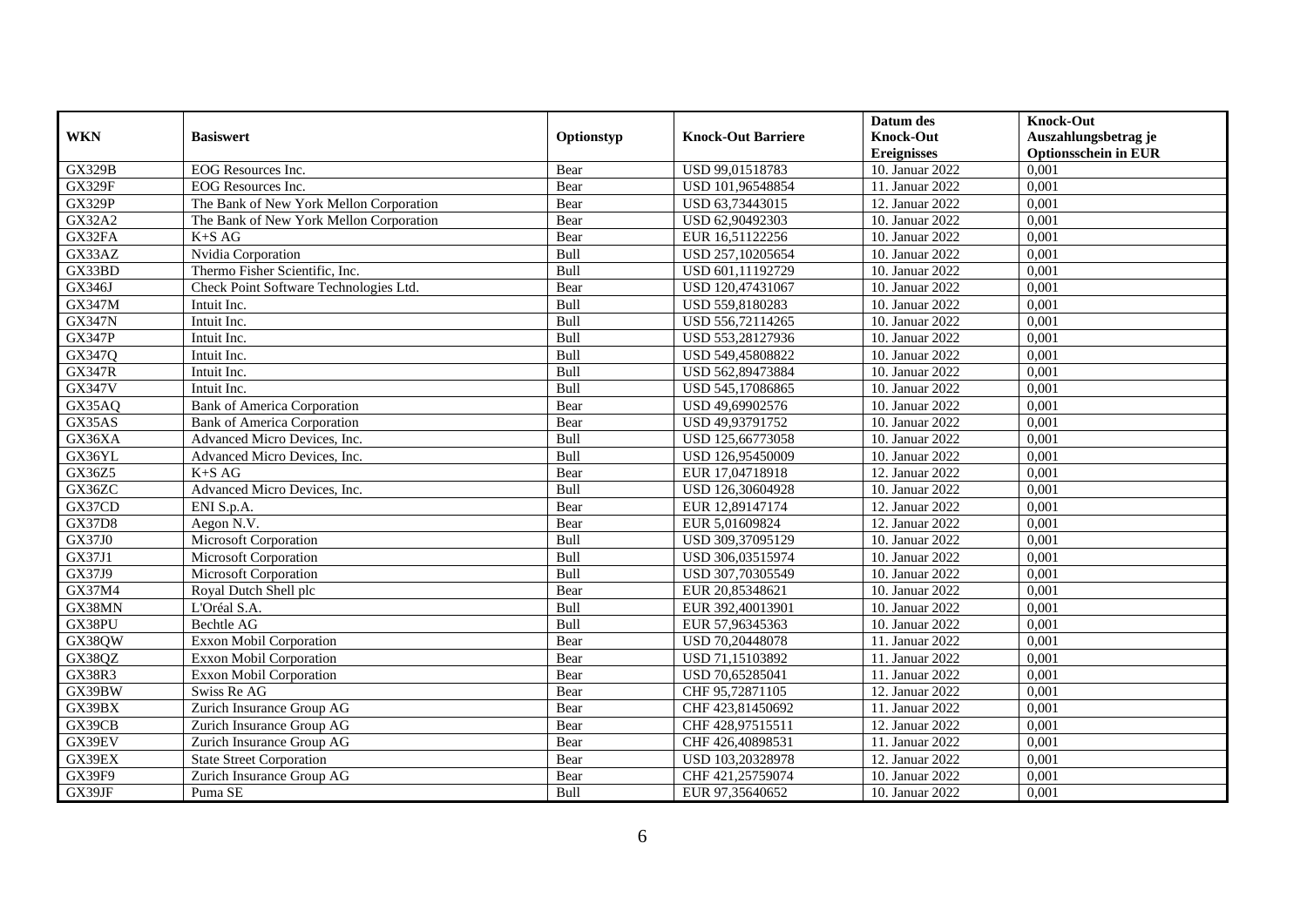| WKN | Basiswert | Optionstyp | Knock-Out Barriere | Datum des Knock-Out Ereignisses | Knock-Out Auszahlungsbetrag je Optionsschein in EUR |
|---|---|---|---|---|---|
| GX329B | EOG Resources Inc. | Bear | USD 99,01518783 | 10. Januar 2022 | 0,001 |
| GX329F | EOG Resources Inc. | Bear | USD 101,96548854 | 11. Januar 2022 | 0,001 |
| GX329P | The Bank of New York Mellon Corporation | Bear | USD 63,73443015 | 12. Januar 2022 | 0,001 |
| GX32A2 | The Bank of New York Mellon Corporation | Bear | USD 62,90492303 | 10. Januar 2022 | 0,001 |
| GX32FA | K+S AG | Bear | EUR 16,51122256 | 10. Januar 2022 | 0,001 |
| GX33AZ | Nvidia Corporation | Bull | USD 257,10205654 | 10. Januar 2022 | 0,001 |
| GX33BD | Thermo Fisher Scientific, Inc. | Bull | USD 601,11192729 | 10. Januar 2022 | 0,001 |
| GX346J | Check Point Software Technologies Ltd. | Bear | USD 120,47431067 | 10. Januar 2022 | 0,001 |
| GX347M | Intuit Inc. | Bull | USD 559,8180283 | 10. Januar 2022 | 0,001 |
| GX347N | Intuit Inc. | Bull | USD 556,72114265 | 10. Januar 2022 | 0,001 |
| GX347P | Intuit Inc. | Bull | USD 553,28127936 | 10. Januar 2022 | 0,001 |
| GX347Q | Intuit Inc. | Bull | USD 549,45808822 | 10. Januar 2022 | 0,001 |
| GX347R | Intuit Inc. | Bull | USD 562,89473884 | 10. Januar 2022 | 0,001 |
| GX347V | Intuit Inc. | Bull | USD 545,17086865 | 10. Januar 2022 | 0,001 |
| GX35AQ | Bank of America Corporation | Bear | USD 49,69902576 | 10. Januar 2022 | 0,001 |
| GX35AS | Bank of America Corporation | Bear | USD 49,93791752 | 10. Januar 2022 | 0,001 |
| GX36XA | Advanced Micro Devices, Inc. | Bull | USD 125,66773058 | 10. Januar 2022 | 0,001 |
| GX36YL | Advanced Micro Devices, Inc. | Bull | USD 126,95450009 | 10. Januar 2022 | 0,001 |
| GX36Z5 | K+S AG | Bear | EUR 17,04718918 | 12. Januar 2022 | 0,001 |
| GX36ZC | Advanced Micro Devices, Inc. | Bull | USD 126,30604928 | 10. Januar 2022 | 0,001 |
| GX37CD | ENI S.p.A. | Bear | EUR 12,89147174 | 12. Januar 2022 | 0,001 |
| GX37D8 | Aegon N.V. | Bear | EUR 5,01609824 | 12. Januar 2022 | 0,001 |
| GX37J0 | Microsoft Corporation | Bull | USD 309,37095129 | 10. Januar 2022 | 0,001 |
| GX37J1 | Microsoft Corporation | Bull | USD 306,03515974 | 10. Januar 2022 | 0,001 |
| GX37J9 | Microsoft Corporation | Bull | USD 307,70305549 | 10. Januar 2022 | 0,001 |
| GX37M4 | Royal Dutch Shell plc | Bear | EUR 20,85348621 | 10. Januar 2022 | 0,001 |
| GX38MN | L'Oréal S.A. | Bull | EUR 392,40013901 | 10. Januar 2022 | 0,001 |
| GX38PU | Bechtle AG | Bull | EUR 57,96345363 | 10. Januar 2022 | 0,001 |
| GX38QW | Exxon Mobil Corporation | Bear | USD 70,20448078 | 11. Januar 2022 | 0,001 |
| GX38QZ | Exxon Mobil Corporation | Bear | USD 71,15103892 | 11. Januar 2022 | 0,001 |
| GX38R3 | Exxon Mobil Corporation | Bear | USD 70,65285041 | 11. Januar 2022 | 0,001 |
| GX39BW | Swiss Re AG | Bear | CHF 95,72871105 | 12. Januar 2022 | 0,001 |
| GX39BX | Zurich Insurance Group AG | Bear | CHF 423,81450692 | 11. Januar 2022 | 0,001 |
| GX39CB | Zurich Insurance Group AG | Bear | CHF 428,97515511 | 12. Januar 2022 | 0,001 |
| GX39EV | Zurich Insurance Group AG | Bear | CHF 426,40898531 | 11. Januar 2022 | 0,001 |
| GX39EX | State Street Corporation | Bear | USD 103,20328978 | 12. Januar 2022 | 0,001 |
| GX39F9 | Zurich Insurance Group AG | Bear | CHF 421,25759074 | 10. Januar 2022 | 0,001 |
| GX39JF | Puma SE | Bull | EUR 97,35640652 | 10. Januar 2022 | 0,001 |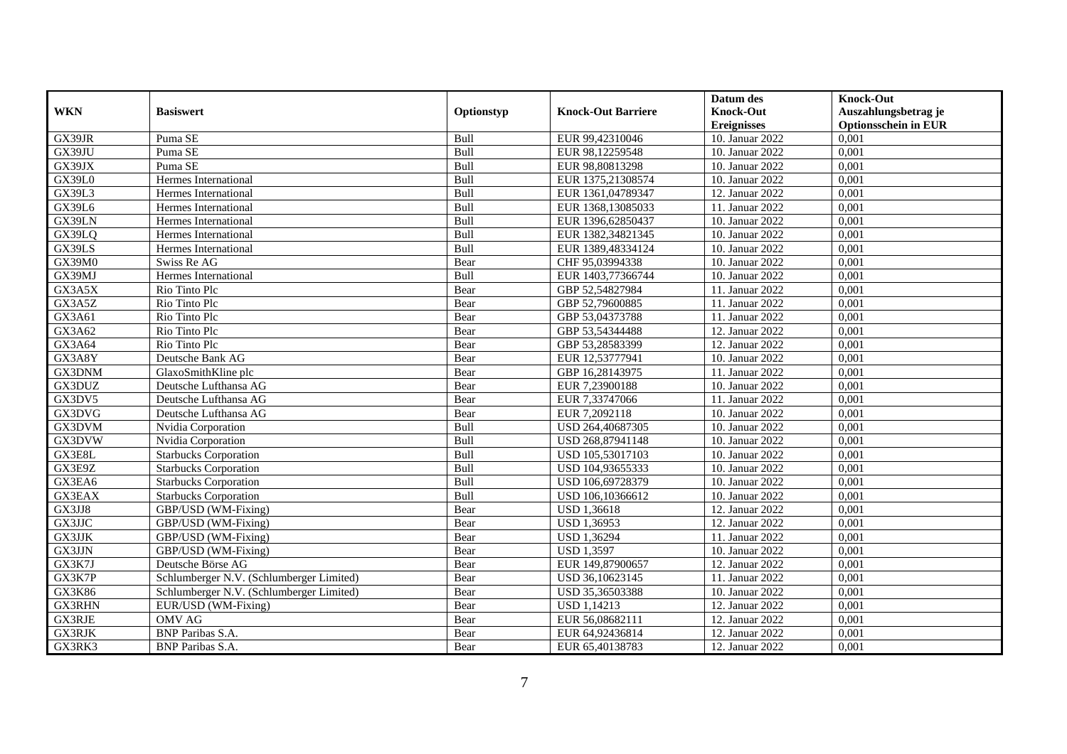| WKN | Basiswert | Optionstyp | Knock-Out Barriere | Datum des Knock-Out Ereignisses | Knock-Out Auszahlungsbetrag je Optionsschein in EUR |
|---|---|---|---|---|---|
| GX39JR | Puma SE | Bull | EUR 99,42310046 | 10. Januar 2022 | 0,001 |
| GX39JU | Puma SE | Bull | EUR 98,12259548 | 10. Januar 2022 | 0,001 |
| GX39JX | Puma SE | Bull | EUR 98,80813298 | 10. Januar 2022 | 0,001 |
| GX39L0 | Hermes International | Bull | EUR 1375,21308574 | 10. Januar 2022 | 0,001 |
| GX39L3 | Hermes International | Bull | EUR 1361,04789347 | 12. Januar 2022 | 0,001 |
| GX39L6 | Hermes International | Bull | EUR 1368,13085033 | 11. Januar 2022 | 0,001 |
| GX39LN | Hermes International | Bull | EUR 1396,62850437 | 10. Januar 2022 | 0,001 |
| GX39LQ | Hermes International | Bull | EUR 1382,34821345 | 10. Januar 2022 | 0,001 |
| GX39LS | Hermes International | Bull | EUR 1389,48334124 | 10. Januar 2022 | 0,001 |
| GX39M0 | Swiss Re AG | Bear | CHF 95,03994338 | 10. Januar 2022 | 0,001 |
| GX39MJ | Hermes International | Bull | EUR 1403,77366744 | 10. Januar 2022 | 0,001 |
| GX3A5X | Rio Tinto Plc | Bear | GBP 52,54827984 | 11. Januar 2022 | 0,001 |
| GX3A5Z | Rio Tinto Plc | Bear | GBP 52,79600885 | 11. Januar 2022 | 0,001 |
| GX3A61 | Rio Tinto Plc | Bear | GBP 53,04373788 | 11. Januar 2022 | 0,001 |
| GX3A62 | Rio Tinto Plc | Bear | GBP 53,54344488 | 12. Januar 2022 | 0,001 |
| GX3A64 | Rio Tinto Plc | Bear | GBP 53,28583399 | 12. Januar 2022 | 0,001 |
| GX3A8Y | Deutsche Bank AG | Bear | EUR 12,53777941 | 10. Januar 2022 | 0,001 |
| GX3DNM | GlaxoSmithKline plc | Bear | GBP 16,28143975 | 11. Januar 2022 | 0,001 |
| GX3DUZ | Deutsche Lufthansa AG | Bear | EUR 7,23900188 | 10. Januar 2022 | 0,001 |
| GX3DV5 | Deutsche Lufthansa AG | Bear | EUR 7,33747066 | 11. Januar 2022 | 0,001 |
| GX3DVG | Deutsche Lufthansa AG | Bear | EUR 7,2092118 | 10. Januar 2022 | 0,001 |
| GX3DVM | Nvidia Corporation | Bull | USD 264,40687305 | 10. Januar 2022 | 0,001 |
| GX3DVW | Nvidia Corporation | Bull | USD 268,87941148 | 10. Januar 2022 | 0,001 |
| GX3E8L | Starbucks Corporation | Bull | USD 105,53017103 | 10. Januar 2022 | 0,001 |
| GX3E9Z | Starbucks Corporation | Bull | USD 104,93655333 | 10. Januar 2022 | 0,001 |
| GX3EA6 | Starbucks Corporation | Bull | USD 106,69728379 | 10. Januar 2022 | 0,001 |
| GX3EAX | Starbucks Corporation | Bull | USD 106,10366612 | 10. Januar 2022 | 0,001 |
| GX3JJ8 | GBP/USD (WM-Fixing) | Bear | USD 1,36618 | 12. Januar 2022 | 0,001 |
| GX3JJC | GBP/USD (WM-Fixing) | Bear | USD 1,36953 | 12. Januar 2022 | 0,001 |
| GX3JJK | GBP/USD (WM-Fixing) | Bear | USD 1,36294 | 11. Januar 2022 | 0,001 |
| GX3JJN | GBP/USD (WM-Fixing) | Bear | USD 1,3597 | 10. Januar 2022 | 0,001 |
| GX3K7J | Deutsche Börse AG | Bear | EUR 149,87900657 | 12. Januar 2022 | 0,001 |
| GX3K7P | Schlumberger N.V. (Schlumberger Limited) | Bear | USD 36,10623145 | 11. Januar 2022 | 0,001 |
| GX3K86 | Schlumberger N.V. (Schlumberger Limited) | Bear | USD 35,36503388 | 10. Januar 2022 | 0,001 |
| GX3RHN | EUR/USD (WM-Fixing) | Bear | USD 1,14213 | 12. Januar 2022 | 0,001 |
| GX3RJE | OMV AG | Bear | EUR 56,08682111 | 12. Januar 2022 | 0,001 |
| GX3RJK | BNP Paribas S.A. | Bear | EUR 64,92436814 | 12. Januar 2022 | 0,001 |
| GX3RK3 | BNP Paribas S.A. | Bear | EUR 65,40138783 | 12. Januar 2022 | 0,001 |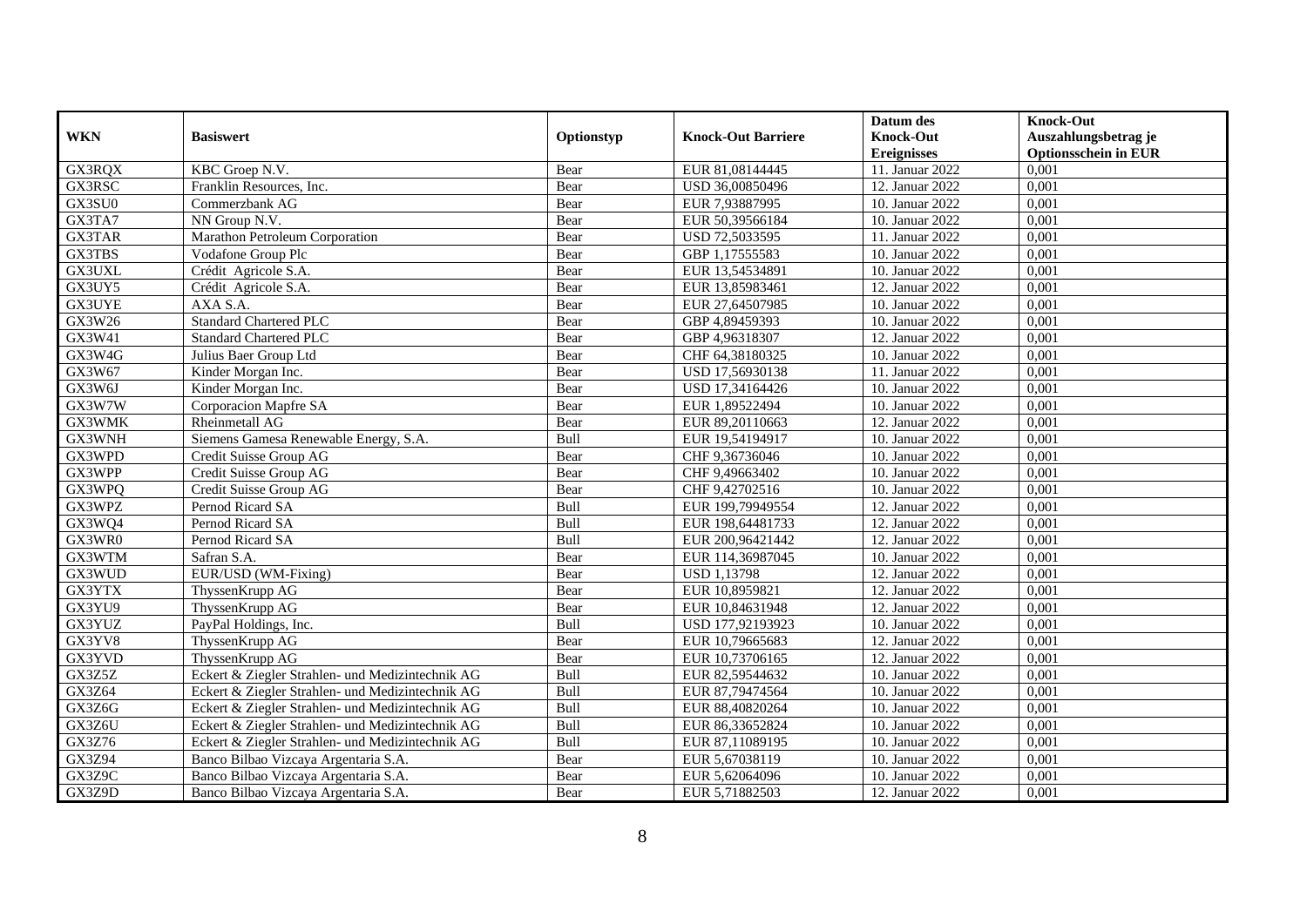| WKN | Basiswert | Optionstyp | Knock-Out Barriere | Datum des Knock-Out Ereignisses | Knock-Out Auszahlungsbetrag je Optionsschein in EUR |
|---|---|---|---|---|---|
| GX3RQX | KBC Groep N.V. | Bear | EUR 81,08144445 | 11. Januar 2022 | 0,001 |
| GX3RSC | Franklin Resources, Inc. | Bear | USD 36,00850496 | 12. Januar 2022 | 0,001 |
| GX3SU0 | Commerzbank AG | Bear | EUR 7,93887995 | 10. Januar 2022 | 0,001 |
| GX3TA7 | NN Group N.V. | Bear | EUR 50,39566184 | 10. Januar 2022 | 0,001 |
| GX3TAR | Marathon Petroleum Corporation | Bear | USD 72,5033595 | 11. Januar 2022 | 0,001 |
| GX3TBS | Vodafone Group Plc | Bear | GBP 1,17555583 | 10. Januar 2022 | 0,001 |
| GX3UXL | Crédit Agricole S.A. | Bear | EUR 13,54534891 | 10. Januar 2022 | 0,001 |
| GX3UY5 | Crédit Agricole S.A. | Bear | EUR 13,85983461 | 12. Januar 2022 | 0,001 |
| GX3UYE | AXA S.A. | Bear | EUR 27,64507985 | 10. Januar 2022 | 0,001 |
| GX3W26 | Standard Chartered PLC | Bear | GBP 4,89459393 | 10. Januar 2022 | 0,001 |
| GX3W41 | Standard Chartered PLC | Bear | GBP 4,96318307 | 12. Januar 2022 | 0,001 |
| GX3W4G | Julius Baer Group Ltd | Bear | CHF 64,38180325 | 10. Januar 2022 | 0,001 |
| GX3W67 | Kinder Morgan Inc. | Bear | USD 17,56930138 | 11. Januar 2022 | 0,001 |
| GX3W6J | Kinder Morgan Inc. | Bear | USD 17,34164426 | 10. Januar 2022 | 0,001 |
| GX3W7W | Corporacion Mapfre SA | Bear | EUR 1,89522494 | 10. Januar 2022 | 0,001 |
| GX3WMK | Rheinmetall AG | Bear | EUR 89,20110663 | 12. Januar 2022 | 0,001 |
| GX3WNH | Siemens Gamesa Renewable Energy, S.A. | Bull | EUR 19,54194917 | 10. Januar 2022 | 0,001 |
| GX3WPD | Credit Suisse Group AG | Bear | CHF 9,36736046 | 10. Januar 2022 | 0,001 |
| GX3WPP | Credit Suisse Group AG | Bear | CHF 9,49663402 | 10. Januar 2022 | 0,001 |
| GX3WPQ | Credit Suisse Group AG | Bear | CHF 9,42702516 | 10. Januar 2022 | 0,001 |
| GX3WPZ | Pernod Ricard SA | Bull | EUR 199,79949554 | 12. Januar 2022 | 0,001 |
| GX3WQ4 | Pernod Ricard SA | Bull | EUR 198,64481733 | 12. Januar 2022 | 0,001 |
| GX3WR0 | Pernod Ricard SA | Bull | EUR 200,96421442 | 12. Januar 2022 | 0,001 |
| GX3WTM | Safran S.A. | Bear | EUR 114,36987045 | 10. Januar 2022 | 0,001 |
| GX3WUD | EUR/USD (WM-Fixing) | Bear | USD 1,13798 | 12. Januar 2022 | 0,001 |
| GX3YTX | ThyssenKrupp AG | Bear | EUR 10,8959821 | 12. Januar 2022 | 0,001 |
| GX3YU9 | ThyssenKrupp AG | Bear | EUR 10,84631948 | 12. Januar 2022 | 0,001 |
| GX3YUZ | PayPal Holdings, Inc. | Bull | USD 177,92193923 | 10. Januar 2022 | 0,001 |
| GX3YV8 | ThyssenKrupp AG | Bear | EUR 10,79665683 | 12. Januar 2022 | 0,001 |
| GX3YVD | ThyssenKrupp AG | Bear | EUR 10,73706165 | 12. Januar 2022 | 0,001 |
| GX3Z5Z | Eckert & Ziegler Strahlen- und Medizintechnik AG | Bull | EUR 82,59544632 | 10. Januar 2022 | 0,001 |
| GX3Z64 | Eckert & Ziegler Strahlen- und Medizintechnik AG | Bull | EUR 87,79474564 | 10. Januar 2022 | 0,001 |
| GX3Z6G | Eckert & Ziegler Strahlen- und Medizintechnik AG | Bull | EUR 88,40820264 | 10. Januar 2022 | 0,001 |
| GX3Z6U | Eckert & Ziegler Strahlen- und Medizintechnik AG | Bull | EUR 86,33652824 | 10. Januar 2022 | 0,001 |
| GX3Z76 | Eckert & Ziegler Strahlen- und Medizintechnik AG | Bull | EUR 87,11089195 | 10. Januar 2022 | 0,001 |
| GX3Z94 | Banco Bilbao Vizcaya Argentaria S.A. | Bear | EUR 5,67038119 | 10. Januar 2022 | 0,001 |
| GX3Z9C | Banco Bilbao Vizcaya Argentaria S.A. | Bear | EUR 5,62064096 | 10. Januar 2022 | 0,001 |
| GX3Z9D | Banco Bilbao Vizcaya Argentaria S.A. | Bear | EUR 5,71882503 | 12. Januar 2022 | 0,001 |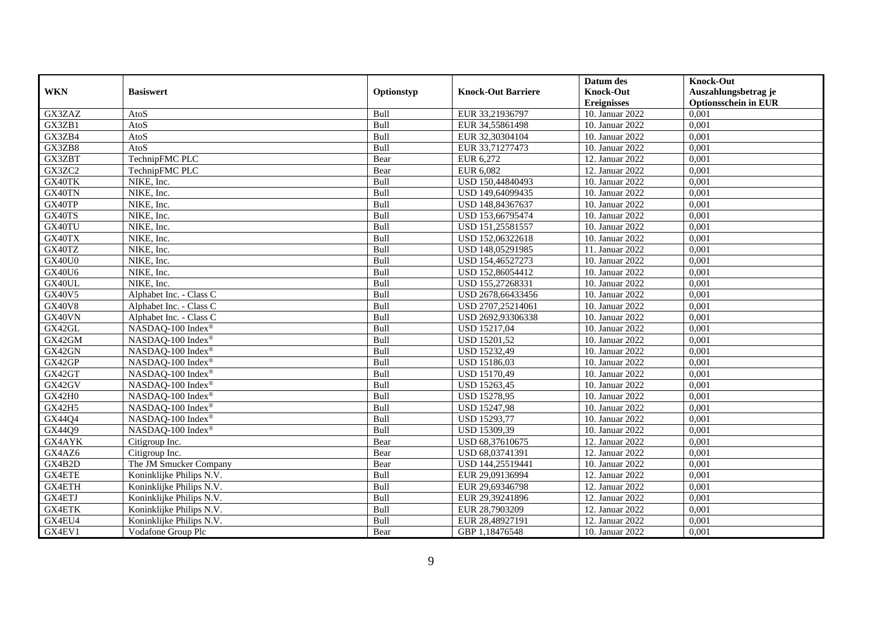| WKN | Basiswert | Optionstyp | Knock-Out Barriere | Datum des Knock-Out Ereignisses | Knock-Out Auszahlungsbetrag je Optionsschein in EUR |
|---|---|---|---|---|---|
| GX3ZAZ | AtoS | Bull | EUR 33,21936797 | 10. Januar 2022 | 0,001 |
| GX3ZB1 | AtoS | Bull | EUR 34,55861498 | 10. Januar 2022 | 0,001 |
| GX3ZB4 | AtoS | Bull | EUR 32,30304104 | 10. Januar 2022 | 0,001 |
| GX3ZB8 | AtoS | Bull | EUR 33,71277473 | 10. Januar 2022 | 0,001 |
| GX3ZBT | TechnipFMC PLC | Bear | EUR 6,272 | 12. Januar 2022 | 0,001 |
| GX3ZC2 | TechnipFMC PLC | Bear | EUR 6,082 | 12. Januar 2022 | 0,001 |
| GX40TK | NIKE, Inc. | Bull | USD 150,44840493 | 10. Januar 2022 | 0,001 |
| GX40TN | NIKE, Inc. | Bull | USD 149,64099435 | 10. Januar 2022 | 0,001 |
| GX40TP | NIKE, Inc. | Bull | USD 148,84367637 | 10. Januar 2022 | 0,001 |
| GX40TS | NIKE, Inc. | Bull | USD 153,66795474 | 10. Januar 2022 | 0,001 |
| GX40TU | NIKE, Inc. | Bull | USD 151,25581557 | 10. Januar 2022 | 0,001 |
| GX40TX | NIKE, Inc. | Bull | USD 152,06322618 | 10. Januar 2022 | 0,001 |
| GX40TZ | NIKE, Inc. | Bull | USD 148,05291985 | 11. Januar 2022 | 0,001 |
| GX40U0 | NIKE, Inc. | Bull | USD 154,46527273 | 10. Januar 2022 | 0,001 |
| GX40U6 | NIKE, Inc. | Bull | USD 152,86054412 | 10. Januar 2022 | 0,001 |
| GX40UL | NIKE, Inc. | Bull | USD 155,27268331 | 10. Januar 2022 | 0,001 |
| GX40V5 | Alphabet Inc. - Class C | Bull | USD 2678,66433456 | 10. Januar 2022 | 0,001 |
| GX40V8 | Alphabet Inc. - Class C | Bull | USD 2707,25214061 | 10. Januar 2022 | 0,001 |
| GX40VN | Alphabet Inc. - Class C | Bull | USD 2692,93306338 | 10. Januar 2022 | 0,001 |
| GX42GL | NASDAQ-100 Index® | Bull | USD 15217,04 | 10. Januar 2022 | 0,001 |
| GX42GM | NASDAQ-100 Index® | Bull | USD 15201,52 | 10. Januar 2022 | 0,001 |
| GX42GN | NASDAQ-100 Index® | Bull | USD 15232,49 | 10. Januar 2022 | 0,001 |
| GX42GP | NASDAQ-100 Index® | Bull | USD 15186,03 | 10. Januar 2022 | 0,001 |
| GX42GT | NASDAQ-100 Index® | Bull | USD 15170,49 | 10. Januar 2022 | 0,001 |
| GX42GV | NASDAQ-100 Index® | Bull | USD 15263,45 | 10. Januar 2022 | 0,001 |
| GX42H0 | NASDAQ-100 Index® | Bull | USD 15278,95 | 10. Januar 2022 | 0,001 |
| GX42H5 | NASDAQ-100 Index® | Bull | USD 15247,98 | 10. Januar 2022 | 0,001 |
| GX44Q4 | NASDAQ-100 Index® | Bull | USD 15293,77 | 10. Januar 2022 | 0,001 |
| GX44Q9 | NASDAQ-100 Index® | Bull | USD 15309,39 | 10. Januar 2022 | 0,001 |
| GX4AYK | Citigroup Inc. | Bear | USD 68,37610675 | 12. Januar 2022 | 0,001 |
| GX4AZ6 | Citigroup Inc. | Bear | USD 68,03741391 | 12. Januar 2022 | 0,001 |
| GX4B2D | The JM Smucker Company | Bear | USD 144,25519441 | 10. Januar 2022 | 0,001 |
| GX4ETE | Koninklijke Philips N.V. | Bull | EUR 29,09136994 | 12. Januar 2022 | 0,001 |
| GX4ETH | Koninklijke Philips N.V. | Bull | EUR 29,69346798 | 12. Januar 2022 | 0,001 |
| GX4ETJ | Koninklijke Philips N.V. | Bull | EUR 29,39241896 | 12. Januar 2022 | 0,001 |
| GX4ETK | Koninklijke Philips N.V. | Bull | EUR 28,7903209 | 12. Januar 2022 | 0,001 |
| GX4EU4 | Koninklijke Philips N.V. | Bull | EUR 28,48927191 | 12. Januar 2022 | 0,001 |
| GX4EV1 | Vodafone Group Plc | Bear | GBP 1,18476548 | 10. Januar 2022 | 0,001 |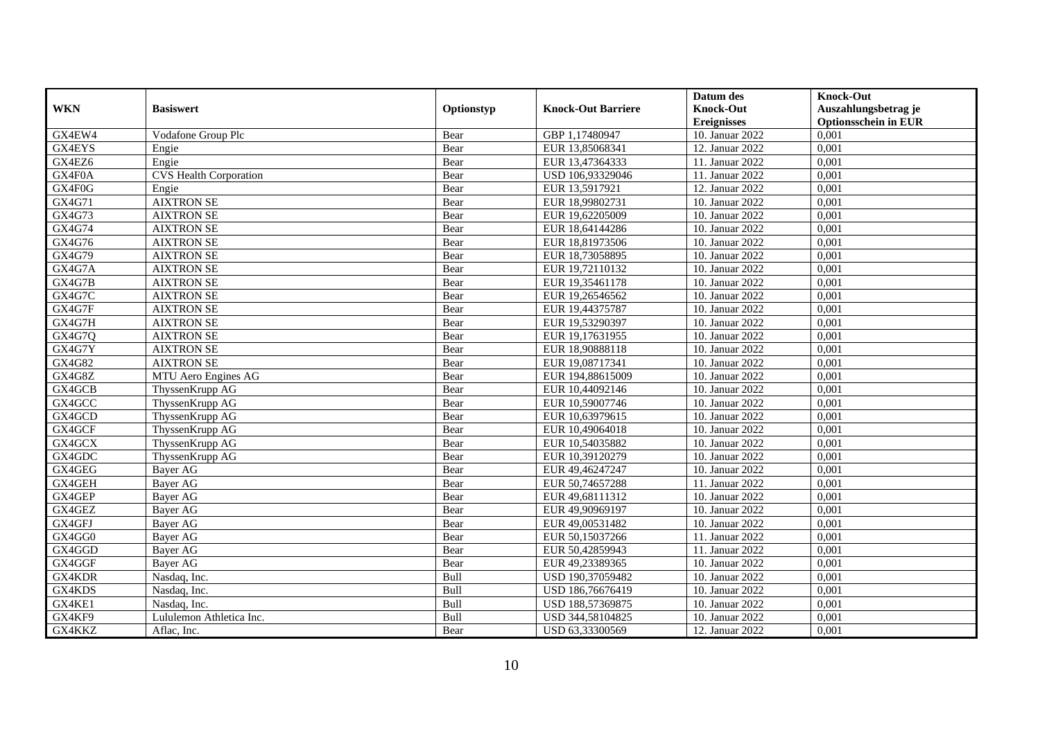| WKN | Basiswert | Optionstyp | Knock-Out Barriere | Datum des Knock-Out Ereignisses | Knock-Out Auszahlungsbetrag je Optionsschein in EUR |
|---|---|---|---|---|---|
| GX4EW4 | Vodafone Group Plc | Bear | GBP 1,17480947 | 10. Januar 2022 | 0,001 |
| GX4EYS | Engie | Bear | EUR 13,85068341 | 12. Januar 2022 | 0,001 |
| GX4EZ6 | Engie | Bear | EUR 13,47364333 | 11. Januar 2022 | 0,001 |
| GX4F0A | CVS Health Corporation | Bear | USD 106,93329046 | 11. Januar 2022 | 0,001 |
| GX4F0G | Engie | Bear | EUR 13,5917921 | 12. Januar 2022 | 0,001 |
| GX4G71 | AIXTRON SE | Bear | EUR 18,99802731 | 10. Januar 2022 | 0,001 |
| GX4G73 | AIXTRON SE | Bear | EUR 19,62205009 | 10. Januar 2022 | 0,001 |
| GX4G74 | AIXTRON SE | Bear | EUR 18,64144286 | 10. Januar 2022 | 0,001 |
| GX4G76 | AIXTRON SE | Bear | EUR 18,81973506 | 10. Januar 2022 | 0,001 |
| GX4G79 | AIXTRON SE | Bear | EUR 18,73058895 | 10. Januar 2022 | 0,001 |
| GX4G7A | AIXTRON SE | Bear | EUR 19,72110132 | 10. Januar 2022 | 0,001 |
| GX4G7B | AIXTRON SE | Bear | EUR 19,35461178 | 10. Januar 2022 | 0,001 |
| GX4G7C | AIXTRON SE | Bear | EUR 19,26546562 | 10. Januar 2022 | 0,001 |
| GX4G7F | AIXTRON SE | Bear | EUR 19,44375787 | 10. Januar 2022 | 0,001 |
| GX4G7H | AIXTRON SE | Bear | EUR 19,53290397 | 10. Januar 2022 | 0,001 |
| GX4G7Q | AIXTRON SE | Bear | EUR 19,17631955 | 10. Januar 2022 | 0,001 |
| GX4G7Y | AIXTRON SE | Bear | EUR 18,90888118 | 10. Januar 2022 | 0,001 |
| GX4G82 | AIXTRON SE | Bear | EUR 19,08717341 | 10. Januar 2022 | 0,001 |
| GX4G8Z | MTU Aero Engines AG | Bear | EUR 194,88615009 | 10. Januar 2022 | 0,001 |
| GX4GCB | ThyssenKrupp AG | Bear | EUR 10,44092146 | 10. Januar 2022 | 0,001 |
| GX4GCC | ThyssenKrupp AG | Bear | EUR 10,59007746 | 10. Januar 2022 | 0,001 |
| GX4GCD | ThyssenKrupp AG | Bear | EUR 10,63979615 | 10. Januar 2022 | 0,001 |
| GX4GCF | ThyssenKrupp AG | Bear | EUR 10,49064018 | 10. Januar 2022 | 0,001 |
| GX4GCX | ThyssenKrupp AG | Bear | EUR 10,54035882 | 10. Januar 2022 | 0,001 |
| GX4GDC | ThyssenKrupp AG | Bear | EUR 10,39120279 | 10. Januar 2022 | 0,001 |
| GX4GEG | Bayer AG | Bear | EUR 49,46247247 | 10. Januar 2022 | 0,001 |
| GX4GEH | Bayer AG | Bear | EUR 50,74657288 | 11. Januar 2022 | 0,001 |
| GX4GEP | Bayer AG | Bear | EUR 49,68111312 | 10. Januar 2022 | 0,001 |
| GX4GEZ | Bayer AG | Bear | EUR 49,90969197 | 10. Januar 2022 | 0,001 |
| GX4GFJ | Bayer AG | Bear | EUR 49,00531482 | 10. Januar 2022 | 0,001 |
| GX4GG0 | Bayer AG | Bear | EUR 50,15037266 | 11. Januar 2022 | 0,001 |
| GX4GGD | Bayer AG | Bear | EUR 50,42859943 | 11. Januar 2022 | 0,001 |
| GX4GGF | Bayer AG | Bear | EUR 49,23389365 | 10. Januar 2022 | 0,001 |
| GX4KDR | Nasdaq, Inc. | Bull | USD 190,37059482 | 10. Januar 2022 | 0,001 |
| GX4KDS | Nasdaq, Inc. | Bull | USD 186,76676419 | 10. Januar 2022 | 0,001 |
| GX4KE1 | Nasdaq, Inc. | Bull | USD 188,57369875 | 10. Januar 2022 | 0,001 |
| GX4KF9 | Lululemon Athletica Inc. | Bull | USD 344,58104825 | 10. Januar 2022 | 0,001 |
| GX4KKZ | Aflac, Inc. | Bear | USD 63,33300569 | 12. Januar 2022 | 0,001 |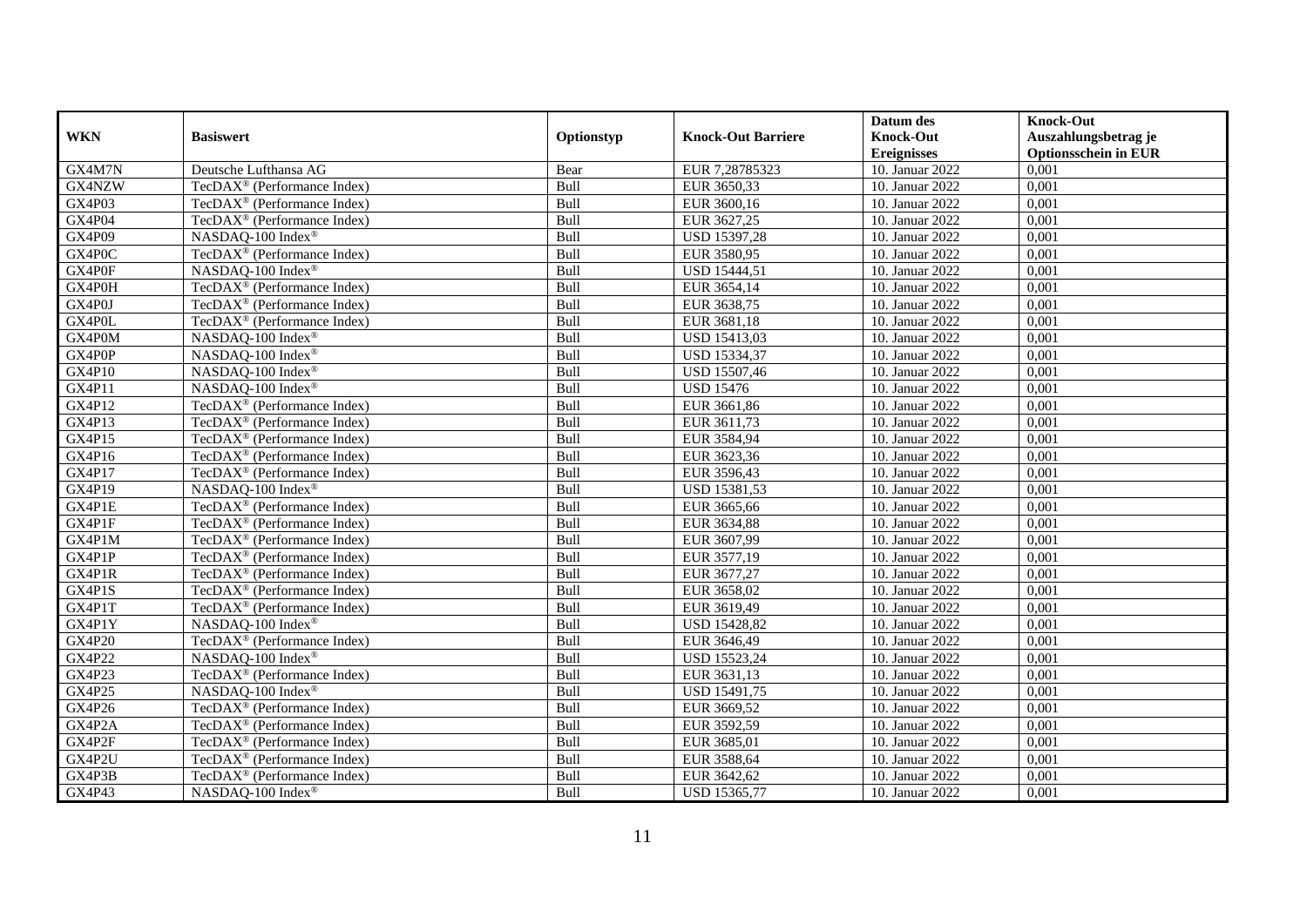| WKN | Basiswert | Optionstyp | Knock-Out Barriere | Datum des Knock-Out Ereignisses | Knock-Out Auszahlungsbetrag je Optionsschein in EUR |
|---|---|---|---|---|---|
| GX4M7N | Deutsche Lufthansa AG | Bear | EUR 7,28785323 | 10. Januar 2022 | 0,001 |
| GX4NZW | TecDAX® (Performance Index) | Bull | EUR 3650,33 | 10. Januar 2022 | 0,001 |
| GX4P03 | TecDAX® (Performance Index) | Bull | EUR 3600,16 | 10. Januar 2022 | 0,001 |
| GX4P04 | TecDAX® (Performance Index) | Bull | EUR 3627,25 | 10. Januar 2022 | 0,001 |
| GX4P09 | NASDAQ-100 Index® | Bull | USD 15397,28 | 10. Januar 2022 | 0,001 |
| GX4P0C | TecDAX® (Performance Index) | Bull | EUR 3580,95 | 10. Januar 2022 | 0,001 |
| GX4P0F | NASDAQ-100 Index® | Bull | USD 15444,51 | 10. Januar 2022 | 0,001 |
| GX4P0H | TecDAX® (Performance Index) | Bull | EUR 3654,14 | 10. Januar 2022 | 0,001 |
| GX4P0J | TecDAX® (Performance Index) | Bull | EUR 3638,75 | 10. Januar 2022 | 0,001 |
| GX4P0L | TecDAX® (Performance Index) | Bull | EUR 3681,18 | 10. Januar 2022 | 0,001 |
| GX4P0M | NASDAQ-100 Index® | Bull | USD 15413,03 | 10. Januar 2022 | 0,001 |
| GX4P0P | NASDAQ-100 Index® | Bull | USD 15334,37 | 10. Januar 2022 | 0,001 |
| GX4P10 | NASDAQ-100 Index® | Bull | USD 15507,46 | 10. Januar 2022 | 0,001 |
| GX4P11 | NASDAQ-100 Index® | Bull | USD 15476 | 10. Januar 2022 | 0,001 |
| GX4P12 | TecDAX® (Performance Index) | Bull | EUR 3661,86 | 10. Januar 2022 | 0,001 |
| GX4P13 | TecDAX® (Performance Index) | Bull | EUR 3611,73 | 10. Januar 2022 | 0,001 |
| GX4P15 | TecDAX® (Performance Index) | Bull | EUR 3584,94 | 10. Januar 2022 | 0,001 |
| GX4P16 | TecDAX® (Performance Index) | Bull | EUR 3623,36 | 10. Januar 2022 | 0,001 |
| GX4P17 | TecDAX® (Performance Index) | Bull | EUR 3596,43 | 10. Januar 2022 | 0,001 |
| GX4P19 | NASDAQ-100 Index® | Bull | USD 15381,53 | 10. Januar 2022 | 0,001 |
| GX4P1E | TecDAX® (Performance Index) | Bull | EUR 3665,66 | 10. Januar 2022 | 0,001 |
| GX4P1F | TecDAX® (Performance Index) | Bull | EUR 3634,88 | 10. Januar 2022 | 0,001 |
| GX4P1M | TecDAX® (Performance Index) | Bull | EUR 3607,99 | 10. Januar 2022 | 0,001 |
| GX4P1P | TecDAX® (Performance Index) | Bull | EUR 3577,19 | 10. Januar 2022 | 0,001 |
| GX4P1R | TecDAX® (Performance Index) | Bull | EUR 3677,27 | 10. Januar 2022 | 0,001 |
| GX4P1S | TecDAX® (Performance Index) | Bull | EUR 3658,02 | 10. Januar 2022 | 0,001 |
| GX4P1T | TecDAX® (Performance Index) | Bull | EUR 3619,49 | 10. Januar 2022 | 0,001 |
| GX4P1Y | NASDAQ-100 Index® | Bull | USD 15428,82 | 10. Januar 2022 | 0,001 |
| GX4P20 | TecDAX® (Performance Index) | Bull | EUR 3646,49 | 10. Januar 2022 | 0,001 |
| GX4P22 | NASDAQ-100 Index® | Bull | USD 15523,24 | 10. Januar 2022 | 0,001 |
| GX4P23 | TecDAX® (Performance Index) | Bull | EUR 3631,13 | 10. Januar 2022 | 0,001 |
| GX4P25 | NASDAQ-100 Index® | Bull | USD 15491,75 | 10. Januar 2022 | 0,001 |
| GX4P26 | TecDAX® (Performance Index) | Bull | EUR 3669,52 | 10. Januar 2022 | 0,001 |
| GX4P2A | TecDAX® (Performance Index) | Bull | EUR 3592,59 | 10. Januar 2022 | 0,001 |
| GX4P2F | TecDAX® (Performance Index) | Bull | EUR 3685,01 | 10. Januar 2022 | 0,001 |
| GX4P2U | TecDAX® (Performance Index) | Bull | EUR 3588,64 | 10. Januar 2022 | 0,001 |
| GX4P3B | TecDAX® (Performance Index) | Bull | EUR 3642,62 | 10. Januar 2022 | 0,001 |
| GX4P43 | NASDAQ-100 Index® | Bull | USD 15365,77 | 10. Januar 2022 | 0,001 |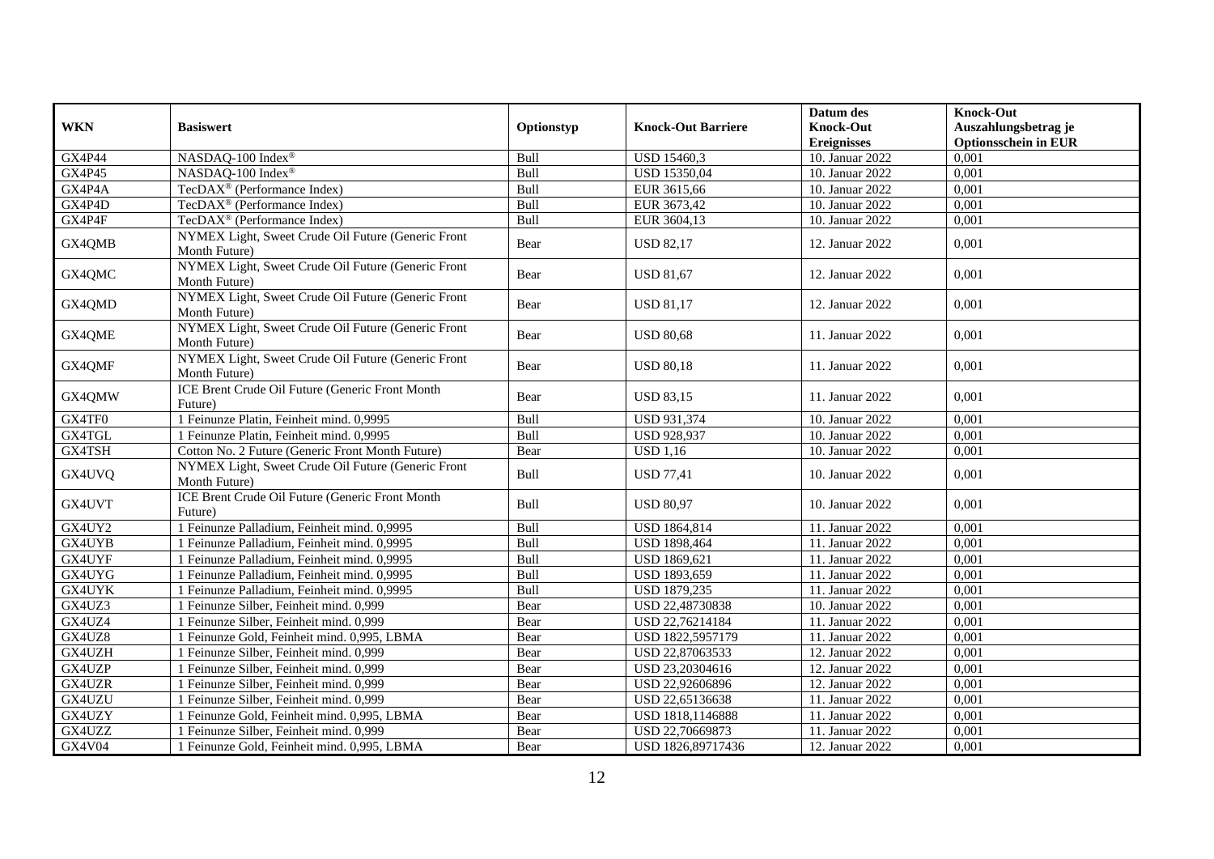| WKN | Basiswert | Optionstyp | Knock-Out Barriere | Datum des Knock-Out Ereignisses | Knock-Out Auszahlungsbetrag je Optionsschein in EUR |
|---|---|---|---|---|---|
| GX4P44 | NASDAQ-100 Index® | Bull | USD 15460,3 | 10. Januar 2022 | 0,001 |
| GX4P45 | NASDAQ-100 Index® | Bull | USD 15350,04 | 10. Januar 2022 | 0,001 |
| GX4P4A | TecDAX® (Performance Index) | Bull | EUR 3615,66 | 10. Januar 2022 | 0,001 |
| GX4P4D | TecDAX® (Performance Index) | Bull | EUR 3673,42 | 10. Januar 2022 | 0,001 |
| GX4P4F | TecDAX® (Performance Index) | Bull | EUR 3604,13 | 10. Januar 2022 | 0,001 |
| GX4QMB | NYMEX Light, Sweet Crude Oil Future (Generic Front Month Future) | Bear | USD 82,17 | 12. Januar 2022 | 0,001 |
| GX4QMC | NYMEX Light, Sweet Crude Oil Future (Generic Front Month Future) | Bear | USD 81,67 | 12. Januar 2022 | 0,001 |
| GX4QMD | NYMEX Light, Sweet Crude Oil Future (Generic Front Month Future) | Bear | USD 81,17 | 12. Januar 2022 | 0,001 |
| GX4QME | NYMEX Light, Sweet Crude Oil Future (Generic Front Month Future) | Bear | USD 80,68 | 11. Januar 2022 | 0,001 |
| GX4QMF | NYMEX Light, Sweet Crude Oil Future (Generic Front Month Future) | Bear | USD 80,18 | 11. Januar 2022 | 0,001 |
| GX4QMW | ICE Brent Crude Oil Future (Generic Front Month Future) | Bear | USD 83,15 | 11. Januar 2022 | 0,001 |
| GX4TF0 | 1 Feinunze Platin, Feinheit mind. 0,9995 | Bull | USD 931,374 | 10. Januar 2022 | 0,001 |
| GX4TGL | 1 Feinunze Platin, Feinheit mind. 0,9995 | Bull | USD 928,937 | 10. Januar 2022 | 0,001 |
| GX4TSH | Cotton No. 2 Future (Generic Front Month Future) | Bear | USD 1,16 | 10. Januar 2022 | 0,001 |
| GX4UVQ | NYMEX Light, Sweet Crude Oil Future (Generic Front Month Future) | Bull | USD 77,41 | 10. Januar 2022 | 0,001 |
| GX4UVT | ICE Brent Crude Oil Future (Generic Front Month Future) | Bull | USD 80,97 | 10. Januar 2022 | 0,001 |
| GX4UY2 | 1 Feinunze Palladium, Feinheit mind. 0,9995 | Bull | USD 1864,814 | 11. Januar 2022 | 0,001 |
| GX4UYB | 1 Feinunze Palladium, Feinheit mind. 0,9995 | Bull | USD 1898,464 | 11. Januar 2022 | 0,001 |
| GX4UYF | 1 Feinunze Palladium, Feinheit mind. 0,9995 | Bull | USD 1869,621 | 11. Januar 2022 | 0,001 |
| GX4UYG | 1 Feinunze Palladium, Feinheit mind. 0,9995 | Bull | USD 1893,659 | 11. Januar 2022 | 0,001 |
| GX4UYK | 1 Feinunze Palladium, Feinheit mind. 0,9995 | Bull | USD 1879,235 | 11. Januar 2022 | 0,001 |
| GX4UZ3 | 1 Feinunze Silber, Feinheit mind. 0,999 | Bear | USD 22,48730838 | 10. Januar 2022 | 0,001 |
| GX4UZ4 | 1 Feinunze Silber, Feinheit mind. 0,999 | Bear | USD 22,76214184 | 11. Januar 2022 | 0,001 |
| GX4UZ8 | 1 Feinunze Gold, Feinheit mind. 0,995, LBMA | Bear | USD 1822,5957179 | 11. Januar 2022 | 0,001 |
| GX4UZH | 1 Feinunze Silber, Feinheit mind. 0,999 | Bear | USD 22,87063533 | 12. Januar 2022 | 0,001 |
| GX4UZP | 1 Feinunze Silber, Feinheit mind. 0,999 | Bear | USD 23,20304616 | 12. Januar 2022 | 0,001 |
| GX4UZR | 1 Feinunze Silber, Feinheit mind. 0,999 | Bear | USD 22,92606896 | 12. Januar 2022 | 0,001 |
| GX4UZU | 1 Feinunze Silber, Feinheit mind. 0,999 | Bear | USD 22,65136638 | 11. Januar 2022 | 0,001 |
| GX4UZY | 1 Feinunze Gold, Feinheit mind. 0,995, LBMA | Bear | USD 1818,1146888 | 11. Januar 2022 | 0,001 |
| GX4UZZ | 1 Feinunze Silber, Feinheit mind. 0,999 | Bear | USD 22,70669873 | 11. Januar 2022 | 0,001 |
| GX4V04 | 1 Feinunze Gold, Feinheit mind. 0,995, LBMA | Bear | USD 1826,89717436 | 12. Januar 2022 | 0,001 |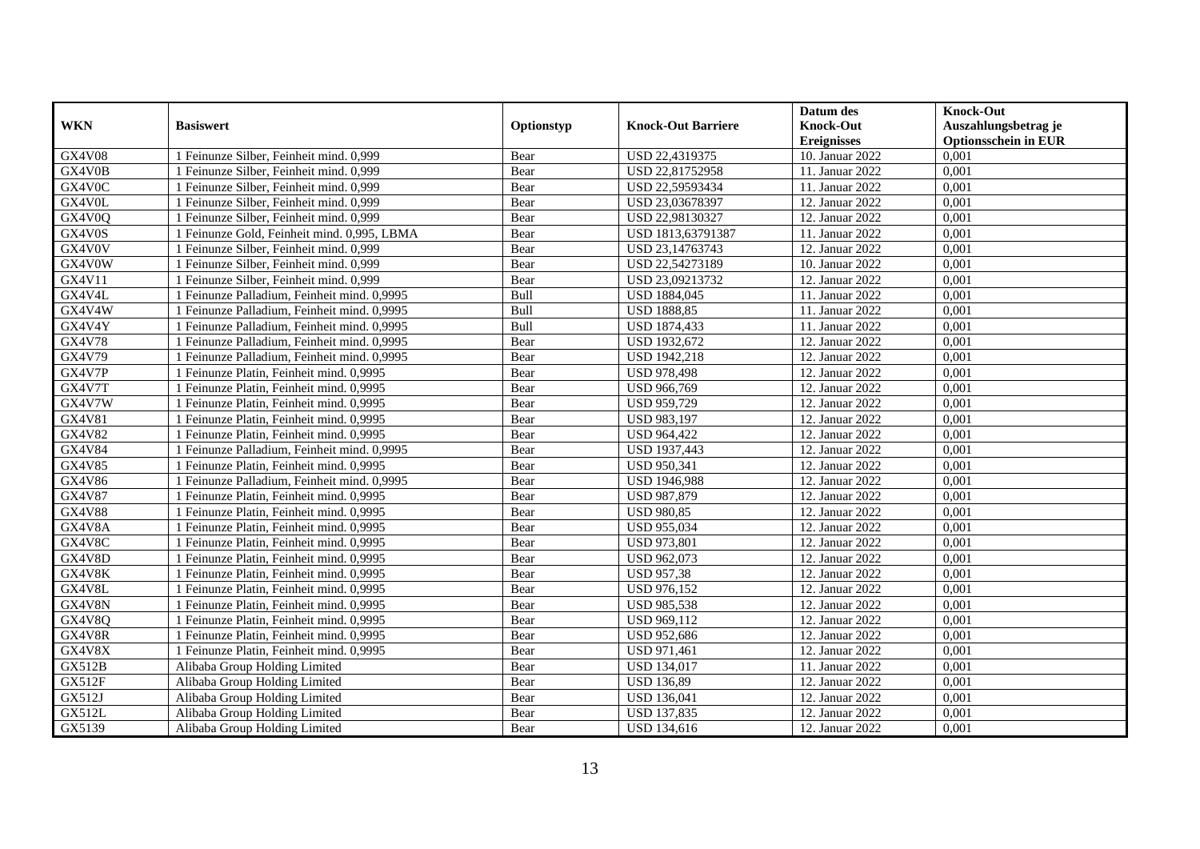| WKN | Basiswert | Optionstyp | Knock-Out Barriere | Datum des Knock-Out Ereignisses | Knock-Out Auszahlungsbetrag je Optionsschein in EUR |
|---|---|---|---|---|---|
| GX4V08 | 1 Feinunze Silber, Feinheit mind. 0,999 | Bear | USD 22,4319375 | 10. Januar 2022 | 0,001 |
| GX4V0B | 1 Feinunze Silber, Feinheit mind. 0,999 | Bear | USD 22,81752958 | 11. Januar 2022 | 0,001 |
| GX4V0C | 1 Feinunze Silber, Feinheit mind. 0,999 | Bear | USD 22,59593434 | 11. Januar 2022 | 0,001 |
| GX4V0L | 1 Feinunze Silber, Feinheit mind. 0,999 | Bear | USD 23,03678397 | 12. Januar 2022 | 0,001 |
| GX4V0Q | 1 Feinunze Silber, Feinheit mind. 0,999 | Bear | USD 22,98130327 | 12. Januar 2022 | 0,001 |
| GX4V0S | 1 Feinunze Gold, Feinheit mind. 0,995, LBMA | Bear | USD 1813,63791387 | 11. Januar 2022 | 0,001 |
| GX4V0V | 1 Feinunze Silber, Feinheit mind. 0,999 | Bear | USD 23,14763743 | 12. Januar 2022 | 0,001 |
| GX4V0W | 1 Feinunze Silber, Feinheit mind. 0,999 | Bear | USD 22,54273189 | 10. Januar 2022 | 0,001 |
| GX4V11 | 1 Feinunze Silber, Feinheit mind. 0,999 | Bear | USD 23,09213732 | 12. Januar 2022 | 0,001 |
| GX4V4L | 1 Feinunze Palladium, Feinheit mind. 0,9995 | Bull | USD 1884,045 | 11. Januar 2022 | 0,001 |
| GX4V4W | 1 Feinunze Palladium, Feinheit mind. 0,9995 | Bull | USD 1888,85 | 11. Januar 2022 | 0,001 |
| GX4V4Y | 1 Feinunze Palladium, Feinheit mind. 0,9995 | Bull | USD 1874,433 | 11. Januar 2022 | 0,001 |
| GX4V78 | 1 Feinunze Palladium, Feinheit mind. 0,9995 | Bear | USD 1932,672 | 12. Januar 2022 | 0,001 |
| GX4V79 | 1 Feinunze Palladium, Feinheit mind. 0,9995 | Bear | USD 1942,218 | 12. Januar 2022 | 0,001 |
| GX4V7P | 1 Feinunze Platin, Feinheit mind. 0,9995 | Bear | USD 978,498 | 12. Januar 2022 | 0,001 |
| GX4V7T | 1 Feinunze Platin, Feinheit mind. 0,9995 | Bear | USD 966,769 | 12. Januar 2022 | 0,001 |
| GX4V7W | 1 Feinunze Platin, Feinheit mind. 0,9995 | Bear | USD 959,729 | 12. Januar 2022 | 0,001 |
| GX4V81 | 1 Feinunze Platin, Feinheit mind. 0,9995 | Bear | USD 983,197 | 12. Januar 2022 | 0,001 |
| GX4V82 | 1 Feinunze Platin, Feinheit mind. 0,9995 | Bear | USD 964,422 | 12. Januar 2022 | 0,001 |
| GX4V84 | 1 Feinunze Palladium, Feinheit mind. 0,9995 | Bear | USD 1937,443 | 12. Januar 2022 | 0,001 |
| GX4V85 | 1 Feinunze Platin, Feinheit mind. 0,9995 | Bear | USD 950,341 | 12. Januar 2022 | 0,001 |
| GX4V86 | 1 Feinunze Palladium, Feinheit mind. 0,9995 | Bear | USD 1946,988 | 12. Januar 2022 | 0,001 |
| GX4V87 | 1 Feinunze Platin, Feinheit mind. 0,9995 | Bear | USD 987,879 | 12. Januar 2022 | 0,001 |
| GX4V88 | 1 Feinunze Platin, Feinheit mind. 0,9995 | Bear | USD 980,85 | 12. Januar 2022 | 0,001 |
| GX4V8A | 1 Feinunze Platin, Feinheit mind. 0,9995 | Bear | USD 955,034 | 12. Januar 2022 | 0,001 |
| GX4V8C | 1 Feinunze Platin, Feinheit mind. 0,9995 | Bear | USD 973,801 | 12. Januar 2022 | 0,001 |
| GX4V8D | 1 Feinunze Platin, Feinheit mind. 0,9995 | Bear | USD 962,073 | 12. Januar 2022 | 0,001 |
| GX4V8K | 1 Feinunze Platin, Feinheit mind. 0,9995 | Bear | USD 957,38 | 12. Januar 2022 | 0,001 |
| GX4V8L | 1 Feinunze Platin, Feinheit mind. 0,9995 | Bear | USD 976,152 | 12. Januar 2022 | 0,001 |
| GX4V8N | 1 Feinunze Platin, Feinheit mind. 0,9995 | Bear | USD 985,538 | 12. Januar 2022 | 0,001 |
| GX4V8Q | 1 Feinunze Platin, Feinheit mind. 0,9995 | Bear | USD 969,112 | 12. Januar 2022 | 0,001 |
| GX4V8R | 1 Feinunze Platin, Feinheit mind. 0,9995 | Bear | USD 952,686 | 12. Januar 2022 | 0,001 |
| GX4V8X | 1 Feinunze Platin, Feinheit mind. 0,9995 | Bear | USD 971,461 | 12. Januar 2022 | 0,001 |
| GX512B | Alibaba Group Holding Limited | Bear | USD 134,017 | 11. Januar 2022 | 0,001 |
| GX512F | Alibaba Group Holding Limited | Bear | USD 136,89 | 12. Januar 2022 | 0,001 |
| GX512J | Alibaba Group Holding Limited | Bear | USD 136,041 | 12. Januar 2022 | 0,001 |
| GX512L | Alibaba Group Holding Limited | Bear | USD 137,835 | 12. Januar 2022 | 0,001 |
| GX5139 | Alibaba Group Holding Limited | Bear | USD 134,616 | 12. Januar 2022 | 0,001 |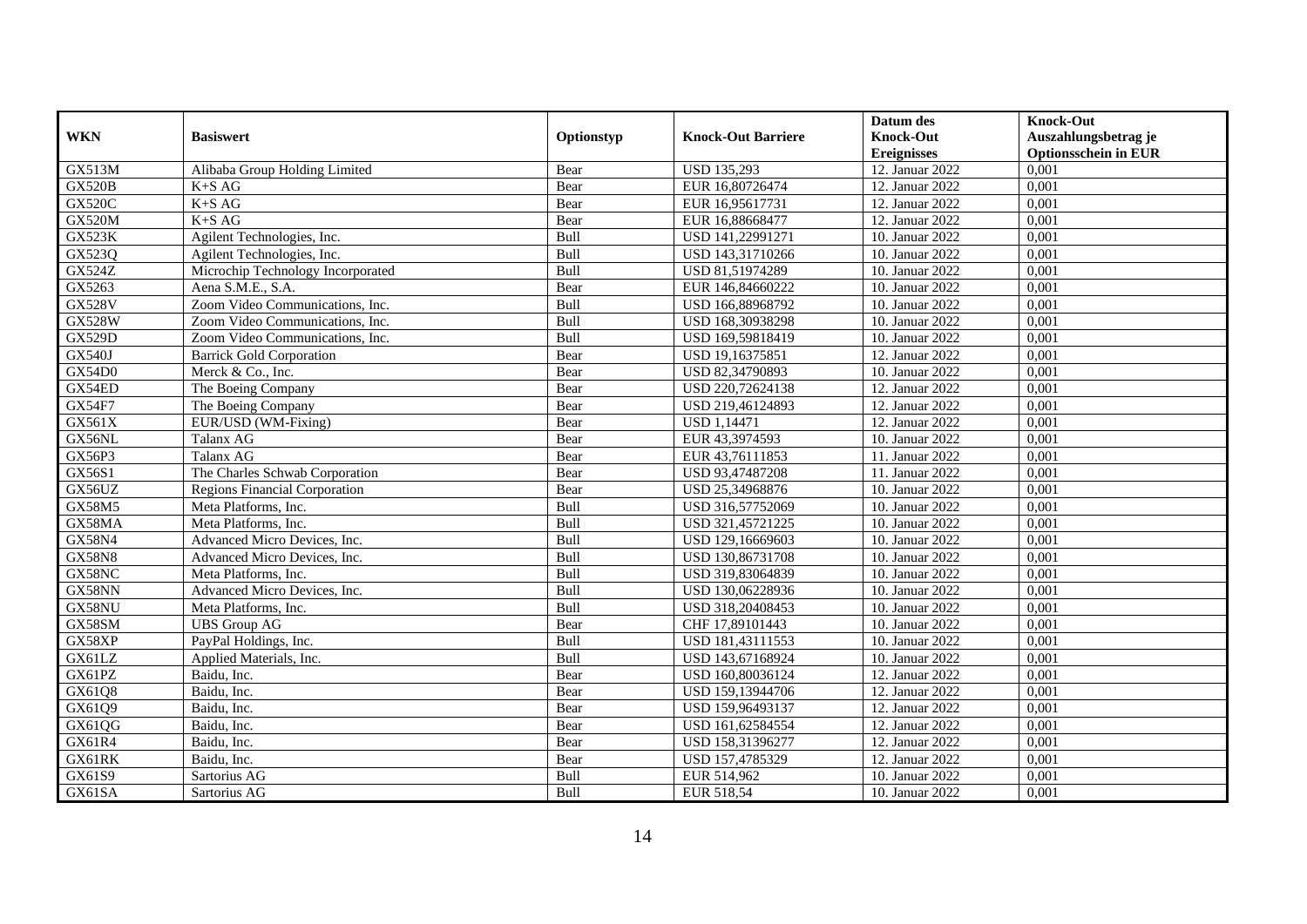| WKN | Basiswert | Optionstyp | Knock-Out Barriere | Datum des Knock-Out Ereignisses | Knock-Out Auszahlungsbetrag je Optionsschein in EUR |
|---|---|---|---|---|---|
| GX513M | Alibaba Group Holding Limited | Bear | USD 135,293 | 12. Januar 2022 | 0,001 |
| GX520B | K+S AG | Bear | EUR 16,80726474 | 12. Januar 2022 | 0,001 |
| GX520C | K+S AG | Bear | EUR 16,95617731 | 12. Januar 2022 | 0,001 |
| GX520M | K+S AG | Bear | EUR 16,88668477 | 12. Januar 2022 | 0,001 |
| GX523K | Agilent Technologies, Inc. | Bull | USD 141,22991271 | 10. Januar 2022 | 0,001 |
| GX523Q | Agilent Technologies, Inc. | Bull | USD 143,31710266 | 10. Januar 2022 | 0,001 |
| GX524Z | Microchip Technology Incorporated | Bull | USD 81,51974289 | 10. Januar 2022 | 0,001 |
| GX5263 | Aena S.M.E., S.A. | Bear | EUR 146,84660222 | 10. Januar 2022 | 0,001 |
| GX528V | Zoom Video Communications, Inc. | Bull | USD 166,88968792 | 10. Januar 2022 | 0,001 |
| GX528W | Zoom Video Communications, Inc. | Bull | USD 168,30938298 | 10. Januar 2022 | 0,001 |
| GX529D | Zoom Video Communications, Inc. | Bull | USD 169,59818419 | 10. Januar 2022 | 0,001 |
| GX540J | Barrick Gold Corporation | Bear | USD 19,16375851 | 12. Januar 2022 | 0,001 |
| GX54D0 | Merck & Co., Inc. | Bear | USD 82,34790893 | 10. Januar 2022 | 0,001 |
| GX54ED | The Boeing Company | Bear | USD 220,72624138 | 12. Januar 2022 | 0,001 |
| GX54F7 | The Boeing Company | Bear | USD 219,46124893 | 12. Januar 2022 | 0,001 |
| GX561X | EUR/USD (WM-Fixing) | Bear | USD 1,14471 | 12. Januar 2022 | 0,001 |
| GX56NL | Talanx AG | Bear | EUR 43,3974593 | 10. Januar 2022 | 0,001 |
| GX56P3 | Talanx AG | Bear | EUR 43,76111853 | 11. Januar 2022 | 0,001 |
| GX56S1 | The Charles Schwab Corporation | Bear | USD 93,47487208 | 11. Januar 2022 | 0,001 |
| GX56UZ | Regions Financial Corporation | Bear | USD 25,34968876 | 10. Januar 2022 | 0,001 |
| GX58M5 | Meta Platforms, Inc. | Bull | USD 316,57752069 | 10. Januar 2022 | 0,001 |
| GX58MA | Meta Platforms, Inc. | Bull | USD 321,45721225 | 10. Januar 2022 | 0,001 |
| GX58N4 | Advanced Micro Devices, Inc. | Bull | USD 129,16669603 | 10. Januar 2022 | 0,001 |
| GX58N8 | Advanced Micro Devices, Inc. | Bull | USD 130,86731708 | 10. Januar 2022 | 0,001 |
| GX58NC | Meta Platforms, Inc. | Bull | USD 319,83064839 | 10. Januar 2022 | 0,001 |
| GX58NN | Advanced Micro Devices, Inc. | Bull | USD 130,06228936 | 10. Januar 2022 | 0,001 |
| GX58NU | Meta Platforms, Inc. | Bull | USD 318,20408453 | 10. Januar 2022 | 0,001 |
| GX58SM | UBS Group AG | Bear | CHF 17,89101443 | 10. Januar 2022 | 0,001 |
| GX58XP | PayPal Holdings, Inc. | Bull | USD 181,43111553 | 10. Januar 2022 | 0,001 |
| GX61LZ | Applied Materials, Inc. | Bull | USD 143,67168924 | 10. Januar 2022 | 0,001 |
| GX61PZ | Baidu, Inc. | Bear | USD 160,80036124 | 12. Januar 2022 | 0,001 |
| GX61Q8 | Baidu, Inc. | Bear | USD 159,13944706 | 12. Januar 2022 | 0,001 |
| GX61Q9 | Baidu, Inc. | Bear | USD 159,96493137 | 12. Januar 2022 | 0,001 |
| GX61QG | Baidu, Inc. | Bear | USD 161,62584554 | 12. Januar 2022 | 0,001 |
| GX61R4 | Baidu, Inc. | Bear | USD 158,31396277 | 12. Januar 2022 | 0,001 |
| GX61RK | Baidu, Inc. | Bear | USD 157,4785329 | 12. Januar 2022 | 0,001 |
| GX61S9 | Sartorius AG | Bull | EUR 514,962 | 10. Januar 2022 | 0,001 |
| GX61SA | Sartorius AG | Bull | EUR 518,54 | 10. Januar 2022 | 0,001 |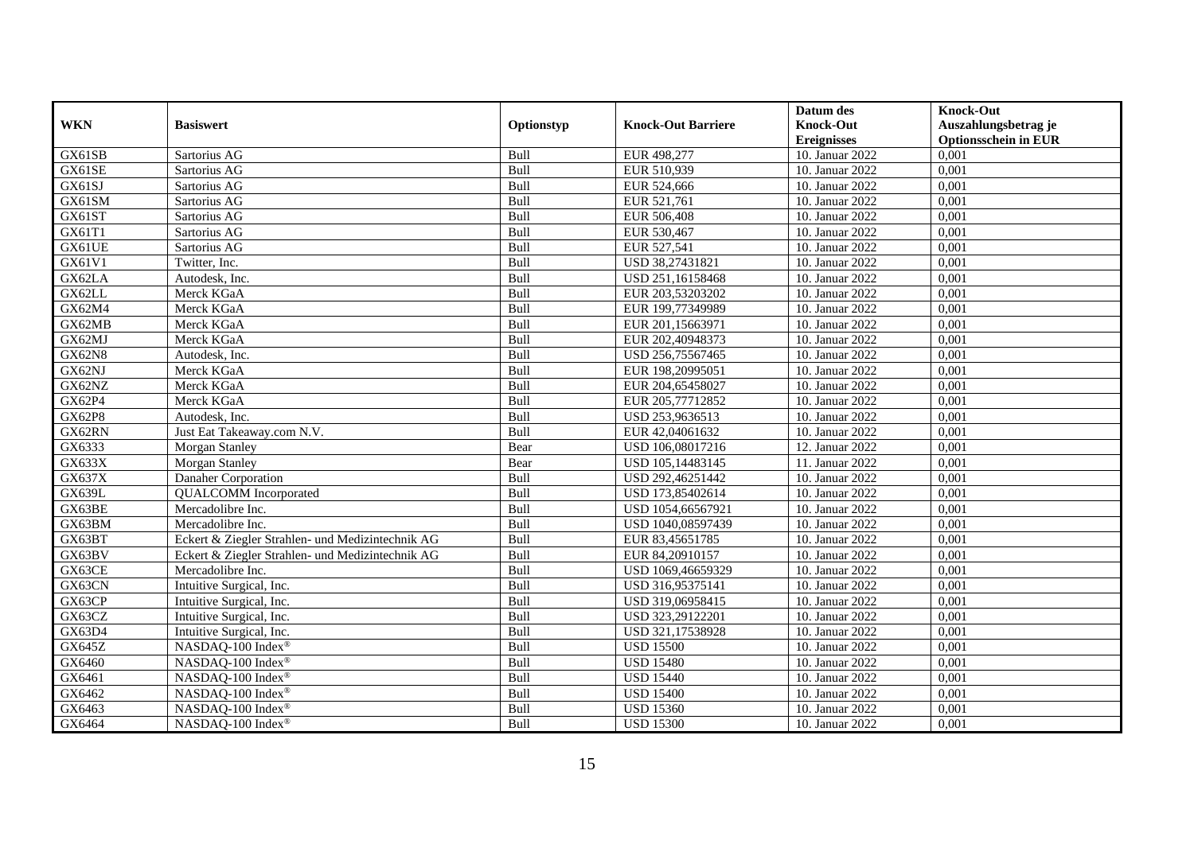| WKN | Basiswert | Optionstyp | Knock-Out Barriere | Datum des Knock-Out Ereignisses | Knock-Out Auszahlungsbetrag je Optionsschein in EUR |
|---|---|---|---|---|---|
| GX61SB | Sartorius AG | Bull | EUR 498,277 | 10. Januar 2022 | 0,001 |
| GX61SE | Sartorius AG | Bull | EUR 510,939 | 10. Januar 2022 | 0,001 |
| GX61SJ | Sartorius AG | Bull | EUR 524,666 | 10. Januar 2022 | 0,001 |
| GX61SM | Sartorius AG | Bull | EUR 521,761 | 10. Januar 2022 | 0,001 |
| GX61ST | Sartorius AG | Bull | EUR 506,408 | 10. Januar 2022 | 0,001 |
| GX61T1 | Sartorius AG | Bull | EUR 530,467 | 10. Januar 2022 | 0,001 |
| GX61UE | Sartorius AG | Bull | EUR 527,541 | 10. Januar 2022 | 0,001 |
| GX61V1 | Twitter, Inc. | Bull | USD 38,27431821 | 10. Januar 2022 | 0,001 |
| GX62LA | Autodesk, Inc. | Bull | USD 251,16158468 | 10. Januar 2022 | 0,001 |
| GX62LL | Merck KGaA | Bull | EUR 203,53203202 | 10. Januar 2022 | 0,001 |
| GX62M4 | Merck KGaA | Bull | EUR 199,77349989 | 10. Januar 2022 | 0,001 |
| GX62MB | Merck KGaA | Bull | EUR 201,15663971 | 10. Januar 2022 | 0,001 |
| GX62MJ | Merck KGaA | Bull | EUR 202,40948373 | 10. Januar 2022 | 0,001 |
| GX62N8 | Autodesk, Inc. | Bull | USD 256,75567465 | 10. Januar 2022 | 0,001 |
| GX62NJ | Merck KGaA | Bull | EUR 198,20995051 | 10. Januar 2022 | 0,001 |
| GX62NZ | Merck KGaA | Bull | EUR 204,65458027 | 10. Januar 2022 | 0,001 |
| GX62P4 | Merck KGaA | Bull | EUR 205,77712852 | 10. Januar 2022 | 0,001 |
| GX62P8 | Autodesk, Inc. | Bull | USD 253,9636513 | 10. Januar 2022 | 0,001 |
| GX62RN | Just Eat Takeaway.com N.V. | Bull | EUR 42,04061632 | 10. Januar 2022 | 0,001 |
| GX6333 | Morgan Stanley | Bear | USD 106,08017216 | 12. Januar 2022 | 0,001 |
| GX633X | Morgan Stanley | Bear | USD 105,14483145 | 11. Januar 2022 | 0,001 |
| GX637X | Danaher Corporation | Bull | USD 292,46251442 | 10. Januar 2022 | 0,001 |
| GX639L | QUALCOMM Incorporated | Bull | USD 173,85402614 | 10. Januar 2022 | 0,001 |
| GX63BE | Mercadolibre Inc. | Bull | USD 1054,66567921 | 10. Januar 2022 | 0,001 |
| GX63BM | Mercadolibre Inc. | Bull | USD 1040,08597439 | 10. Januar 2022 | 0,001 |
| GX63BT | Eckert & Ziegler Strahlen- und Medizintechnik AG | Bull | EUR 83,45651785 | 10. Januar 2022 | 0,001 |
| GX63BV | Eckert & Ziegler Strahlen- und Medizintechnik AG | Bull | EUR 84,20910157 | 10. Januar 2022 | 0,001 |
| GX63CE | Mercadolibre Inc. | Bull | USD 1069,46659329 | 10. Januar 2022 | 0,001 |
| GX63CN | Intuitive Surgical, Inc. | Bull | USD 316,95375141 | 10. Januar 2022 | 0,001 |
| GX63CP | Intuitive Surgical, Inc. | Bull | USD 319,06958415 | 10. Januar 2022 | 0,001 |
| GX63CZ | Intuitive Surgical, Inc. | Bull | USD 323,29122201 | 10. Januar 2022 | 0,001 |
| GX63D4 | Intuitive Surgical, Inc. | Bull | USD 321,17538928 | 10. Januar 2022 | 0,001 |
| GX645Z | NASDAQ-100 Index® | Bull | USD 15500 | 10. Januar 2022 | 0,001 |
| GX6460 | NASDAQ-100 Index® | Bull | USD 15480 | 10. Januar 2022 | 0,001 |
| GX6461 | NASDAQ-100 Index® | Bull | USD 15440 | 10. Januar 2022 | 0,001 |
| GX6462 | NASDAQ-100 Index® | Bull | USD 15400 | 10. Januar 2022 | 0,001 |
| GX6463 | NASDAQ-100 Index® | Bull | USD 15360 | 10. Januar 2022 | 0,001 |
| GX6464 | NASDAQ-100 Index® | Bull | USD 15300 | 10. Januar 2022 | 0,001 |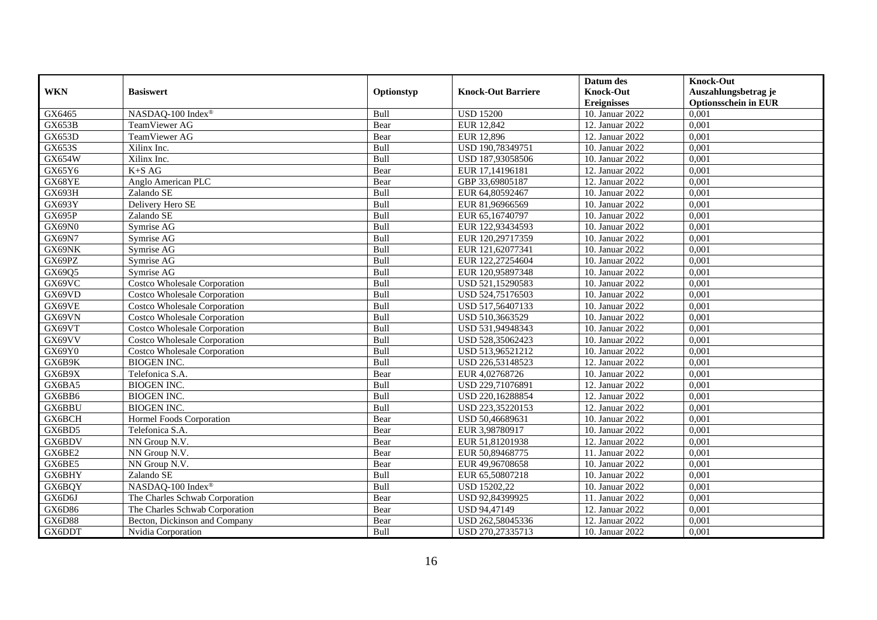| WKN | Basiswert | Optionstyp | Knock-Out Barriere | Datum des Knock-Out Ereignisses | Knock-Out Auszahlungsbetrag je Optionsschein in EUR |
|---|---|---|---|---|---|
| GX6465 | NASDAQ-100 Index® | Bull | USD 15200 | 10. Januar 2022 | 0,001 |
| GX653B | TeamViewer AG | Bear | EUR 12,842 | 12. Januar 2022 | 0,001 |
| GX653D | TeamViewer AG | Bear | EUR 12,896 | 12. Januar 2022 | 0,001 |
| GX653S | Xilinx Inc. | Bull | USD 190,78349751 | 10. Januar 2022 | 0,001 |
| GX654W | Xilinx Inc. | Bull | USD 187,93058506 | 10. Januar 2022 | 0,001 |
| GX65Y6 | K+S AG | Bear | EUR 17,14196181 | 12. Januar 2022 | 0,001 |
| GX68YE | Anglo American PLC | Bear | GBP 33,69805187 | 12. Januar 2022 | 0,001 |
| GX693H | Zalando SE | Bull | EUR 64,80592467 | 10. Januar 2022 | 0,001 |
| GX693Y | Delivery Hero SE | Bull | EUR 81,96966569 | 10. Januar 2022 | 0,001 |
| GX695P | Zalando SE | Bull | EUR 65,16740797 | 10. Januar 2022 | 0,001 |
| GX69N0 | Symrise AG | Bull | EUR 122,93434593 | 10. Januar 2022 | 0,001 |
| GX69N7 | Symrise AG | Bull | EUR 120,29717359 | 10. Januar 2022 | 0,001 |
| GX69NK | Symrise AG | Bull | EUR 121,62077341 | 10. Januar 2022 | 0,001 |
| GX69PZ | Symrise AG | Bull | EUR 122,27254604 | 10. Januar 2022 | 0,001 |
| GX69Q5 | Symrise AG | Bull | EUR 120,95897348 | 10. Januar 2022 | 0,001 |
| GX69VC | Costco Wholesale Corporation | Bull | USD 521,15290583 | 10. Januar 2022 | 0,001 |
| GX69VD | Costco Wholesale Corporation | Bull | USD 524,75176503 | 10. Januar 2022 | 0,001 |
| GX69VE | Costco Wholesale Corporation | Bull | USD 517,56407133 | 10. Januar 2022 | 0,001 |
| GX69VN | Costco Wholesale Corporation | Bull | USD 510,3663529 | 10. Januar 2022 | 0,001 |
| GX69VT | Costco Wholesale Corporation | Bull | USD 531,94948343 | 10. Januar 2022 | 0,001 |
| GX69VV | Costco Wholesale Corporation | Bull | USD 528,35062423 | 10. Januar 2022 | 0,001 |
| GX69Y0 | Costco Wholesale Corporation | Bull | USD 513,96521212 | 10. Januar 2022 | 0,001 |
| GX6B9K | BIOGEN INC. | Bull | USD 226,53148523 | 12. Januar 2022 | 0,001 |
| GX6B9X | Telefonica S.A. | Bear | EUR 4,02768726 | 10. Januar 2022 | 0,001 |
| GX6BA5 | BIOGEN INC. | Bull | USD 229,71076891 | 12. Januar 2022 | 0,001 |
| GX6BB6 | BIOGEN INC. | Bull | USD 220,16288854 | 12. Januar 2022 | 0,001 |
| GX6BBU | BIOGEN INC. | Bull | USD 223,35220153 | 12. Januar 2022 | 0,001 |
| GX6BCH | Hormel Foods Corporation | Bear | USD 50,46689631 | 10. Januar 2022 | 0,001 |
| GX6BD5 | Telefonica S.A. | Bear | EUR 3,98780917 | 10. Januar 2022 | 0,001 |
| GX6BDV | NN Group N.V. | Bear | EUR 51,81201938 | 12. Januar 2022 | 0,001 |
| GX6BE2 | NN Group N.V. | Bear | EUR 50,89468775 | 11. Januar 2022 | 0,001 |
| GX6BE5 | NN Group N.V. | Bear | EUR 49,96708658 | 10. Januar 2022 | 0,001 |
| GX6BHY | Zalando SE | Bull | EUR 65,50807218 | 10. Januar 2022 | 0,001 |
| GX6BQY | NASDAQ-100 Index® | Bull | USD 15202,22 | 10. Januar 2022 | 0,001 |
| GX6D6J | The Charles Schwab Corporation | Bear | USD 92,84399925 | 11. Januar 2022 | 0,001 |
| GX6D86 | The Charles Schwab Corporation | Bear | USD 94,47149 | 12. Januar 2022 | 0,001 |
| GX6D88 | Becton, Dickinson and Company | Bear | USD 262,58045336 | 12. Januar 2022 | 0,001 |
| GX6DDT | Nvidia Corporation | Bull | USD 270,27335713 | 10. Januar 2022 | 0,001 |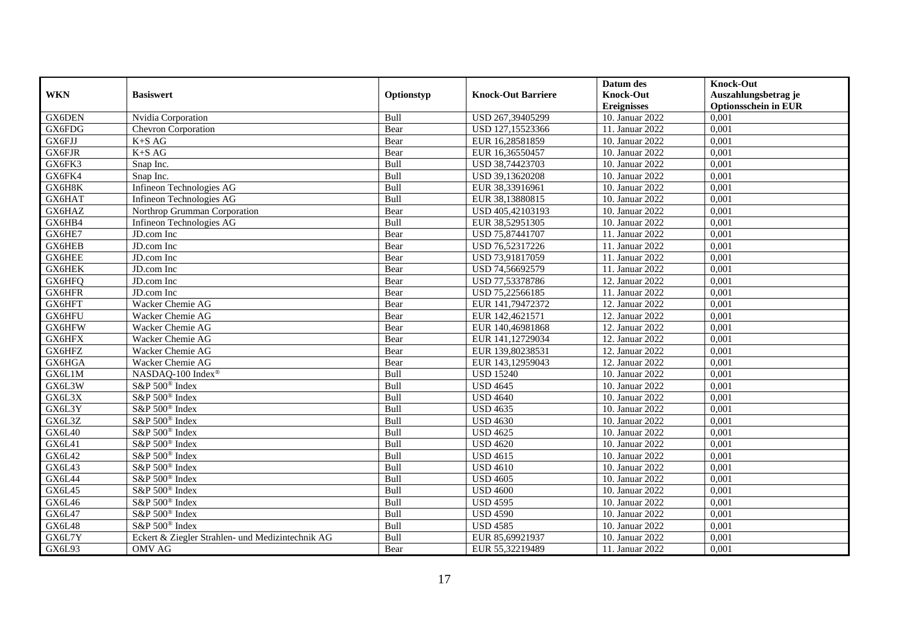| WKN | Basiswert | Optionstyp | Knock-Out Barriere | Datum des Knock-Out Ereignisses | Knock-Out Auszahlungsbetrag je Optionsschein in EUR |
|---|---|---|---|---|---|
| GX6DEN | Nvidia Corporation | Bull | USD 267,39405299 | 10. Januar 2022 | 0,001 |
| GX6FDG | Chevron Corporation | Bear | USD 127,15523366 | 11. Januar 2022 | 0,001 |
| GX6FJJ | K+S AG | Bear | EUR 16,28581859 | 10. Januar 2022 | 0,001 |
| GX6FJR | K+S AG | Bear | EUR 16,36550457 | 10. Januar 2022 | 0,001 |
| GX6FK3 | Snap Inc. | Bull | USD 38,74423703 | 10. Januar 2022 | 0,001 |
| GX6FK4 | Snap Inc. | Bull | USD 39,13620208 | 10. Januar 2022 | 0,001 |
| GX6H8K | Infineon Technologies AG | Bull | EUR 38,33916961 | 10. Januar 2022 | 0,001 |
| GX6HAT | Infineon Technologies AG | Bull | EUR 38,13880815 | 10. Januar 2022 | 0,001 |
| GX6HAZ | Northrop Grumman Corporation | Bear | USD 405,42103193 | 10. Januar 2022 | 0,001 |
| GX6HB4 | Infineon Technologies AG | Bull | EUR 38,52951305 | 10. Januar 2022 | 0,001 |
| GX6HE7 | JD.com Inc | Bear | USD 75,87441707 | 11. Januar 2022 | 0,001 |
| GX6HEB | JD.com Inc | Bear | USD 76,52317226 | 11. Januar 2022 | 0,001 |
| GX6HEE | JD.com Inc | Bear | USD 73,91817059 | 11. Januar 2022 | 0,001 |
| GX6HEK | JD.com Inc | Bear | USD 74,56692579 | 11. Januar 2022 | 0,001 |
| GX6HFQ | JD.com Inc | Bear | USD 77,53378786 | 12. Januar 2022 | 0,001 |
| GX6HFR | JD.com Inc | Bear | USD 75,22566185 | 11. Januar 2022 | 0,001 |
| GX6HFT | Wacker Chemie AG | Bear | EUR 141,79472372 | 12. Januar 2022 | 0,001 |
| GX6HFU | Wacker Chemie AG | Bear | EUR 142,4621571 | 12. Januar 2022 | 0,001 |
| GX6HFW | Wacker Chemie AG | Bear | EUR 140,46981868 | 12. Januar 2022 | 0,001 |
| GX6HFX | Wacker Chemie AG | Bear | EUR 141,12729034 | 12. Januar 2022 | 0,001 |
| GX6HFZ | Wacker Chemie AG | Bear | EUR 139,80238531 | 12. Januar 2022 | 0,001 |
| GX6HGA | Wacker Chemie AG | Bear | EUR 143,12959043 | 12. Januar 2022 | 0,001 |
| GX6L1M | NASDAQ-100 Index® | Bull | USD 15240 | 10. Januar 2022 | 0,001 |
| GX6L3W | S&P 500® Index | Bull | USD 4645 | 10. Januar 2022 | 0,001 |
| GX6L3X | S&P 500® Index | Bull | USD 4640 | 10. Januar 2022 | 0,001 |
| GX6L3Y | S&P 500® Index | Bull | USD 4635 | 10. Januar 2022 | 0,001 |
| GX6L3Z | S&P 500® Index | Bull | USD 4630 | 10. Januar 2022 | 0,001 |
| GX6L40 | S&P 500® Index | Bull | USD 4625 | 10. Januar 2022 | 0,001 |
| GX6L41 | S&P 500® Index | Bull | USD 4620 | 10. Januar 2022 | 0,001 |
| GX6L42 | S&P 500® Index | Bull | USD 4615 | 10. Januar 2022 | 0,001 |
| GX6L43 | S&P 500® Index | Bull | USD 4610 | 10. Januar 2022 | 0,001 |
| GX6L44 | S&P 500® Index | Bull | USD 4605 | 10. Januar 2022 | 0,001 |
| GX6L45 | S&P 500® Index | Bull | USD 4600 | 10. Januar 2022 | 0,001 |
| GX6L46 | S&P 500® Index | Bull | USD 4595 | 10. Januar 2022 | 0,001 |
| GX6L47 | S&P 500® Index | Bull | USD 4590 | 10. Januar 2022 | 0,001 |
| GX6L48 | S&P 500® Index | Bull | USD 4585 | 10. Januar 2022 | 0,001 |
| GX6L7Y | Eckert & Ziegler Strahlen- und Medizintechnik AG | Bull | EUR 85,69921937 | 10. Januar 2022 | 0,001 |
| GX6L93 | OMV AG | Bear | EUR 55,32219489 | 11. Januar 2022 | 0,001 |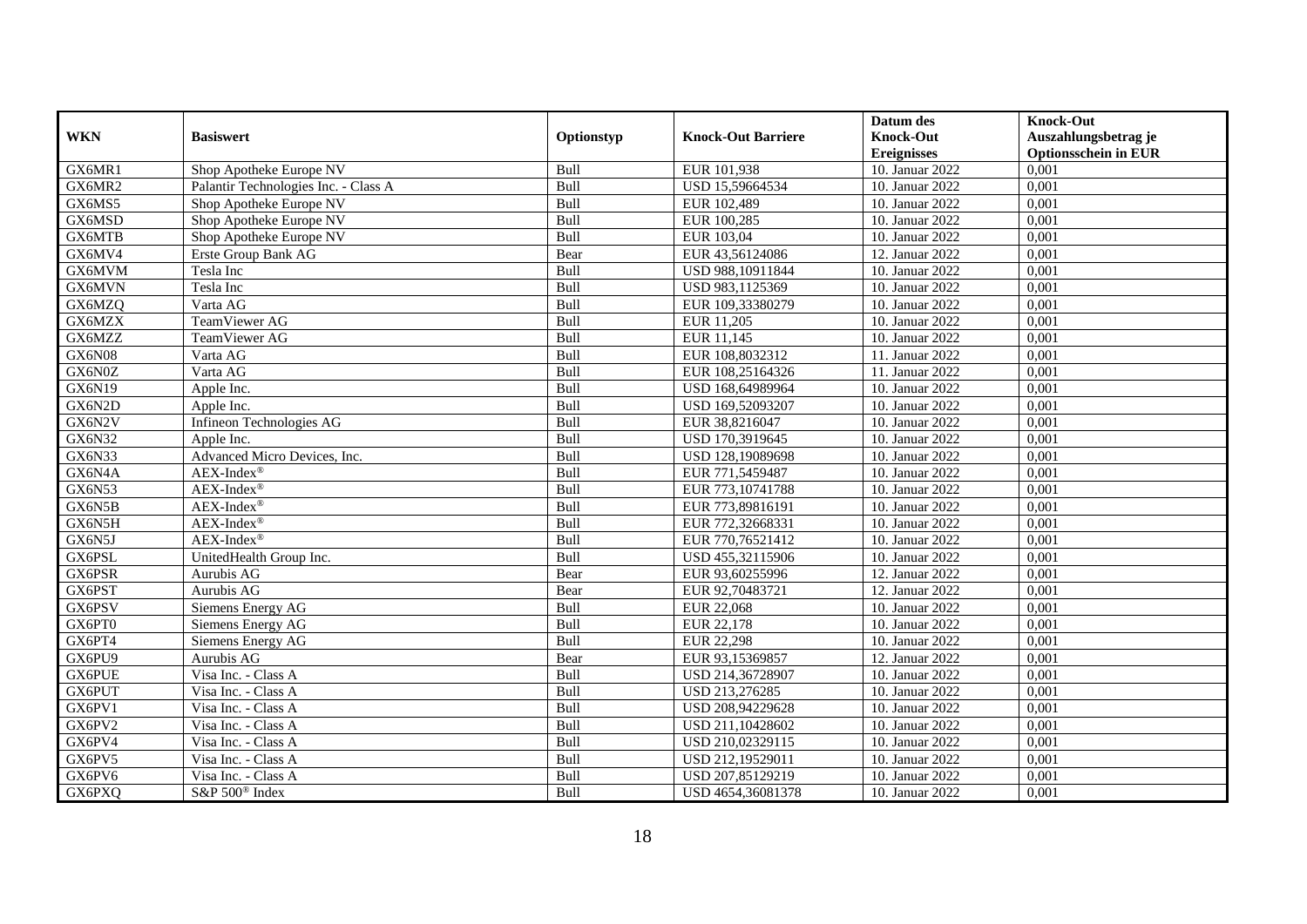| WKN | Basiswert | Optionstyp | Knock-Out Barriere | Datum des Knock-Out Ereignisses | Knock-Out Auszahlungsbetrag je Optionsschein in EUR |
|---|---|---|---|---|---|
| GX6MR1 | Shop Apotheke Europe NV | Bull | EUR 101,938 | 10. Januar 2022 | 0,001 |
| GX6MR2 | Palantir Technologies Inc. - Class A | Bull | USD 15,59664534 | 10. Januar 2022 | 0,001 |
| GX6MS5 | Shop Apotheke Europe NV | Bull | EUR 102,489 | 10. Januar 2022 | 0,001 |
| GX6MSD | Shop Apotheke Europe NV | Bull | EUR 100,285 | 10. Januar 2022 | 0,001 |
| GX6MTB | Shop Apotheke Europe NV | Bull | EUR 103,04 | 10. Januar 2022 | 0,001 |
| GX6MV4 | Erste Group Bank AG | Bear | EUR 43,56124086 | 12. Januar 2022 | 0,001 |
| GX6MVM | Tesla Inc | Bull | USD 988,10911844 | 10. Januar 2022 | 0,001 |
| GX6MVN | Tesla Inc | Bull | USD 983,1125369 | 10. Januar 2022 | 0,001 |
| GX6MZQ | Varta AG | Bull | EUR 109,33380279 | 10. Januar 2022 | 0,001 |
| GX6MZX | TeamViewer AG | Bull | EUR 11,205 | 10. Januar 2022 | 0,001 |
| GX6MZZ | TeamViewer AG | Bull | EUR 11,145 | 10. Januar 2022 | 0,001 |
| GX6N08 | Varta AG | Bull | EUR 108,8032312 | 11. Januar 2022 | 0,001 |
| GX6N0Z | Varta AG | Bull | EUR 108,25164326 | 11. Januar 2022 | 0,001 |
| GX6N19 | Apple Inc. | Bull | USD 168,64989964 | 10. Januar 2022 | 0,001 |
| GX6N2D | Apple Inc. | Bull | USD 169,52093207 | 10. Januar 2022 | 0,001 |
| GX6N2V | Infineon Technologies AG | Bull | EUR 38,8216047 | 10. Januar 2022 | 0,001 |
| GX6N32 | Apple Inc. | Bull | USD 170,3919645 | 10. Januar 2022 | 0,001 |
| GX6N33 | Advanced Micro Devices, Inc. | Bull | USD 128,19089698 | 10. Januar 2022 | 0,001 |
| GX6N4A | AEX-Index® | Bull | EUR 771,5459487 | 10. Januar 2022 | 0,001 |
| GX6N53 | AEX-Index® | Bull | EUR 773,10741788 | 10. Januar 2022 | 0,001 |
| GX6N5B | AEX-Index® | Bull | EUR 773,89816191 | 10. Januar 2022 | 0,001 |
| GX6N5H | AEX-Index® | Bull | EUR 772,32668331 | 10. Januar 2022 | 0,001 |
| GX6N5J | AEX-Index® | Bull | EUR 770,76521412 | 10. Januar 2022 | 0,001 |
| GX6PSL | UnitedHealth Group Inc. | Bull | USD 455,32115906 | 10. Januar 2022 | 0,001 |
| GX6PSR | Aurubis AG | Bear | EUR 93,60255996 | 12. Januar 2022 | 0,001 |
| GX6PST | Aurubis AG | Bear | EUR 92,70483721 | 12. Januar 2022 | 0,001 |
| GX6PSV | Siemens Energy AG | Bull | EUR 22,068 | 10. Januar 2022 | 0,001 |
| GX6PT0 | Siemens Energy AG | Bull | EUR 22,178 | 10. Januar 2022 | 0,001 |
| GX6PT4 | Siemens Energy AG | Bull | EUR 22,298 | 10. Januar 2022 | 0,001 |
| GX6PU9 | Aurubis AG | Bear | EUR 93,15369857 | 12. Januar 2022 | 0,001 |
| GX6PUE | Visa Inc. - Class A | Bull | USD 214,36728907 | 10. Januar 2022 | 0,001 |
| GX6PUT | Visa Inc. - Class A | Bull | USD 213,276285 | 10. Januar 2022 | 0,001 |
| GX6PV1 | Visa Inc. - Class A | Bull | USD 208,94229628 | 10. Januar 2022 | 0,001 |
| GX6PV2 | Visa Inc. - Class A | Bull | USD 211,10428602 | 10. Januar 2022 | 0,001 |
| GX6PV4 | Visa Inc. - Class A | Bull | USD 210,02329115 | 10. Januar 2022 | 0,001 |
| GX6PV5 | Visa Inc. - Class A | Bull | USD 212,19529011 | 10. Januar 2022 | 0,001 |
| GX6PV6 | Visa Inc. - Class A | Bull | USD 207,85129219 | 10. Januar 2022 | 0,001 |
| GX6PXQ | S&P 500® Index | Bull | USD 4654,36081378 | 10. Januar 2022 | 0,001 |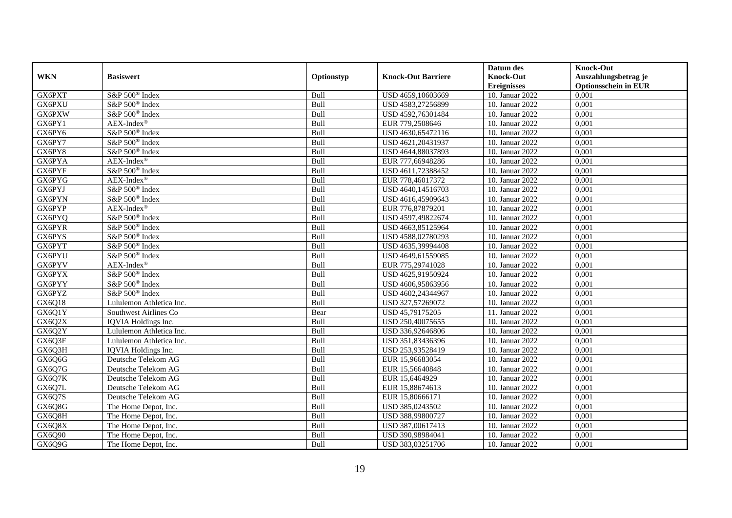| WKN | Basiswert | Optionstyp | Knock-Out Barriere | Datum des Knock-Out Ereignisses | Knock-Out Auszahlungsbetrag je Optionsschein in EUR |
|---|---|---|---|---|---|
| GX6PXT | S&P 500® Index | Bull | USD 4659,10603669 | 10. Januar 2022 | 0,001 |
| GX6PXU | S&P 500® Index | Bull | USD 4583,27256899 | 10. Januar 2022 | 0,001 |
| GX6PXW | S&P 500® Index | Bull | USD 4592,76301484 | 10. Januar 2022 | 0,001 |
| GX6PY1 | AEX-Index® | Bull | EUR 779,2508646 | 10. Januar 2022 | 0,001 |
| GX6PY6 | S&P 500® Index | Bull | USD 4630,65472116 | 10. Januar 2022 | 0,001 |
| GX6PY7 | S&P 500® Index | Bull | USD 4621,20431937 | 10. Januar 2022 | 0,001 |
| GX6PY8 | S&P 500® Index | Bull | USD 4644,88037893 | 10. Januar 2022 | 0,001 |
| GX6PYA | AEX-Index® | Bull | EUR 777,66948286 | 10. Januar 2022 | 0,001 |
| GX6PYF | S&P 500® Index | Bull | USD 4611,72388452 | 10. Januar 2022 | 0,001 |
| GX6PYG | AEX-Index® | Bull | EUR 778,46017372 | 10. Januar 2022 | 0,001 |
| GX6PYJ | S&P 500® Index | Bull | USD 4640,14516703 | 10. Januar 2022 | 0,001 |
| GX6PYN | S&P 500® Index | Bull | USD 4616,45909643 | 10. Januar 2022 | 0,001 |
| GX6PYP | AEX-Index® | Bull | EUR 776,87879201 | 10. Januar 2022 | 0,001 |
| GX6PYQ | S&P 500® Index | Bull | USD 4597,49822674 | 10. Januar 2022 | 0,001 |
| GX6PYR | S&P 500® Index | Bull | USD 4663,85125964 | 10. Januar 2022 | 0,001 |
| GX6PYS | S&P 500® Index | Bull | USD 4588,02780293 | 10. Januar 2022 | 0,001 |
| GX6PYT | S&P 500® Index | Bull | USD 4635,39994408 | 10. Januar 2022 | 0,001 |
| GX6PYU | S&P 500® Index | Bull | USD 4649,61559085 | 10. Januar 2022 | 0,001 |
| GX6PYV | AEX-Index® | Bull | EUR 775,29741028 | 10. Januar 2022 | 0,001 |
| GX6PYX | S&P 500® Index | Bull | USD 4625,91950924 | 10. Januar 2022 | 0,001 |
| GX6PYY | S&P 500® Index | Bull | USD 4606,95863956 | 10. Januar 2022 | 0,001 |
| GX6PYZ | S&P 500® Index | Bull | USD 4602,24344967 | 10. Januar 2022 | 0,001 |
| GX6Q18 | Lululemon Athletica Inc. | Bull | USD 327,57269072 | 10. Januar 2022 | 0,001 |
| GX6Q1Y | Southwest Airlines Co | Bear | USD 45,79175205 | 11. Januar 2022 | 0,001 |
| GX6Q2X | IQVIA Holdings Inc. | Bull | USD 250,40075655 | 10. Januar 2022 | 0,001 |
| GX6Q2Y | Lululemon Athletica Inc. | Bull | USD 336,92646806 | 10. Januar 2022 | 0,001 |
| GX6Q3F | Lululemon Athletica Inc. | Bull | USD 351,83436396 | 10. Januar 2022 | 0,001 |
| GX6Q3H | IQVIA Holdings Inc. | Bull | USD 253,93528419 | 10. Januar 2022 | 0,001 |
| GX6Q6G | Deutsche Telekom AG | Bull | EUR 15,96683054 | 10. Januar 2022 | 0,001 |
| GX6Q7G | Deutsche Telekom AG | Bull | EUR 15,56640848 | 10. Januar 2022 | 0,001 |
| GX6Q7K | Deutsche Telekom AG | Bull | EUR 15,6464929 | 10. Januar 2022 | 0,001 |
| GX6Q7L | Deutsche Telekom AG | Bull | EUR 15,88674613 | 10. Januar 2022 | 0,001 |
| GX6Q7S | Deutsche Telekom AG | Bull | EUR 15,80666171 | 10. Januar 2022 | 0,001 |
| GX6Q8G | The Home Depot, Inc. | Bull | USD 385,0243502 | 10. Januar 2022 | 0,001 |
| GX6Q8H | The Home Depot, Inc. | Bull | USD 388,99800727 | 10. Januar 2022 | 0,001 |
| GX6Q8X | The Home Depot, Inc. | Bull | USD 387,00617413 | 10. Januar 2022 | 0,001 |
| GX6Q90 | The Home Depot, Inc. | Bull | USD 390,98984041 | 10. Januar 2022 | 0,001 |
| GX6Q9G | The Home Depot, Inc. | Bull | USD 383,03251706 | 10. Januar 2022 | 0,001 |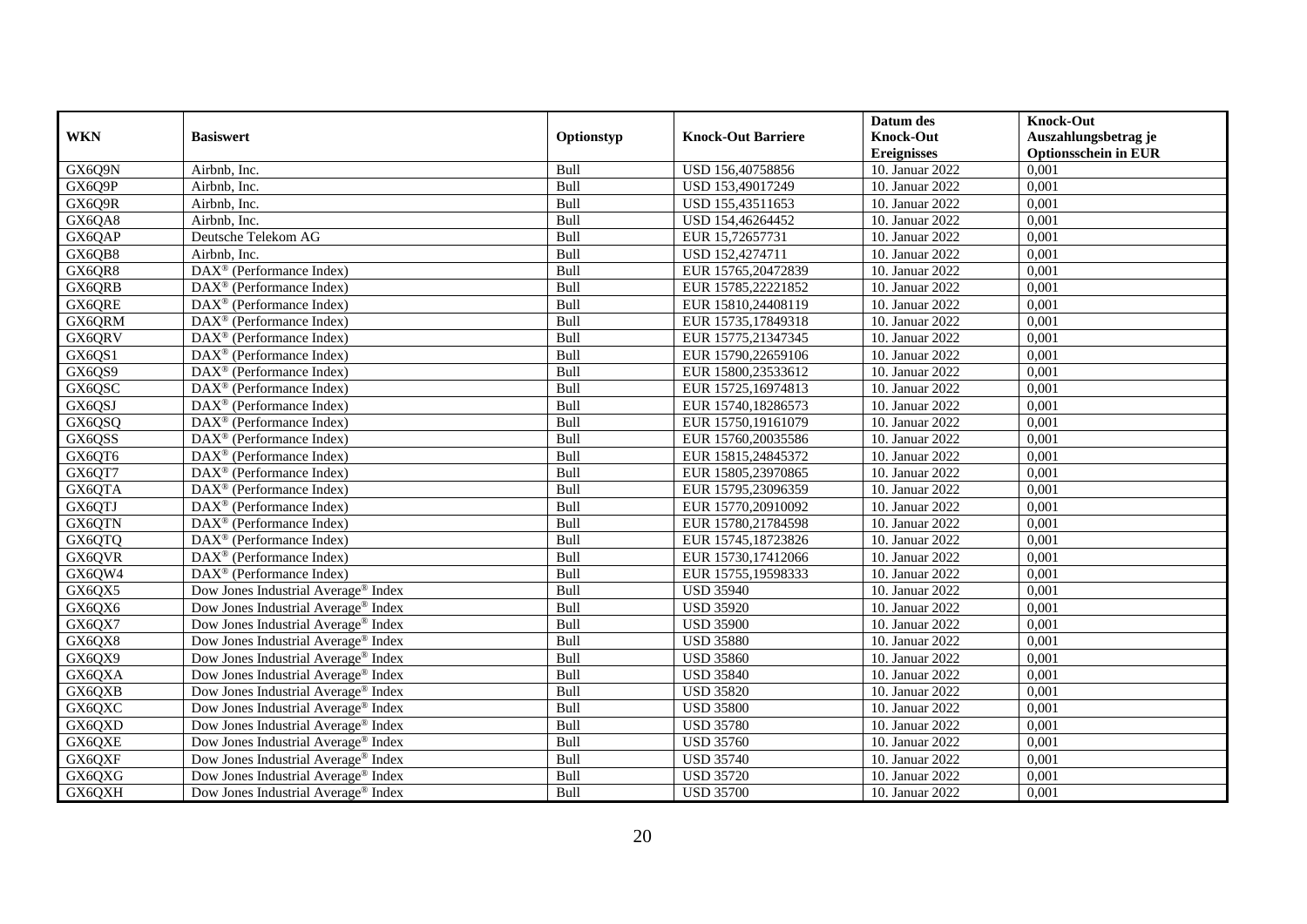| WKN | Basiswert | Optionstyp | Knock-Out Barriere | Datum des Knock-Out Ereignisses | Knock-Out Auszahlungsbetrag je Optionsschein in EUR |
|---|---|---|---|---|---|
| GX6Q9N | Airbnb, Inc. | Bull | USD 156,40758856 | 10. Januar 2022 | 0,001 |
| GX6Q9P | Airbnb, Inc. | Bull | USD 153,49017249 | 10. Januar 2022 | 0,001 |
| GX6Q9R | Airbnb, Inc. | Bull | USD 155,43511653 | 10. Januar 2022 | 0,001 |
| GX6QA8 | Airbnb, Inc. | Bull | USD 154,46264452 | 10. Januar 2022 | 0,001 |
| GX6QAP | Deutsche Telekom AG | Bull | EUR 15,72657731 | 10. Januar 2022 | 0,001 |
| GX6QB8 | Airbnb, Inc. | Bull | USD 152,4274711 | 10. Januar 2022 | 0,001 |
| GX6QR8 | DAX® (Performance Index) | Bull | EUR 15765,20472839 | 10. Januar 2022 | 0,001 |
| GX6QRB | DAX® (Performance Index) | Bull | EUR 15785,22221852 | 10. Januar 2022 | 0,001 |
| GX6QRE | DAX® (Performance Index) | Bull | EUR 15810,24408119 | 10. Januar 2022 | 0,001 |
| GX6QRM | DAX® (Performance Index) | Bull | EUR 15735,17849318 | 10. Januar 2022 | 0,001 |
| GX6QRV | DAX® (Performance Index) | Bull | EUR 15775,21347345 | 10. Januar 2022 | 0,001 |
| GX6QS1 | DAX® (Performance Index) | Bull | EUR 15790,22659106 | 10. Januar 2022 | 0,001 |
| GX6QS9 | DAX® (Performance Index) | Bull | EUR 15800,23533612 | 10. Januar 2022 | 0,001 |
| GX6QSC | DAX® (Performance Index) | Bull | EUR 15725,16974813 | 10. Januar 2022 | 0,001 |
| GX6QSJ | DAX® (Performance Index) | Bull | EUR 15740,18286573 | 10. Januar 2022 | 0,001 |
| GX6QSQ | DAX® (Performance Index) | Bull | EUR 15750,19161079 | 10. Januar 2022 | 0,001 |
| GX6QSS | DAX® (Performance Index) | Bull | EUR 15760,20035586 | 10. Januar 2022 | 0,001 |
| GX6QT6 | DAX® (Performance Index) | Bull | EUR 15815,24845372 | 10. Januar 2022 | 0,001 |
| GX6QT7 | DAX® (Performance Index) | Bull | EUR 15805,23970865 | 10. Januar 2022 | 0,001 |
| GX6QTA | DAX® (Performance Index) | Bull | EUR 15795,23096359 | 10. Januar 2022 | 0,001 |
| GX6QTJ | DAX® (Performance Index) | Bull | EUR 15770,20910092 | 10. Januar 2022 | 0,001 |
| GX6QTN | DAX® (Performance Index) | Bull | EUR 15780,21784598 | 10. Januar 2022 | 0,001 |
| GX6QTQ | DAX® (Performance Index) | Bull | EUR 15745,18723826 | 10. Januar 2022 | 0,001 |
| GX6QVR | DAX® (Performance Index) | Bull | EUR 15730,17412066 | 10. Januar 2022 | 0,001 |
| GX6QW4 | DAX® (Performance Index) | Bull | EUR 15755,19598333 | 10. Januar 2022 | 0,001 |
| GX6QX5 | Dow Jones Industrial Average® Index | Bull | USD 35940 | 10. Januar 2022 | 0,001 |
| GX6QX6 | Dow Jones Industrial Average® Index | Bull | USD 35920 | 10. Januar 2022 | 0,001 |
| GX6QX7 | Dow Jones Industrial Average® Index | Bull | USD 35900 | 10. Januar 2022 | 0,001 |
| GX6QX8 | Dow Jones Industrial Average® Index | Bull | USD 35880 | 10. Januar 2022 | 0,001 |
| GX6QX9 | Dow Jones Industrial Average® Index | Bull | USD 35860 | 10. Januar 2022 | 0,001 |
| GX6QXA | Dow Jones Industrial Average® Index | Bull | USD 35840 | 10. Januar 2022 | 0,001 |
| GX6QXB | Dow Jones Industrial Average® Index | Bull | USD 35820 | 10. Januar 2022 | 0,001 |
| GX6QXC | Dow Jones Industrial Average® Index | Bull | USD 35800 | 10. Januar 2022 | 0,001 |
| GX6QXD | Dow Jones Industrial Average® Index | Bull | USD 35780 | 10. Januar 2022 | 0,001 |
| GX6QXE | Dow Jones Industrial Average® Index | Bull | USD 35760 | 10. Januar 2022 | 0,001 |
| GX6QXF | Dow Jones Industrial Average® Index | Bull | USD 35740 | 10. Januar 2022 | 0,001 |
| GX6QXG | Dow Jones Industrial Average® Index | Bull | USD 35720 | 10. Januar 2022 | 0,001 |
| GX6QXH | Dow Jones Industrial Average® Index | Bull | USD 35700 | 10. Januar 2022 | 0,001 |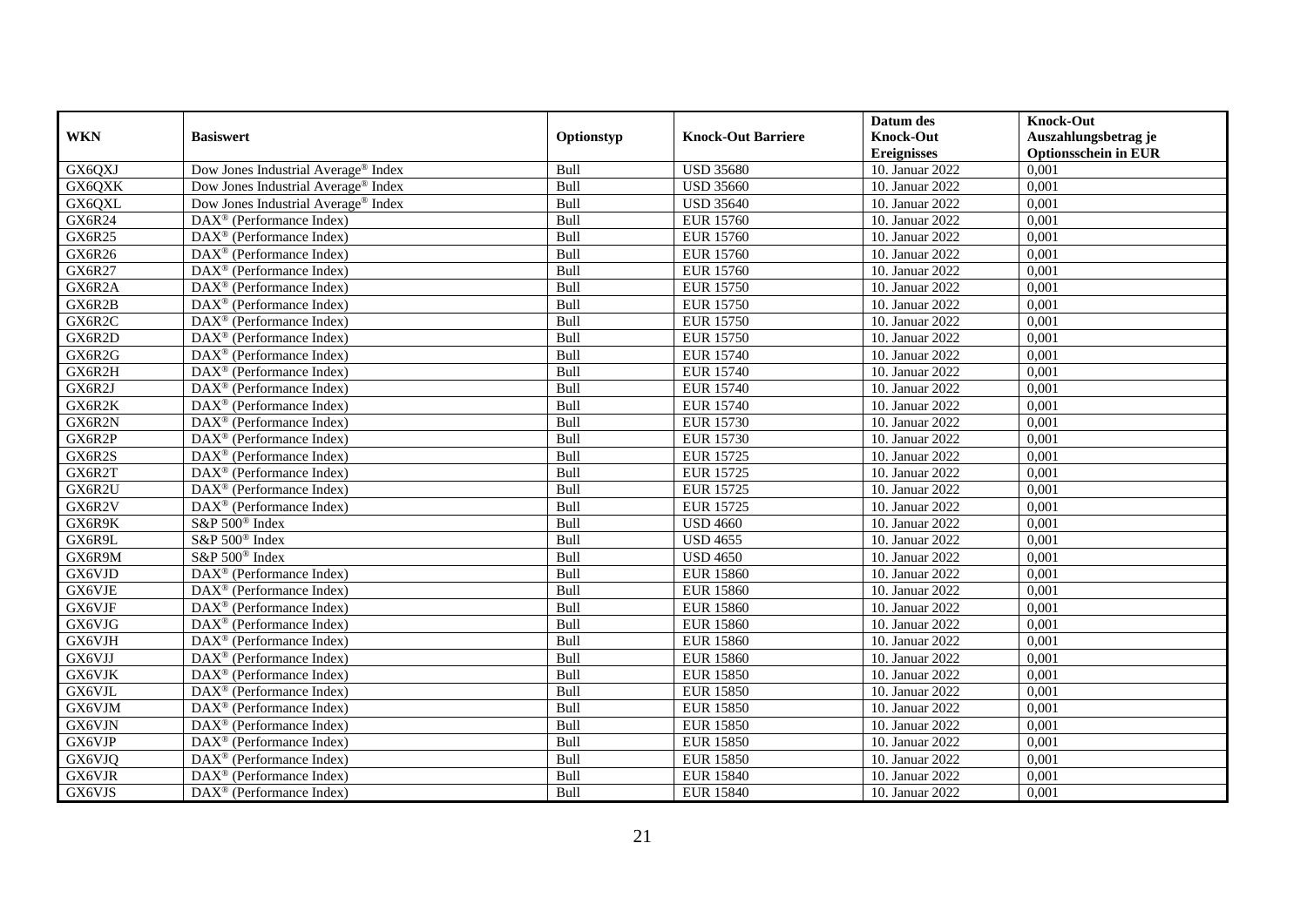| WKN | Basiswert | Optionstyp | Knock-Out Barriere | Datum des Knock-Out Ereignisses | Knock-Out Auszahlungsbetrag je Optionsschein in EUR |
|---|---|---|---|---|---|
| GX6QXJ | Dow Jones Industrial Average® Index | Bull | USD 35680 | 10. Januar 2022 | 0,001 |
| GX6QXK | Dow Jones Industrial Average® Index | Bull | USD 35660 | 10. Januar 2022 | 0,001 |
| GX6QXL | Dow Jones Industrial Average® Index | Bull | USD 35640 | 10. Januar 2022 | 0,001 |
| GX6R24 | DAX® (Performance Index) | Bull | EUR 15760 | 10. Januar 2022 | 0,001 |
| GX6R25 | DAX® (Performance Index) | Bull | EUR 15760 | 10. Januar 2022 | 0,001 |
| GX6R26 | DAX® (Performance Index) | Bull | EUR 15760 | 10. Januar 2022 | 0,001 |
| GX6R27 | DAX® (Performance Index) | Bull | EUR 15760 | 10. Januar 2022 | 0,001 |
| GX6R2A | DAX® (Performance Index) | Bull | EUR 15750 | 10. Januar 2022 | 0,001 |
| GX6R2B | DAX® (Performance Index) | Bull | EUR 15750 | 10. Januar 2022 | 0,001 |
| GX6R2C | DAX® (Performance Index) | Bull | EUR 15750 | 10. Januar 2022 | 0,001 |
| GX6R2D | DAX® (Performance Index) | Bull | EUR 15750 | 10. Januar 2022 | 0,001 |
| GX6R2G | DAX® (Performance Index) | Bull | EUR 15740 | 10. Januar 2022 | 0,001 |
| GX6R2H | DAX® (Performance Index) | Bull | EUR 15740 | 10. Januar 2022 | 0,001 |
| GX6R2J | DAX® (Performance Index) | Bull | EUR 15740 | 10. Januar 2022 | 0,001 |
| GX6R2K | DAX® (Performance Index) | Bull | EUR 15740 | 10. Januar 2022 | 0,001 |
| GX6R2N | DAX® (Performance Index) | Bull | EUR 15730 | 10. Januar 2022 | 0,001 |
| GX6R2P | DAX® (Performance Index) | Bull | EUR 15730 | 10. Januar 2022 | 0,001 |
| GX6R2S | DAX® (Performance Index) | Bull | EUR 15725 | 10. Januar 2022 | 0,001 |
| GX6R2T | DAX® (Performance Index) | Bull | EUR 15725 | 10. Januar 2022 | 0,001 |
| GX6R2U | DAX® (Performance Index) | Bull | EUR 15725 | 10. Januar 2022 | 0,001 |
| GX6R2V | DAX® (Performance Index) | Bull | EUR 15725 | 10. Januar 2022 | 0,001 |
| GX6R9K | S&P 500® Index | Bull | USD 4660 | 10. Januar 2022 | 0,001 |
| GX6R9L | S&P 500® Index | Bull | USD 4655 | 10. Januar 2022 | 0,001 |
| GX6R9M | S&P 500® Index | Bull | USD 4650 | 10. Januar 2022 | 0,001 |
| GX6VJD | DAX® (Performance Index) | Bull | EUR 15860 | 10. Januar 2022 | 0,001 |
| GX6VJE | DAX® (Performance Index) | Bull | EUR 15860 | 10. Januar 2022 | 0,001 |
| GX6VJF | DAX® (Performance Index) | Bull | EUR 15860 | 10. Januar 2022 | 0,001 |
| GX6VJG | DAX® (Performance Index) | Bull | EUR 15860 | 10. Januar 2022 | 0,001 |
| GX6VJH | DAX® (Performance Index) | Bull | EUR 15860 | 10. Januar 2022 | 0,001 |
| GX6VJJ | DAX® (Performance Index) | Bull | EUR 15860 | 10. Januar 2022 | 0,001 |
| GX6VJK | DAX® (Performance Index) | Bull | EUR 15850 | 10. Januar 2022 | 0,001 |
| GX6VJL | DAX® (Performance Index) | Bull | EUR 15850 | 10. Januar 2022 | 0,001 |
| GX6VJM | DAX® (Performance Index) | Bull | EUR 15850 | 10. Januar 2022 | 0,001 |
| GX6VJN | DAX® (Performance Index) | Bull | EUR 15850 | 10. Januar 2022 | 0,001 |
| GX6VJP | DAX® (Performance Index) | Bull | EUR 15850 | 10. Januar 2022 | 0,001 |
| GX6VJQ | DAX® (Performance Index) | Bull | EUR 15850 | 10. Januar 2022 | 0,001 |
| GX6VJR | DAX® (Performance Index) | Bull | EUR 15840 | 10. Januar 2022 | 0,001 |
| GX6VJS | DAX® (Performance Index) | Bull | EUR 15840 | 10. Januar 2022 | 0,001 |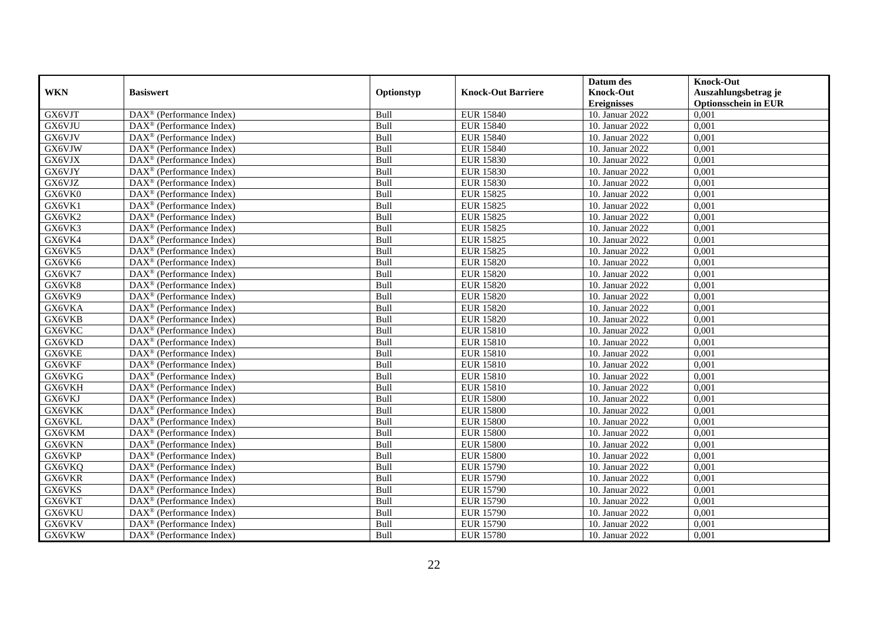| WKN | Basiswert | Optionstyp | Knock-Out Barriere | Datum des Knock-Out Ereignisses | Knock-Out Auszahlungsbetrag je Optionsschein in EUR |
|---|---|---|---|---|---|
| GX6VJT | DAX® (Performance Index) | Bull | EUR 15840 | 10. Januar 2022 | 0,001 |
| GX6VJU | DAX® (Performance Index) | Bull | EUR 15840 | 10. Januar 2022 | 0,001 |
| GX6VJV | DAX® (Performance Index) | Bull | EUR 15840 | 10. Januar 2022 | 0,001 |
| GX6VJW | DAX® (Performance Index) | Bull | EUR 15840 | 10. Januar 2022 | 0,001 |
| GX6VJX | DAX® (Performance Index) | Bull | EUR 15830 | 10. Januar 2022 | 0,001 |
| GX6VJY | DAX® (Performance Index) | Bull | EUR 15830 | 10. Januar 2022 | 0,001 |
| GX6VJZ | DAX® (Performance Index) | Bull | EUR 15830 | 10. Januar 2022 | 0,001 |
| GX6VK0 | DAX® (Performance Index) | Bull | EUR 15825 | 10. Januar 2022 | 0,001 |
| GX6VK1 | DAX® (Performance Index) | Bull | EUR 15825 | 10. Januar 2022 | 0,001 |
| GX6VK2 | DAX® (Performance Index) | Bull | EUR 15825 | 10. Januar 2022 | 0,001 |
| GX6VK3 | DAX® (Performance Index) | Bull | EUR 15825 | 10. Januar 2022 | 0,001 |
| GX6VK4 | DAX® (Performance Index) | Bull | EUR 15825 | 10. Januar 2022 | 0,001 |
| GX6VK5 | DAX® (Performance Index) | Bull | EUR 15825 | 10. Januar 2022 | 0,001 |
| GX6VK6 | DAX® (Performance Index) | Bull | EUR 15820 | 10. Januar 2022 | 0,001 |
| GX6VK7 | DAX® (Performance Index) | Bull | EUR 15820 | 10. Januar 2022 | 0,001 |
| GX6VK8 | DAX® (Performance Index) | Bull | EUR 15820 | 10. Januar 2022 | 0,001 |
| GX6VK9 | DAX® (Performance Index) | Bull | EUR 15820 | 10. Januar 2022 | 0,001 |
| GX6VKA | DAX® (Performance Index) | Bull | EUR 15820 | 10. Januar 2022 | 0,001 |
| GX6VKB | DAX® (Performance Index) | Bull | EUR 15820 | 10. Januar 2022 | 0,001 |
| GX6VKC | DAX® (Performance Index) | Bull | EUR 15810 | 10. Januar 2022 | 0,001 |
| GX6VKD | DAX® (Performance Index) | Bull | EUR 15810 | 10. Januar 2022 | 0,001 |
| GX6VKE | DAX® (Performance Index) | Bull | EUR 15810 | 10. Januar 2022 | 0,001 |
| GX6VKF | DAX® (Performance Index) | Bull | EUR 15810 | 10. Januar 2022 | 0,001 |
| GX6VKG | DAX® (Performance Index) | Bull | EUR 15810 | 10. Januar 2022 | 0,001 |
| GX6VKH | DAX® (Performance Index) | Bull | EUR 15810 | 10. Januar 2022 | 0,001 |
| GX6VKJ | DAX® (Performance Index) | Bull | EUR 15800 | 10. Januar 2022 | 0,001 |
| GX6VKK | DAX® (Performance Index) | Bull | EUR 15800 | 10. Januar 2022 | 0,001 |
| GX6VKL | DAX® (Performance Index) | Bull | EUR 15800 | 10. Januar 2022 | 0,001 |
| GX6VKM | DAX® (Performance Index) | Bull | EUR 15800 | 10. Januar 2022 | 0,001 |
| GX6VKN | DAX® (Performance Index) | Bull | EUR 15800 | 10. Januar 2022 | 0,001 |
| GX6VKP | DAX® (Performance Index) | Bull | EUR 15800 | 10. Januar 2022 | 0,001 |
| GX6VKQ | DAX® (Performance Index) | Bull | EUR 15790 | 10. Januar 2022 | 0,001 |
| GX6VKR | DAX® (Performance Index) | Bull | EUR 15790 | 10. Januar 2022 | 0,001 |
| GX6VKS | DAX® (Performance Index) | Bull | EUR 15790 | 10. Januar 2022 | 0,001 |
| GX6VKT | DAX® (Performance Index) | Bull | EUR 15790 | 10. Januar 2022 | 0,001 |
| GX6VKU | DAX® (Performance Index) | Bull | EUR 15790 | 10. Januar 2022 | 0,001 |
| GX6VKV | DAX® (Performance Index) | Bull | EUR 15790 | 10. Januar 2022 | 0,001 |
| GX6VKW | DAX® (Performance Index) | Bull | EUR 15780 | 10. Januar 2022 | 0,001 |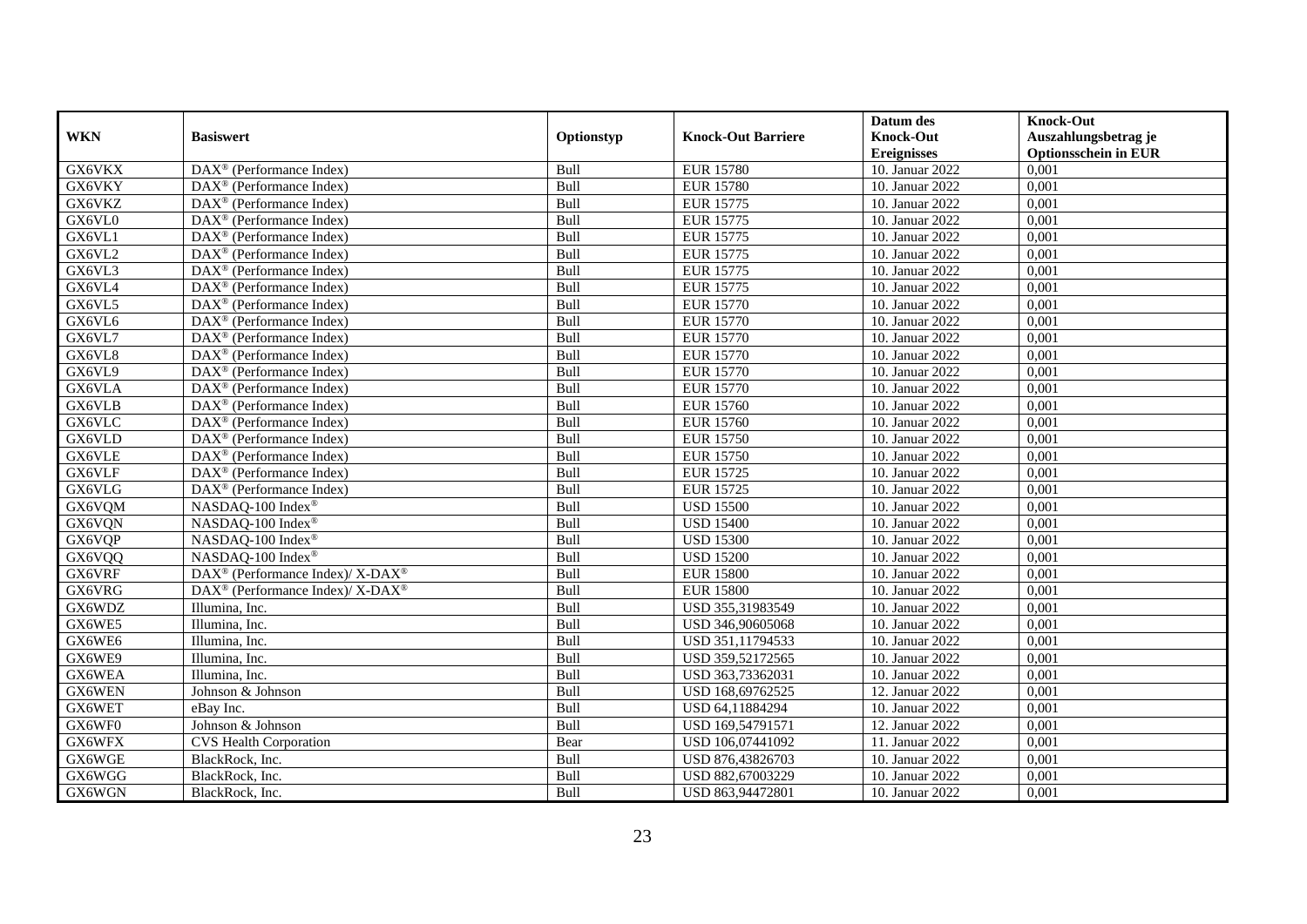| WKN | Basiswert | Optionstyp | Knock-Out Barriere | Datum des Knock-Out Ereignisses | Knock-Out Auszahlungsbetrag je Optionsschein in EUR |
|---|---|---|---|---|---|
| GX6VKX | DAX® (Performance Index) | Bull | EUR 15780 | 10. Januar 2022 | 0,001 |
| GX6VKY | DAX® (Performance Index) | Bull | EUR 15780 | 10. Januar 2022 | 0,001 |
| GX6VKZ | DAX® (Performance Index) | Bull | EUR 15775 | 10. Januar 2022 | 0,001 |
| GX6VL0 | DAX® (Performance Index) | Bull | EUR 15775 | 10. Januar 2022 | 0,001 |
| GX6VL1 | DAX® (Performance Index) | Bull | EUR 15775 | 10. Januar 2022 | 0,001 |
| GX6VL2 | DAX® (Performance Index) | Bull | EUR 15775 | 10. Januar 2022 | 0,001 |
| GX6VL3 | DAX® (Performance Index) | Bull | EUR 15775 | 10. Januar 2022 | 0,001 |
| GX6VL4 | DAX® (Performance Index) | Bull | EUR 15775 | 10. Januar 2022 | 0,001 |
| GX6VL5 | DAX® (Performance Index) | Bull | EUR 15770 | 10. Januar 2022 | 0,001 |
| GX6VL6 | DAX® (Performance Index) | Bull | EUR 15770 | 10. Januar 2022 | 0,001 |
| GX6VL7 | DAX® (Performance Index) | Bull | EUR 15770 | 10. Januar 2022 | 0,001 |
| GX6VL8 | DAX® (Performance Index) | Bull | EUR 15770 | 10. Januar 2022 | 0,001 |
| GX6VL9 | DAX® (Performance Index) | Bull | EUR 15770 | 10. Januar 2022 | 0,001 |
| GX6VLA | DAX® (Performance Index) | Bull | EUR 15770 | 10. Januar 2022 | 0,001 |
| GX6VLB | DAX® (Performance Index) | Bull | EUR 15760 | 10. Januar 2022 | 0,001 |
| GX6VLC | DAX® (Performance Index) | Bull | EUR 15760 | 10. Januar 2022 | 0,001 |
| GX6VLD | DAX® (Performance Index) | Bull | EUR 15750 | 10. Januar 2022 | 0,001 |
| GX6VLE | DAX® (Performance Index) | Bull | EUR 15750 | 10. Januar 2022 | 0,001 |
| GX6VLF | DAX® (Performance Index) | Bull | EUR 15725 | 10. Januar 2022 | 0,001 |
| GX6VLG | DAX® (Performance Index) | Bull | EUR 15725 | 10. Januar 2022 | 0,001 |
| GX6VQM | NASDAQ-100 Index® | Bull | USD 15500 | 10. Januar 2022 | 0,001 |
| GX6VQN | NASDAQ-100 Index® | Bull | USD 15400 | 10. Januar 2022 | 0,001 |
| GX6VQP | NASDAQ-100 Index® | Bull | USD 15300 | 10. Januar 2022 | 0,001 |
| GX6VQQ | NASDAQ-100 Index® | Bull | USD 15200 | 10. Januar 2022 | 0,001 |
| GX6VRF | DAX® (Performance Index)/ X-DAX® | Bull | EUR 15800 | 10. Januar 2022 | 0,001 |
| GX6VRG | DAX® (Performance Index)/ X-DAX® | Bull | EUR 15800 | 10. Januar 2022 | 0,001 |
| GX6WDZ | Illumina, Inc. | Bull | USD 355,31983549 | 10. Januar 2022 | 0,001 |
| GX6WE5 | Illumina, Inc. | Bull | USD 346,90605068 | 10. Januar 2022 | 0,001 |
| GX6WE6 | Illumina, Inc. | Bull | USD 351,11794533 | 10. Januar 2022 | 0,001 |
| GX6WE9 | Illumina, Inc. | Bull | USD 359,52172565 | 10. Januar 2022 | 0,001 |
| GX6WEA | Illumina, Inc. | Bull | USD 363,73362031 | 10. Januar 2022 | 0,001 |
| GX6WEN | Johnson & Johnson | Bull | USD 168,69762525 | 12. Januar 2022 | 0,001 |
| GX6WET | eBay Inc. | Bull | USD 64,11884294 | 10. Januar 2022 | 0,001 |
| GX6WF0 | Johnson & Johnson | Bull | USD 169,54791571 | 12. Januar 2022 | 0,001 |
| GX6WFX | CVS Health Corporation | Bear | USD 106,07441092 | 11. Januar 2022 | 0,001 |
| GX6WGE | BlackRock, Inc. | Bull | USD 876,43826703 | 10. Januar 2022 | 0,001 |
| GX6WGG | BlackRock, Inc. | Bull | USD 882,67003229 | 10. Januar 2022 | 0,001 |
| GX6WGN | BlackRock, Inc. | Bull | USD 863,94472801 | 10. Januar 2022 | 0,001 |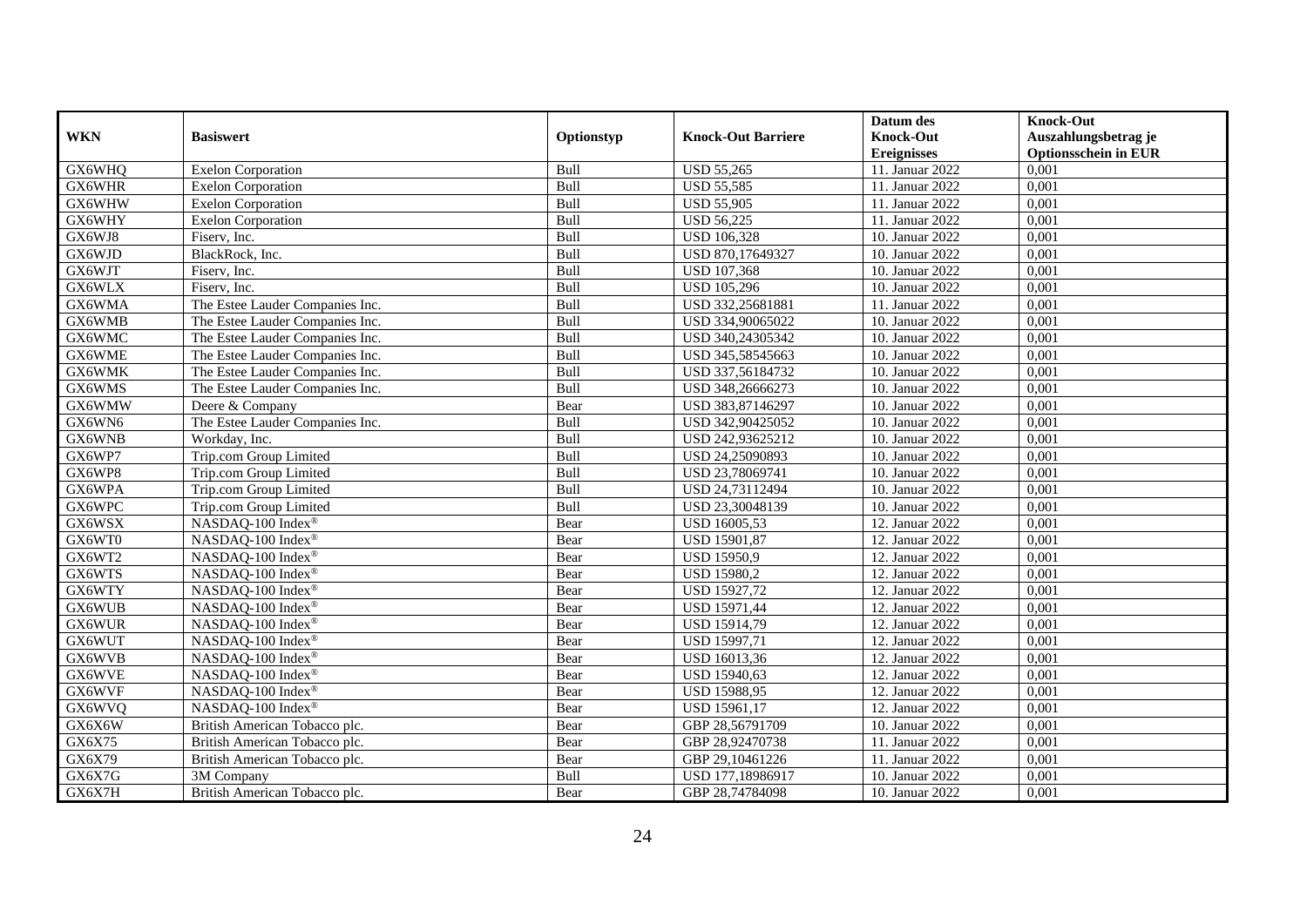| WKN | Basiswert | Optionstyp | Knock-Out Barriere | Datum des Knock-Out Ereignisses | Knock-Out Auszahlungsbetrag je Optionsschein in EUR |
|---|---|---|---|---|---|
| GX6WHQ | Exelon Corporation | Bull | USD 55,265 | 11. Januar 2022 | 0,001 |
| GX6WHR | Exelon Corporation | Bull | USD 55,585 | 11. Januar 2022 | 0,001 |
| GX6WHW | Exelon Corporation | Bull | USD 55,905 | 11. Januar 2022 | 0,001 |
| GX6WHY | Exelon Corporation | Bull | USD 56,225 | 11. Januar 2022 | 0,001 |
| GX6WJ8 | Fiserv, Inc. | Bull | USD 106,328 | 10. Januar 2022 | 0,001 |
| GX6WJD | BlackRock, Inc. | Bull | USD 870,17649327 | 10. Januar 2022 | 0,001 |
| GX6WJT | Fiserv, Inc. | Bull | USD 107,368 | 10. Januar 2022 | 0,001 |
| GX6WLX | Fiserv, Inc. | Bull | USD 105,296 | 10. Januar 2022 | 0,001 |
| GX6WMA | The Estee Lauder Companies Inc. | Bull | USD 332,25681881 | 11. Januar 2022 | 0,001 |
| GX6WMB | The Estee Lauder Companies Inc. | Bull | USD 334,90065022 | 10. Januar 2022 | 0,001 |
| GX6WMC | The Estee Lauder Companies Inc. | Bull | USD 340,24305342 | 10. Januar 2022 | 0,001 |
| GX6WME | The Estee Lauder Companies Inc. | Bull | USD 345,58545663 | 10. Januar 2022 | 0,001 |
| GX6WMK | The Estee Lauder Companies Inc. | Bull | USD 337,56184732 | 10. Januar 2022 | 0,001 |
| GX6WMS | The Estee Lauder Companies Inc. | Bull | USD 348,26666273 | 10. Januar 2022 | 0,001 |
| GX6WMW | Deere & Company | Bear | USD 383,87146297 | 10. Januar 2022 | 0,001 |
| GX6WN6 | The Estee Lauder Companies Inc. | Bull | USD 342,90425052 | 10. Januar 2022 | 0,001 |
| GX6WNB | Workday, Inc. | Bull | USD 242,93625212 | 10. Januar 2022 | 0,001 |
| GX6WP7 | Trip.com Group Limited | Bull | USD 24,25090893 | 10. Januar 2022 | 0,001 |
| GX6WP8 | Trip.com Group Limited | Bull | USD 23,78069741 | 10. Januar 2022 | 0,001 |
| GX6WPA | Trip.com Group Limited | Bull | USD 24,73112494 | 10. Januar 2022 | 0,001 |
| GX6WPC | Trip.com Group Limited | Bull | USD 23,30048139 | 10. Januar 2022 | 0,001 |
| GX6WSX | NASDAQ-100 Index® | Bear | USD 16005,53 | 12. Januar 2022 | 0,001 |
| GX6WT0 | NASDAQ-100 Index® | Bear | USD 15901,87 | 12. Januar 2022 | 0,001 |
| GX6WT2 | NASDAQ-100 Index® | Bear | USD 15950,9 | 12. Januar 2022 | 0,001 |
| GX6WTS | NASDAQ-100 Index® | Bear | USD 15980,2 | 12. Januar 2022 | 0,001 |
| GX6WTY | NASDAQ-100 Index® | Bear | USD 15927,72 | 12. Januar 2022 | 0,001 |
| GX6WUB | NASDAQ-100 Index® | Bear | USD 15971,44 | 12. Januar 2022 | 0,001 |
| GX6WUR | NASDAQ-100 Index® | Bear | USD 15914,79 | 12. Januar 2022 | 0,001 |
| GX6WUT | NASDAQ-100 Index® | Bear | USD 15997,71 | 12. Januar 2022 | 0,001 |
| GX6WVB | NASDAQ-100 Index® | Bear | USD 16013,36 | 12. Januar 2022 | 0,001 |
| GX6WVE | NASDAQ-100 Index® | Bear | USD 15940,63 | 12. Januar 2022 | 0,001 |
| GX6WVF | NASDAQ-100 Index® | Bear | USD 15988,95 | 12. Januar 2022 | 0,001 |
| GX6WVQ | NASDAQ-100 Index® | Bear | USD 15961,17 | 12. Januar 2022 | 0,001 |
| GX6X6W | British American Tobacco plc. | Bear | GBP 28,56791709 | 10. Januar 2022 | 0,001 |
| GX6X75 | British American Tobacco plc. | Bear | GBP 28,92470738 | 11. Januar 2022 | 0,001 |
| GX6X79 | British American Tobacco plc. | Bear | GBP 29,10461226 | 11. Januar 2022 | 0,001 |
| GX6X7G | 3M Company | Bull | USD 177,18986917 | 10. Januar 2022 | 0,001 |
| GX6X7H | British American Tobacco plc. | Bear | GBP 28,74784098 | 10. Januar 2022 | 0,001 |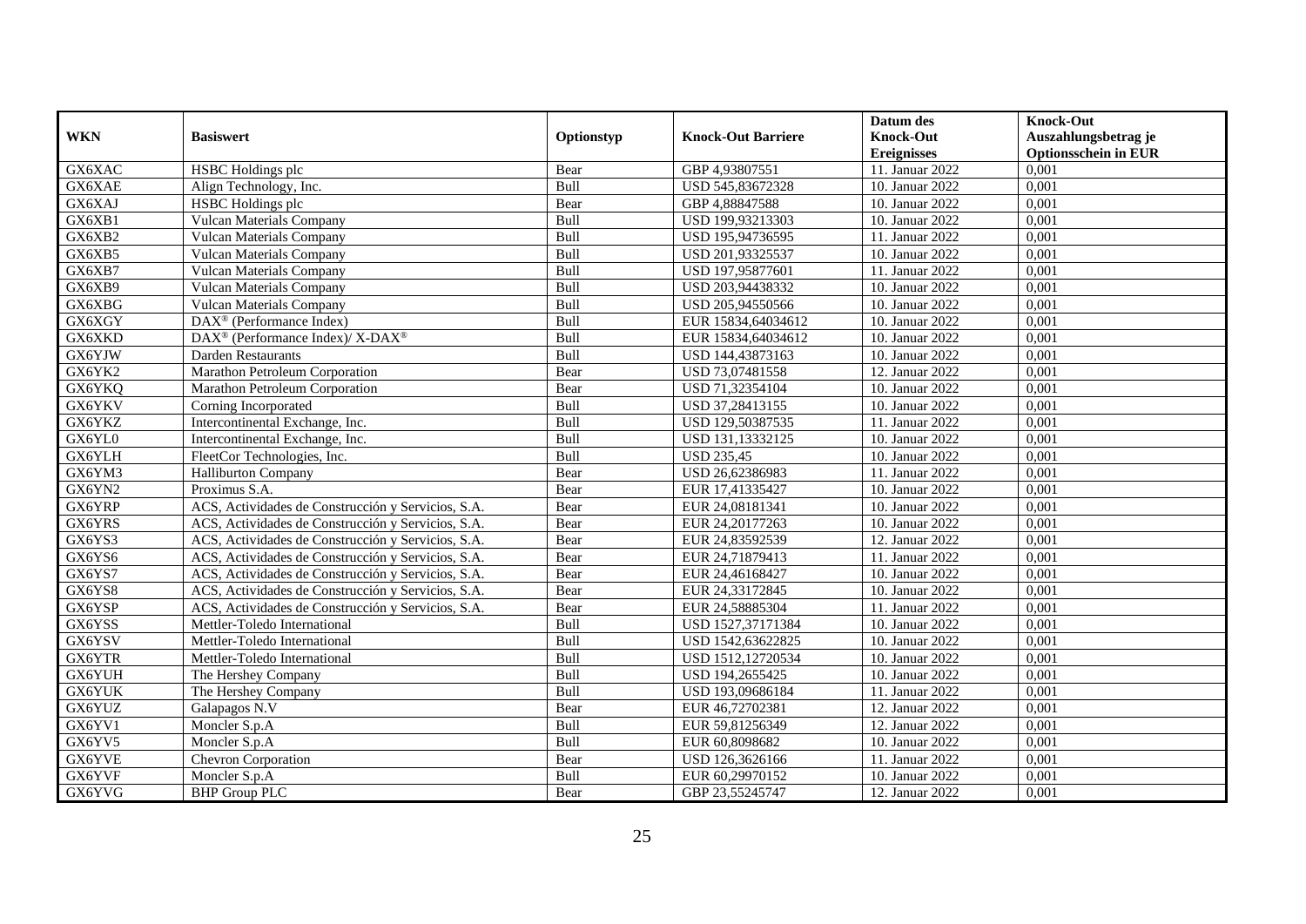| WKN | Basiswert | Optionstyp | Knock-Out Barriere | Datum des Knock-Out Ereignisses | Knock-Out Auszahlungsbetrag je Optionsschein in EUR |
|---|---|---|---|---|---|
| GX6XAC | HSBC Holdings plc | Bear | GBP 4,93807551 | 11. Januar 2022 | 0,001 |
| GX6XAE | Align Technology, Inc. | Bull | USD 545,83672328 | 10. Januar 2022 | 0,001 |
| GX6XAJ | HSBC Holdings plc | Bear | GBP 4,88847588 | 10. Januar 2022 | 0,001 |
| GX6XB1 | Vulcan Materials Company | Bull | USD 199,93213303 | 10. Januar 2022 | 0,001 |
| GX6XB2 | Vulcan Materials Company | Bull | USD 195,94736595 | 11. Januar 2022 | 0,001 |
| GX6XB5 | Vulcan Materials Company | Bull | USD 201,93325537 | 10. Januar 2022 | 0,001 |
| GX6XB7 | Vulcan Materials Company | Bull | USD 197,95877601 | 11. Januar 2022 | 0,001 |
| GX6XB9 | Vulcan Materials Company | Bull | USD 203,94438332 | 10. Januar 2022 | 0,001 |
| GX6XBG | Vulcan Materials Company | Bull | USD 205,94550566 | 10. Januar 2022 | 0,001 |
| GX6XGY | DAX® (Performance Index) | Bull | EUR 15834,64034612 | 10. Januar 2022 | 0,001 |
| GX6XKD | DAX® (Performance Index)/ X-DAX® | Bull | EUR 15834,64034612 | 10. Januar 2022 | 0,001 |
| GX6YJW | Darden Restaurants | Bull | USD 144,43873163 | 10. Januar 2022 | 0,001 |
| GX6YK2 | Marathon Petroleum Corporation | Bear | USD 73,07481558 | 12. Januar 2022 | 0,001 |
| GX6YKQ | Marathon Petroleum Corporation | Bear | USD 71,32354104 | 10. Januar 2022 | 0,001 |
| GX6YKV | Corning Incorporated | Bull | USD 37,28413155 | 10. Januar 2022 | 0,001 |
| GX6YKZ | Intercontinental Exchange, Inc. | Bull | USD 129,50387535 | 11. Januar 2022 | 0,001 |
| GX6YL0 | Intercontinental Exchange, Inc. | Bull | USD 131,13332125 | 10. Januar 2022 | 0,001 |
| GX6YLH | FleetCor Technologies, Inc. | Bull | USD 235,45 | 10. Januar 2022 | 0,001 |
| GX6YM3 | Halliburton Company | Bear | USD 26,62386983 | 11. Januar 2022 | 0,001 |
| GX6YN2 | Proximus S.A. | Bear | EUR 17,41335427 | 10. Januar 2022 | 0,001 |
| GX6YRP | ACS, Actividades de Construcción y Servicios, S.A. | Bear | EUR 24,08181341 | 10. Januar 2022 | 0,001 |
| GX6YRS | ACS, Actividades de Construcción y Servicios, S.A. | Bear | EUR 24,20177263 | 10. Januar 2022 | 0,001 |
| GX6YS3 | ACS, Actividades de Construcción y Servicios, S.A. | Bear | EUR 24,83592539 | 12. Januar 2022 | 0,001 |
| GX6YS6 | ACS, Actividades de Construcción y Servicios, S.A. | Bear | EUR 24,71879413 | 11. Januar 2022 | 0,001 |
| GX6YS7 | ACS, Actividades de Construcción y Servicios, S.A. | Bear | EUR 24,46168427 | 10. Januar 2022 | 0,001 |
| GX6YS8 | ACS, Actividades de Construcción y Servicios, S.A. | Bear | EUR 24,33172845 | 10. Januar 2022 | 0,001 |
| GX6YSP | ACS, Actividades de Construcción y Servicios, S.A. | Bear | EUR 24,58885304 | 11. Januar 2022 | 0,001 |
| GX6YSS | Mettler-Toledo International | Bull | USD 1527,37171384 | 10. Januar 2022 | 0,001 |
| GX6YSV | Mettler-Toledo International | Bull | USD 1542,63622825 | 10. Januar 2022 | 0,001 |
| GX6YTR | Mettler-Toledo International | Bull | USD 1512,12720534 | 10. Januar 2022 | 0,001 |
| GX6YUH | The Hershey Company | Bull | USD 194,2655425 | 10. Januar 2022 | 0,001 |
| GX6YUK | The Hershey Company | Bull | USD 193,09686184 | 11. Januar 2022 | 0,001 |
| GX6YUZ | Galapagos N.V | Bear | EUR 46,72702381 | 12. Januar 2022 | 0,001 |
| GX6YV1 | Moncler S.p.A | Bull | EUR 59,81256349 | 12. Januar 2022 | 0,001 |
| GX6YV5 | Moncler S.p.A | Bull | EUR 60,8098682 | 10. Januar 2022 | 0,001 |
| GX6YVE | Chevron Corporation | Bear | USD 126,3626166 | 11. Januar 2022 | 0,001 |
| GX6YVF | Moncler S.p.A | Bull | EUR 60,29970152 | 10. Januar 2022 | 0,001 |
| GX6YVG | BHP Group PLC | Bear | GBP 23,55245747 | 12. Januar 2022 | 0,001 |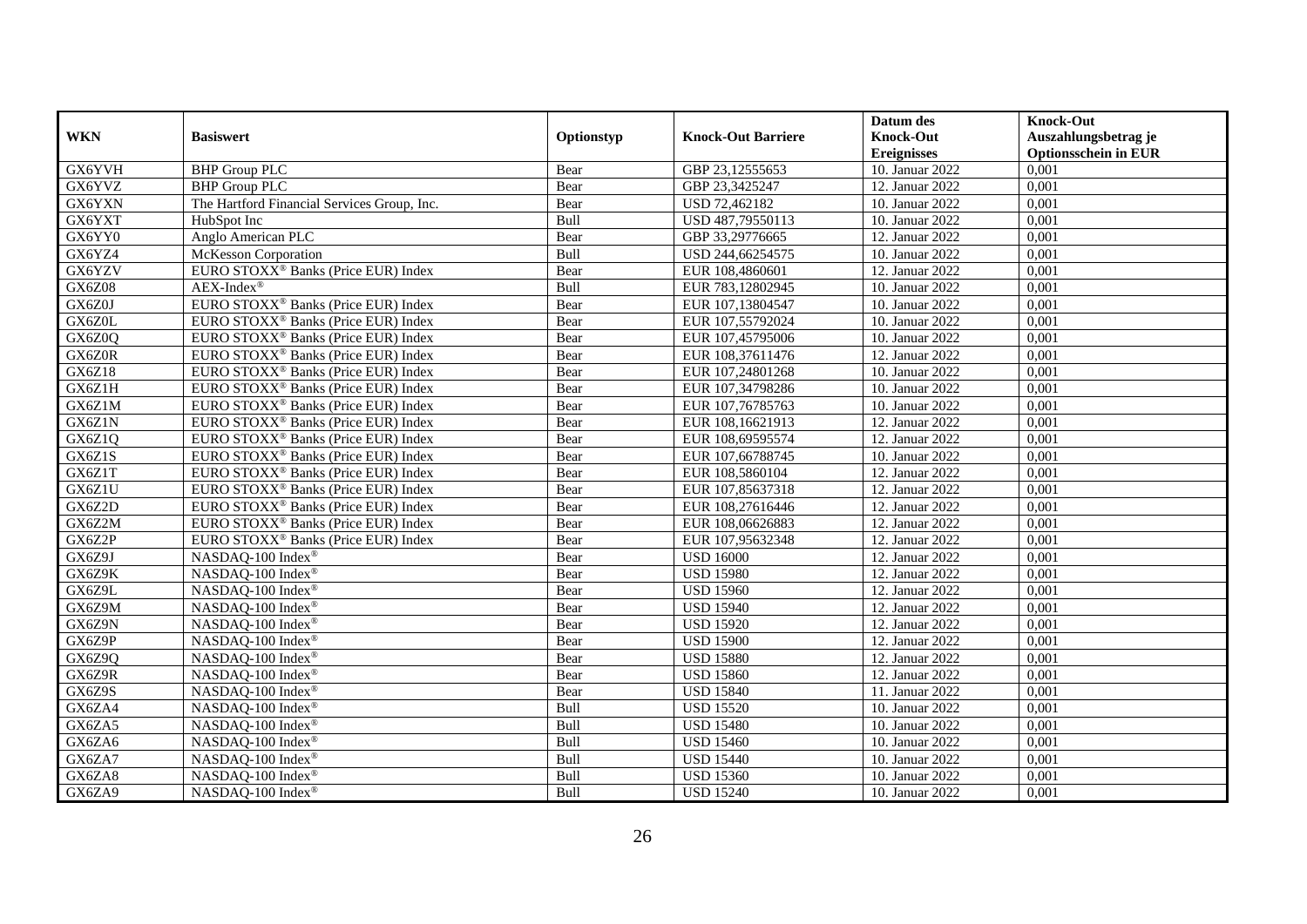| WKN | Basiswert | Optionstyp | Knock-Out Barriere | Datum des Knock-Out Ereignisses | Knock-Out Auszahlungsbetrag je Optionsschein in EUR |
|---|---|---|---|---|---|
| GX6YVH | BHP Group PLC | Bear | GBP 23,12555653 | 10. Januar 2022 | 0,001 |
| GX6YVZ | BHP Group PLC | Bear | GBP 23,3425247 | 12. Januar 2022 | 0,001 |
| GX6YXN | The Hartford Financial Services Group, Inc. | Bear | USD 72,462182 | 10. Januar 2022 | 0,001 |
| GX6YXT | HubSpot Inc | Bull | USD 487,79550113 | 10. Januar 2022 | 0,001 |
| GX6YY0 | Anglo American PLC | Bear | GBP 33,29776665 | 12. Januar 2022 | 0,001 |
| GX6YZ4 | McKesson Corporation | Bull | USD 244,66254575 | 10. Januar 2022 | 0,001 |
| GX6YZV | EURO STOXX® Banks (Price EUR) Index | Bear | EUR 108,4860601 | 12. Januar 2022 | 0,001 |
| GX6Z08 | AEX-Index® | Bull | EUR 783,12802945 | 10. Januar 2022 | 0,001 |
| GX6Z0J | EURO STOXX® Banks (Price EUR) Index | Bear | EUR 107,13804547 | 10. Januar 2022 | 0,001 |
| GX6Z0L | EURO STOXX® Banks (Price EUR) Index | Bear | EUR 107,55792024 | 10. Januar 2022 | 0,001 |
| GX6Z0Q | EURO STOXX® Banks (Price EUR) Index | Bear | EUR 107,45795006 | 10. Januar 2022 | 0,001 |
| GX6Z0R | EURO STOXX® Banks (Price EUR) Index | Bear | EUR 108,37611476 | 12. Januar 2022 | 0,001 |
| GX6Z18 | EURO STOXX® Banks (Price EUR) Index | Bear | EUR 107,24801268 | 10. Januar 2022 | 0,001 |
| GX6Z1H | EURO STOXX® Banks (Price EUR) Index | Bear | EUR 107,34798286 | 10. Januar 2022 | 0,001 |
| GX6Z1M | EURO STOXX® Banks (Price EUR) Index | Bear | EUR 107,76785763 | 10. Januar 2022 | 0,001 |
| GX6Z1N | EURO STOXX® Banks (Price EUR) Index | Bear | EUR 108,16621913 | 12. Januar 2022 | 0,001 |
| GX6Z1Q | EURO STOXX® Banks (Price EUR) Index | Bear | EUR 108,69595574 | 12. Januar 2022 | 0,001 |
| GX6Z1S | EURO STOXX® Banks (Price EUR) Index | Bear | EUR 107,66788745 | 10. Januar 2022 | 0,001 |
| GX6Z1T | EURO STOXX® Banks (Price EUR) Index | Bear | EUR 108,5860104 | 12. Januar 2022 | 0,001 |
| GX6Z1U | EURO STOXX® Banks (Price EUR) Index | Bear | EUR 107,85637318 | 12. Januar 2022 | 0,001 |
| GX6Z2D | EURO STOXX® Banks (Price EUR) Index | Bear | EUR 108,27616446 | 12. Januar 2022 | 0,001 |
| GX6Z2M | EURO STOXX® Banks (Price EUR) Index | Bear | EUR 108,06626883 | 12. Januar 2022 | 0,001 |
| GX6Z2P | EURO STOXX® Banks (Price EUR) Index | Bear | EUR 107,95632348 | 12. Januar 2022 | 0,001 |
| GX6Z9J | NASDAQ-100 Index® | Bear | USD 16000 | 12. Januar 2022 | 0,001 |
| GX6Z9K | NASDAQ-100 Index® | Bear | USD 15980 | 12. Januar 2022 | 0,001 |
| GX6Z9L | NASDAQ-100 Index® | Bear | USD 15960 | 12. Januar 2022 | 0,001 |
| GX6Z9M | NASDAQ-100 Index® | Bear | USD 15940 | 12. Januar 2022 | 0,001 |
| GX6Z9N | NASDAQ-100 Index® | Bear | USD 15920 | 12. Januar 2022 | 0,001 |
| GX6Z9P | NASDAQ-100 Index® | Bear | USD 15900 | 12. Januar 2022 | 0,001 |
| GX6Z9Q | NASDAQ-100 Index® | Bear | USD 15880 | 12. Januar 2022 | 0,001 |
| GX6Z9R | NASDAQ-100 Index® | Bear | USD 15860 | 12. Januar 2022 | 0,001 |
| GX6Z9S | NASDAQ-100 Index® | Bear | USD 15840 | 11. Januar 2022 | 0,001 |
| GX6ZA4 | NASDAQ-100 Index® | Bull | USD 15520 | 10. Januar 2022 | 0,001 |
| GX6ZA5 | NASDAQ-100 Index® | Bull | USD 15480 | 10. Januar 2022 | 0,001 |
| GX6ZA6 | NASDAQ-100 Index® | Bull | USD 15460 | 10. Januar 2022 | 0,001 |
| GX6ZA7 | NASDAQ-100 Index® | Bull | USD 15440 | 10. Januar 2022 | 0,001 |
| GX6ZA8 | NASDAQ-100 Index® | Bull | USD 15360 | 10. Januar 2022 | 0,001 |
| GX6ZA9 | NASDAQ-100 Index® | Bull | USD 15240 | 10. Januar 2022 | 0,001 |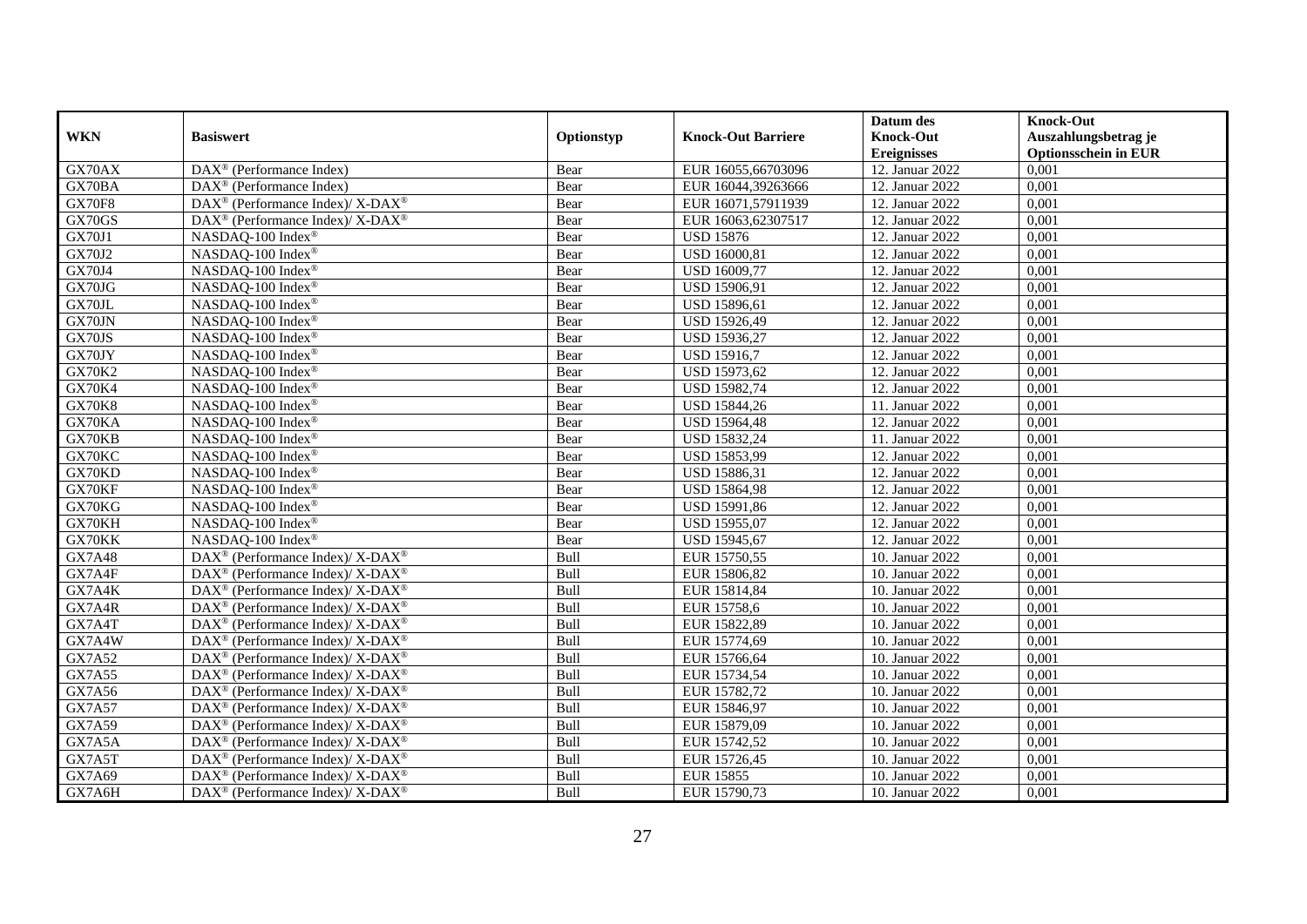| WKN | Basiswert | Optionstyp | Knock-Out Barriere | Datum des Knock-Out Ereignisses | Knock-Out Auszahlungsbetrag je Optionsschein in EUR |
|---|---|---|---|---|---|
| GX70AX | DAX® (Performance Index) | Bear | EUR 16055,66703096 | 12. Januar 2022 | 0,001 |
| GX70BA | DAX® (Performance Index) | Bear | EUR 16044,39263666 | 12. Januar 2022 | 0,001 |
| GX70F8 | DAX® (Performance Index)/ X-DAX® | Bear | EUR 16071,57911939 | 12. Januar 2022 | 0,001 |
| GX70GS | DAX® (Performance Index)/ X-DAX® | Bear | EUR 16063,62307517 | 12. Januar 2022 | 0,001 |
| GX70J1 | NASDAQ-100 Index® | Bear | USD 15876 | 12. Januar 2022 | 0,001 |
| GX70J2 | NASDAQ-100 Index® | Bear | USD 16000,81 | 12. Januar 2022 | 0,001 |
| GX70J4 | NASDAQ-100 Index® | Bear | USD 16009,77 | 12. Januar 2022 | 0,001 |
| GX70JG | NASDAQ-100 Index® | Bear | USD 15906,91 | 12. Januar 2022 | 0,001 |
| GX70JL | NASDAQ-100 Index® | Bear | USD 15896,61 | 12. Januar 2022 | 0,001 |
| GX70JN | NASDAQ-100 Index® | Bear | USD 15926,49 | 12. Januar 2022 | 0,001 |
| GX70JS | NASDAQ-100 Index® | Bear | USD 15936,27 | 12. Januar 2022 | 0,001 |
| GX70JY | NASDAQ-100 Index® | Bear | USD 15916,7 | 12. Januar 2022 | 0,001 |
| GX70K2 | NASDAQ-100 Index® | Bear | USD 15973,62 | 12. Januar 2022 | 0,001 |
| GX70K4 | NASDAQ-100 Index® | Bear | USD 15982,74 | 12. Januar 2022 | 0,001 |
| GX70K8 | NASDAQ-100 Index® | Bear | USD 15844,26 | 11. Januar 2022 | 0,001 |
| GX70KA | NASDAQ-100 Index® | Bear | USD 15964,48 | 12. Januar 2022 | 0,001 |
| GX70KB | NASDAQ-100 Index® | Bear | USD 15832,24 | 11. Januar 2022 | 0,001 |
| GX70KC | NASDAQ-100 Index® | Bear | USD 15853,99 | 12. Januar 2022 | 0,001 |
| GX70KD | NASDAQ-100 Index® | Bear | USD 15886,31 | 12. Januar 2022 | 0,001 |
| GX70KF | NASDAQ-100 Index® | Bear | USD 15864,98 | 12. Januar 2022 | 0,001 |
| GX70KG | NASDAQ-100 Index® | Bear | USD 15991,86 | 12. Januar 2022 | 0,001 |
| GX70KH | NASDAQ-100 Index® | Bear | USD 15955,07 | 12. Januar 2022 | 0,001 |
| GX70KK | NASDAQ-100 Index® | Bear | USD 15945,67 | 12. Januar 2022 | 0,001 |
| GX7A48 | DAX® (Performance Index)/ X-DAX® | Bull | EUR 15750,55 | 10. Januar 2022 | 0,001 |
| GX7A4F | DAX® (Performance Index)/ X-DAX® | Bull | EUR 15806,82 | 10. Januar 2022 | 0,001 |
| GX7A4K | DAX® (Performance Index)/ X-DAX® | Bull | EUR 15814,84 | 10. Januar 2022 | 0,001 |
| GX7A4R | DAX® (Performance Index)/ X-DAX® | Bull | EUR 15758,6 | 10. Januar 2022 | 0,001 |
| GX7A4T | DAX® (Performance Index)/ X-DAX® | Bull | EUR 15822,89 | 10. Januar 2022 | 0,001 |
| GX7A4W | DAX® (Performance Index)/ X-DAX® | Bull | EUR 15774,69 | 10. Januar 2022 | 0,001 |
| GX7A52 | DAX® (Performance Index)/ X-DAX® | Bull | EUR 15766,64 | 10. Januar 2022 | 0,001 |
| GX7A55 | DAX® (Performance Index)/ X-DAX® | Bull | EUR 15734,54 | 10. Januar 2022 | 0,001 |
| GX7A56 | DAX® (Performance Index)/ X-DAX® | Bull | EUR 15782,72 | 10. Januar 2022 | 0,001 |
| GX7A57 | DAX® (Performance Index)/ X-DAX® | Bull | EUR 15846,97 | 10. Januar 2022 | 0,001 |
| GX7A59 | DAX® (Performance Index)/ X-DAX® | Bull | EUR 15879,09 | 10. Januar 2022 | 0,001 |
| GX7A5A | DAX® (Performance Index)/ X-DAX® | Bull | EUR 15742,52 | 10. Januar 2022 | 0,001 |
| GX7A5T | DAX® (Performance Index)/ X-DAX® | Bull | EUR 15726,45 | 10. Januar 2022 | 0,001 |
| GX7A69 | DAX® (Performance Index)/ X-DAX® | Bull | EUR 15855 | 10. Januar 2022 | 0,001 |
| GX7A6H | DAX® (Performance Index)/ X-DAX® | Bull | EUR 15790,73 | 10. Januar 2022 | 0,001 |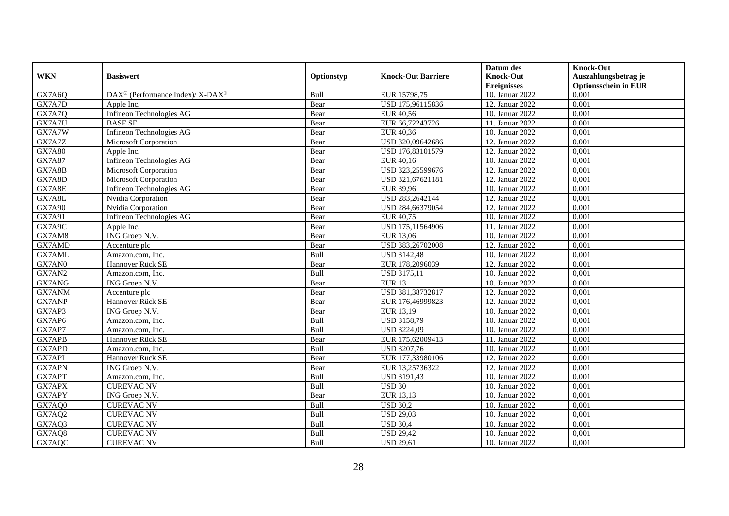| WKN | Basiswert | Optionstyp | Knock-Out Barriere | Datum des Knock-Out Ereignisses | Knock-Out Auszahlungsbetrag je Optionsschein in EUR |
|---|---|---|---|---|---|
| GX7A6Q | DAX® (Performance Index)/ X-DAX® | Bull | EUR 15798,75 | 10. Januar 2022 | 0,001 |
| GX7A7D | Apple Inc. | Bear | USD 175,96115836 | 12. Januar 2022 | 0,001 |
| GX7A7Q | Infineon Technologies AG | Bear | EUR 40,56 | 10. Januar 2022 | 0,001 |
| GX7A7U | BASF SE | Bear | EUR 66,72243726 | 11. Januar 2022 | 0,001 |
| GX7A7W | Infineon Technologies AG | Bear | EUR 40,36 | 10. Januar 2022 | 0,001 |
| GX7A7Z | Microsoft Corporation | Bear | USD 320,09642686 | 12. Januar 2022 | 0,001 |
| GX7A80 | Apple Inc. | Bear | USD 176,83101579 | 12. Januar 2022 | 0,001 |
| GX7A87 | Infineon Technologies AG | Bear | EUR 40,16 | 10. Januar 2022 | 0,001 |
| GX7A8B | Microsoft Corporation | Bear | USD 323,25599676 | 12. Januar 2022 | 0,001 |
| GX7A8D | Microsoft Corporation | Bear | USD 321,67621181 | 12. Januar 2022 | 0,001 |
| GX7A8E | Infineon Technologies AG | Bear | EUR 39,96 | 10. Januar 2022 | 0,001 |
| GX7A8L | Nvidia Corporation | Bear | USD 283,2642144 | 12. Januar 2022 | 0,001 |
| GX7A90 | Nvidia Corporation | Bear | USD 284,66379054 | 12. Januar 2022 | 0,001 |
| GX7A91 | Infineon Technologies AG | Bear | EUR 40,75 | 10. Januar 2022 | 0,001 |
| GX7A9C | Apple Inc. | Bear | USD 175,11564906 | 11. Januar 2022 | 0,001 |
| GX7AM8 | ING Groep N.V. | Bear | EUR 13,06 | 10. Januar 2022 | 0,001 |
| GX7AMD | Accenture plc | Bear | USD 383,26702008 | 12. Januar 2022 | 0,001 |
| GX7AML | Amazon.com, Inc. | Bull | USD 3142,48 | 10. Januar 2022 | 0,001 |
| GX7AN0 | Hannover Rück SE | Bear | EUR 178,2096039 | 12. Januar 2022 | 0,001 |
| GX7AN2 | Amazon.com, Inc. | Bull | USD 3175,11 | 10. Januar 2022 | 0,001 |
| GX7ANG | ING Groep N.V. | Bear | EUR 13 | 10. Januar 2022 | 0,001 |
| GX7ANM | Accenture plc | Bear | USD 381,38732817 | 12. Januar 2022 | 0,001 |
| GX7ANP | Hannover Rück SE | Bear | EUR 176,46999823 | 12. Januar 2022 | 0,001 |
| GX7AP3 | ING Groep N.V. | Bear | EUR 13,19 | 10. Januar 2022 | 0,001 |
| GX7AP6 | Amazon.com, Inc. | Bull | USD 3158,79 | 10. Januar 2022 | 0,001 |
| GX7AP7 | Amazon.com, Inc. | Bull | USD 3224,09 | 10. Januar 2022 | 0,001 |
| GX7APB | Hannover Rück SE | Bear | EUR 175,62009413 | 11. Januar 2022 | 0,001 |
| GX7APD | Amazon.com, Inc. | Bull | USD 3207,76 | 10. Januar 2022 | 0,001 |
| GX7APL | Hannover Rück SE | Bear | EUR 177,33980106 | 12. Januar 2022 | 0,001 |
| GX7APN | ING Groep N.V. | Bear | EUR 13,25736322 | 12. Januar 2022 | 0,001 |
| GX7APT | Amazon.com, Inc. | Bull | USD 3191,43 | 10. Januar 2022 | 0,001 |
| GX7APX | CUREVAC NV | Bull | USD 30 | 10. Januar 2022 | 0,001 |
| GX7APY | ING Groep N.V. | Bear | EUR 13,13 | 10. Januar 2022 | 0,001 |
| GX7AQ0 | CUREVAC NV | Bull | USD 30,2 | 10. Januar 2022 | 0,001 |
| GX7AQ2 | CUREVAC NV | Bull | USD 29,03 | 10. Januar 2022 | 0,001 |
| GX7AQ3 | CUREVAC NV | Bull | USD 30,4 | 10. Januar 2022 | 0,001 |
| GX7AQ8 | CUREVAC NV | Bull | USD 29,42 | 10. Januar 2022 | 0,001 |
| GX7AQC | CUREVAC NV | Bull | USD 29,61 | 10. Januar 2022 | 0,001 |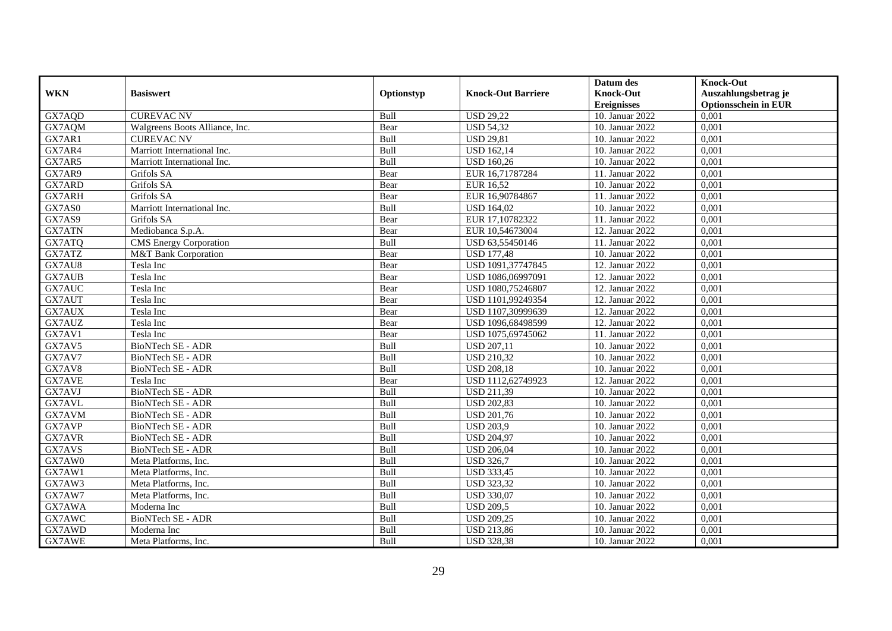| WKN | Basiswert | Optionstyp | Knock-Out Barriere | Datum des Knock-Out Ereignisses | Knock-Out Auszahlungsbetrag je Optionsschein in EUR |
|---|---|---|---|---|---|
| GX7AQD | CUREVAC NV | Bull | USD 29,22 | 10. Januar 2022 | 0,001 |
| GX7AQM | Walgreens Boots Alliance, Inc. | Bear | USD 54,32 | 10. Januar 2022 | 0,001 |
| GX7AR1 | CUREVAC NV | Bull | USD 29,81 | 10. Januar 2022 | 0,001 |
| GX7AR4 | Marriott International Inc. | Bull | USD 162,14 | 10. Januar 2022 | 0,001 |
| GX7AR5 | Marriott International Inc. | Bull | USD 160,26 | 10. Januar 2022 | 0,001 |
| GX7AR9 | Grifols SA | Bear | EUR 16,71787284 | 11. Januar 2022 | 0,001 |
| GX7ARD | Grifols SA | Bear | EUR 16,52 | 10. Januar 2022 | 0,001 |
| GX7ARH | Grifols SA | Bear | EUR 16,90784867 | 11. Januar 2022 | 0,001 |
| GX7AS0 | Marriott International Inc. | Bull | USD 164,02 | 10. Januar 2022 | 0,001 |
| GX7AS9 | Grifols SA | Bear | EUR 17,10782322 | 11. Januar 2022 | 0,001 |
| GX7ATN | Mediobanca S.p.A. | Bear | EUR 10,54673004 | 12. Januar 2022 | 0,001 |
| GX7ATQ | CMS Energy Corporation | Bull | USD 63,55450146 | 11. Januar 2022 | 0,001 |
| GX7ATZ | M&T Bank Corporation | Bear | USD 177,48 | 10. Januar 2022 | 0,001 |
| GX7AU8 | Tesla Inc | Bear | USD 1091,37747845 | 12. Januar 2022 | 0,001 |
| GX7AUB | Tesla Inc | Bear | USD 1086,06997091 | 12. Januar 2022 | 0,001 |
| GX7AUC | Tesla Inc | Bear | USD 1080,75246807 | 12. Januar 2022 | 0,001 |
| GX7AUT | Tesla Inc | Bear | USD 1101,99249354 | 12. Januar 2022 | 0,001 |
| GX7AUX | Tesla Inc | Bear | USD 1107,30999639 | 12. Januar 2022 | 0,001 |
| GX7AUZ | Tesla Inc | Bear | USD 1096,68498599 | 12. Januar 2022 | 0,001 |
| GX7AV1 | Tesla Inc | Bear | USD 1075,69745062 | 11. Januar 2022 | 0,001 |
| GX7AV5 | BioNTech SE - ADR | Bull | USD 207,11 | 10. Januar 2022 | 0,001 |
| GX7AV7 | BioNTech SE - ADR | Bull | USD 210,32 | 10. Januar 2022 | 0,001 |
| GX7AV8 | BioNTech SE - ADR | Bull | USD 208,18 | 10. Januar 2022 | 0,001 |
| GX7AVE | Tesla Inc | Bear | USD 1112,62749923 | 12. Januar 2022 | 0,001 |
| GX7AVJ | BioNTech SE - ADR | Bull | USD 211,39 | 10. Januar 2022 | 0,001 |
| GX7AVL | BioNTech SE - ADR | Bull | USD 202,83 | 10. Januar 2022 | 0,001 |
| GX7AVM | BioNTech SE - ADR | Bull | USD 201,76 | 10. Januar 2022 | 0,001 |
| GX7AVP | BioNTech SE - ADR | Bull | USD 203,9 | 10. Januar 2022 | 0,001 |
| GX7AVR | BioNTech SE - ADR | Bull | USD 204,97 | 10. Januar 2022 | 0,001 |
| GX7AVS | BioNTech SE - ADR | Bull | USD 206,04 | 10. Januar 2022 | 0,001 |
| GX7AW0 | Meta Platforms, Inc. | Bull | USD 326,7 | 10. Januar 2022 | 0,001 |
| GX7AW1 | Meta Platforms, Inc. | Bull | USD 333,45 | 10. Januar 2022 | 0,001 |
| GX7AW3 | Meta Platforms, Inc. | Bull | USD 323,32 | 10. Januar 2022 | 0,001 |
| GX7AW7 | Meta Platforms, Inc. | Bull | USD 330,07 | 10. Januar 2022 | 0,001 |
| GX7AWA | Moderna Inc | Bull | USD 209,5 | 10. Januar 2022 | 0,001 |
| GX7AWC | BioNTech SE - ADR | Bull | USD 209,25 | 10. Januar 2022 | 0,001 |
| GX7AWD | Moderna Inc | Bull | USD 213,86 | 10. Januar 2022 | 0,001 |
| GX7AWE | Meta Platforms, Inc. | Bull | USD 328,38 | 10. Januar 2022 | 0,001 |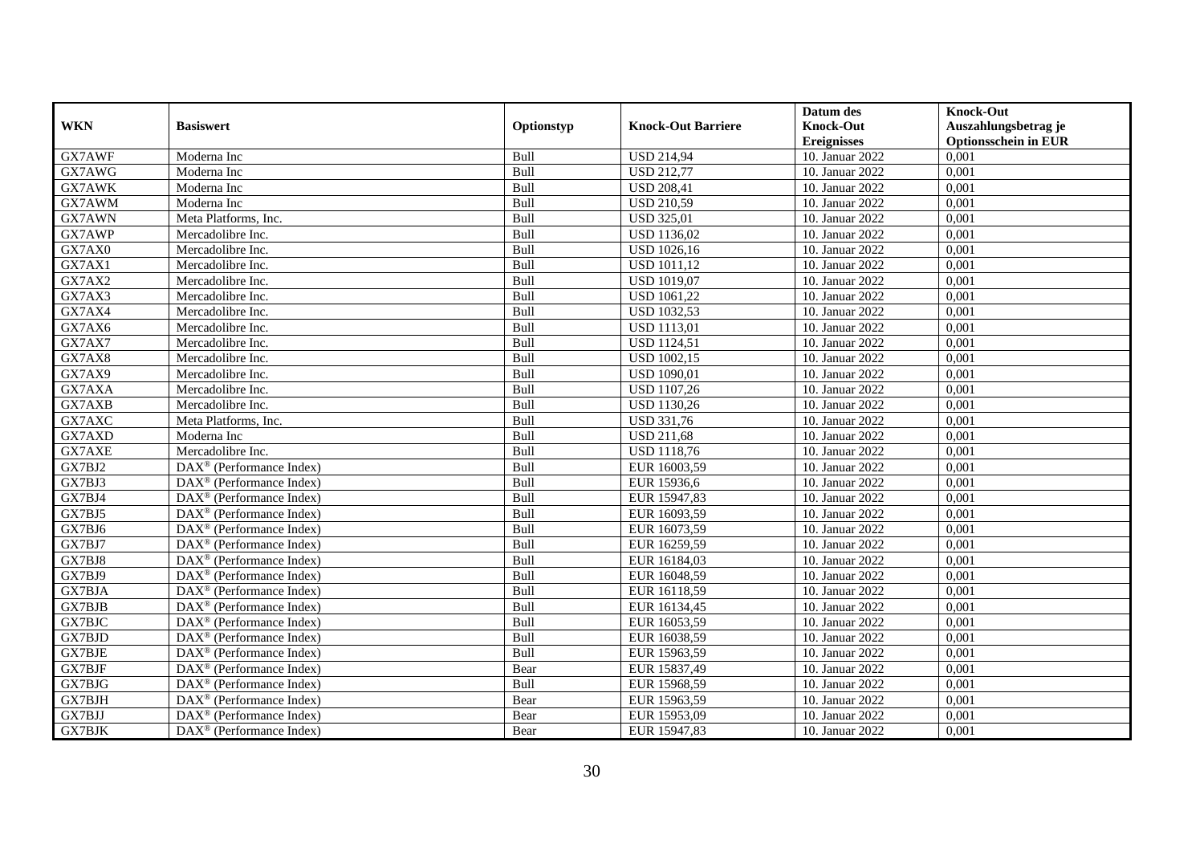| WKN | Basiswert | Optionstyp | Knock-Out Barriere | Datum des Knock-Out Ereignisses | Knock-Out Auszahlungsbetrag je Optionsschein in EUR |
|---|---|---|---|---|---|
| GX7AWF | Moderna Inc | Bull | USD 214,94 | 10. Januar 2022 | 0,001 |
| GX7AWG | Moderna Inc | Bull | USD 212,77 | 10. Januar 2022 | 0,001 |
| GX7AWK | Moderna Inc | Bull | USD 208,41 | 10. Januar 2022 | 0,001 |
| GX7AWM | Moderna Inc | Bull | USD 210,59 | 10. Januar 2022 | 0,001 |
| GX7AWN | Meta Platforms, Inc. | Bull | USD 325,01 | 10. Januar 2022 | 0,001 |
| GX7AWP | Mercadolibre Inc. | Bull | USD 1136,02 | 10. Januar 2022 | 0,001 |
| GX7AX0 | Mercadolibre Inc. | Bull | USD 1026,16 | 10. Januar 2022 | 0,001 |
| GX7AX1 | Mercadolibre Inc. | Bull | USD 1011,12 | 10. Januar 2022 | 0,001 |
| GX7AX2 | Mercadolibre Inc. | Bull | USD 1019,07 | 10. Januar 2022 | 0,001 |
| GX7AX3 | Mercadolibre Inc. | Bull | USD 1061,22 | 10. Januar 2022 | 0,001 |
| GX7AX4 | Mercadolibre Inc. | Bull | USD 1032,53 | 10. Januar 2022 | 0,001 |
| GX7AX6 | Mercadolibre Inc. | Bull | USD 1113,01 | 10. Januar 2022 | 0,001 |
| GX7AX7 | Mercadolibre Inc. | Bull | USD 1124,51 | 10. Januar 2022 | 0,001 |
| GX7AX8 | Mercadolibre Inc. | Bull | USD 1002,15 | 10. Januar 2022 | 0,001 |
| GX7AX9 | Mercadolibre Inc. | Bull | USD 1090,01 | 10. Januar 2022 | 0,001 |
| GX7AXA | Mercadolibre Inc. | Bull | USD 1107,26 | 10. Januar 2022 | 0,001 |
| GX7AXB | Mercadolibre Inc. | Bull | USD 1130,26 | 10. Januar 2022 | 0,001 |
| GX7AXC | Meta Platforms, Inc. | Bull | USD 331,76 | 10. Januar 2022 | 0,001 |
| GX7AXD | Moderna Inc | Bull | USD 211,68 | 10. Januar 2022 | 0,001 |
| GX7AXE | Mercadolibre Inc. | Bull | USD 1118,76 | 10. Januar 2022 | 0,001 |
| GX7BJ2 | DAX® (Performance Index) | Bull | EUR 16003,59 | 10. Januar 2022 | 0,001 |
| GX7BJ3 | DAX® (Performance Index) | Bull | EUR 15936,6 | 10. Januar 2022 | 0,001 |
| GX7BJ4 | DAX® (Performance Index) | Bull | EUR 15947,83 | 10. Januar 2022 | 0,001 |
| GX7BJ5 | DAX® (Performance Index) | Bull | EUR 16093,59 | 10. Januar 2022 | 0,001 |
| GX7BJ6 | DAX® (Performance Index) | Bull | EUR 16073,59 | 10. Januar 2022 | 0,001 |
| GX7BJ7 | DAX® (Performance Index) | Bull | EUR 16259,59 | 10. Januar 2022 | 0,001 |
| GX7BJ8 | DAX® (Performance Index) | Bull | EUR 16184,03 | 10. Januar 2022 | 0,001 |
| GX7BJ9 | DAX® (Performance Index) | Bull | EUR 16048,59 | 10. Januar 2022 | 0,001 |
| GX7BJA | DAX® (Performance Index) | Bull | EUR 16118,59 | 10. Januar 2022 | 0,001 |
| GX7BJB | DAX® (Performance Index) | Bull | EUR 16134,45 | 10. Januar 2022 | 0,001 |
| GX7BJC | DAX® (Performance Index) | Bull | EUR 16053,59 | 10. Januar 2022 | 0,001 |
| GX7BJD | DAX® (Performance Index) | Bull | EUR 16038,59 | 10. Januar 2022 | 0,001 |
| GX7BJE | DAX® (Performance Index) | Bull | EUR 15963,59 | 10. Januar 2022 | 0,001 |
| GX7BJF | DAX® (Performance Index) | Bear | EUR 15837,49 | 10. Januar 2022 | 0,001 |
| GX7BJG | DAX® (Performance Index) | Bull | EUR 15968,59 | 10. Januar 2022 | 0,001 |
| GX7BJH | DAX® (Performance Index) | Bear | EUR 15963,59 | 10. Januar 2022 | 0,001 |
| GX7BJJ | DAX® (Performance Index) | Bear | EUR 15953,09 | 10. Januar 2022 | 0,001 |
| GX7BJK | DAX® (Performance Index) | Bear | EUR 15947,83 | 10. Januar 2022 | 0,001 |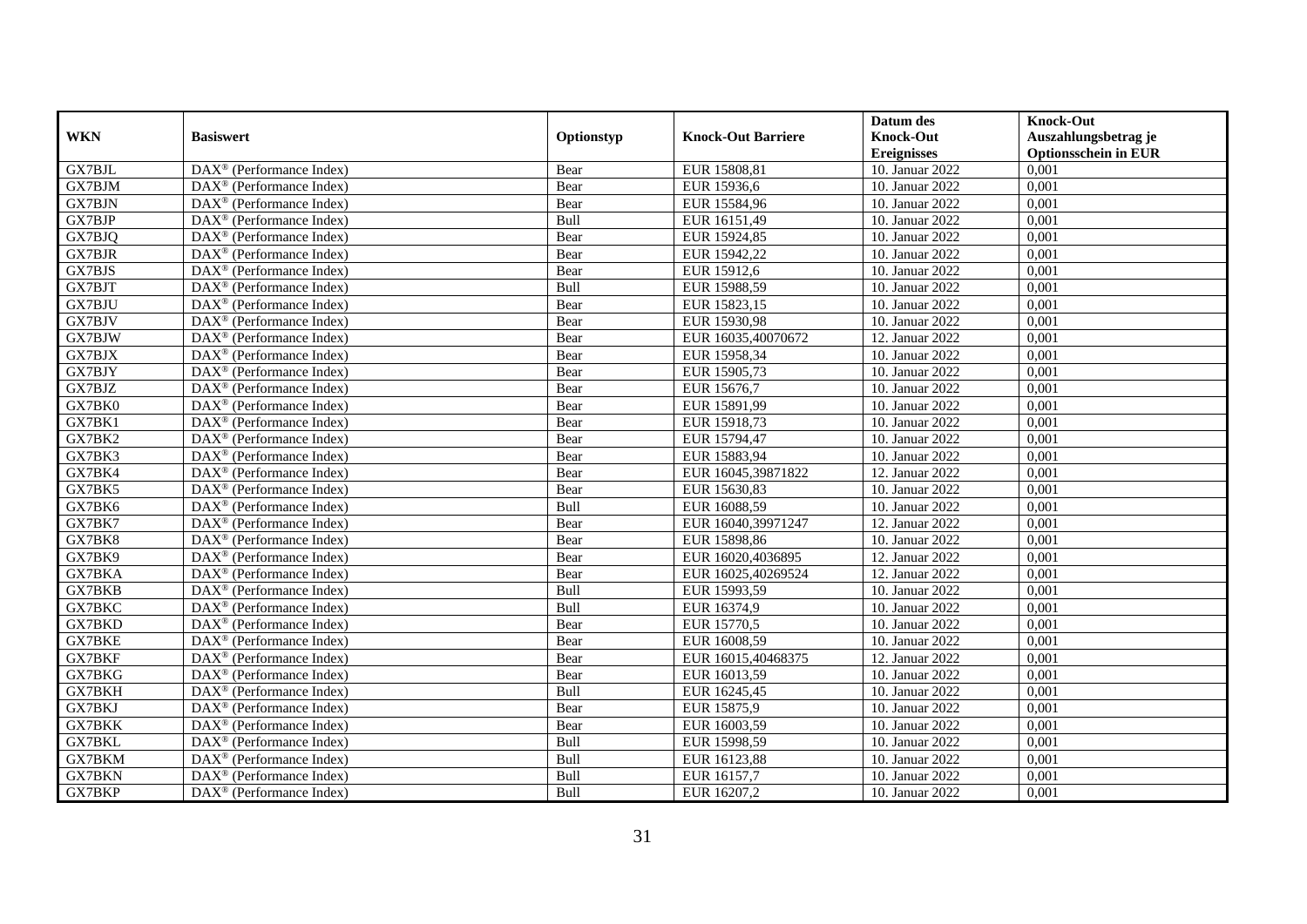| WKN | Basiswert | Optionstyp | Knock-Out Barriere | Datum des Knock-Out Ereignisses | Knock-Out Auszahlungsbetrag je Optionsschein in EUR |
|---|---|---|---|---|---|
| GX7BJL | DAX® (Performance Index) | Bear | EUR 15808,81 | 10. Januar 2022 | 0,001 |
| GX7BJM | DAX® (Performance Index) | Bear | EUR 15936,6 | 10. Januar 2022 | 0,001 |
| GX7BJN | DAX® (Performance Index) | Bear | EUR 15584,96 | 10. Januar 2022 | 0,001 |
| GX7BJP | DAX® (Performance Index) | Bull | EUR 16151,49 | 10. Januar 2022 | 0,001 |
| GX7BJQ | DAX® (Performance Index) | Bear | EUR 15924,85 | 10. Januar 2022 | 0,001 |
| GX7BJR | DAX® (Performance Index) | Bear | EUR 15942,22 | 10. Januar 2022 | 0,001 |
| GX7BJS | DAX® (Performance Index) | Bear | EUR 15912,6 | 10. Januar 2022 | 0,001 |
| GX7BJT | DAX® (Performance Index) | Bull | EUR 15988,59 | 10. Januar 2022 | 0,001 |
| GX7BJU | DAX® (Performance Index) | Bear | EUR 15823,15 | 10. Januar 2022 | 0,001 |
| GX7BJV | DAX® (Performance Index) | Bear | EUR 15930,98 | 10. Januar 2022 | 0,001 |
| GX7BJW | DAX® (Performance Index) | Bear | EUR 16035,40070672 | 12. Januar 2022 | 0,001 |
| GX7BJX | DAX® (Performance Index) | Bear | EUR 15958,34 | 10. Januar 2022 | 0,001 |
| GX7BJY | DAX® (Performance Index) | Bear | EUR 15905,73 | 10. Januar 2022 | 0,001 |
| GX7BJZ | DAX® (Performance Index) | Bear | EUR 15676,7 | 10. Januar 2022 | 0,001 |
| GX7BK0 | DAX® (Performance Index) | Bear | EUR 15891,99 | 10. Januar 2022 | 0,001 |
| GX7BK1 | DAX® (Performance Index) | Bear | EUR 15918,73 | 10. Januar 2022 | 0,001 |
| GX7BK2 | DAX® (Performance Index) | Bear | EUR 15794,47 | 10. Januar 2022 | 0,001 |
| GX7BK3 | DAX® (Performance Index) | Bear | EUR 15883,94 | 10. Januar 2022 | 0,001 |
| GX7BK4 | DAX® (Performance Index) | Bear | EUR 16045,39871822 | 12. Januar 2022 | 0,001 |
| GX7BK5 | DAX® (Performance Index) | Bear | EUR 15630,83 | 10. Januar 2022 | 0,001 |
| GX7BK6 | DAX® (Performance Index) | Bull | EUR 16088,59 | 10. Januar 2022 | 0,001 |
| GX7BK7 | DAX® (Performance Index) | Bear | EUR 16040,39971247 | 12. Januar 2022 | 0,001 |
| GX7BK8 | DAX® (Performance Index) | Bear | EUR 15898,86 | 10. Januar 2022 | 0,001 |
| GX7BK9 | DAX® (Performance Index) | Bear | EUR 16020,4036895 | 12. Januar 2022 | 0,001 |
| GX7BKA | DAX® (Performance Index) | Bear | EUR 16025,40269524 | 12. Januar 2022 | 0,001 |
| GX7BKB | DAX® (Performance Index) | Bull | EUR 15993,59 | 10. Januar 2022 | 0,001 |
| GX7BKC | DAX® (Performance Index) | Bull | EUR 16374,9 | 10. Januar 2022 | 0,001 |
| GX7BKD | DAX® (Performance Index) | Bear | EUR 15770,5 | 10. Januar 2022 | 0,001 |
| GX7BKE | DAX® (Performance Index) | Bear | EUR 16008,59 | 10. Januar 2022 | 0,001 |
| GX7BKF | DAX® (Performance Index) | Bear | EUR 16015,40468375 | 12. Januar 2022 | 0,001 |
| GX7BKG | DAX® (Performance Index) | Bear | EUR 16013,59 | 10. Januar 2022 | 0,001 |
| GX7BKH | DAX® (Performance Index) | Bull | EUR 16245,45 | 10. Januar 2022 | 0,001 |
| GX7BKJ | DAX® (Performance Index) | Bear | EUR 15875,9 | 10. Januar 2022 | 0,001 |
| GX7BKK | DAX® (Performance Index) | Bear | EUR 16003,59 | 10. Januar 2022 | 0,001 |
| GX7BKL | DAX® (Performance Index) | Bull | EUR 15998,59 | 10. Januar 2022 | 0,001 |
| GX7BKM | DAX® (Performance Index) | Bull | EUR 16123,88 | 10. Januar 2022 | 0,001 |
| GX7BKN | DAX® (Performance Index) | Bull | EUR 16157,7 | 10. Januar 2022 | 0,001 |
| GX7BKP | DAX® (Performance Index) | Bull | EUR 16207,2 | 10. Januar 2022 | 0,001 |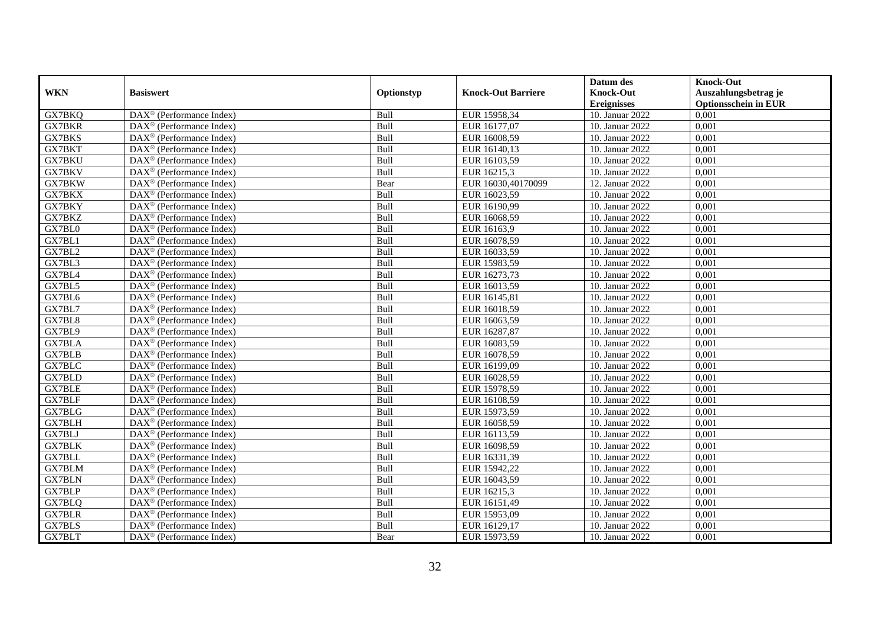| WKN | Basiswert | Optionstyp | Knock-Out Barriere | Datum des Knock-Out Ereignisses | Knock-Out Auszahlungsbetrag je Optionsschein in EUR |
|---|---|---|---|---|---|
| GX7BKQ | DAX® (Performance Index) | Bull | EUR 15958,34 | 10. Januar 2022 | 0,001 |
| GX7BKR | DAX® (Performance Index) | Bull | EUR 16177,07 | 10. Januar 2022 | 0,001 |
| GX7BKS | DAX® (Performance Index) | Bull | EUR 16008,59 | 10. Januar 2022 | 0,001 |
| GX7BKT | DAX® (Performance Index) | Bull | EUR 16140,13 | 10. Januar 2022 | 0,001 |
| GX7BKU | DAX® (Performance Index) | Bull | EUR 16103,59 | 10. Januar 2022 | 0,001 |
| GX7BKV | DAX® (Performance Index) | Bull | EUR 16215,3 | 10. Januar 2022 | 0,001 |
| GX7BKW | DAX® (Performance Index) | Bear | EUR 16030,40170099 | 12. Januar 2022 | 0,001 |
| GX7BKX | DAX® (Performance Index) | Bull | EUR 16023,59 | 10. Januar 2022 | 0,001 |
| GX7BKY | DAX® (Performance Index) | Bull | EUR 16190,99 | 10. Januar 2022 | 0,001 |
| GX7BKZ | DAX® (Performance Index) | Bull | EUR 16068,59 | 10. Januar 2022 | 0,001 |
| GX7BL0 | DAX® (Performance Index) | Bull | EUR 16163,9 | 10. Januar 2022 | 0,001 |
| GX7BL1 | DAX® (Performance Index) | Bull | EUR 16078,59 | 10. Januar 2022 | 0,001 |
| GX7BL2 | DAX® (Performance Index) | Bull | EUR 16033,59 | 10. Januar 2022 | 0,001 |
| GX7BL3 | DAX® (Performance Index) | Bull | EUR 15983,59 | 10. Januar 2022 | 0,001 |
| GX7BL4 | DAX® (Performance Index) | Bull | EUR 16273,73 | 10. Januar 2022 | 0,001 |
| GX7BL5 | DAX® (Performance Index) | Bull | EUR 16013,59 | 10. Januar 2022 | 0,001 |
| GX7BL6 | DAX® (Performance Index) | Bull | EUR 16145,81 | 10. Januar 2022 | 0,001 |
| GX7BL7 | DAX® (Performance Index) | Bull | EUR 16018,59 | 10. Januar 2022 | 0,001 |
| GX7BL8 | DAX® (Performance Index) | Bull | EUR 16063,59 | 10. Januar 2022 | 0,001 |
| GX7BL9 | DAX® (Performance Index) | Bull | EUR 16287,87 | 10. Januar 2022 | 0,001 |
| GX7BLA | DAX® (Performance Index) | Bull | EUR 16083,59 | 10. Januar 2022 | 0,001 |
| GX7BLB | DAX® (Performance Index) | Bull | EUR 16078,59 | 10. Januar 2022 | 0,001 |
| GX7BLC | DAX® (Performance Index) | Bull | EUR 16199,09 | 10. Januar 2022 | 0,001 |
| GX7BLD | DAX® (Performance Index) | Bull | EUR 16028,59 | 10. Januar 2022 | 0,001 |
| GX7BLE | DAX® (Performance Index) | Bull | EUR 15978,59 | 10. Januar 2022 | 0,001 |
| GX7BLF | DAX® (Performance Index) | Bull | EUR 16108,59 | 10. Januar 2022 | 0,001 |
| GX7BLG | DAX® (Performance Index) | Bull | EUR 15973,59 | 10. Januar 2022 | 0,001 |
| GX7BLH | DAX® (Performance Index) | Bull | EUR 16058,59 | 10. Januar 2022 | 0,001 |
| GX7BLJ | DAX® (Performance Index) | Bull | EUR 16113,59 | 10. Januar 2022 | 0,001 |
| GX7BLK | DAX® (Performance Index) | Bull | EUR 16098,59 | 10. Januar 2022 | 0,001 |
| GX7BLL | DAX® (Performance Index) | Bull | EUR 16331,39 | 10. Januar 2022 | 0,001 |
| GX7BLM | DAX® (Performance Index) | Bull | EUR 15942,22 | 10. Januar 2022 | 0,001 |
| GX7BLN | DAX® (Performance Index) | Bull | EUR 16043,59 | 10. Januar 2022 | 0,001 |
| GX7BLP | DAX® (Performance Index) | Bull | EUR 16215,3 | 10. Januar 2022 | 0,001 |
| GX7BLQ | DAX® (Performance Index) | Bull | EUR 16151,49 | 10. Januar 2022 | 0,001 |
| GX7BLR | DAX® (Performance Index) | Bull | EUR 15953,09 | 10. Januar 2022 | 0,001 |
| GX7BLS | DAX® (Performance Index) | Bull | EUR 16129,17 | 10. Januar 2022 | 0,001 |
| GX7BLT | DAX® (Performance Index) | Bear | EUR 15973,59 | 10. Januar 2022 | 0,001 |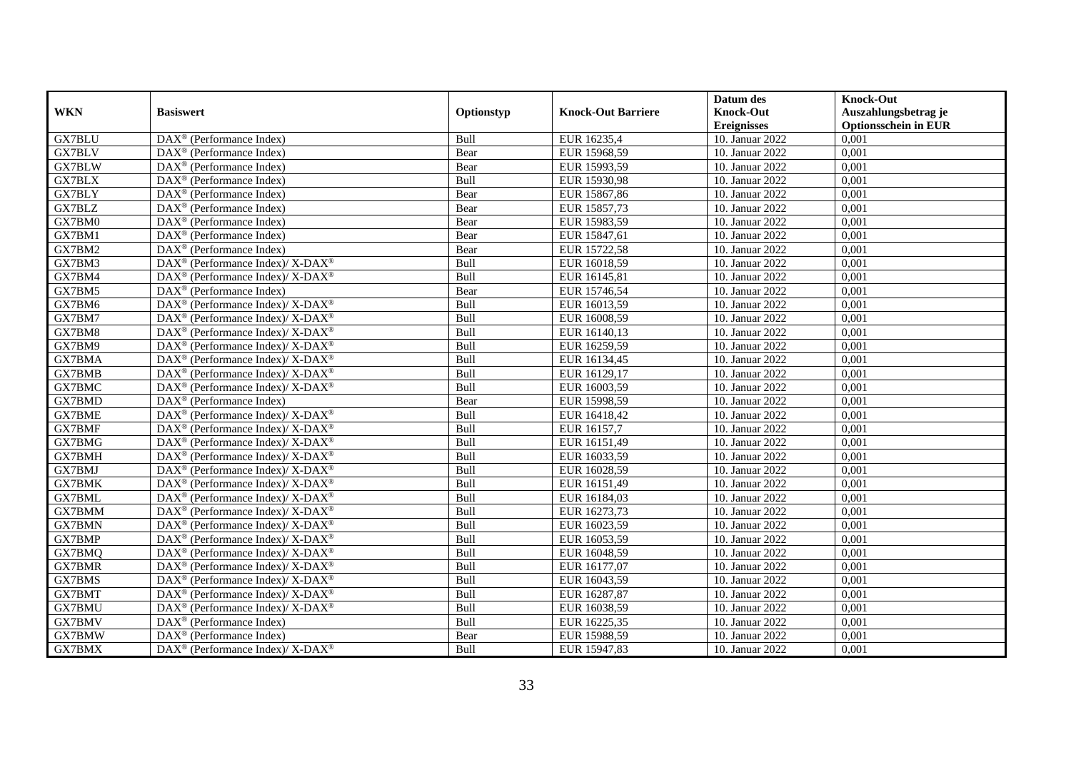| WKN | Basiswert | Optionstyp | Knock-Out Barriere | Datum des Knock-Out Ereignisses | Knock-Out Auszahlungsbetrag je Optionsschein in EUR |
|---|---|---|---|---|---|
| GX7BLU | DAX® (Performance Index) | Bull | EUR 16235,4 | 10. Januar 2022 | 0,001 |
| GX7BLV | DAX® (Performance Index) | Bear | EUR 15968,59 | 10. Januar 2022 | 0,001 |
| GX7BLW | DAX® (Performance Index) | Bear | EUR 15993,59 | 10. Januar 2022 | 0,001 |
| GX7BLX | DAX® (Performance Index) | Bull | EUR 15930,98 | 10. Januar 2022 | 0,001 |
| GX7BLY | DAX® (Performance Index) | Bear | EUR 15867,86 | 10. Januar 2022 | 0,001 |
| GX7BLZ | DAX® (Performance Index) | Bear | EUR 15857,73 | 10. Januar 2022 | 0,001 |
| GX7BM0 | DAX® (Performance Index) | Bear | EUR 15983,59 | 10. Januar 2022 | 0,001 |
| GX7BM1 | DAX® (Performance Index) | Bear | EUR 15847,61 | 10. Januar 2022 | 0,001 |
| GX7BM2 | DAX® (Performance Index) | Bear | EUR 15722,58 | 10. Januar 2022 | 0,001 |
| GX7BM3 | DAX® (Performance Index)/ X-DAX® | Bull | EUR 16018,59 | 10. Januar 2022 | 0,001 |
| GX7BM4 | DAX® (Performance Index)/ X-DAX® | Bull | EUR 16145,81 | 10. Januar 2022 | 0,001 |
| GX7BM5 | DAX® (Performance Index) | Bear | EUR 15746,54 | 10. Januar 2022 | 0,001 |
| GX7BM6 | DAX® (Performance Index)/ X-DAX® | Bull | EUR 16013,59 | 10. Januar 2022 | 0,001 |
| GX7BM7 | DAX® (Performance Index)/ X-DAX® | Bull | EUR 16008,59 | 10. Januar 2022 | 0,001 |
| GX7BM8 | DAX® (Performance Index)/ X-DAX® | Bull | EUR 16140,13 | 10. Januar 2022 | 0,001 |
| GX7BM9 | DAX® (Performance Index)/ X-DAX® | Bull | EUR 16259,59 | 10. Januar 2022 | 0,001 |
| GX7BMA | DAX® (Performance Index)/ X-DAX® | Bull | EUR 16134,45 | 10. Januar 2022 | 0,001 |
| GX7BMB | DAX® (Performance Index)/ X-DAX® | Bull | EUR 16129,17 | 10. Januar 2022 | 0,001 |
| GX7BMC | DAX® (Performance Index)/ X-DAX® | Bull | EUR 16003,59 | 10. Januar 2022 | 0,001 |
| GX7BMD | DAX® (Performance Index) | Bear | EUR 15998,59 | 10. Januar 2022 | 0,001 |
| GX7BME | DAX® (Performance Index)/ X-DAX® | Bull | EUR 16418,42 | 10. Januar 2022 | 0,001 |
| GX7BMF | DAX® (Performance Index)/ X-DAX® | Bull | EUR 16157,7 | 10. Januar 2022 | 0,001 |
| GX7BMG | DAX® (Performance Index)/ X-DAX® | Bull | EUR 16151,49 | 10. Januar 2022 | 0,001 |
| GX7BMH | DAX® (Performance Index)/ X-DAX® | Bull | EUR 16033,59 | 10. Januar 2022 | 0,001 |
| GX7BMJ | DAX® (Performance Index)/ X-DAX® | Bull | EUR 16028,59 | 10. Januar 2022 | 0,001 |
| GX7BMK | DAX® (Performance Index)/ X-DAX® | Bull | EUR 16151,49 | 10. Januar 2022 | 0,001 |
| GX7BML | DAX® (Performance Index)/ X-DAX® | Bull | EUR 16184,03 | 10. Januar 2022 | 0,001 |
| GX7BMM | DAX® (Performance Index)/ X-DAX® | Bull | EUR 16273,73 | 10. Januar 2022 | 0,001 |
| GX7BMN | DAX® (Performance Index)/ X-DAX® | Bull | EUR 16023,59 | 10. Januar 2022 | 0,001 |
| GX7BMP | DAX® (Performance Index)/ X-DAX® | Bull | EUR 16053,59 | 10. Januar 2022 | 0,001 |
| GX7BMQ | DAX® (Performance Index)/ X-DAX® | Bull | EUR 16048,59 | 10. Januar 2022 | 0,001 |
| GX7BMR | DAX® (Performance Index)/ X-DAX® | Bull | EUR 16177,07 | 10. Januar 2022 | 0,001 |
| GX7BMS | DAX® (Performance Index)/ X-DAX® | Bull | EUR 16043,59 | 10. Januar 2022 | 0,001 |
| GX7BMT | DAX® (Performance Index)/ X-DAX® | Bull | EUR 16287,87 | 10. Januar 2022 | 0,001 |
| GX7BMU | DAX® (Performance Index)/ X-DAX® | Bull | EUR 16038,59 | 10. Januar 2022 | 0,001 |
| GX7BMV | DAX® (Performance Index) | Bull | EUR 16225,35 | 10. Januar 2022 | 0,001 |
| GX7BMW | DAX® (Performance Index) | Bear | EUR 15988,59 | 10. Januar 2022 | 0,001 |
| GX7BMX | DAX® (Performance Index)/ X-DAX® | Bull | EUR 15947,83 | 10. Januar 2022 | 0,001 |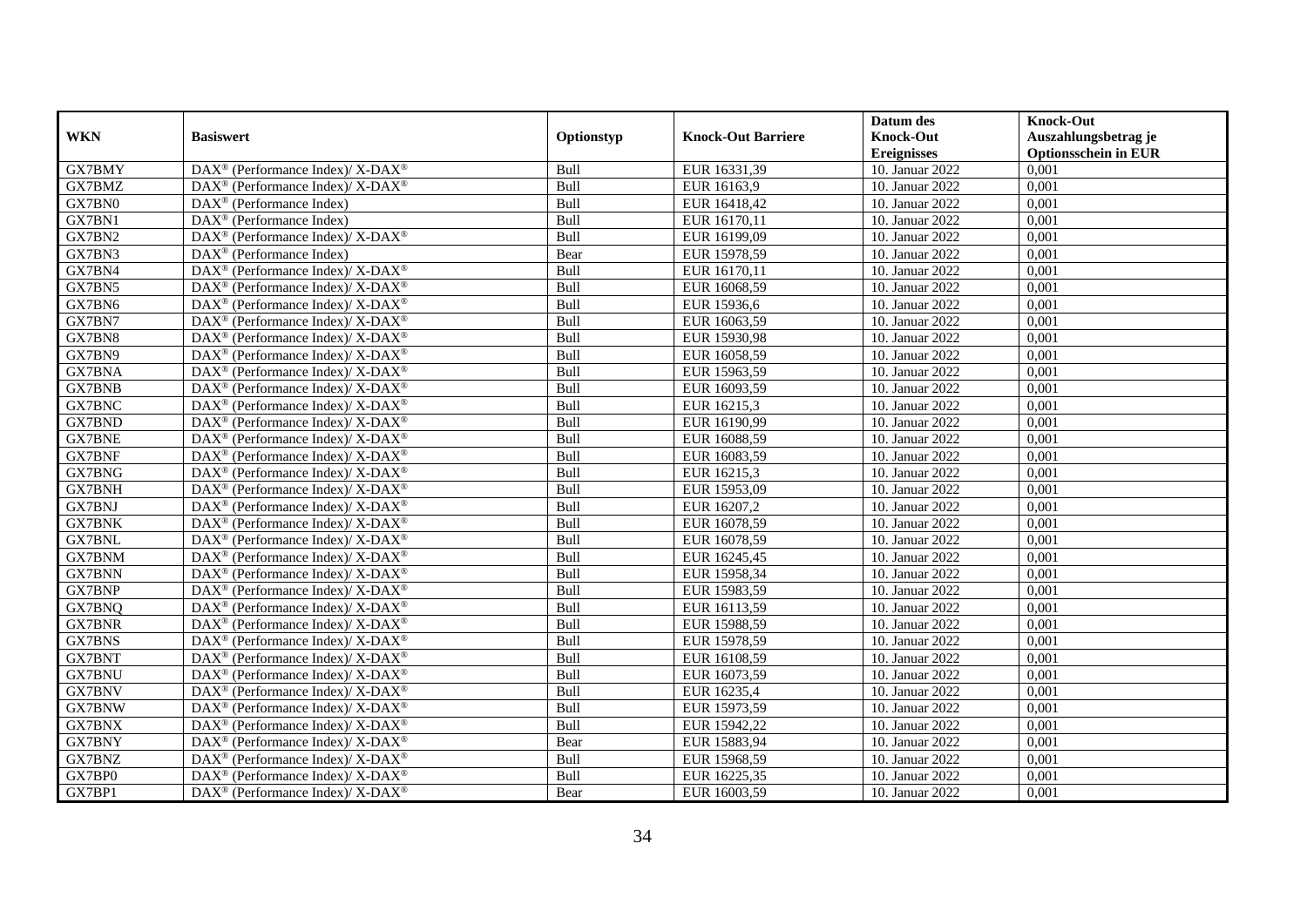| WKN | Basiswert | Optionstyp | Knock-Out Barriere | Datum des Knock-Out Ereignisses | Knock-Out Auszahlungsbetrag je Optionsschein in EUR |
|---|---|---|---|---|---|
| GX7BMY | DAX® (Performance Index)/ X-DAX® | Bull | EUR 16331,39 | 10. Januar 2022 | 0,001 |
| GX7BMZ | DAX® (Performance Index)/ X-DAX® | Bull | EUR 16163,9 | 10. Januar 2022 | 0,001 |
| GX7BN0 | DAX® (Performance Index) | Bull | EUR 16418,42 | 10. Januar 2022 | 0,001 |
| GX7BN1 | DAX® (Performance Index) | Bull | EUR 16170,11 | 10. Januar 2022 | 0,001 |
| GX7BN2 | DAX® (Performance Index)/ X-DAX® | Bull | EUR 16199,09 | 10. Januar 2022 | 0,001 |
| GX7BN3 | DAX® (Performance Index) | Bear | EUR 15978,59 | 10. Januar 2022 | 0,001 |
| GX7BN4 | DAX® (Performance Index)/ X-DAX® | Bull | EUR 16170,11 | 10. Januar 2022 | 0,001 |
| GX7BN5 | DAX® (Performance Index)/ X-DAX® | Bull | EUR 16068,59 | 10. Januar 2022 | 0,001 |
| GX7BN6 | DAX® (Performance Index)/ X-DAX® | Bull | EUR 15936,6 | 10. Januar 2022 | 0,001 |
| GX7BN7 | DAX® (Performance Index)/ X-DAX® | Bull | EUR 16063,59 | 10. Januar 2022 | 0,001 |
| GX7BN8 | DAX® (Performance Index)/ X-DAX® | Bull | EUR 15930,98 | 10. Januar 2022 | 0,001 |
| GX7BN9 | DAX® (Performance Index)/ X-DAX® | Bull | EUR 16058,59 | 10. Januar 2022 | 0,001 |
| GX7BNA | DAX® (Performance Index)/ X-DAX® | Bull | EUR 15963,59 | 10. Januar 2022 | 0,001 |
| GX7BNB | DAX® (Performance Index)/ X-DAX® | Bull | EUR 16093,59 | 10. Januar 2022 | 0,001 |
| GX7BNC | DAX® (Performance Index)/ X-DAX® | Bull | EUR 16215,3 | 10. Januar 2022 | 0,001 |
| GX7BND | DAX® (Performance Index)/ X-DAX® | Bull | EUR 16190,99 | 10. Januar 2022 | 0,001 |
| GX7BNE | DAX® (Performance Index)/ X-DAX® | Bull | EUR 16088,59 | 10. Januar 2022 | 0,001 |
| GX7BNF | DAX® (Performance Index)/ X-DAX® | Bull | EUR 16083,59 | 10. Januar 2022 | 0,001 |
| GX7BNG | DAX® (Performance Index)/ X-DAX® | Bull | EUR 16215,3 | 10. Januar 2022 | 0,001 |
| GX7BNH | DAX® (Performance Index)/ X-DAX® | Bull | EUR 15953,09 | 10. Januar 2022 | 0,001 |
| GX7BNJ | DAX® (Performance Index)/ X-DAX® | Bull | EUR 16207,2 | 10. Januar 2022 | 0,001 |
| GX7BNK | DAX® (Performance Index)/ X-DAX® | Bull | EUR 16078,59 | 10. Januar 2022 | 0,001 |
| GX7BNL | DAX® (Performance Index)/ X-DAX® | Bull | EUR 16078,59 | 10. Januar 2022 | 0,001 |
| GX7BNM | DAX® (Performance Index)/ X-DAX® | Bull | EUR 16245,45 | 10. Januar 2022 | 0,001 |
| GX7BNN | DAX® (Performance Index)/ X-DAX® | Bull | EUR 15958,34 | 10. Januar 2022 | 0,001 |
| GX7BNP | DAX® (Performance Index)/ X-DAX® | Bull | EUR 15983,59 | 10. Januar 2022 | 0,001 |
| GX7BNQ | DAX® (Performance Index)/ X-DAX® | Bull | EUR 16113,59 | 10. Januar 2022 | 0,001 |
| GX7BNR | DAX® (Performance Index)/ X-DAX® | Bull | EUR 15988,59 | 10. Januar 2022 | 0,001 |
| GX7BNS | DAX® (Performance Index)/ X-DAX® | Bull | EUR 15978,59 | 10. Januar 2022 | 0,001 |
| GX7BNT | DAX® (Performance Index)/ X-DAX® | Bull | EUR 16108,59 | 10. Januar 2022 | 0,001 |
| GX7BNU | DAX® (Performance Index)/ X-DAX® | Bull | EUR 16073,59 | 10. Januar 2022 | 0,001 |
| GX7BNV | DAX® (Performance Index)/ X-DAX® | Bull | EUR 16235,4 | 10. Januar 2022 | 0,001 |
| GX7BNW | DAX® (Performance Index)/ X-DAX® | Bull | EUR 15973,59 | 10. Januar 2022 | 0,001 |
| GX7BNX | DAX® (Performance Index)/ X-DAX® | Bull | EUR 15942,22 | 10. Januar 2022 | 0,001 |
| GX7BNY | DAX® (Performance Index)/ X-DAX® | Bear | EUR 15883,94 | 10. Januar 2022 | 0,001 |
| GX7BNZ | DAX® (Performance Index)/ X-DAX® | Bull | EUR 15968,59 | 10. Januar 2022 | 0,001 |
| GX7BP0 | DAX® (Performance Index)/ X-DAX® | Bull | EUR 16225,35 | 10. Januar 2022 | 0,001 |
| GX7BP1 | DAX® (Performance Index)/ X-DAX® | Bear | EUR 16003,59 | 10. Januar 2022 | 0,001 |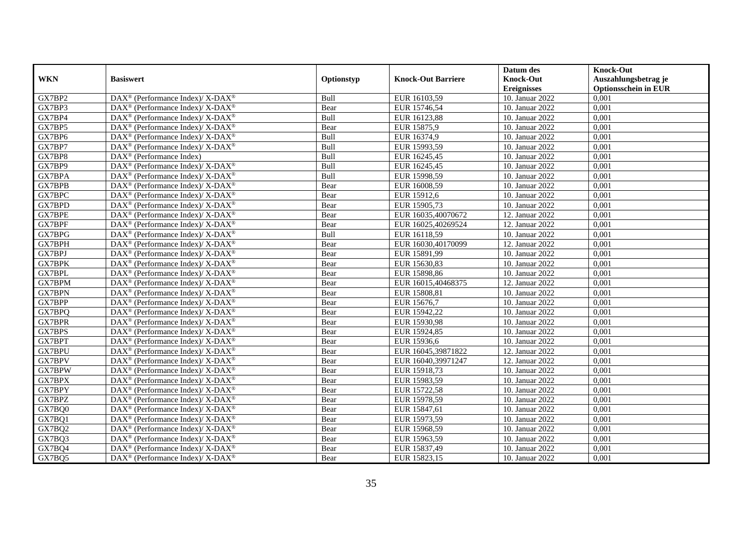| WKN | Basiswert | Optionstyp | Knock-Out Barriere | Datum des Knock-Out Ereignisses | Knock-Out Auszahlungsbetrag je Optionsschein in EUR |
|---|---|---|---|---|---|
| GX7BP2 | DAX® (Performance Index)/ X-DAX® | Bull | EUR 16103,59 | 10. Januar 2022 | 0,001 |
| GX7BP3 | DAX® (Performance Index)/ X-DAX® | Bear | EUR 15746,54 | 10. Januar 2022 | 0,001 |
| GX7BP4 | DAX® (Performance Index)/ X-DAX® | Bull | EUR 16123,88 | 10. Januar 2022 | 0,001 |
| GX7BP5 | DAX® (Performance Index)/ X-DAX® | Bear | EUR 15875,9 | 10. Januar 2022 | 0,001 |
| GX7BP6 | DAX® (Performance Index)/ X-DAX® | Bull | EUR 16374,9 | 10. Januar 2022 | 0,001 |
| GX7BP7 | DAX® (Performance Index)/ X-DAX® | Bull | EUR 15993,59 | 10. Januar 2022 | 0,001 |
| GX7BP8 | DAX® (Performance Index) | Bull | EUR 16245,45 | 10. Januar 2022 | 0,001 |
| GX7BP9 | DAX® (Performance Index)/ X-DAX® | Bull | EUR 16245,45 | 10. Januar 2022 | 0,001 |
| GX7BPA | DAX® (Performance Index)/ X-DAX® | Bull | EUR 15998,59 | 10. Januar 2022 | 0,001 |
| GX7BPB | DAX® (Performance Index)/ X-DAX® | Bear | EUR 16008,59 | 10. Januar 2022 | 0,001 |
| GX7BPC | DAX® (Performance Index)/ X-DAX® | Bear | EUR 15912,6 | 10. Januar 2022 | 0,001 |
| GX7BPD | DAX® (Performance Index)/ X-DAX® | Bear | EUR 15905,73 | 10. Januar 2022 | 0,001 |
| GX7BPE | DAX® (Performance Index)/ X-DAX® | Bear | EUR 16035,40070672 | 12. Januar 2022 | 0,001 |
| GX7BPF | DAX® (Performance Index)/ X-DAX® | Bear | EUR 16025,40269524 | 12. Januar 2022 | 0,001 |
| GX7BPG | DAX® (Performance Index)/ X-DAX® | Bull | EUR 16118,59 | 10. Januar 2022 | 0,001 |
| GX7BPH | DAX® (Performance Index)/ X-DAX® | Bear | EUR 16030,40170099 | 12. Januar 2022 | 0,001 |
| GX7BPJ | DAX® (Performance Index)/ X-DAX® | Bear | EUR 15891,99 | 10. Januar 2022 | 0,001 |
| GX7BPK | DAX® (Performance Index)/ X-DAX® | Bear | EUR 15630,83 | 10. Januar 2022 | 0,001 |
| GX7BPL | DAX® (Performance Index)/ X-DAX® | Bear | EUR 15898,86 | 10. Januar 2022 | 0,001 |
| GX7BPM | DAX® (Performance Index)/ X-DAX® | Bear | EUR 16015,40468375 | 12. Januar 2022 | 0,001 |
| GX7BPN | DAX® (Performance Index)/ X-DAX® | Bear | EUR 15808,81 | 10. Januar 2022 | 0,001 |
| GX7BPP | DAX® (Performance Index)/ X-DAX® | Bear | EUR 15676,7 | 10. Januar 2022 | 0,001 |
| GX7BPQ | DAX® (Performance Index)/ X-DAX® | Bear | EUR 15942,22 | 10. Januar 2022 | 0,001 |
| GX7BPR | DAX® (Performance Index)/ X-DAX® | Bear | EUR 15930,98 | 10. Januar 2022 | 0,001 |
| GX7BPS | DAX® (Performance Index)/ X-DAX® | Bear | EUR 15924,85 | 10. Januar 2022 | 0,001 |
| GX7BPT | DAX® (Performance Index)/ X-DAX® | Bear | EUR 15936,6 | 10. Januar 2022 | 0,001 |
| GX7BPU | DAX® (Performance Index)/ X-DAX® | Bear | EUR 16045,39871822 | 12. Januar 2022 | 0,001 |
| GX7BPV | DAX® (Performance Index)/ X-DAX® | Bear | EUR 16040,39971247 | 12. Januar 2022 | 0,001 |
| GX7BPW | DAX® (Performance Index)/ X-DAX® | Bear | EUR 15918,73 | 10. Januar 2022 | 0,001 |
| GX7BPX | DAX® (Performance Index)/ X-DAX® | Bear | EUR 15983,59 | 10. Januar 2022 | 0,001 |
| GX7BPY | DAX® (Performance Index)/ X-DAX® | Bear | EUR 15722,58 | 10. Januar 2022 | 0,001 |
| GX7BPZ | DAX® (Performance Index)/ X-DAX® | Bear | EUR 15978,59 | 10. Januar 2022 | 0,001 |
| GX7BQ0 | DAX® (Performance Index)/ X-DAX® | Bear | EUR 15847,61 | 10. Januar 2022 | 0,001 |
| GX7BQ1 | DAX® (Performance Index)/ X-DAX® | Bear | EUR 15973,59 | 10. Januar 2022 | 0,001 |
| GX7BQ2 | DAX® (Performance Index)/ X-DAX® | Bear | EUR 15968,59 | 10. Januar 2022 | 0,001 |
| GX7BQ3 | DAX® (Performance Index)/ X-DAX® | Bear | EUR 15963,59 | 10. Januar 2022 | 0,001 |
| GX7BQ4 | DAX® (Performance Index)/ X-DAX® | Bear | EUR 15837,49 | 10. Januar 2022 | 0,001 |
| GX7BQ5 | DAX® (Performance Index)/ X-DAX® | Bear | EUR 15823,15 | 10. Januar 2022 | 0,001 |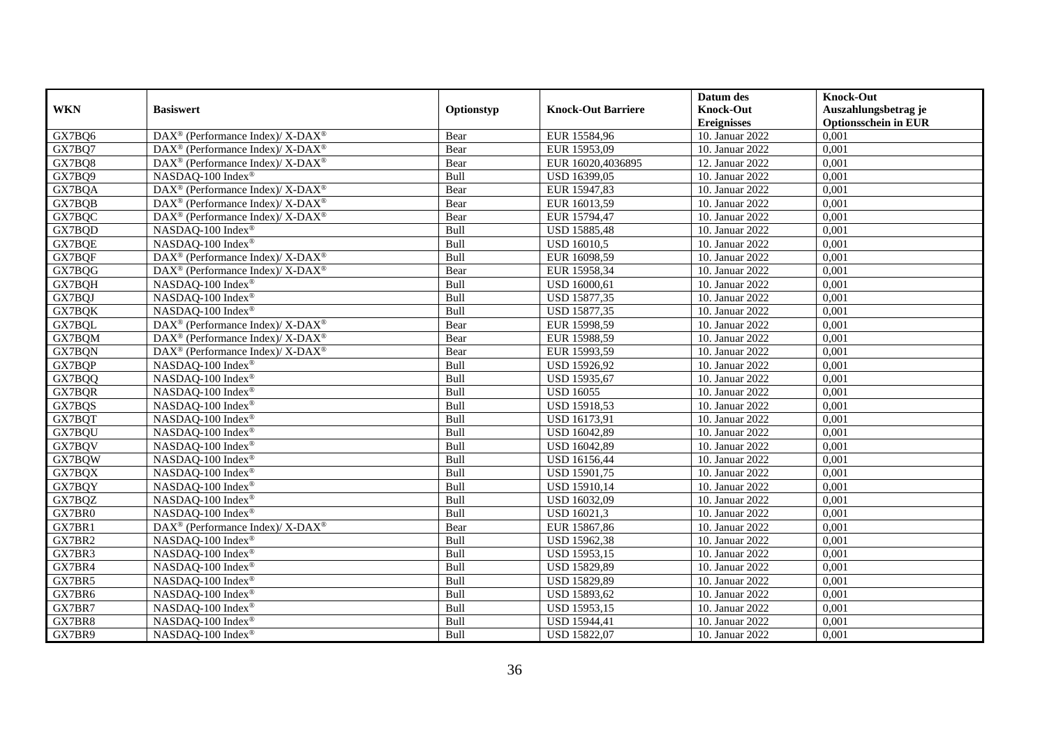| WKN | Basiswert | Optionstyp | Knock-Out Barriere | Datum des Knock-Out Ereignisses | Knock-Out Auszahlungsbetrag je Optionsschein in EUR |
|---|---|---|---|---|---|
| GX7BQ6 | DAX® (Performance Index)/ X-DAX® | Bear | EUR 15584,96 | 10. Januar 2022 | 0,001 |
| GX7BQ7 | DAX® (Performance Index)/ X-DAX® | Bear | EUR 15953,09 | 10. Januar 2022 | 0,001 |
| GX7BQ8 | DAX® (Performance Index)/ X-DAX® | Bear | EUR 16020,4036895 | 12. Januar 2022 | 0,001 |
| GX7BQ9 | NASDAQ-100 Index® | Bull | USD 16399,05 | 10. Januar 2022 | 0,001 |
| GX7BQA | DAX® (Performance Index)/ X-DAX® | Bear | EUR 15947,83 | 10. Januar 2022 | 0,001 |
| GX7BQB | DAX® (Performance Index)/ X-DAX® | Bear | EUR 16013,59 | 10. Januar 2022 | 0,001 |
| GX7BQC | DAX® (Performance Index)/ X-DAX® | Bear | EUR 15794,47 | 10. Januar 2022 | 0,001 |
| GX7BQD | NASDAQ-100 Index® | Bull | USD 15885,48 | 10. Januar 2022 | 0,001 |
| GX7BQE | NASDAQ-100 Index® | Bull | USD 16010,5 | 10. Januar 2022 | 0,001 |
| GX7BQF | DAX® (Performance Index)/ X-DAX® | Bull | EUR 16098,59 | 10. Januar 2022 | 0,001 |
| GX7BQG | DAX® (Performance Index)/ X-DAX® | Bear | EUR 15958,34 | 10. Januar 2022 | 0,001 |
| GX7BQH | NASDAQ-100 Index® | Bull | USD 16000,61 | 10. Januar 2022 | 0,001 |
| GX7BQJ | NASDAQ-100 Index® | Bull | USD 15877,35 | 10. Januar 2022 | 0,001 |
| GX7BQK | NASDAQ-100 Index® | Bull | USD 15877,35 | 10. Januar 2022 | 0,001 |
| GX7BQL | DAX® (Performance Index)/ X-DAX® | Bear | EUR 15998,59 | 10. Januar 2022 | 0,001 |
| GX7BQM | DAX® (Performance Index)/ X-DAX® | Bear | EUR 15988,59 | 10. Januar 2022 | 0,001 |
| GX7BQN | DAX® (Performance Index)/ X-DAX® | Bear | EUR 15993,59 | 10. Januar 2022 | 0,001 |
| GX7BQP | NASDAQ-100 Index® | Bull | USD 15926,92 | 10. Januar 2022 | 0,001 |
| GX7BQQ | NASDAQ-100 Index® | Bull | USD 15935,67 | 10. Januar 2022 | 0,001 |
| GX7BQR | NASDAQ-100 Index® | Bull | USD 16055 | 10. Januar 2022 | 0,001 |
| GX7BQS | NASDAQ-100 Index® | Bull | USD 15918,53 | 10. Januar 2022 | 0,001 |
| GX7BQT | NASDAQ-100 Index® | Bull | USD 16173,91 | 10. Januar 2022 | 0,001 |
| GX7BQU | NASDAQ-100 Index® | Bull | USD 16042,89 | 10. Januar 2022 | 0,001 |
| GX7BQV | NASDAQ-100 Index® | Bull | USD 16042,89 | 10. Januar 2022 | 0,001 |
| GX7BQW | NASDAQ-100 Index® | Bull | USD 16156,44 | 10. Januar 2022 | 0,001 |
| GX7BQX | NASDAQ-100 Index® | Bull | USD 15901,75 | 10. Januar 2022 | 0,001 |
| GX7BQY | NASDAQ-100 Index® | Bull | USD 15910,14 | 10. Januar 2022 | 0,001 |
| GX7BQZ | NASDAQ-100 Index® | Bull | USD 16032,09 | 10. Januar 2022 | 0,001 |
| GX7BR0 | NASDAQ-100 Index® | Bull | USD 16021,3 | 10. Januar 2022 | 0,001 |
| GX7BR1 | DAX® (Performance Index)/ X-DAX® | Bear | EUR 15867,86 | 10. Januar 2022 | 0,001 |
| GX7BR2 | NASDAQ-100 Index® | Bull | USD 15962,38 | 10. Januar 2022 | 0,001 |
| GX7BR3 | NASDAQ-100 Index® | Bull | USD 15953,15 | 10. Januar 2022 | 0,001 |
| GX7BR4 | NASDAQ-100 Index® | Bull | USD 15829,89 | 10. Januar 2022 | 0,001 |
| GX7BR5 | NASDAQ-100 Index® | Bull | USD 15829,89 | 10. Januar 2022 | 0,001 |
| GX7BR6 | NASDAQ-100 Index® | Bull | USD 15893,62 | 10. Januar 2022 | 0,001 |
| GX7BR7 | NASDAQ-100 Index® | Bull | USD 15953,15 | 10. Januar 2022 | 0,001 |
| GX7BR8 | NASDAQ-100 Index® | Bull | USD 15944,41 | 10. Januar 2022 | 0,001 |
| GX7BR9 | NASDAQ-100 Index® | Bull | USD 15822,07 | 10. Januar 2022 | 0,001 |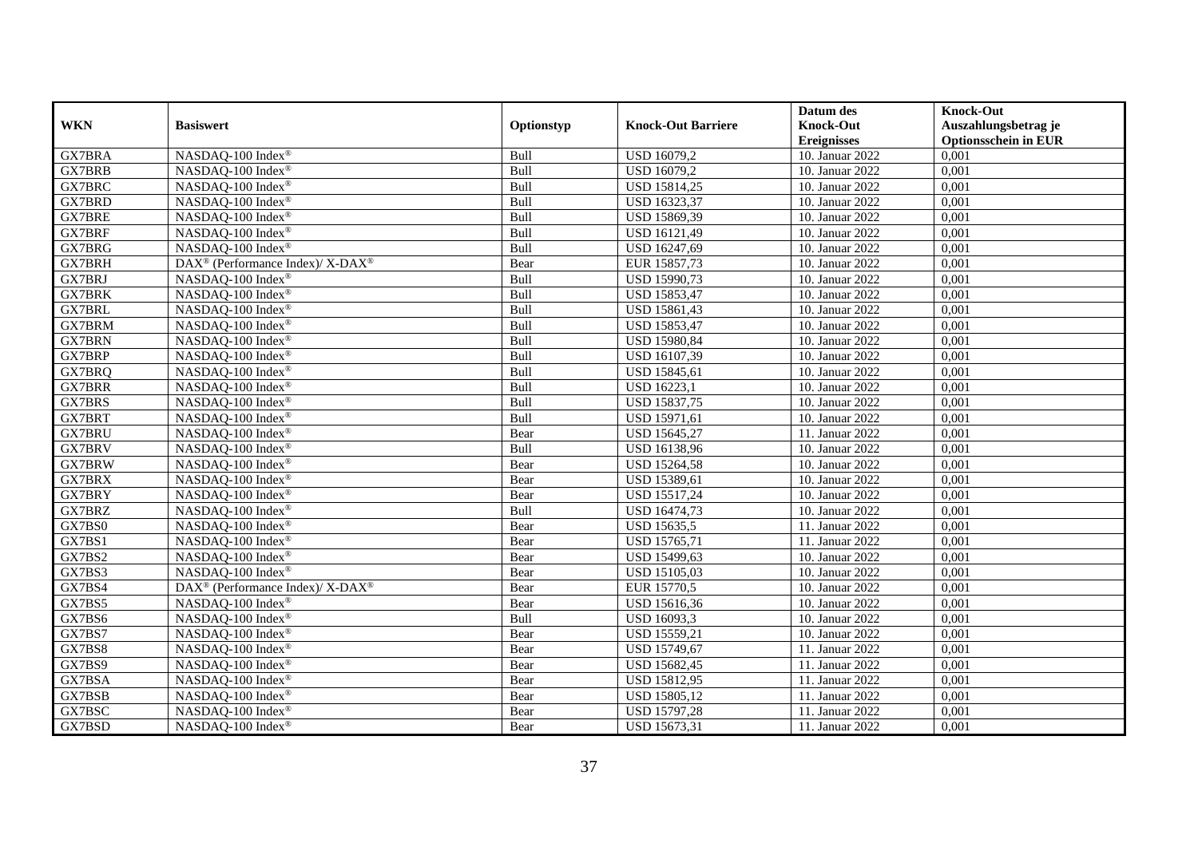| WKN | Basiswert | Optionstyp | Knock-Out Barriere | Datum des Knock-Out Ereignisses | Knock-Out Auszahlungsbetrag je Optionsschein in EUR |
|---|---|---|---|---|---|
| GX7BRA | NASDAQ-100 Index® | Bull | USD 16079,2 | 10. Januar 2022 | 0,001 |
| GX7BRB | NASDAQ-100 Index® | Bull | USD 16079,2 | 10. Januar 2022 | 0,001 |
| GX7BRC | NASDAQ-100 Index® | Bull | USD 15814,25 | 10. Januar 2022 | 0,001 |
| GX7BRD | NASDAQ-100 Index® | Bull | USD 16323,37 | 10. Januar 2022 | 0,001 |
| GX7BRE | NASDAQ-100 Index® | Bull | USD 15869,39 | 10. Januar 2022 | 0,001 |
| GX7BRF | NASDAQ-100 Index® | Bull | USD 16121,49 | 10. Januar 2022 | 0,001 |
| GX7BRG | NASDAQ-100 Index® | Bull | USD 16247,69 | 10. Januar 2022 | 0,001 |
| GX7BRH | DAX® (Performance Index)/ X-DAX® | Bear | EUR 15857,73 | 10. Januar 2022 | 0,001 |
| GX7BRJ | NASDAQ-100 Index® | Bull | USD 15990,73 | 10. Januar 2022 | 0,001 |
| GX7BRK | NASDAQ-100 Index® | Bull | USD 15853,47 | 10. Januar 2022 | 0,001 |
| GX7BRL | NASDAQ-100 Index® | Bull | USD 15861,43 | 10. Januar 2022 | 0,001 |
| GX7BRM | NASDAQ-100 Index® | Bull | USD 15853,47 | 10. Januar 2022 | 0,001 |
| GX7BRN | NASDAQ-100 Index® | Bull | USD 15980,84 | 10. Januar 2022 | 0,001 |
| GX7BRP | NASDAQ-100 Index® | Bull | USD 16107,39 | 10. Januar 2022 | 0,001 |
| GX7BRQ | NASDAQ-100 Index® | Bull | USD 15845,61 | 10. Januar 2022 | 0,001 |
| GX7BRR | NASDAQ-100 Index® | Bull | USD 16223,1 | 10. Januar 2022 | 0,001 |
| GX7BRS | NASDAQ-100 Index® | Bull | USD 15837,75 | 10. Januar 2022 | 0,001 |
| GX7BRT | NASDAQ-100 Index® | Bull | USD 15971,61 | 10. Januar 2022 | 0,001 |
| GX7BRU | NASDAQ-100 Index® | Bear | USD 15645,27 | 11. Januar 2022 | 0,001 |
| GX7BRV | NASDAQ-100 Index® | Bull | USD 16138,96 | 10. Januar 2022 | 0,001 |
| GX7BRW | NASDAQ-100 Index® | Bear | USD 15264,58 | 10. Januar 2022 | 0,001 |
| GX7BRX | NASDAQ-100 Index® | Bear | USD 15389,61 | 10. Januar 2022 | 0,001 |
| GX7BRY | NASDAQ-100 Index® | Bear | USD 15517,24 | 10. Januar 2022 | 0,001 |
| GX7BRZ | NASDAQ-100 Index® | Bull | USD 16474,73 | 10. Januar 2022 | 0,001 |
| GX7BS0 | NASDAQ-100 Index® | Bear | USD 15635,5 | 11. Januar 2022 | 0,001 |
| GX7BS1 | NASDAQ-100 Index® | Bear | USD 15765,71 | 11. Januar 2022 | 0,001 |
| GX7BS2 | NASDAQ-100 Index® | Bear | USD 15499,63 | 10. Januar 2022 | 0,001 |
| GX7BS3 | NASDAQ-100 Index® | Bear | USD 15105,03 | 10. Januar 2022 | 0,001 |
| GX7BS4 | DAX® (Performance Index)/ X-DAX® | Bear | EUR 15770,5 | 10. Januar 2022 | 0,001 |
| GX7BS5 | NASDAQ-100 Index® | Bear | USD 15616,36 | 10. Januar 2022 | 0,001 |
| GX7BS6 | NASDAQ-100 Index® | Bull | USD 16093,3 | 10. Januar 2022 | 0,001 |
| GX7BS7 | NASDAQ-100 Index® | Bear | USD 15559,21 | 10. Januar 2022 | 0,001 |
| GX7BS8 | NASDAQ-100 Index® | Bear | USD 15749,67 | 11. Januar 2022 | 0,001 |
| GX7BS9 | NASDAQ-100 Index® | Bear | USD 15682,45 | 11. Januar 2022 | 0,001 |
| GX7BSA | NASDAQ-100 Index® | Bear | USD 15812,95 | 11. Januar 2022 | 0,001 |
| GX7BSB | NASDAQ-100 Index® | Bear | USD 15805,12 | 11. Januar 2022 | 0,001 |
| GX7BSC | NASDAQ-100 Index® | Bear | USD 15797,28 | 11. Januar 2022 | 0,001 |
| GX7BSD | NASDAQ-100 Index® | Bear | USD 15673,31 | 11. Januar 2022 | 0,001 |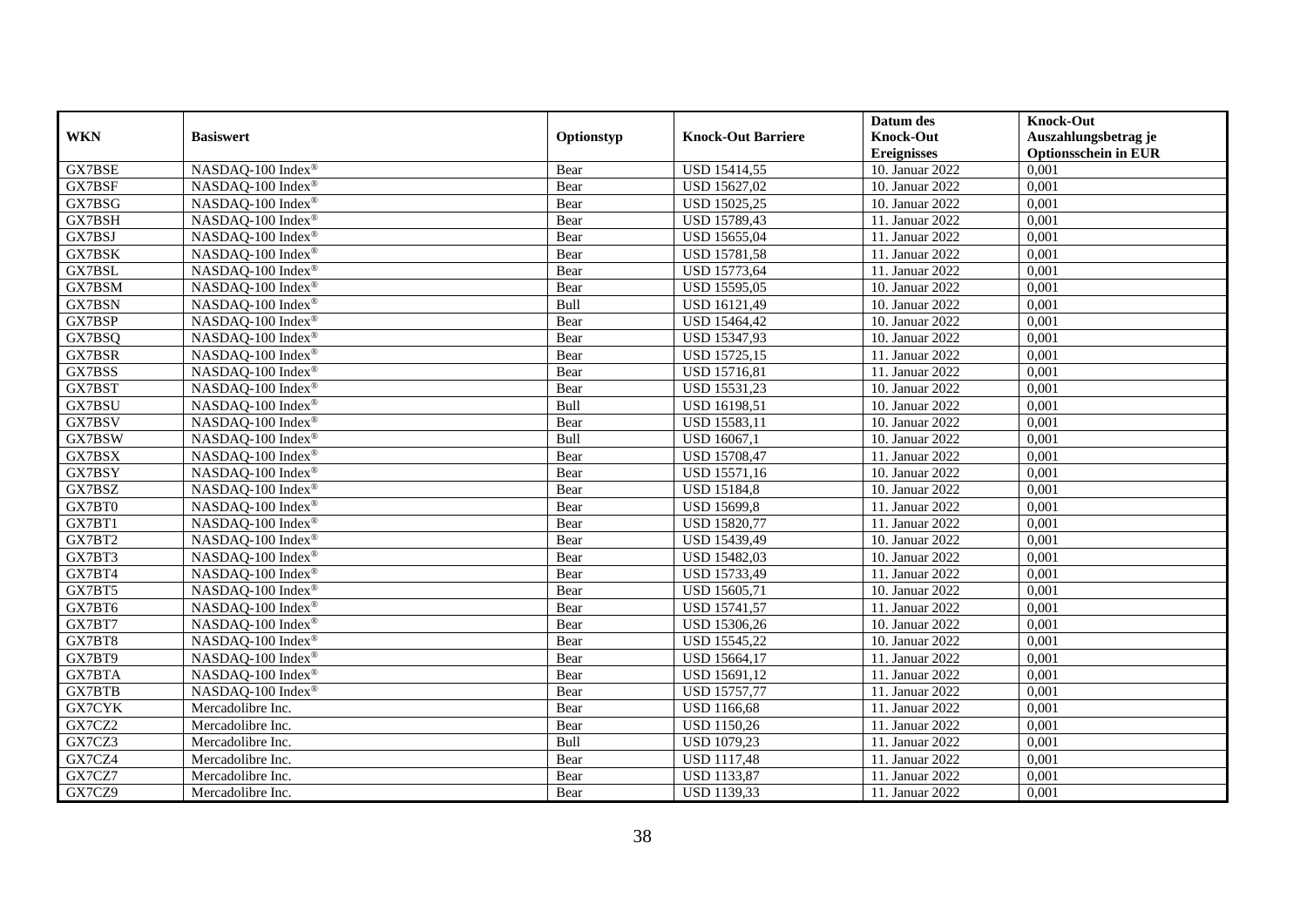| WKN | Basiswert | Optionstyp | Knock-Out Barriere | Datum des Knock-Out Ereignisses | Knock-Out Auszahlungsbetrag je Optionsschein in EUR |
|---|---|---|---|---|---|
| GX7BSE | NASDAQ-100 Index® | Bear | USD 15414,55 | 10. Januar 2022 | 0,001 |
| GX7BSF | NASDAQ-100 Index® | Bear | USD 15627,02 | 10. Januar 2022 | 0,001 |
| GX7BSG | NASDAQ-100 Index® | Bear | USD 15025,25 | 10. Januar 2022 | 0,001 |
| GX7BSH | NASDAQ-100 Index® | Bear | USD 15789,43 | 11. Januar 2022 | 0,001 |
| GX7BSJ | NASDAQ-100 Index® | Bear | USD 15655,04 | 11. Januar 2022 | 0,001 |
| GX7BSK | NASDAQ-100 Index® | Bear | USD 15781,58 | 11. Januar 2022 | 0,001 |
| GX7BSL | NASDAQ-100 Index® | Bear | USD 15773,64 | 11. Januar 2022 | 0,001 |
| GX7BSM | NASDAQ-100 Index® | Bear | USD 15595,05 | 10. Januar 2022 | 0,001 |
| GX7BSN | NASDAQ-100 Index® | Bull | USD 16121,49 | 10. Januar 2022 | 0,001 |
| GX7BSP | NASDAQ-100 Index® | Bear | USD 15464,42 | 10. Januar 2022 | 0,001 |
| GX7BSQ | NASDAQ-100 Index® | Bear | USD 15347,93 | 10. Januar 2022 | 0,001 |
| GX7BSR | NASDAQ-100 Index® | Bear | USD 15725,15 | 11. Januar 2022 | 0,001 |
| GX7BSS | NASDAQ-100 Index® | Bear | USD 15716,81 | 11. Januar 2022 | 0,001 |
| GX7BST | NASDAQ-100 Index® | Bear | USD 15531,23 | 10. Januar 2022 | 0,001 |
| GX7BSU | NASDAQ-100 Index® | Bull | USD 16198,51 | 10. Januar 2022 | 0,001 |
| GX7BSV | NASDAQ-100 Index® | Bear | USD 15583,11 | 10. Januar 2022 | 0,001 |
| GX7BSW | NASDAQ-100 Index® | Bull | USD 16067,1 | 10. Januar 2022 | 0,001 |
| GX7BSX | NASDAQ-100 Index® | Bear | USD 15708,47 | 11. Januar 2022 | 0,001 |
| GX7BSY | NASDAQ-100 Index® | Bear | USD 15571,16 | 10. Januar 2022 | 0,001 |
| GX7BSZ | NASDAQ-100 Index® | Bear | USD 15184,8 | 10. Januar 2022 | 0,001 |
| GX7BT0 | NASDAQ-100 Index® | Bear | USD 15699,8 | 11. Januar 2022 | 0,001 |
| GX7BT1 | NASDAQ-100 Index® | Bear | USD 15820,77 | 11. Januar 2022 | 0,001 |
| GX7BT2 | NASDAQ-100 Index® | Bear | USD 15439,49 | 10. Januar 2022 | 0,001 |
| GX7BT3 | NASDAQ-100 Index® | Bear | USD 15482,03 | 10. Januar 2022 | 0,001 |
| GX7BT4 | NASDAQ-100 Index® | Bear | USD 15733,49 | 11. Januar 2022 | 0,001 |
| GX7BT5 | NASDAQ-100 Index® | Bear | USD 15605,71 | 10. Januar 2022 | 0,001 |
| GX7BT6 | NASDAQ-100 Index® | Bear | USD 15741,57 | 11. Januar 2022 | 0,001 |
| GX7BT7 | NASDAQ-100 Index® | Bear | USD 15306,26 | 10. Januar 2022 | 0,001 |
| GX7BT8 | NASDAQ-100 Index® | Bear | USD 15545,22 | 10. Januar 2022 | 0,001 |
| GX7BT9 | NASDAQ-100 Index® | Bear | USD 15664,17 | 11. Januar 2022 | 0,001 |
| GX7BTA | NASDAQ-100 Index® | Bear | USD 15691,12 | 11. Januar 2022 | 0,001 |
| GX7BTB | NASDAQ-100 Index® | Bear | USD 15757,77 | 11. Januar 2022 | 0,001 |
| GX7CYK | Mercadolibre Inc. | Bear | USD 1166,68 | 11. Januar 2022 | 0,001 |
| GX7CZ2 | Mercadolibre Inc. | Bear | USD 1150,26 | 11. Januar 2022 | 0,001 |
| GX7CZ3 | Mercadolibre Inc. | Bull | USD 1079,23 | 11. Januar 2022 | 0,001 |
| GX7CZ4 | Mercadolibre Inc. | Bear | USD 1117,48 | 11. Januar 2022 | 0,001 |
| GX7CZ7 | Mercadolibre Inc. | Bear | USD 1133,87 | 11. Januar 2022 | 0,001 |
| GX7CZ9 | Mercadolibre Inc. | Bear | USD 1139,33 | 11. Januar 2022 | 0,001 |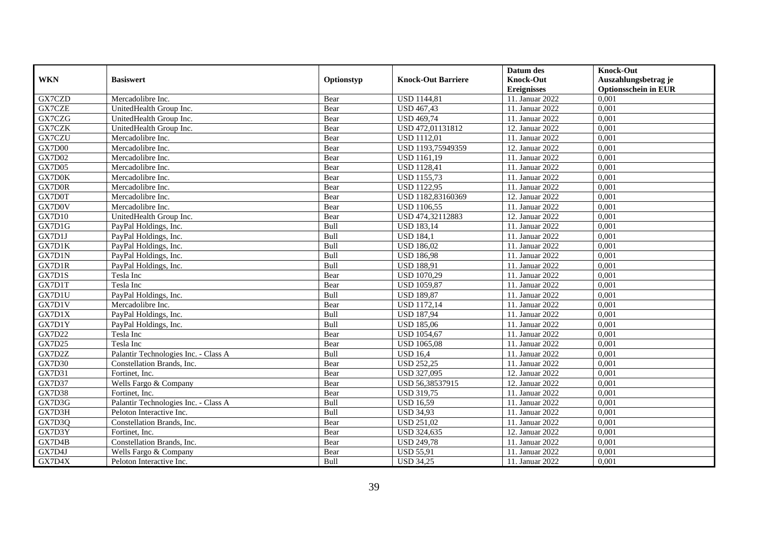| WKN | Basiswert | Optionstyp | Knock-Out Barriere | Datum des Knock-Out Ereignisses | Knock-Out Auszahlungsbetrag je Optionsschein in EUR |
|---|---|---|---|---|---|
| GX7CZD | Mercadolibre Inc. | Bear | USD 1144,81 | 11. Januar 2022 | 0,001 |
| GX7CZE | UnitedHealth Group Inc. | Bear | USD 467,43 | 11. Januar 2022 | 0,001 |
| GX7CZG | UnitedHealth Group Inc. | Bear | USD 469,74 | 11. Januar 2022 | 0,001 |
| GX7CZK | UnitedHealth Group Inc. | Bear | USD 472,01131812 | 12. Januar 2022 | 0,001 |
| GX7CZU | Mercadolibre Inc. | Bear | USD 1112,01 | 11. Januar 2022 | 0,001 |
| GX7D00 | Mercadolibre Inc. | Bear | USD 1193,75949359 | 12. Januar 2022 | 0,001 |
| GX7D02 | Mercadolibre Inc. | Bear | USD 1161,19 | 11. Januar 2022 | 0,001 |
| GX7D05 | Mercadolibre Inc. | Bear | USD 1128,41 | 11. Januar 2022 | 0,001 |
| GX7D0K | Mercadolibre Inc. | Bear | USD 1155,73 | 11. Januar 2022 | 0,001 |
| GX7D0R | Mercadolibre Inc. | Bear | USD 1122,95 | 11. Januar 2022 | 0,001 |
| GX7D0T | Mercadolibre Inc. | Bear | USD 1182,83160369 | 12. Januar 2022 | 0,001 |
| GX7D0V | Mercadolibre Inc. | Bear | USD 1106,55 | 11. Januar 2022 | 0,001 |
| GX7D10 | UnitedHealth Group Inc. | Bear | USD 474,32112883 | 12. Januar 2022 | 0,001 |
| GX7D1G | PayPal Holdings, Inc. | Bull | USD 183,14 | 11. Januar 2022 | 0,001 |
| GX7D1J | PayPal Holdings, Inc. | Bull | USD 184,1 | 11. Januar 2022 | 0,001 |
| GX7D1K | PayPal Holdings, Inc. | Bull | USD 186,02 | 11. Januar 2022 | 0,001 |
| GX7D1N | PayPal Holdings, Inc. | Bull | USD 186,98 | 11. Januar 2022 | 0,001 |
| GX7D1R | PayPal Holdings, Inc. | Bull | USD 188,91 | 11. Januar 2022 | 0,001 |
| GX7D1S | Tesla Inc | Bear | USD 1070,29 | 11. Januar 2022 | 0,001 |
| GX7D1T | Tesla Inc | Bear | USD 1059,87 | 11. Januar 2022 | 0,001 |
| GX7D1U | PayPal Holdings, Inc. | Bull | USD 189,87 | 11. Januar 2022 | 0,001 |
| GX7D1V | Mercadolibre Inc. | Bear | USD 1172,14 | 11. Januar 2022 | 0,001 |
| GX7D1X | PayPal Holdings, Inc. | Bull | USD 187,94 | 11. Januar 2022 | 0,001 |
| GX7D1Y | PayPal Holdings, Inc. | Bull | USD 185,06 | 11. Januar 2022 | 0,001 |
| GX7D22 | Tesla Inc | Bear | USD 1054,67 | 11. Januar 2022 | 0,001 |
| GX7D25 | Tesla Inc | Bear | USD 1065,08 | 11. Januar 2022 | 0,001 |
| GX7D2Z | Palantir Technologies Inc. - Class A | Bull | USD 16,4 | 11. Januar 2022 | 0,001 |
| GX7D30 | Constellation Brands, Inc. | Bear | USD 252,25 | 11. Januar 2022 | 0,001 |
| GX7D31 | Fortinet, Inc. | Bear | USD 327,095 | 12. Januar 2022 | 0,001 |
| GX7D37 | Wells Fargo & Company | Bear | USD 56,38537915 | 12. Januar 2022 | 0,001 |
| GX7D38 | Fortinet, Inc. | Bear | USD 319,75 | 11. Januar 2022 | 0,001 |
| GX7D3G | Palantir Technologies Inc. - Class A | Bull | USD 16,59 | 11. Januar 2022 | 0,001 |
| GX7D3H | Peloton Interactive Inc. | Bull | USD 34,93 | 11. Januar 2022 | 0,001 |
| GX7D3Q | Constellation Brands, Inc. | Bear | USD 251,02 | 11. Januar 2022 | 0,001 |
| GX7D3Y | Fortinet, Inc. | Bear | USD 324,635 | 12. Januar 2022 | 0,001 |
| GX7D4B | Constellation Brands, Inc. | Bear | USD 249,78 | 11. Januar 2022 | 0,001 |
| GX7D4J | Wells Fargo & Company | Bear | USD 55,91 | 11. Januar 2022 | 0,001 |
| GX7D4X | Peloton Interactive Inc. | Bull | USD 34,25 | 11. Januar 2022 | 0,001 |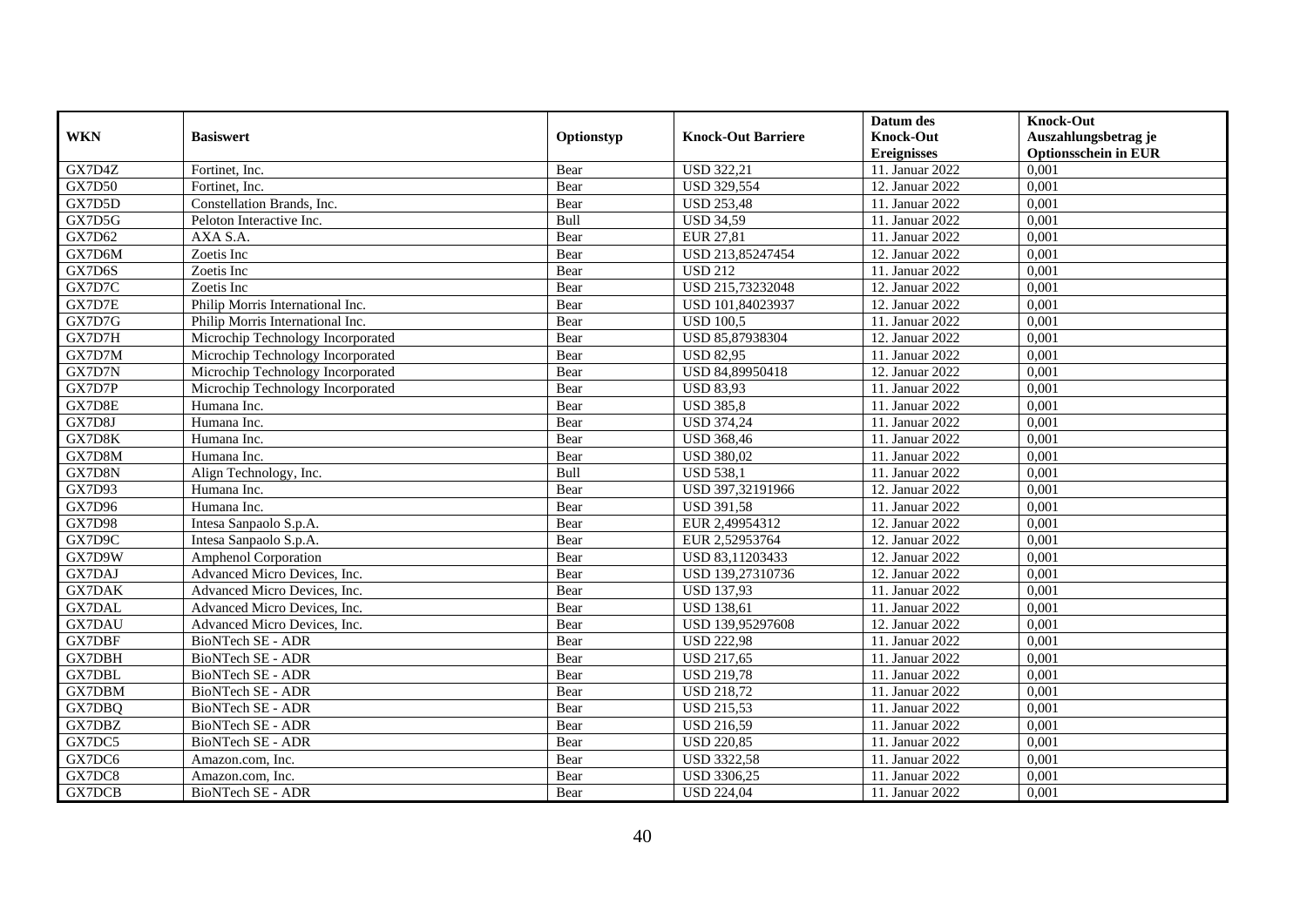| WKN | Basiswert | Optionstyp | Knock-Out Barriere | Datum des Knock-Out Ereignisses | Knock-Out Auszahlungsbetrag je Optionsschein in EUR |
|---|---|---|---|---|---|
| GX7D4Z | Fortinet, Inc. | Bear | USD 322,21 | 11. Januar 2022 | 0,001 |
| GX7D50 | Fortinet, Inc. | Bear | USD 329,554 | 12. Januar 2022 | 0,001 |
| GX7D5D | Constellation Brands, Inc. | Bear | USD 253,48 | 11. Januar 2022 | 0,001 |
| GX7D5G | Peloton Interactive Inc. | Bull | USD 34,59 | 11. Januar 2022 | 0,001 |
| GX7D62 | AXA S.A. | Bear | EUR 27,81 | 11. Januar 2022 | 0,001 |
| GX7D6M | Zoetis Inc | Bear | USD 213,85247454 | 12. Januar 2022 | 0,001 |
| GX7D6S | Zoetis Inc | Bear | USD 212 | 11. Januar 2022 | 0,001 |
| GX7D7C | Zoetis Inc | Bear | USD 215,73232048 | 12. Januar 2022 | 0,001 |
| GX7D7E | Philip Morris International Inc. | Bear | USD 101,84023937 | 12. Januar 2022 | 0,001 |
| GX7D7G | Philip Morris International Inc. | Bear | USD 100,5 | 11. Januar 2022 | 0,001 |
| GX7D7H | Microchip Technology Incorporated | Bear | USD 85,87938304 | 12. Januar 2022 | 0,001 |
| GX7D7M | Microchip Technology Incorporated | Bear | USD 82,95 | 11. Januar 2022 | 0,001 |
| GX7D7N | Microchip Technology Incorporated | Bear | USD 84,89950418 | 12. Januar 2022 | 0,001 |
| GX7D7P | Microchip Technology Incorporated | Bear | USD 83,93 | 11. Januar 2022 | 0,001 |
| GX7D8E | Humana Inc. | Bear | USD 385,8 | 11. Januar 2022 | 0,001 |
| GX7D8J | Humana Inc. | Bear | USD 374,24 | 11. Januar 2022 | 0,001 |
| GX7D8K | Humana Inc. | Bear | USD 368,46 | 11. Januar 2022 | 0,001 |
| GX7D8M | Humana Inc. | Bear | USD 380,02 | 11. Januar 2022 | 0,001 |
| GX7D8N | Align Technology, Inc. | Bull | USD 538,1 | 11. Januar 2022 | 0,001 |
| GX7D93 | Humana Inc. | Bear | USD 397,32191966 | 12. Januar 2022 | 0,001 |
| GX7D96 | Humana Inc. | Bear | USD 391,58 | 11. Januar 2022 | 0,001 |
| GX7D98 | Intesa Sanpaolo S.p.A. | Bear | EUR 2,49954312 | 12. Januar 2022 | 0,001 |
| GX7D9C | Intesa Sanpaolo S.p.A. | Bear | EUR 2,52953764 | 12. Januar 2022 | 0,001 |
| GX7D9W | Amphenol Corporation | Bear | USD 83,11203433 | 12. Januar 2022 | 0,001 |
| GX7DAJ | Advanced Micro Devices, Inc. | Bear | USD 139,27310736 | 12. Januar 2022 | 0,001 |
| GX7DAK | Advanced Micro Devices, Inc. | Bear | USD 137,93 | 11. Januar 2022 | 0,001 |
| GX7DAL | Advanced Micro Devices, Inc. | Bear | USD 138,61 | 11. Januar 2022 | 0,001 |
| GX7DAU | Advanced Micro Devices, Inc. | Bear | USD 139,95297608 | 12. Januar 2022 | 0,001 |
| GX7DBF | BioNTech SE - ADR | Bear | USD 222,98 | 11. Januar 2022 | 0,001 |
| GX7DBH | BioNTech SE - ADR | Bear | USD 217,65 | 11. Januar 2022 | 0,001 |
| GX7DBL | BioNTech SE - ADR | Bear | USD 219,78 | 11. Januar 2022 | 0,001 |
| GX7DBM | BioNTech SE - ADR | Bear | USD 218,72 | 11. Januar 2022 | 0,001 |
| GX7DBQ | BioNTech SE - ADR | Bear | USD 215,53 | 11. Januar 2022 | 0,001 |
| GX7DBZ | BioNTech SE - ADR | Bear | USD 216,59 | 11. Januar 2022 | 0,001 |
| GX7DC5 | BioNTech SE - ADR | Bear | USD 220,85 | 11. Januar 2022 | 0,001 |
| GX7DC6 | Amazon.com, Inc. | Bear | USD 3322,58 | 11. Januar 2022 | 0,001 |
| GX7DC8 | Amazon.com, Inc. | Bear | USD 3306,25 | 11. Januar 2022 | 0,001 |
| GX7DCB | BioNTech SE - ADR | Bear | USD 224,04 | 11. Januar 2022 | 0,001 |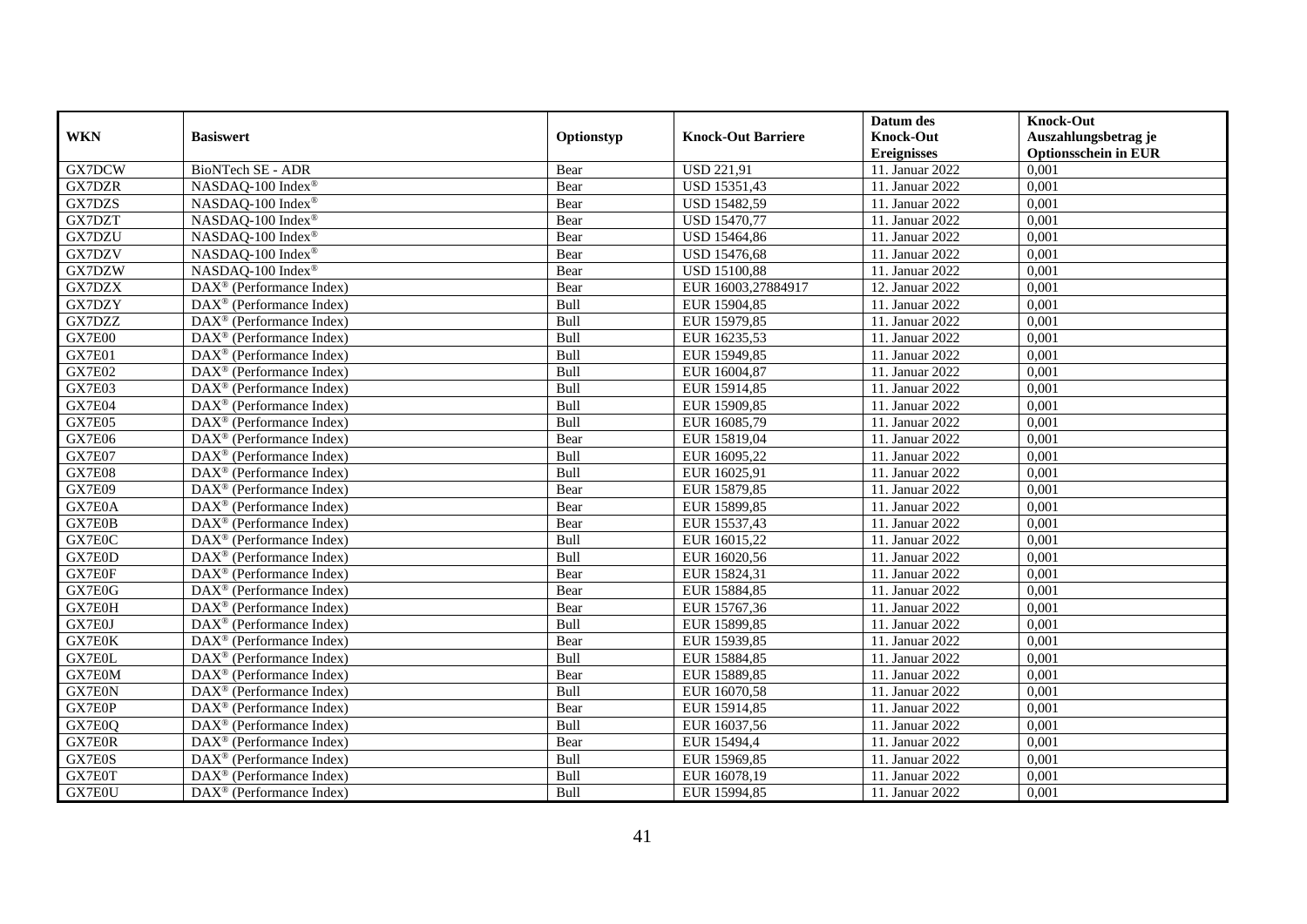| WKN | Basiswert | Optionstyp | Knock-Out Barriere | Datum des Knock-Out Ereignisses | Knock-Out Auszahlungsbetrag je Optionsschein in EUR |
|---|---|---|---|---|---|
| GX7DCW | BioNTech SE - ADR | Bear | USD 221,91 | 11. Januar 2022 | 0,001 |
| GX7DZR | NASDAQ-100 Index® | Bear | USD 15351,43 | 11. Januar 2022 | 0,001 |
| GX7DZS | NASDAQ-100 Index® | Bear | USD 15482,59 | 11. Januar 2022 | 0,001 |
| GX7DZT | NASDAQ-100 Index® | Bear | USD 15470,77 | 11. Januar 2022 | 0,001 |
| GX7DZU | NASDAQ-100 Index® | Bear | USD 15464,86 | 11. Januar 2022 | 0,001 |
| GX7DZV | NASDAQ-100 Index® | Bear | USD 15476,68 | 11. Januar 2022 | 0,001 |
| GX7DZW | NASDAQ-100 Index® | Bear | USD 15100,88 | 11. Januar 2022 | 0,001 |
| GX7DZX | DAX® (Performance Index) | Bear | EUR 16003,27884917 | 12. Januar 2022 | 0,001 |
| GX7DZY | DAX® (Performance Index) | Bull | EUR 15904,85 | 11. Januar 2022 | 0,001 |
| GX7DZZ | DAX® (Performance Index) | Bull | EUR 15979,85 | 11. Januar 2022 | 0,001 |
| GX7E00 | DAX® (Performance Index) | Bull | EUR 16235,53 | 11. Januar 2022 | 0,001 |
| GX7E01 | DAX® (Performance Index) | Bull | EUR 15949,85 | 11. Januar 2022 | 0,001 |
| GX7E02 | DAX® (Performance Index) | Bull | EUR 16004,87 | 11. Januar 2022 | 0,001 |
| GX7E03 | DAX® (Performance Index) | Bull | EUR 15914,85 | 11. Januar 2022 | 0,001 |
| GX7E04 | DAX® (Performance Index) | Bull | EUR 15909,85 | 11. Januar 2022 | 0,001 |
| GX7E05 | DAX® (Performance Index) | Bull | EUR 16085,79 | 11. Januar 2022 | 0,001 |
| GX7E06 | DAX® (Performance Index) | Bear | EUR 15819,04 | 11. Januar 2022 | 0,001 |
| GX7E07 | DAX® (Performance Index) | Bull | EUR 16095,22 | 11. Januar 2022 | 0,001 |
| GX7E08 | DAX® (Performance Index) | Bull | EUR 16025,91 | 11. Januar 2022 | 0,001 |
| GX7E09 | DAX® (Performance Index) | Bear | EUR 15879,85 | 11. Januar 2022 | 0,001 |
| GX7E0A | DAX® (Performance Index) | Bear | EUR 15899,85 | 11. Januar 2022 | 0,001 |
| GX7E0B | DAX® (Performance Index) | Bear | EUR 15537,43 | 11. Januar 2022 | 0,001 |
| GX7E0C | DAX® (Performance Index) | Bull | EUR 16015,22 | 11. Januar 2022 | 0,001 |
| GX7E0D | DAX® (Performance Index) | Bull | EUR 16020,56 | 11. Januar 2022 | 0,001 |
| GX7E0F | DAX® (Performance Index) | Bear | EUR 15824,31 | 11. Januar 2022 | 0,001 |
| GX7E0G | DAX® (Performance Index) | Bear | EUR 15884,85 | 11. Januar 2022 | 0,001 |
| GX7E0H | DAX® (Performance Index) | Bear | EUR 15767,36 | 11. Januar 2022 | 0,001 |
| GX7E0J | DAX® (Performance Index) | Bull | EUR 15899,85 | 11. Januar 2022 | 0,001 |
| GX7E0K | DAX® (Performance Index) | Bear | EUR 15939,85 | 11. Januar 2022 | 0,001 |
| GX7E0L | DAX® (Performance Index) | Bull | EUR 15884,85 | 11. Januar 2022 | 0,001 |
| GX7E0M | DAX® (Performance Index) | Bear | EUR 15889,85 | 11. Januar 2022 | 0,001 |
| GX7E0N | DAX® (Performance Index) | Bull | EUR 16070,58 | 11. Januar 2022 | 0,001 |
| GX7E0P | DAX® (Performance Index) | Bear | EUR 15914,85 | 11. Januar 2022 | 0,001 |
| GX7E0Q | DAX® (Performance Index) | Bull | EUR 16037,56 | 11. Januar 2022 | 0,001 |
| GX7E0R | DAX® (Performance Index) | Bear | EUR 15494,4 | 11. Januar 2022 | 0,001 |
| GX7E0S | DAX® (Performance Index) | Bull | EUR 15969,85 | 11. Januar 2022 | 0,001 |
| GX7E0T | DAX® (Performance Index) | Bull | EUR 16078,19 | 11. Januar 2022 | 0,001 |
| GX7E0U | DAX® (Performance Index) | Bull | EUR 15994,85 | 11. Januar 2022 | 0,001 |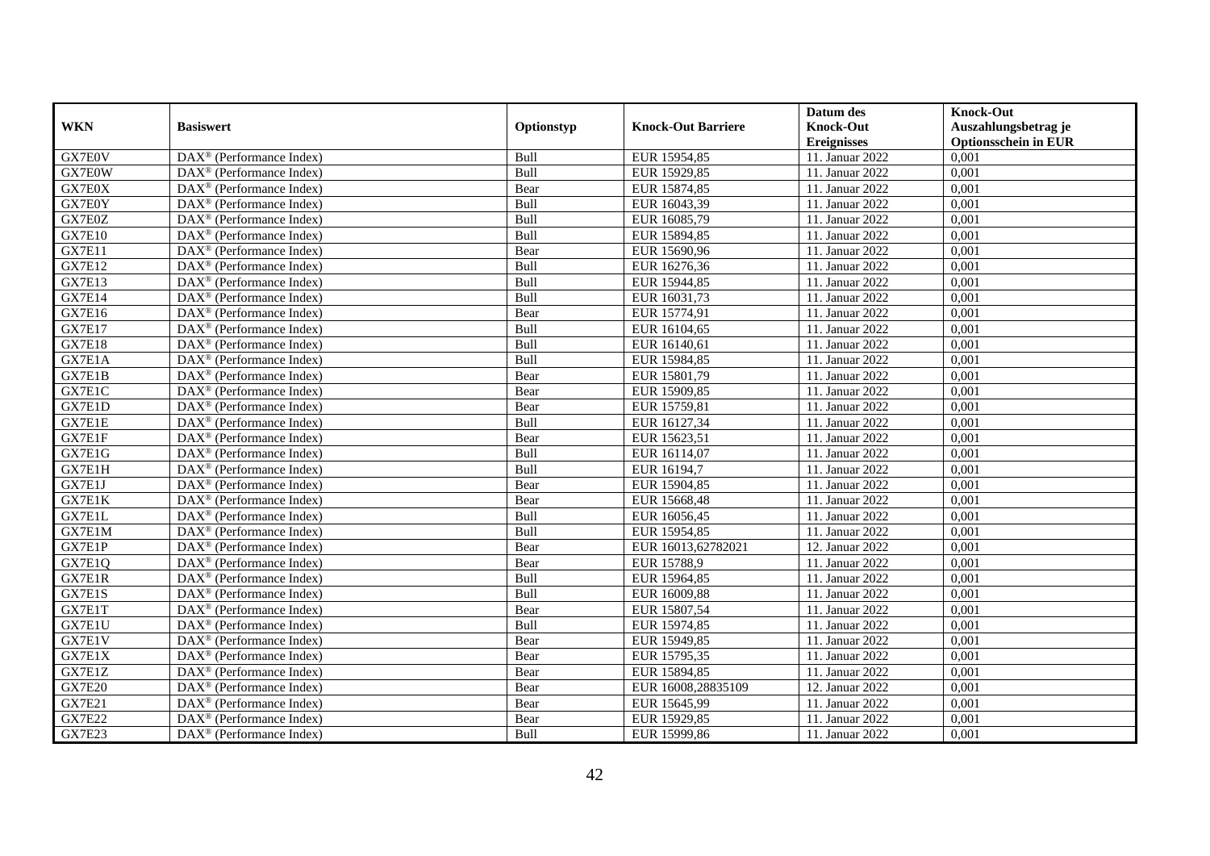| WKN | Basiswert | Optionstyp | Knock-Out Barriere | Datum des Knock-Out Ereignisses | Knock-Out Auszahlungsbetrag je Optionsschein in EUR |
|---|---|---|---|---|---|
| GX7E0V | DAX® (Performance Index) | Bull | EUR 15954,85 | 11. Januar 2022 | 0,001 |
| GX7E0W | DAX® (Performance Index) | Bull | EUR 15929,85 | 11. Januar 2022 | 0,001 |
| GX7E0X | DAX® (Performance Index) | Bear | EUR 15874,85 | 11. Januar 2022 | 0,001 |
| GX7E0Y | DAX® (Performance Index) | Bull | EUR 16043,39 | 11. Januar 2022 | 0,001 |
| GX7E0Z | DAX® (Performance Index) | Bull | EUR 16085,79 | 11. Januar 2022 | 0,001 |
| GX7E10 | DAX® (Performance Index) | Bull | EUR 15894,85 | 11. Januar 2022 | 0,001 |
| GX7E11 | DAX® (Performance Index) | Bear | EUR 15690,96 | 11. Januar 2022 | 0,001 |
| GX7E12 | DAX® (Performance Index) | Bull | EUR 16276,36 | 11. Januar 2022 | 0,001 |
| GX7E13 | DAX® (Performance Index) | Bull | EUR 15944,85 | 11. Januar 2022 | 0,001 |
| GX7E14 | DAX® (Performance Index) | Bull | EUR 16031,73 | 11. Januar 2022 | 0,001 |
| GX7E16 | DAX® (Performance Index) | Bear | EUR 15774,91 | 11. Januar 2022 | 0,001 |
| GX7E17 | DAX® (Performance Index) | Bull | EUR 16104,65 | 11. Januar 2022 | 0,001 |
| GX7E18 | DAX® (Performance Index) | Bull | EUR 16140,61 | 11. Januar 2022 | 0,001 |
| GX7E1A | DAX® (Performance Index) | Bull | EUR 15984,85 | 11. Januar 2022 | 0,001 |
| GX7E1B | DAX® (Performance Index) | Bear | EUR 15801,79 | 11. Januar 2022 | 0,001 |
| GX7E1C | DAX® (Performance Index) | Bear | EUR 15909,85 | 11. Januar 2022 | 0,001 |
| GX7E1D | DAX® (Performance Index) | Bear | EUR 15759,81 | 11. Januar 2022 | 0,001 |
| GX7E1E | DAX® (Performance Index) | Bull | EUR 16127,34 | 11. Januar 2022 | 0,001 |
| GX7E1F | DAX® (Performance Index) | Bear | EUR 15623,51 | 11. Januar 2022 | 0,001 |
| GX7E1G | DAX® (Performance Index) | Bull | EUR 16114,07 | 11. Januar 2022 | 0,001 |
| GX7E1H | DAX® (Performance Index) | Bull | EUR 16194,7 | 11. Januar 2022 | 0,001 |
| GX7E1J | DAX® (Performance Index) | Bear | EUR 15904,85 | 11. Januar 2022 | 0,001 |
| GX7E1K | DAX® (Performance Index) | Bear | EUR 15668,48 | 11. Januar 2022 | 0,001 |
| GX7E1L | DAX® (Performance Index) | Bull | EUR 16056,45 | 11. Januar 2022 | 0,001 |
| GX7E1M | DAX® (Performance Index) | Bull | EUR 15954,85 | 11. Januar 2022 | 0,001 |
| GX7E1P | DAX® (Performance Index) | Bear | EUR 16013,62782021 | 12. Januar 2022 | 0,001 |
| GX7E1Q | DAX® (Performance Index) | Bear | EUR 15788,9 | 11. Januar 2022 | 0,001 |
| GX7E1R | DAX® (Performance Index) | Bull | EUR 15964,85 | 11. Januar 2022 | 0,001 |
| GX7E1S | DAX® (Performance Index) | Bull | EUR 16009,88 | 11. Januar 2022 | 0,001 |
| GX7E1T | DAX® (Performance Index) | Bear | EUR 15807,54 | 11. Januar 2022 | 0,001 |
| GX7E1U | DAX® (Performance Index) | Bull | EUR 15974,85 | 11. Januar 2022 | 0,001 |
| GX7E1V | DAX® (Performance Index) | Bear | EUR 15949,85 | 11. Januar 2022 | 0,001 |
| GX7E1X | DAX® (Performance Index) | Bear | EUR 15795,35 | 11. Januar 2022 | 0,001 |
| GX7E1Z | DAX® (Performance Index) | Bear | EUR 15894,85 | 11. Januar 2022 | 0,001 |
| GX7E20 | DAX® (Performance Index) | Bear | EUR 16008,28835109 | 12. Januar 2022 | 0,001 |
| GX7E21 | DAX® (Performance Index) | Bear | EUR 15645,99 | 11. Januar 2022 | 0,001 |
| GX7E22 | DAX® (Performance Index) | Bear | EUR 15929,85 | 11. Januar 2022 | 0,001 |
| GX7E23 | DAX® (Performance Index) | Bull | EUR 15999,86 | 11. Januar 2022 | 0,001 |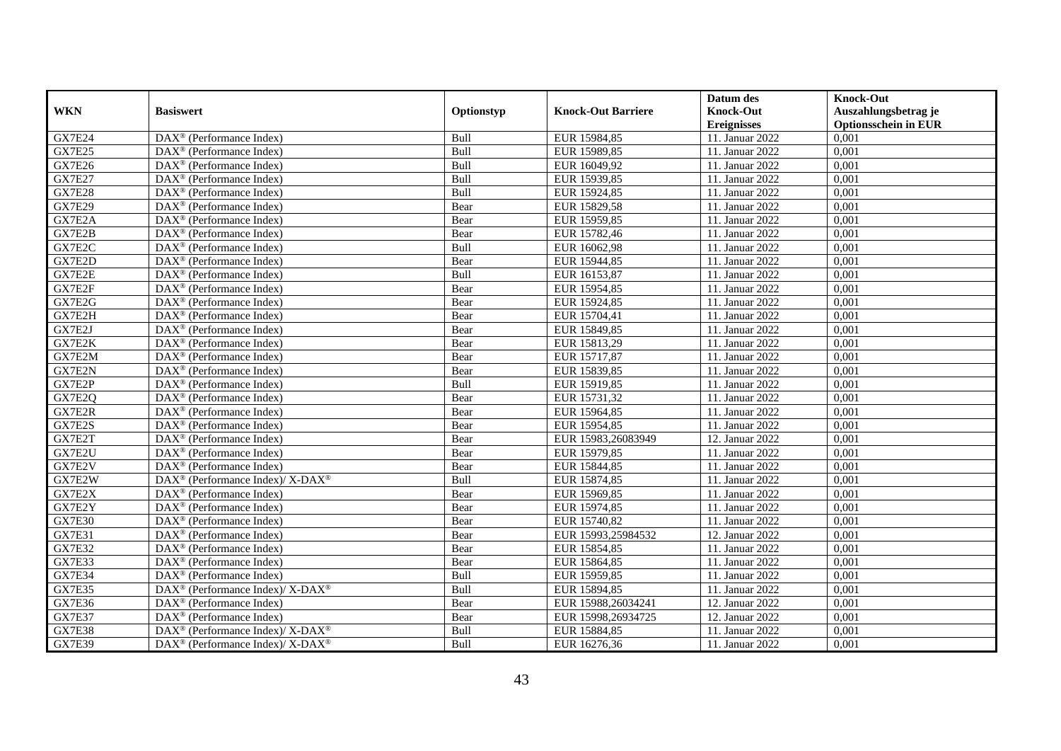| WKN | Basiswert | Optionstyp | Knock-Out Barriere | Datum des Knock-Out Ereignisses | Knock-Out Auszahlungsbetrag je Optionsschein in EUR |
|---|---|---|---|---|---|
| GX7E24 | DAX® (Performance Index) | Bull | EUR 15984,85 | 11. Januar 2022 | 0,001 |
| GX7E25 | DAX® (Performance Index) | Bull | EUR 15989,85 | 11. Januar 2022 | 0,001 |
| GX7E26 | DAX® (Performance Index) | Bull | EUR 16049,92 | 11. Januar 2022 | 0,001 |
| GX7E27 | DAX® (Performance Index) | Bull | EUR 15939,85 | 11. Januar 2022 | 0,001 |
| GX7E28 | DAX® (Performance Index) | Bull | EUR 15924,85 | 11. Januar 2022 | 0,001 |
| GX7E29 | DAX® (Performance Index) | Bear | EUR 15829,58 | 11. Januar 2022 | 0,001 |
| GX7E2A | DAX® (Performance Index) | Bear | EUR 15959,85 | 11. Januar 2022 | 0,001 |
| GX7E2B | DAX® (Performance Index) | Bear | EUR 15782,46 | 11. Januar 2022 | 0,001 |
| GX7E2C | DAX® (Performance Index) | Bull | EUR 16062,98 | 11. Januar 2022 | 0,001 |
| GX7E2D | DAX® (Performance Index) | Bear | EUR 15944,85 | 11. Januar 2022 | 0,001 |
| GX7E2E | DAX® (Performance Index) | Bull | EUR 16153,87 | 11. Januar 2022 | 0,001 |
| GX7E2F | DAX® (Performance Index) | Bear | EUR 15954,85 | 11. Januar 2022 | 0,001 |
| GX7E2G | DAX® (Performance Index) | Bear | EUR 15924,85 | 11. Januar 2022 | 0,001 |
| GX7E2H | DAX® (Performance Index) | Bear | EUR 15704,41 | 11. Januar 2022 | 0,001 |
| GX7E2J | DAX® (Performance Index) | Bear | EUR 15849,85 | 11. Januar 2022 | 0,001 |
| GX7E2K | DAX® (Performance Index) | Bear | EUR 15813,29 | 11. Januar 2022 | 0,001 |
| GX7E2M | DAX® (Performance Index) | Bear | EUR 15717,87 | 11. Januar 2022 | 0,001 |
| GX7E2N | DAX® (Performance Index) | Bear | EUR 15839,85 | 11. Januar 2022 | 0,001 |
| GX7E2P | DAX® (Performance Index) | Bull | EUR 15919,85 | 11. Januar 2022 | 0,001 |
| GX7E2Q | DAX® (Performance Index) | Bear | EUR 15731,32 | 11. Januar 2022 | 0,001 |
| GX7E2R | DAX® (Performance Index) | Bear | EUR 15964,85 | 11. Januar 2022 | 0,001 |
| GX7E2S | DAX® (Performance Index) | Bear | EUR 15954,85 | 11. Januar 2022 | 0,001 |
| GX7E2T | DAX® (Performance Index) | Bear | EUR 15983,26083949 | 12. Januar 2022 | 0,001 |
| GX7E2U | DAX® (Performance Index) | Bear | EUR 15979,85 | 11. Januar 2022 | 0,001 |
| GX7E2V | DAX® (Performance Index) | Bear | EUR 15844,85 | 11. Januar 2022 | 0,001 |
| GX7E2W | DAX® (Performance Index)/ X-DAX® | Bull | EUR 15874,85 | 11. Januar 2022 | 0,001 |
| GX7E2X | DAX® (Performance Index) | Bear | EUR 15969,85 | 11. Januar 2022 | 0,001 |
| GX7E2Y | DAX® (Performance Index) | Bear | EUR 15974,85 | 11. Januar 2022 | 0,001 |
| GX7E30 | DAX® (Performance Index) | Bear | EUR 15740,82 | 11. Januar 2022 | 0,001 |
| GX7E31 | DAX® (Performance Index) | Bear | EUR 15993,25984532 | 12. Januar 2022 | 0,001 |
| GX7E32 | DAX® (Performance Index) | Bear | EUR 15854,85 | 11. Januar 2022 | 0,001 |
| GX7E33 | DAX® (Performance Index) | Bear | EUR 15864,85 | 11. Januar 2022 | 0,001 |
| GX7E34 | DAX® (Performance Index) | Bull | EUR 15959,85 | 11. Januar 2022 | 0,001 |
| GX7E35 | DAX® (Performance Index)/ X-DAX® | Bull | EUR 15894,85 | 11. Januar 2022 | 0,001 |
| GX7E36 | DAX® (Performance Index) | Bear | EUR 15988,26034241 | 12. Januar 2022 | 0,001 |
| GX7E37 | DAX® (Performance Index) | Bear | EUR 15998,26934725 | 12. Januar 2022 | 0,001 |
| GX7E38 | DAX® (Performance Index)/ X-DAX® | Bull | EUR 15884,85 | 11. Januar 2022 | 0,001 |
| GX7E39 | DAX® (Performance Index)/ X-DAX® | Bull | EUR 16276,36 | 11. Januar 2022 | 0,001 |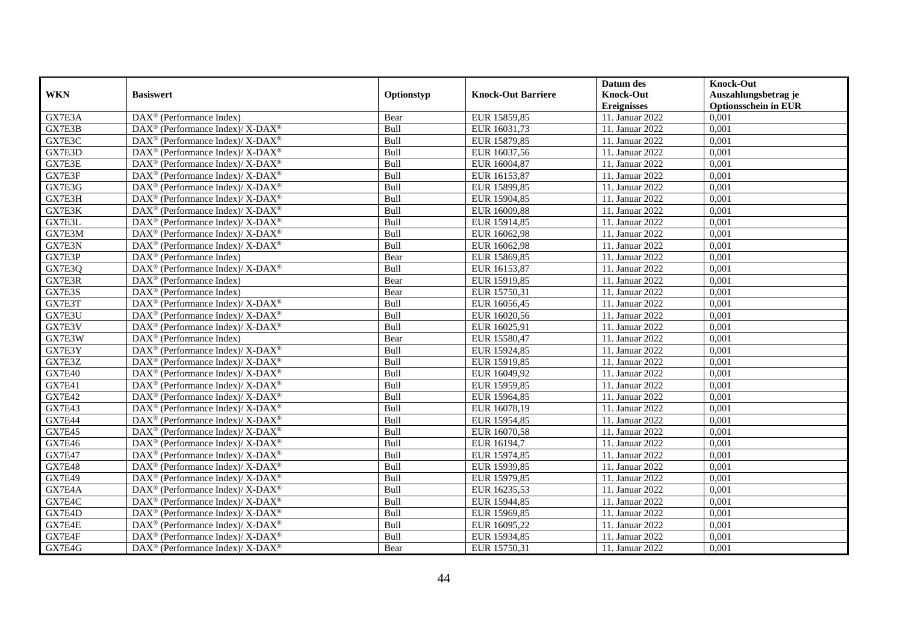| WKN | Basiswert | Optionstyp | Knock-Out Barriere | Datum des Knock-Out Ereignisses | Knock-Out Auszahlungsbetrag je Optionsschein in EUR |
|---|---|---|---|---|---|
| GX7E3A | DAX® (Performance Index) | Bear | EUR 15859,85 | 11. Januar 2022 | 0,001 |
| GX7E3B | DAX® (Performance Index)/ X-DAX® | Bull | EUR 16031,73 | 11. Januar 2022 | 0,001 |
| GX7E3C | DAX® (Performance Index)/ X-DAX® | Bull | EUR 15879,85 | 11. Januar 2022 | 0,001 |
| GX7E3D | DAX® (Performance Index)/ X-DAX® | Bull | EUR 16037,56 | 11. Januar 2022 | 0,001 |
| GX7E3E | DAX® (Performance Index)/ X-DAX® | Bull | EUR 16004,87 | 11. Januar 2022 | 0,001 |
| GX7E3F | DAX® (Performance Index)/ X-DAX® | Bull | EUR 16153,87 | 11. Januar 2022 | 0,001 |
| GX7E3G | DAX® (Performance Index)/ X-DAX® | Bull | EUR 15899,85 | 11. Januar 2022 | 0,001 |
| GX7E3H | DAX® (Performance Index)/ X-DAX® | Bull | EUR 15904,85 | 11. Januar 2022 | 0,001 |
| GX7E3K | DAX® (Performance Index)/ X-DAX® | Bull | EUR 16009,88 | 11. Januar 2022 | 0,001 |
| GX7E3L | DAX® (Performance Index)/ X-DAX® | Bull | EUR 15914,85 | 11. Januar 2022 | 0,001 |
| GX7E3M | DAX® (Performance Index)/ X-DAX® | Bull | EUR 16062,98 | 11. Januar 2022 | 0,001 |
| GX7E3N | DAX® (Performance Index)/ X-DAX® | Bull | EUR 16062,98 | 11. Januar 2022 | 0,001 |
| GX7E3P | DAX® (Performance Index) | Bear | EUR 15869,85 | 11. Januar 2022 | 0,001 |
| GX7E3Q | DAX® (Performance Index)/ X-DAX® | Bull | EUR 16153,87 | 11. Januar 2022 | 0,001 |
| GX7E3R | DAX® (Performance Index) | Bear | EUR 15919,85 | 11. Januar 2022 | 0,001 |
| GX7E3S | DAX® (Performance Index) | Bear | EUR 15750,31 | 11. Januar 2022 | 0,001 |
| GX7E3T | DAX® (Performance Index)/ X-DAX® | Bull | EUR 16056,45 | 11. Januar 2022 | 0,001 |
| GX7E3U | DAX® (Performance Index)/ X-DAX® | Bull | EUR 16020,56 | 11. Januar 2022 | 0,001 |
| GX7E3V | DAX® (Performance Index)/ X-DAX® | Bull | EUR 16025,91 | 11. Januar 2022 | 0,001 |
| GX7E3W | DAX® (Performance Index) | Bear | EUR 15580,47 | 11. Januar 2022 | 0,001 |
| GX7E3Y | DAX® (Performance Index)/ X-DAX® | Bull | EUR 15924,85 | 11. Januar 2022 | 0,001 |
| GX7E3Z | DAX® (Performance Index)/ X-DAX® | Bull | EUR 15919,85 | 11. Januar 2022 | 0,001 |
| GX7E40 | DAX® (Performance Index)/ X-DAX® | Bull | EUR 16049,92 | 11. Januar 2022 | 0,001 |
| GX7E41 | DAX® (Performance Index)/ X-DAX® | Bull | EUR 15959,85 | 11. Januar 2022 | 0,001 |
| GX7E42 | DAX® (Performance Index)/ X-DAX® | Bull | EUR 15964,85 | 11. Januar 2022 | 0,001 |
| GX7E43 | DAX® (Performance Index)/ X-DAX® | Bull | EUR 16078,19 | 11. Januar 2022 | 0,001 |
| GX7E44 | DAX® (Performance Index)/ X-DAX® | Bull | EUR 15954,85 | 11. Januar 2022 | 0,001 |
| GX7E45 | DAX® (Performance Index)/ X-DAX® | Bull | EUR 16070,58 | 11. Januar 2022 | 0,001 |
| GX7E46 | DAX® (Performance Index)/ X-DAX® | Bull | EUR 16194,7 | 11. Januar 2022 | 0,001 |
| GX7E47 | DAX® (Performance Index)/ X-DAX® | Bull | EUR 15974,85 | 11. Januar 2022 | 0,001 |
| GX7E48 | DAX® (Performance Index)/ X-DAX® | Bull | EUR 15939,85 | 11. Januar 2022 | 0,001 |
| GX7E49 | DAX® (Performance Index)/ X-DAX® | Bull | EUR 15979,85 | 11. Januar 2022 | 0,001 |
| GX7E4A | DAX® (Performance Index)/ X-DAX® | Bull | EUR 16235,53 | 11. Januar 2022 | 0,001 |
| GX7E4C | DAX® (Performance Index)/ X-DAX® | Bull | EUR 15944,85 | 11. Januar 2022 | 0,001 |
| GX7E4D | DAX® (Performance Index)/ X-DAX® | Bull | EUR 15969,85 | 11. Januar 2022 | 0,001 |
| GX7E4E | DAX® (Performance Index)/ X-DAX® | Bull | EUR 16095,22 | 11. Januar 2022 | 0,001 |
| GX7E4F | DAX® (Performance Index)/ X-DAX® | Bull | EUR 15934,85 | 11. Januar 2022 | 0,001 |
| GX7E4G | DAX® (Performance Index)/ X-DAX® | Bear | EUR 15750,31 | 11. Januar 2022 | 0,001 |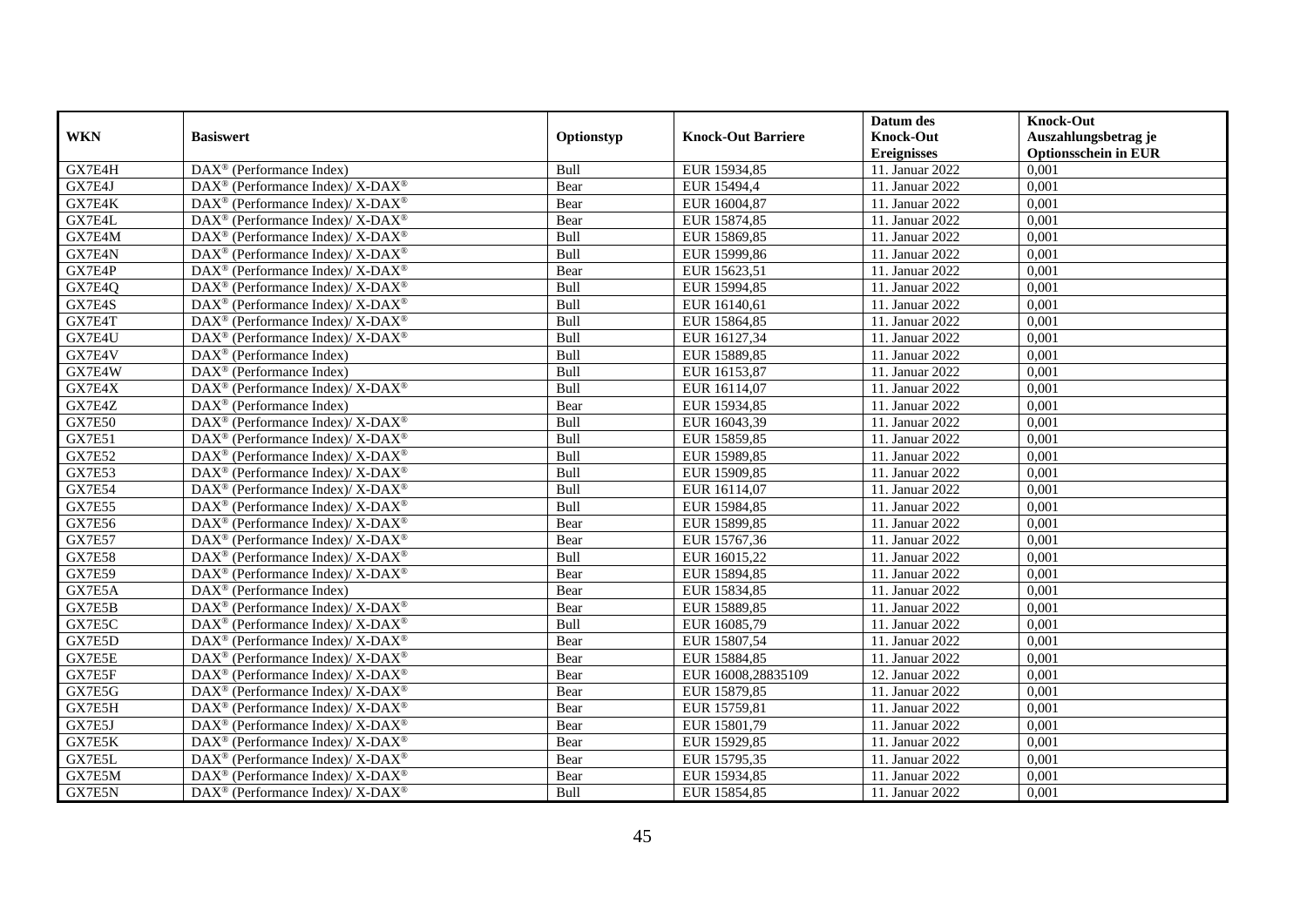| WKN | Basiswert | Optionstyp | Knock-Out Barriere | Datum des Knock-Out Ereignisses | Knock-Out Auszahlungsbetrag je Optionsschein in EUR |
|---|---|---|---|---|---|
| GX7E4H | DAX® (Performance Index) | Bull | EUR 15934,85 | 11. Januar 2022 | 0,001 |
| GX7E4J | DAX® (Performance Index)/ X-DAX® | Bear | EUR 15494,4 | 11. Januar 2022 | 0,001 |
| GX7E4K | DAX® (Performance Index)/ X-DAX® | Bear | EUR 16004,87 | 11. Januar 2022 | 0,001 |
| GX7E4L | DAX® (Performance Index)/ X-DAX® | Bear | EUR 15874,85 | 11. Januar 2022 | 0,001 |
| GX7E4M | DAX® (Performance Index)/ X-DAX® | Bull | EUR 15869,85 | 11. Januar 2022 | 0,001 |
| GX7E4N | DAX® (Performance Index)/ X-DAX® | Bull | EUR 15999,86 | 11. Januar 2022 | 0,001 |
| GX7E4P | DAX® (Performance Index)/ X-DAX® | Bear | EUR 15623,51 | 11. Januar 2022 | 0,001 |
| GX7E4Q | DAX® (Performance Index)/ X-DAX® | Bull | EUR 15994,85 | 11. Januar 2022 | 0,001 |
| GX7E4S | DAX® (Performance Index)/ X-DAX® | Bull | EUR 16140,61 | 11. Januar 2022 | 0,001 |
| GX7E4T | DAX® (Performance Index)/ X-DAX® | Bull | EUR 15864,85 | 11. Januar 2022 | 0,001 |
| GX7E4U | DAX® (Performance Index)/ X-DAX® | Bull | EUR 16127,34 | 11. Januar 2022 | 0,001 |
| GX7E4V | DAX® (Performance Index) | Bull | EUR 15889,85 | 11. Januar 2022 | 0,001 |
| GX7E4W | DAX® (Performance Index) | Bull | EUR 16153,87 | 11. Januar 2022 | 0,001 |
| GX7E4X | DAX® (Performance Index)/ X-DAX® | Bull | EUR 16114,07 | 11. Januar 2022 | 0,001 |
| GX7E4Z | DAX® (Performance Index) | Bear | EUR 15934,85 | 11. Januar 2022 | 0,001 |
| GX7E50 | DAX® (Performance Index)/ X-DAX® | Bull | EUR 16043,39 | 11. Januar 2022 | 0,001 |
| GX7E51 | DAX® (Performance Index)/ X-DAX® | Bull | EUR 15859,85 | 11. Januar 2022 | 0,001 |
| GX7E52 | DAX® (Performance Index)/ X-DAX® | Bull | EUR 15989,85 | 11. Januar 2022 | 0,001 |
| GX7E53 | DAX® (Performance Index)/ X-DAX® | Bull | EUR 15909,85 | 11. Januar 2022 | 0,001 |
| GX7E54 | DAX® (Performance Index)/ X-DAX® | Bull | EUR 16114,07 | 11. Januar 2022 | 0,001 |
| GX7E55 | DAX® (Performance Index)/ X-DAX® | Bull | EUR 15984,85 | 11. Januar 2022 | 0,001 |
| GX7E56 | DAX® (Performance Index)/ X-DAX® | Bear | EUR 15899,85 | 11. Januar 2022 | 0,001 |
| GX7E57 | DAX® (Performance Index)/ X-DAX® | Bear | EUR 15767,36 | 11. Januar 2022 | 0,001 |
| GX7E58 | DAX® (Performance Index)/ X-DAX® | Bull | EUR 16015,22 | 11. Januar 2022 | 0,001 |
| GX7E59 | DAX® (Performance Index)/ X-DAX® | Bear | EUR 15894,85 | 11. Januar 2022 | 0,001 |
| GX7E5A | DAX® (Performance Index) | Bear | EUR 15834,85 | 11. Januar 2022 | 0,001 |
| GX7E5B | DAX® (Performance Index)/ X-DAX® | Bear | EUR 15889,85 | 11. Januar 2022 | 0,001 |
| GX7E5C | DAX® (Performance Index)/ X-DAX® | Bull | EUR 16085,79 | 11. Januar 2022 | 0,001 |
| GX7E5D | DAX® (Performance Index)/ X-DAX® | Bear | EUR 15807,54 | 11. Januar 2022 | 0,001 |
| GX7E5E | DAX® (Performance Index)/ X-DAX® | Bear | EUR 15884,85 | 11. Januar 2022 | 0,001 |
| GX7E5F | DAX® (Performance Index)/ X-DAX® | Bear | EUR 16008,28835109 | 12. Januar 2022 | 0,001 |
| GX7E5G | DAX® (Performance Index)/ X-DAX® | Bear | EUR 15879,85 | 11. Januar 2022 | 0,001 |
| GX7E5H | DAX® (Performance Index)/ X-DAX® | Bear | EUR 15759,81 | 11. Januar 2022 | 0,001 |
| GX7E5J | DAX® (Performance Index)/ X-DAX® | Bear | EUR 15801,79 | 11. Januar 2022 | 0,001 |
| GX7E5K | DAX® (Performance Index)/ X-DAX® | Bear | EUR 15929,85 | 11. Januar 2022 | 0,001 |
| GX7E5L | DAX® (Performance Index)/ X-DAX® | Bear | EUR 15795,35 | 11. Januar 2022 | 0,001 |
| GX7E5M | DAX® (Performance Index)/ X-DAX® | Bear | EUR 15934,85 | 11. Januar 2022 | 0,001 |
| GX7E5N | DAX® (Performance Index)/ X-DAX® | Bull | EUR 15854,85 | 11. Januar 2022 | 0,001 |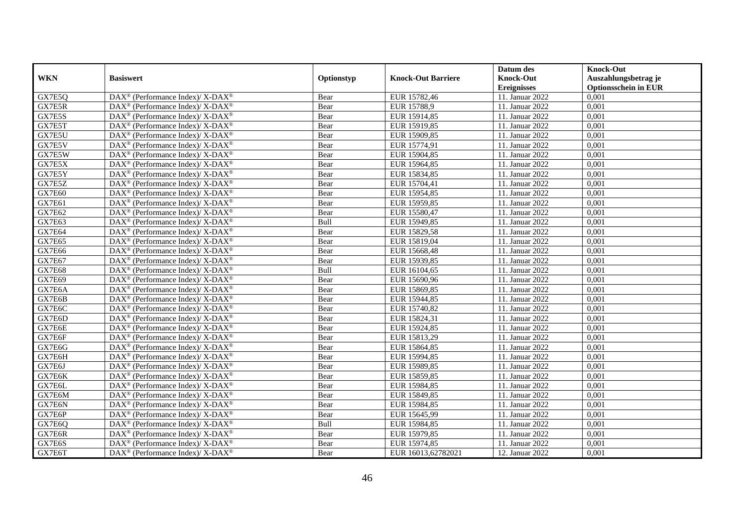| WKN | Basiswert | Optionstyp | Knock-Out Barriere | Datum des Knock-Out Ereignisses | Knock-Out Auszahlungsbetrag je Optionsschein in EUR |
|---|---|---|---|---|---|
| GX7E5Q | DAX® (Performance Index)/ X-DAX® | Bear | EUR 15782,46 | 11. Januar 2022 | 0,001 |
| GX7E5R | DAX® (Performance Index)/ X-DAX® | Bear | EUR 15788,9 | 11. Januar 2022 | 0,001 |
| GX7E5S | DAX® (Performance Index)/ X-DAX® | Bear | EUR 15914,85 | 11. Januar 2022 | 0,001 |
| GX7E5T | DAX® (Performance Index)/ X-DAX® | Bear | EUR 15919,85 | 11. Januar 2022 | 0,001 |
| GX7E5U | DAX® (Performance Index)/ X-DAX® | Bear | EUR 15909,85 | 11. Januar 2022 | 0,001 |
| GX7E5V | DAX® (Performance Index)/ X-DAX® | Bear | EUR 15774,91 | 11. Januar 2022 | 0,001 |
| GX7E5W | DAX® (Performance Index)/ X-DAX® | Bear | EUR 15904,85 | 11. Januar 2022 | 0,001 |
| GX7E5X | DAX® (Performance Index)/ X-DAX® | Bear | EUR 15964,85 | 11. Januar 2022 | 0,001 |
| GX7E5Y | DAX® (Performance Index)/ X-DAX® | Bear | EUR 15834,85 | 11. Januar 2022 | 0,001 |
| GX7E5Z | DAX® (Performance Index)/ X-DAX® | Bear | EUR 15704,41 | 11. Januar 2022 | 0,001 |
| GX7E60 | DAX® (Performance Index)/ X-DAX® | Bear | EUR 15954,85 | 11. Januar 2022 | 0,001 |
| GX7E61 | DAX® (Performance Index)/ X-DAX® | Bear | EUR 15959,85 | 11. Januar 2022 | 0,001 |
| GX7E62 | DAX® (Performance Index)/ X-DAX® | Bear | EUR 15580,47 | 11. Januar 2022 | 0,001 |
| GX7E63 | DAX® (Performance Index)/ X-DAX® | Bull | EUR 15949,85 | 11. Januar 2022 | 0,001 |
| GX7E64 | DAX® (Performance Index)/ X-DAX® | Bear | EUR 15829,58 | 11. Januar 2022 | 0,001 |
| GX7E65 | DAX® (Performance Index)/ X-DAX® | Bear | EUR 15819,04 | 11. Januar 2022 | 0,001 |
| GX7E66 | DAX® (Performance Index)/ X-DAX® | Bear | EUR 15668,48 | 11. Januar 2022 | 0,001 |
| GX7E67 | DAX® (Performance Index)/ X-DAX® | Bear | EUR 15939,85 | 11. Januar 2022 | 0,001 |
| GX7E68 | DAX® (Performance Index)/ X-DAX® | Bull | EUR 16104,65 | 11. Januar 2022 | 0,001 |
| GX7E69 | DAX® (Performance Index)/ X-DAX® | Bear | EUR 15690,96 | 11. Januar 2022 | 0,001 |
| GX7E6A | DAX® (Performance Index)/ X-DAX® | Bear | EUR 15869,85 | 11. Januar 2022 | 0,001 |
| GX7E6B | DAX® (Performance Index)/ X-DAX® | Bear | EUR 15944,85 | 11. Januar 2022 | 0,001 |
| GX7E6C | DAX® (Performance Index)/ X-DAX® | Bear | EUR 15740,82 | 11. Januar 2022 | 0,001 |
| GX7E6D | DAX® (Performance Index)/ X-DAX® | Bear | EUR 15824,31 | 11. Januar 2022 | 0,001 |
| GX7E6E | DAX® (Performance Index)/ X-DAX® | Bear | EUR 15924,85 | 11. Januar 2022 | 0,001 |
| GX7E6F | DAX® (Performance Index)/ X-DAX® | Bear | EUR 15813,29 | 11. Januar 2022 | 0,001 |
| GX7E6G | DAX® (Performance Index)/ X-DAX® | Bear | EUR 15864,85 | 11. Januar 2022 | 0,001 |
| GX7E6H | DAX® (Performance Index)/ X-DAX® | Bear | EUR 15994,85 | 11. Januar 2022 | 0,001 |
| GX7E6J | DAX® (Performance Index)/ X-DAX® | Bear | EUR 15989,85 | 11. Januar 2022 | 0,001 |
| GX7E6K | DAX® (Performance Index)/ X-DAX® | Bear | EUR 15859,85 | 11. Januar 2022 | 0,001 |
| GX7E6L | DAX® (Performance Index)/ X-DAX® | Bear | EUR 15984,85 | 11. Januar 2022 | 0,001 |
| GX7E6M | DAX® (Performance Index)/ X-DAX® | Bear | EUR 15849,85 | 11. Januar 2022 | 0,001 |
| GX7E6N | DAX® (Performance Index)/ X-DAX® | Bear | EUR 15984,85 | 11. Januar 2022 | 0,001 |
| GX7E6P | DAX® (Performance Index)/ X-DAX® | Bear | EUR 15645,99 | 11. Januar 2022 | 0,001 |
| GX7E6Q | DAX® (Performance Index)/ X-DAX® | Bull | EUR 15984,85 | 11. Januar 2022 | 0,001 |
| GX7E6R | DAX® (Performance Index)/ X-DAX® | Bear | EUR 15979,85 | 11. Januar 2022 | 0,001 |
| GX7E6S | DAX® (Performance Index)/ X-DAX® | Bear | EUR 15974,85 | 11. Januar 2022 | 0,001 |
| GX7E6T | DAX® (Performance Index)/ X-DAX® | Bear | EUR 16013,62782021 | 12. Januar 2022 | 0,001 |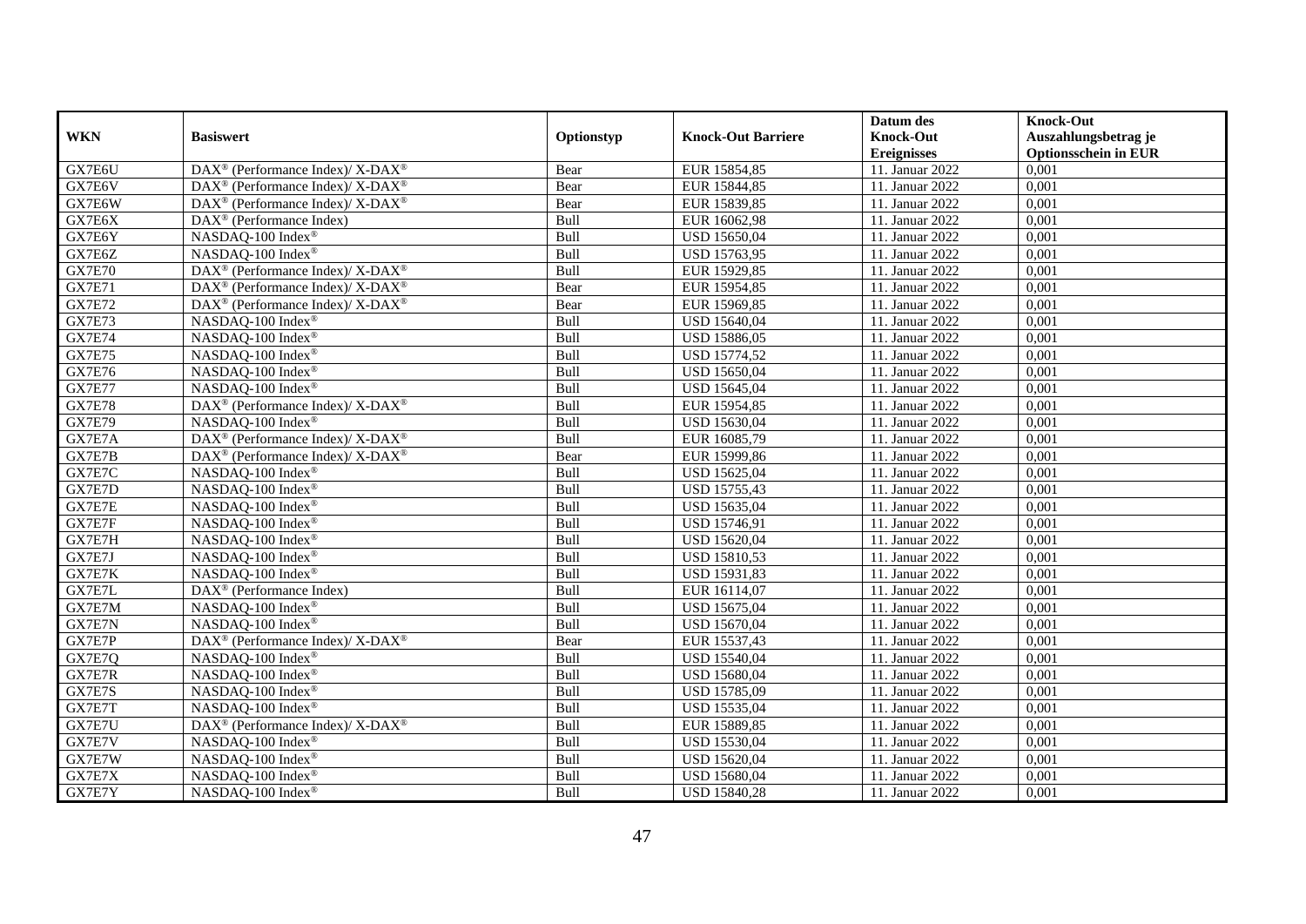| WKN | Basiswert | Optionstyp | Knock-Out Barriere | Datum des Knock-Out Ereignisses | Knock-Out Auszahlungsbetrag je Optionsschein in EUR |
|---|---|---|---|---|---|
| GX7E6U | DAX® (Performance Index)/ X-DAX® | Bear | EUR 15854,85 | 11. Januar 2022 | 0,001 |
| GX7E6V | DAX® (Performance Index)/ X-DAX® | Bear | EUR 15844,85 | 11. Januar 2022 | 0,001 |
| GX7E6W | DAX® (Performance Index)/ X-DAX® | Bear | EUR 15839,85 | 11. Januar 2022 | 0,001 |
| GX7E6X | DAX® (Performance Index) | Bull | EUR 16062,98 | 11. Januar 2022 | 0,001 |
| GX7E6Y | NASDAQ-100 Index® | Bull | USD 15650,04 | 11. Januar 2022 | 0,001 |
| GX7E6Z | NASDAQ-100 Index® | Bull | USD 15763,95 | 11. Januar 2022 | 0,001 |
| GX7E70 | DAX® (Performance Index)/ X-DAX® | Bull | EUR 15929,85 | 11. Januar 2022 | 0,001 |
| GX7E71 | DAX® (Performance Index)/ X-DAX® | Bear | EUR 15954,85 | 11. Januar 2022 | 0,001 |
| GX7E72 | DAX® (Performance Index)/ X-DAX® | Bear | EUR 15969,85 | 11. Januar 2022 | 0,001 |
| GX7E73 | NASDAQ-100 Index® | Bull | USD 15640,04 | 11. Januar 2022 | 0,001 |
| GX7E74 | NASDAQ-100 Index® | Bull | USD 15886,05 | 11. Januar 2022 | 0,001 |
| GX7E75 | NASDAQ-100 Index® | Bull | USD 15774,52 | 11. Januar 2022 | 0,001 |
| GX7E76 | NASDAQ-100 Index® | Bull | USD 15650,04 | 11. Januar 2022 | 0,001 |
| GX7E77 | NASDAQ-100 Index® | Bull | USD 15645,04 | 11. Januar 2022 | 0,001 |
| GX7E78 | DAX® (Performance Index)/ X-DAX® | Bull | EUR 15954,85 | 11. Januar 2022 | 0,001 |
| GX7E79 | NASDAQ-100 Index® | Bull | USD 15630,04 | 11. Januar 2022 | 0,001 |
| GX7E7A | DAX® (Performance Index)/ X-DAX® | Bull | EUR 16085,79 | 11. Januar 2022 | 0,001 |
| GX7E7B | DAX® (Performance Index)/ X-DAX® | Bear | EUR 15999,86 | 11. Januar 2022 | 0,001 |
| GX7E7C | NASDAQ-100 Index® | Bull | USD 15625,04 | 11. Januar 2022 | 0,001 |
| GX7E7D | NASDAQ-100 Index® | Bull | USD 15755,43 | 11. Januar 2022 | 0,001 |
| GX7E7E | NASDAQ-100 Index® | Bull | USD 15635,04 | 11. Januar 2022 | 0,001 |
| GX7E7F | NASDAQ-100 Index® | Bull | USD 15746,91 | 11. Januar 2022 | 0,001 |
| GX7E7H | NASDAQ-100 Index® | Bull | USD 15620,04 | 11. Januar 2022 | 0,001 |
| GX7E7J | NASDAQ-100 Index® | Bull | USD 15810,53 | 11. Januar 2022 | 0,001 |
| GX7E7K | NASDAQ-100 Index® | Bull | USD 15931,83 | 11. Januar 2022 | 0,001 |
| GX7E7L | DAX® (Performance Index) | Bull | EUR 16114,07 | 11. Januar 2022 | 0,001 |
| GX7E7M | NASDAQ-100 Index® | Bull | USD 15675,04 | 11. Januar 2022 | 0,001 |
| GX7E7N | NASDAQ-100 Index® | Bull | USD 15670,04 | 11. Januar 2022 | 0,001 |
| GX7E7P | DAX® (Performance Index)/ X-DAX® | Bear | EUR 15537,43 | 11. Januar 2022 | 0,001 |
| GX7E7Q | NASDAQ-100 Index® | Bull | USD 15540,04 | 11. Januar 2022 | 0,001 |
| GX7E7R | NASDAQ-100 Index® | Bull | USD 15680,04 | 11. Januar 2022 | 0,001 |
| GX7E7S | NASDAQ-100 Index® | Bull | USD 15785,09 | 11. Januar 2022 | 0,001 |
| GX7E7T | NASDAQ-100 Index® | Bull | USD 15535,04 | 11. Januar 2022 | 0,001 |
| GX7E7U | DAX® (Performance Index)/ X-DAX® | Bull | EUR 15889,85 | 11. Januar 2022 | 0,001 |
| GX7E7V | NASDAQ-100 Index® | Bull | USD 15530,04 | 11. Januar 2022 | 0,001 |
| GX7E7W | NASDAQ-100 Index® | Bull | USD 15620,04 | 11. Januar 2022 | 0,001 |
| GX7E7X | NASDAQ-100 Index® | Bull | USD 15680,04 | 11. Januar 2022 | 0,001 |
| GX7E7Y | NASDAQ-100 Index® | Bull | USD 15840,28 | 11. Januar 2022 | 0,001 |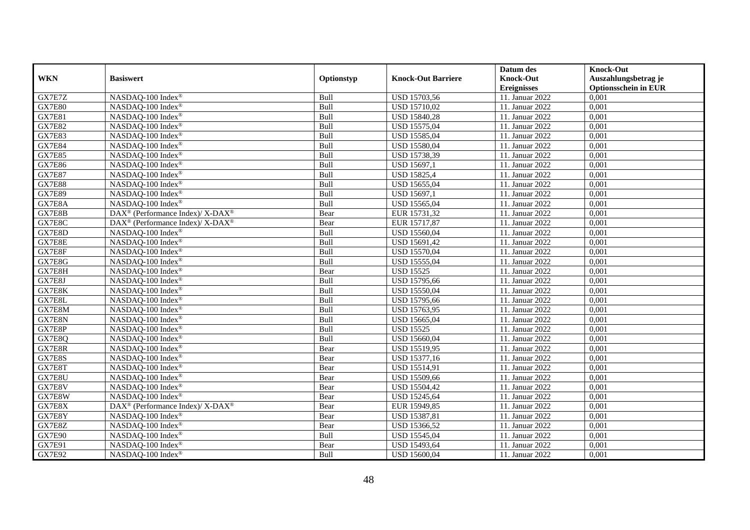| WKN | Basiswert | Optionstyp | Knock-Out Barriere | Datum des Knock-Out Ereignisses | Knock-Out Auszahlungsbetrag je Optionsschein in EUR |
|---|---|---|---|---|---|
| GX7E7Z | NASDAQ-100 Index® | Bull | USD 15703,56 | 11. Januar 2022 | 0,001 |
| GX7E80 | NASDAQ-100 Index® | Bull | USD 15710,02 | 11. Januar 2022 | 0,001 |
| GX7E81 | NASDAQ-100 Index® | Bull | USD 15840,28 | 11. Januar 2022 | 0,001 |
| GX7E82 | NASDAQ-100 Index® | Bull | USD 15575,04 | 11. Januar 2022 | 0,001 |
| GX7E83 | NASDAQ-100 Index® | Bull | USD 15585,04 | 11. Januar 2022 | 0,001 |
| GX7E84 | NASDAQ-100 Index® | Bull | USD 15580,04 | 11. Januar 2022 | 0,001 |
| GX7E85 | NASDAQ-100 Index® | Bull | USD 15738,39 | 11. Januar 2022 | 0,001 |
| GX7E86 | NASDAQ-100 Index® | Bull | USD 15697,1 | 11. Januar 2022 | 0,001 |
| GX7E87 | NASDAQ-100 Index® | Bull | USD 15825,4 | 11. Januar 2022 | 0,001 |
| GX7E88 | NASDAQ-100 Index® | Bull | USD 15655,04 | 11. Januar 2022 | 0,001 |
| GX7E89 | NASDAQ-100 Index® | Bull | USD 15697,1 | 11. Januar 2022 | 0,001 |
| GX7E8A | NASDAQ-100 Index® | Bull | USD 15565,04 | 11. Januar 2022 | 0,001 |
| GX7E8B | DAX® (Performance Index)/ X-DAX® | Bear | EUR 15731,32 | 11. Januar 2022 | 0,001 |
| GX7E8C | DAX® (Performance Index)/ X-DAX® | Bear | EUR 15717,87 | 11. Januar 2022 | 0,001 |
| GX7E8D | NASDAQ-100 Index® | Bull | USD 15560,04 | 11. Januar 2022 | 0,001 |
| GX7E8E | NASDAQ-100 Index® | Bull | USD 15691,42 | 11. Januar 2022 | 0,001 |
| GX7E8F | NASDAQ-100 Index® | Bull | USD 15570,04 | 11. Januar 2022 | 0,001 |
| GX7E8G | NASDAQ-100 Index® | Bull | USD 15555,04 | 11. Januar 2022 | 0,001 |
| GX7E8H | NASDAQ-100 Index® | Bear | USD 15525 | 11. Januar 2022 | 0,001 |
| GX7E8J | NASDAQ-100 Index® | Bull | USD 15795,66 | 11. Januar 2022 | 0,001 |
| GX7E8K | NASDAQ-100 Index® | Bull | USD 15550,04 | 11. Januar 2022 | 0,001 |
| GX7E8L | NASDAQ-100 Index® | Bull | USD 15795,66 | 11. Januar 2022 | 0,001 |
| GX7E8M | NASDAQ-100 Index® | Bull | USD 15763,95 | 11. Januar 2022 | 0,001 |
| GX7E8N | NASDAQ-100 Index® | Bull | USD 15665,04 | 11. Januar 2022 | 0,001 |
| GX7E8P | NASDAQ-100 Index® | Bull | USD 15525 | 11. Januar 2022 | 0,001 |
| GX7E8Q | NASDAQ-100 Index® | Bull | USD 15660,04 | 11. Januar 2022 | 0,001 |
| GX7E8R | NASDAQ-100 Index® | Bear | USD 15519,95 | 11. Januar 2022 | 0,001 |
| GX7E8S | NASDAQ-100 Index® | Bear | USD 15377,16 | 11. Januar 2022 | 0,001 |
| GX7E8T | NASDAQ-100 Index® | Bear | USD 15514,91 | 11. Januar 2022 | 0,001 |
| GX7E8U | NASDAQ-100 Index® | Bear | USD 15509,66 | 11. Januar 2022 | 0,001 |
| GX7E8V | NASDAQ-100 Index® | Bear | USD 15504,42 | 11. Januar 2022 | 0,001 |
| GX7E8W | NASDAQ-100 Index® | Bear | USD 15245,64 | 11. Januar 2022 | 0,001 |
| GX7E8X | DAX® (Performance Index)/ X-DAX® | Bear | EUR 15949,85 | 11. Januar 2022 | 0,001 |
| GX7E8Y | NASDAQ-100 Index® | Bear | USD 15387,81 | 11. Januar 2022 | 0,001 |
| GX7E8Z | NASDAQ-100 Index® | Bear | USD 15366,52 | 11. Januar 2022 | 0,001 |
| GX7E90 | NASDAQ-100 Index® | Bull | USD 15545,04 | 11. Januar 2022 | 0,001 |
| GX7E91 | NASDAQ-100 Index® | Bear | USD 15493,64 | 11. Januar 2022 | 0,001 |
| GX7E92 | NASDAQ-100 Index® | Bull | USD 15600,04 | 11. Januar 2022 | 0,001 |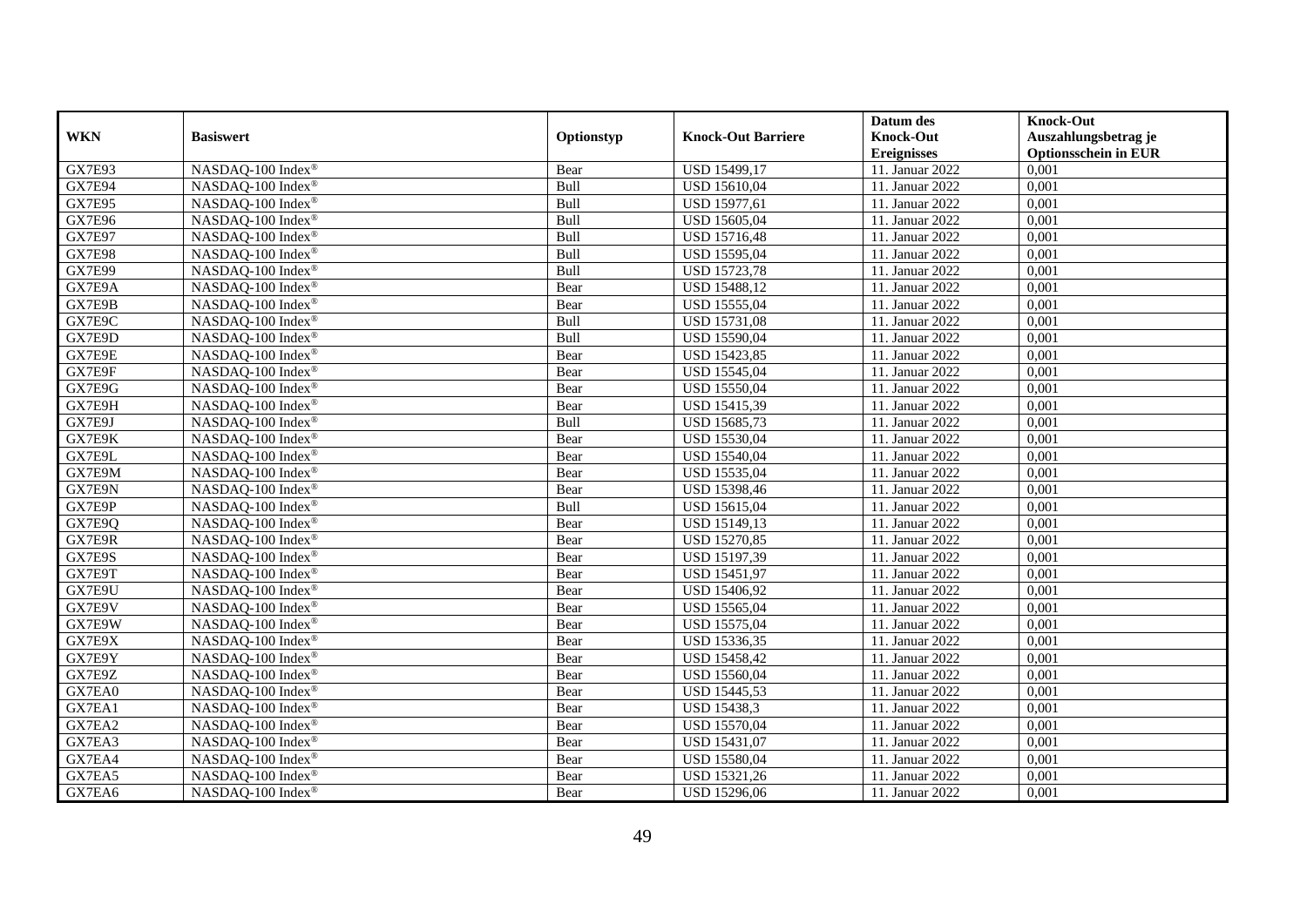| WKN | Basiswert | Optionstyp | Knock-Out Barriere | Datum des Knock-Out Ereignisses | Knock-Out Auszahlungsbetrag je Optionsschein in EUR |
|---|---|---|---|---|---|
| GX7E93 | NASDAQ-100 Index® | Bear | USD 15499,17 | 11. Januar 2022 | 0,001 |
| GX7E94 | NASDAQ-100 Index® | Bull | USD 15610,04 | 11. Januar 2022 | 0,001 |
| GX7E95 | NASDAQ-100 Index® | Bull | USD 15977,61 | 11. Januar 2022 | 0,001 |
| GX7E96 | NASDAQ-100 Index® | Bull | USD 15605,04 | 11. Januar 2022 | 0,001 |
| GX7E97 | NASDAQ-100 Index® | Bull | USD 15716,48 | 11. Januar 2022 | 0,001 |
| GX7E98 | NASDAQ-100 Index® | Bull | USD 15595,04 | 11. Januar 2022 | 0,001 |
| GX7E99 | NASDAQ-100 Index® | Bull | USD 15723,78 | 11. Januar 2022 | 0,001 |
| GX7E9A | NASDAQ-100 Index® | Bear | USD 15488,12 | 11. Januar 2022 | 0,001 |
| GX7E9B | NASDAQ-100 Index® | Bear | USD 15555,04 | 11. Januar 2022 | 0,001 |
| GX7E9C | NASDAQ-100 Index® | Bull | USD 15731,08 | 11. Januar 2022 | 0,001 |
| GX7E9D | NASDAQ-100 Index® | Bull | USD 15590,04 | 11. Januar 2022 | 0,001 |
| GX7E9E | NASDAQ-100 Index® | Bear | USD 15423,85 | 11. Januar 2022 | 0,001 |
| GX7E9F | NASDAQ-100 Index® | Bear | USD 15545,04 | 11. Januar 2022 | 0,001 |
| GX7E9G | NASDAQ-100 Index® | Bear | USD 15550,04 | 11. Januar 2022 | 0,001 |
| GX7E9H | NASDAQ-100 Index® | Bear | USD 15415,39 | 11. Januar 2022 | 0,001 |
| GX7E9J | NASDAQ-100 Index® | Bull | USD 15685,73 | 11. Januar 2022 | 0,001 |
| GX7E9K | NASDAQ-100 Index® | Bear | USD 15530,04 | 11. Januar 2022 | 0,001 |
| GX7E9L | NASDAQ-100 Index® | Bear | USD 15540,04 | 11. Januar 2022 | 0,001 |
| GX7E9M | NASDAQ-100 Index® | Bear | USD 15535,04 | 11. Januar 2022 | 0,001 |
| GX7E9N | NASDAQ-100 Index® | Bear | USD 15398,46 | 11. Januar 2022 | 0,001 |
| GX7E9P | NASDAQ-100 Index® | Bull | USD 15615,04 | 11. Januar 2022 | 0,001 |
| GX7E9Q | NASDAQ-100 Index® | Bear | USD 15149,13 | 11. Januar 2022 | 0,001 |
| GX7E9R | NASDAQ-100 Index® | Bear | USD 15270,85 | 11. Januar 2022 | 0,001 |
| GX7E9S | NASDAQ-100 Index® | Bear | USD 15197,39 | 11. Januar 2022 | 0,001 |
| GX7E9T | NASDAQ-100 Index® | Bear | USD 15451,97 | 11. Januar 2022 | 0,001 |
| GX7E9U | NASDAQ-100 Index® | Bear | USD 15406,92 | 11. Januar 2022 | 0,001 |
| GX7E9V | NASDAQ-100 Index® | Bear | USD 15565,04 | 11. Januar 2022 | 0,001 |
| GX7E9W | NASDAQ-100 Index® | Bear | USD 15575,04 | 11. Januar 2022 | 0,001 |
| GX7E9X | NASDAQ-100 Index® | Bear | USD 15336,35 | 11. Januar 2022 | 0,001 |
| GX7E9Y | NASDAQ-100 Index® | Bear | USD 15458,42 | 11. Januar 2022 | 0,001 |
| GX7E9Z | NASDAQ-100 Index® | Bear | USD 15560,04 | 11. Januar 2022 | 0,001 |
| GX7EA0 | NASDAQ-100 Index® | Bear | USD 15445,53 | 11. Januar 2022 | 0,001 |
| GX7EA1 | NASDAQ-100 Index® | Bear | USD 15438,3 | 11. Januar 2022 | 0,001 |
| GX7EA2 | NASDAQ-100 Index® | Bear | USD 15570,04 | 11. Januar 2022 | 0,001 |
| GX7EA3 | NASDAQ-100 Index® | Bear | USD 15431,07 | 11. Januar 2022 | 0,001 |
| GX7EA4 | NASDAQ-100 Index® | Bear | USD 15580,04 | 11. Januar 2022 | 0,001 |
| GX7EA5 | NASDAQ-100 Index® | Bear | USD 15321,26 | 11. Januar 2022 | 0,001 |
| GX7EA6 | NASDAQ-100 Index® | Bear | USD 15296,06 | 11. Januar 2022 | 0,001 |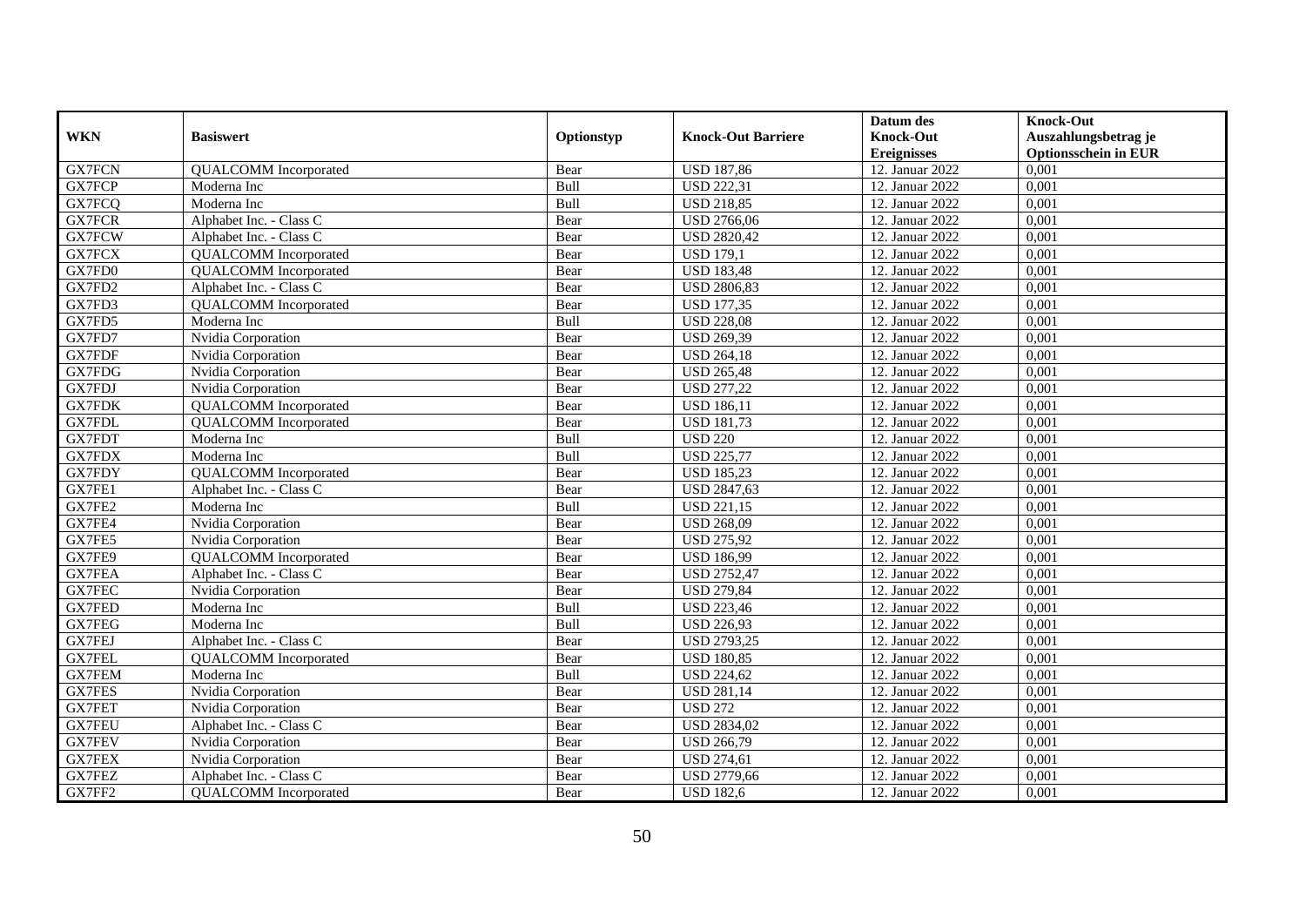| WKN | Basiswert | Optionstyp | Knock-Out Barriere | Datum des Knock-Out Ereignisses | Knock-Out Auszahlungsbetrag je Optionsschein in EUR |
|---|---|---|---|---|---|
| GX7FCN | QUALCOMM Incorporated | Bear | USD 187,86 | 12. Januar 2022 | 0,001 |
| GX7FCP | Moderna Inc | Bull | USD 222,31 | 12. Januar 2022 | 0,001 |
| GX7FCQ | Moderna Inc | Bull | USD 218,85 | 12. Januar 2022 | 0,001 |
| GX7FCR | Alphabet Inc. - Class C | Bear | USD 2766,06 | 12. Januar 2022 | 0,001 |
| GX7FCW | Alphabet Inc. - Class C | Bear | USD 2820,42 | 12. Januar 2022 | 0,001 |
| GX7FCX | QUALCOMM Incorporated | Bear | USD 179,1 | 12. Januar 2022 | 0,001 |
| GX7FD0 | QUALCOMM Incorporated | Bear | USD 183,48 | 12. Januar 2022 | 0,001 |
| GX7FD2 | Alphabet Inc. - Class C | Bear | USD 2806,83 | 12. Januar 2022 | 0,001 |
| GX7FD3 | QUALCOMM Incorporated | Bear | USD 177,35 | 12. Januar 2022 | 0,001 |
| GX7FD5 | Moderna Inc | Bull | USD 228,08 | 12. Januar 2022 | 0,001 |
| GX7FD7 | Nvidia Corporation | Bear | USD 269,39 | 12. Januar 2022 | 0,001 |
| GX7FDF | Nvidia Corporation | Bear | USD 264,18 | 12. Januar 2022 | 0,001 |
| GX7FDG | Nvidia Corporation | Bear | USD 265,48 | 12. Januar 2022 | 0,001 |
| GX7FDJ | Nvidia Corporation | Bear | USD 277,22 | 12. Januar 2022 | 0,001 |
| GX7FDK | QUALCOMM Incorporated | Bear | USD 186,11 | 12. Januar 2022 | 0,001 |
| GX7FDL | QUALCOMM Incorporated | Bear | USD 181,73 | 12. Januar 2022 | 0,001 |
| GX7FDT | Moderna Inc | Bull | USD 220 | 12. Januar 2022 | 0,001 |
| GX7FDX | Moderna Inc | Bull | USD 225,77 | 12. Januar 2022 | 0,001 |
| GX7FDY | QUALCOMM Incorporated | Bear | USD 185,23 | 12. Januar 2022 | 0,001 |
| GX7FE1 | Alphabet Inc. - Class C | Bear | USD 2847,63 | 12. Januar 2022 | 0,001 |
| GX7FE2 | Moderna Inc | Bull | USD 221,15 | 12. Januar 2022 | 0,001 |
| GX7FE4 | Nvidia Corporation | Bear | USD 268,09 | 12. Januar 2022 | 0,001 |
| GX7FE5 | Nvidia Corporation | Bear | USD 275,92 | 12. Januar 2022 | 0,001 |
| GX7FE9 | QUALCOMM Incorporated | Bear | USD 186,99 | 12. Januar 2022 | 0,001 |
| GX7FEA | Alphabet Inc. - Class C | Bear | USD 2752,47 | 12. Januar 2022 | 0,001 |
| GX7FEC | Nvidia Corporation | Bear | USD 279,84 | 12. Januar 2022 | 0,001 |
| GX7FED | Moderna Inc | Bull | USD 223,46 | 12. Januar 2022 | 0,001 |
| GX7FEG | Moderna Inc | Bull | USD 226,93 | 12. Januar 2022 | 0,001 |
| GX7FEJ | Alphabet Inc. - Class C | Bear | USD 2793,25 | 12. Januar 2022 | 0,001 |
| GX7FEL | QUALCOMM Incorporated | Bear | USD 180,85 | 12. Januar 2022 | 0,001 |
| GX7FEM | Moderna Inc | Bull | USD 224,62 | 12. Januar 2022 | 0,001 |
| GX7FES | Nvidia Corporation | Bear | USD 281,14 | 12. Januar 2022 | 0,001 |
| GX7FET | Nvidia Corporation | Bear | USD 272 | 12. Januar 2022 | 0,001 |
| GX7FEU | Alphabet Inc. - Class C | Bear | USD 2834,02 | 12. Januar 2022 | 0,001 |
| GX7FEV | Nvidia Corporation | Bear | USD 266,79 | 12. Januar 2022 | 0,001 |
| GX7FEX | Nvidia Corporation | Bear | USD 274,61 | 12. Januar 2022 | 0,001 |
| GX7FEZ | Alphabet Inc. - Class C | Bear | USD 2779,66 | 12. Januar 2022 | 0,001 |
| GX7FF2 | QUALCOMM Incorporated | Bear | USD 182,6 | 12. Januar 2022 | 0,001 |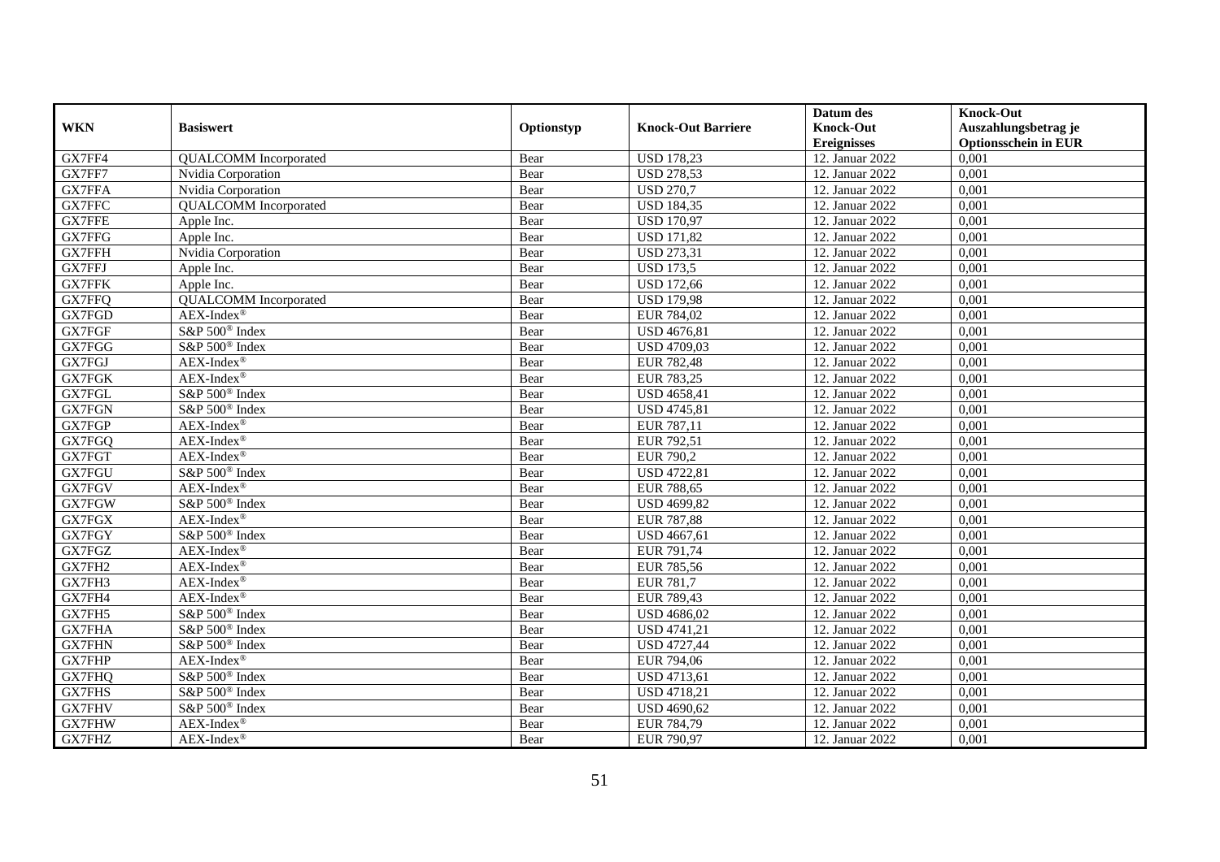| WKN | Basiswert | Optionstyp | Knock-Out Barriere | Datum des Knock-Out Ereignisses | Knock-Out Auszahlungsbetrag je Optionsschein in EUR |
|---|---|---|---|---|---|
| GX7FF4 | QUALCOMM Incorporated | Bear | USD 178,23 | 12. Januar 2022 | 0,001 |
| GX7FF7 | Nvidia Corporation | Bear | USD 278,53 | 12. Januar 2022 | 0,001 |
| GX7FFA | Nvidia Corporation | Bear | USD 270,7 | 12. Januar 2022 | 0,001 |
| GX7FFC | QUALCOMM Incorporated | Bear | USD 184,35 | 12. Januar 2022 | 0,001 |
| GX7FFE | Apple Inc. | Bear | USD 170,97 | 12. Januar 2022 | 0,001 |
| GX7FFG | Apple Inc. | Bear | USD 171,82 | 12. Januar 2022 | 0,001 |
| GX7FFH | Nvidia Corporation | Bear | USD 273,31 | 12. Januar 2022 | 0,001 |
| GX7FFJ | Apple Inc. | Bear | USD 173,5 | 12. Januar 2022 | 0,001 |
| GX7FFK | Apple Inc. | Bear | USD 172,66 | 12. Januar 2022 | 0,001 |
| GX7FFQ | QUALCOMM Incorporated | Bear | USD 179,98 | 12. Januar 2022 | 0,001 |
| GX7FGD | AEX-Index® | Bear | EUR 784,02 | 12. Januar 2022 | 0,001 |
| GX7FGF | S&P 500® Index | Bear | USD 4676,81 | 12. Januar 2022 | 0,001 |
| GX7FGG | S&P 500® Index | Bear | USD 4709,03 | 12. Januar 2022 | 0,001 |
| GX7FGJ | AEX-Index® | Bear | EUR 782,48 | 12. Januar 2022 | 0,001 |
| GX7FGK | AEX-Index® | Bear | EUR 783,25 | 12. Januar 2022 | 0,001 |
| GX7FGL | S&P 500® Index | Bear | USD 4658,41 | 12. Januar 2022 | 0,001 |
| GX7FGN | S&P 500® Index | Bear | USD 4745,81 | 12. Januar 2022 | 0,001 |
| GX7FGP | AEX-Index® | Bear | EUR 787,11 | 12. Januar 2022 | 0,001 |
| GX7FGQ | AEX-Index® | Bear | EUR 792,51 | 12. Januar 2022 | 0,001 |
| GX7FGT | AEX-Index® | Bear | EUR 790,2 | 12. Januar 2022 | 0,001 |
| GX7FGU | S&P 500® Index | Bear | USD 4722,81 | 12. Januar 2022 | 0,001 |
| GX7FGV | AEX-Index® | Bear | EUR 788,65 | 12. Januar 2022 | 0,001 |
| GX7FGW | S&P 500® Index | Bear | USD 4699,82 | 12. Januar 2022 | 0,001 |
| GX7FGX | AEX-Index® | Bear | EUR 787,88 | 12. Januar 2022 | 0,001 |
| GX7FGY | S&P 500® Index | Bear | USD 4667,61 | 12. Januar 2022 | 0,001 |
| GX7FGZ | AEX-Index® | Bear | EUR 791,74 | 12. Januar 2022 | 0,001 |
| GX7FH2 | AEX-Index® | Bear | EUR 785,56 | 12. Januar 2022 | 0,001 |
| GX7FH3 | AEX-Index® | Bear | EUR 781,7 | 12. Januar 2022 | 0,001 |
| GX7FH4 | AEX-Index® | Bear | EUR 789,43 | 12. Januar 2022 | 0,001 |
| GX7FH5 | S&P 500® Index | Bear | USD 4686,02 | 12. Januar 2022 | 0,001 |
| GX7FHA | S&P 500® Index | Bear | USD 4741,21 | 12. Januar 2022 | 0,001 |
| GX7FHN | S&P 500® Index | Bear | USD 4727,44 | 12. Januar 2022 | 0,001 |
| GX7FHP | AEX-Index® | Bear | EUR 794,06 | 12. Januar 2022 | 0,001 |
| GX7FHQ | S&P 500® Index | Bear | USD 4713,61 | 12. Januar 2022 | 0,001 |
| GX7FHS | S&P 500® Index | Bear | USD 4718,21 | 12. Januar 2022 | 0,001 |
| GX7FHV | S&P 500® Index | Bear | USD 4690,62 | 12. Januar 2022 | 0,001 |
| GX7FHW | AEX-Index® | Bear | EUR 784,79 | 12. Januar 2022 | 0,001 |
| GX7FHZ | AEX-Index® | Bear | EUR 790,97 | 12. Januar 2022 | 0,001 |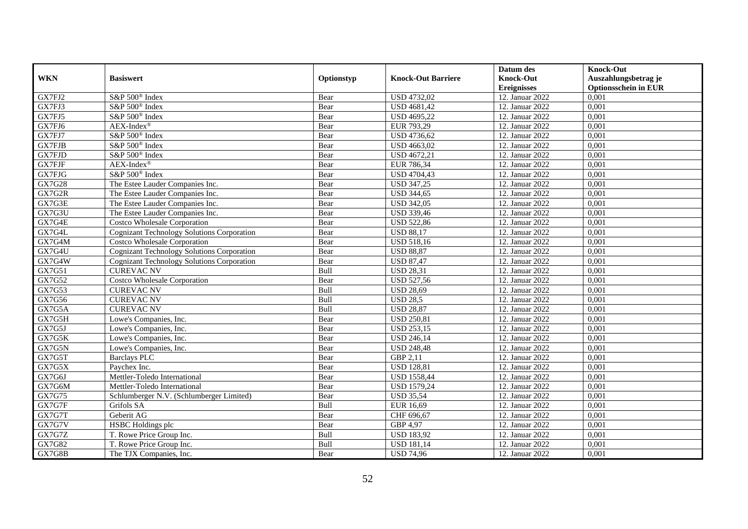| WKN | Basiswert | Optionstyp | Knock-Out Barriere | Datum des Knock-Out Ereignisses | Knock-Out Auszahlungsbetrag je Optionsschein in EUR |
|---|---|---|---|---|---|
| GX7FJ2 | S&P 500® Index | Bear | USD 4732,02 | 12. Januar 2022 | 0,001 |
| GX7FJ3 | S&P 500® Index | Bear | USD 4681,42 | 12. Januar 2022 | 0,001 |
| GX7FJ5 | S&P 500® Index | Bear | USD 4695,22 | 12. Januar 2022 | 0,001 |
| GX7FJ6 | AEX-Index® | Bear | EUR 793,29 | 12. Januar 2022 | 0,001 |
| GX7FJ7 | S&P 500® Index | Bear | USD 4736,62 | 12. Januar 2022 | 0,001 |
| GX7FJB | S&P 500® Index | Bear | USD 4663,02 | 12. Januar 2022 | 0,001 |
| GX7FJD | S&P 500® Index | Bear | USD 4672,21 | 12. Januar 2022 | 0,001 |
| GX7FJF | AEX-Index® | Bear | EUR 786,34 | 12. Januar 2022 | 0,001 |
| GX7FJG | S&P 500® Index | Bear | USD 4704,43 | 12. Januar 2022 | 0,001 |
| GX7G28 | The Estee Lauder Companies Inc. | Bear | USD 347,25 | 12. Januar 2022 | 0,001 |
| GX7G2R | The Estee Lauder Companies Inc. | Bear | USD 344,65 | 12. Januar 2022 | 0,001 |
| GX7G3E | The Estee Lauder Companies Inc. | Bear | USD 342,05 | 12. Januar 2022 | 0,001 |
| GX7G3U | The Estee Lauder Companies Inc. | Bear | USD 339,46 | 12. Januar 2022 | 0,001 |
| GX7G4E | Costco Wholesale Corporation | Bear | USD 522,86 | 12. Januar 2022 | 0,001 |
| GX7G4L | Cognizant Technology Solutions Corporation | Bear | USD 88,17 | 12. Januar 2022 | 0,001 |
| GX7G4M | Costco Wholesale Corporation | Bear | USD 518,16 | 12. Januar 2022 | 0,001 |
| GX7G4U | Cognizant Technology Solutions Corporation | Bear | USD 88,87 | 12. Januar 2022 | 0,001 |
| GX7G4W | Cognizant Technology Solutions Corporation | Bear | USD 87,47 | 12. Januar 2022 | 0,001 |
| GX7G51 | CUREVAC NV | Bull | USD 28,31 | 12. Januar 2022 | 0,001 |
| GX7G52 | Costco Wholesale Corporation | Bear | USD 527,56 | 12. Januar 2022 | 0,001 |
| GX7G53 | CUREVAC NV | Bull | USD 28,69 | 12. Januar 2022 | 0,001 |
| GX7G56 | CUREVAC NV | Bull | USD 28,5 | 12. Januar 2022 | 0,001 |
| GX7G5A | CUREVAC NV | Bull | USD 28,87 | 12. Januar 2022 | 0,001 |
| GX7G5H | Lowe's Companies, Inc. | Bear | USD 250,81 | 12. Januar 2022 | 0,001 |
| GX7G5J | Lowe's Companies, Inc. | Bear | USD 253,15 | 12. Januar 2022 | 0,001 |
| GX7G5K | Lowe's Companies, Inc. | Bear | USD 246,14 | 12. Januar 2022 | 0,001 |
| GX7G5N | Lowe's Companies, Inc. | Bear | USD 248,48 | 12. Januar 2022 | 0,001 |
| GX7G5T | Barclays PLC | Bear | GBP 2,11 | 12. Januar 2022 | 0,001 |
| GX7G5X | Paychex Inc. | Bear | USD 128,81 | 12. Januar 2022 | 0,001 |
| GX7G6J | Mettler-Toledo International | Bear | USD 1558,44 | 12. Januar 2022 | 0,001 |
| GX7G6M | Mettler-Toledo International | Bear | USD 1579,24 | 12. Januar 2022 | 0,001 |
| GX7G75 | Schlumberger N.V. (Schlumberger Limited) | Bear | USD 35,54 | 12. Januar 2022 | 0,001 |
| GX7G7F | Grifols SA | Bull | EUR 16,69 | 12. Januar 2022 | 0,001 |
| GX7G7T | Geberit AG | Bear | CHF 696,67 | 12. Januar 2022 | 0,001 |
| GX7G7V | HSBC Holdings plc | Bear | GBP 4,97 | 12. Januar 2022 | 0,001 |
| GX7G7Z | T. Rowe Price Group Inc. | Bull | USD 183,92 | 12. Januar 2022 | 0,001 |
| GX7G82 | T. Rowe Price Group Inc. | Bull | USD 181,14 | 12. Januar 2022 | 0,001 |
| GX7G8B | The TJX Companies, Inc. | Bear | USD 74,96 | 12. Januar 2022 | 0,001 |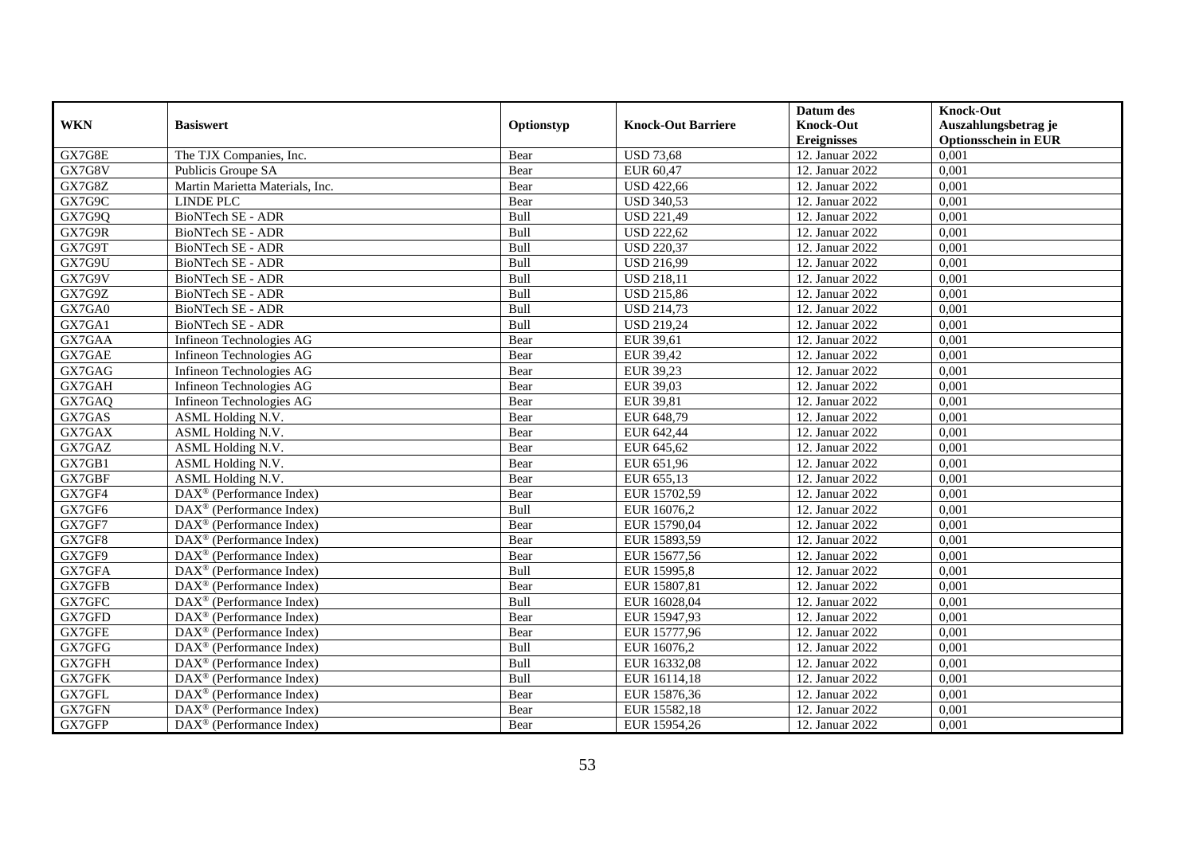| WKN | Basiswert | Optionstyp | Knock-Out Barriere | Datum des Knock-Out Ereignisses | Knock-Out Auszahlungsbetrag je Optionsschein in EUR |
|---|---|---|---|---|---|
| GX7G8E | The TJX Companies, Inc. | Bear | USD 73,68 | 12. Januar 2022 | 0,001 |
| GX7G8V | Publicis Groupe SA | Bear | EUR 60,47 | 12. Januar 2022 | 0,001 |
| GX7G8Z | Martin Marietta Materials, Inc. | Bear | USD 422,66 | 12. Januar 2022 | 0,001 |
| GX7G9C | LINDE PLC | Bear | USD 340,53 | 12. Januar 2022 | 0,001 |
| GX7G9Q | BioNTech SE - ADR | Bull | USD 221,49 | 12. Januar 2022 | 0,001 |
| GX7G9R | BioNTech SE - ADR | Bull | USD 222,62 | 12. Januar 2022 | 0,001 |
| GX7G9T | BioNTech SE - ADR | Bull | USD 220,37 | 12. Januar 2022 | 0,001 |
| GX7G9U | BioNTech SE - ADR | Bull | USD 216,99 | 12. Januar 2022 | 0,001 |
| GX7G9V | BioNTech SE - ADR | Bull | USD 218,11 | 12. Januar 2022 | 0,001 |
| GX7G9Z | BioNTech SE - ADR | Bull | USD 215,86 | 12. Januar 2022 | 0,001 |
| GX7GA0 | BioNTech SE - ADR | Bull | USD 214,73 | 12. Januar 2022 | 0,001 |
| GX7GA1 | BioNTech SE - ADR | Bull | USD 219,24 | 12. Januar 2022 | 0,001 |
| GX7GAA | Infineon Technologies AG | Bear | EUR 39,61 | 12. Januar 2022 | 0,001 |
| GX7GAE | Infineon Technologies AG | Bear | EUR 39,42 | 12. Januar 2022 | 0,001 |
| GX7GAG | Infineon Technologies AG | Bear | EUR 39,23 | 12. Januar 2022 | 0,001 |
| GX7GAH | Infineon Technologies AG | Bear | EUR 39,03 | 12. Januar 2022 | 0,001 |
| GX7GAQ | Infineon Technologies AG | Bear | EUR 39,81 | 12. Januar 2022 | 0,001 |
| GX7GAS | ASML Holding N.V. | Bear | EUR 648,79 | 12. Januar 2022 | 0,001 |
| GX7GAX | ASML Holding N.V. | Bear | EUR 642,44 | 12. Januar 2022 | 0,001 |
| GX7GAZ | ASML Holding N.V. | Bear | EUR 645,62 | 12. Januar 2022 | 0,001 |
| GX7GB1 | ASML Holding N.V. | Bear | EUR 651,96 | 12. Januar 2022 | 0,001 |
| GX7GBF | ASML Holding N.V. | Bear | EUR 655,13 | 12. Januar 2022 | 0,001 |
| GX7GF4 | DAX® (Performance Index) | Bear | EUR 15702,59 | 12. Januar 2022 | 0,001 |
| GX7GF6 | DAX® (Performance Index) | Bull | EUR 16076,2 | 12. Januar 2022 | 0,001 |
| GX7GF7 | DAX® (Performance Index) | Bear | EUR 15790,04 | 12. Januar 2022 | 0,001 |
| GX7GF8 | DAX® (Performance Index) | Bear | EUR 15893,59 | 12. Januar 2022 | 0,001 |
| GX7GF9 | DAX® (Performance Index) | Bear | EUR 15677,56 | 12. Januar 2022 | 0,001 |
| GX7GFA | DAX® (Performance Index) | Bull | EUR 15995,8 | 12. Januar 2022 | 0,001 |
| GX7GFB | DAX® (Performance Index) | Bear | EUR 15807,81 | 12. Januar 2022 | 0,001 |
| GX7GFC | DAX® (Performance Index) | Bull | EUR 16028,04 | 12. Januar 2022 | 0,001 |
| GX7GFD | DAX® (Performance Index) | Bear | EUR 15947,93 | 12. Januar 2022 | 0,001 |
| GX7GFE | DAX® (Performance Index) | Bear | EUR 15777,96 | 12. Januar 2022 | 0,001 |
| GX7GFG | DAX® (Performance Index) | Bull | EUR 16076,2 | 12. Januar 2022 | 0,001 |
| GX7GFH | DAX® (Performance Index) | Bull | EUR 16332,08 | 12. Januar 2022 | 0,001 |
| GX7GFK | DAX® (Performance Index) | Bull | EUR 16114,18 | 12. Januar 2022 | 0,001 |
| GX7GFL | DAX® (Performance Index) | Bear | EUR 15876,36 | 12. Januar 2022 | 0,001 |
| GX7GFN | DAX® (Performance Index) | Bear | EUR 15582,18 | 12. Januar 2022 | 0,001 |
| GX7GFP | DAX® (Performance Index) | Bear | EUR 15954,26 | 12. Januar 2022 | 0,001 |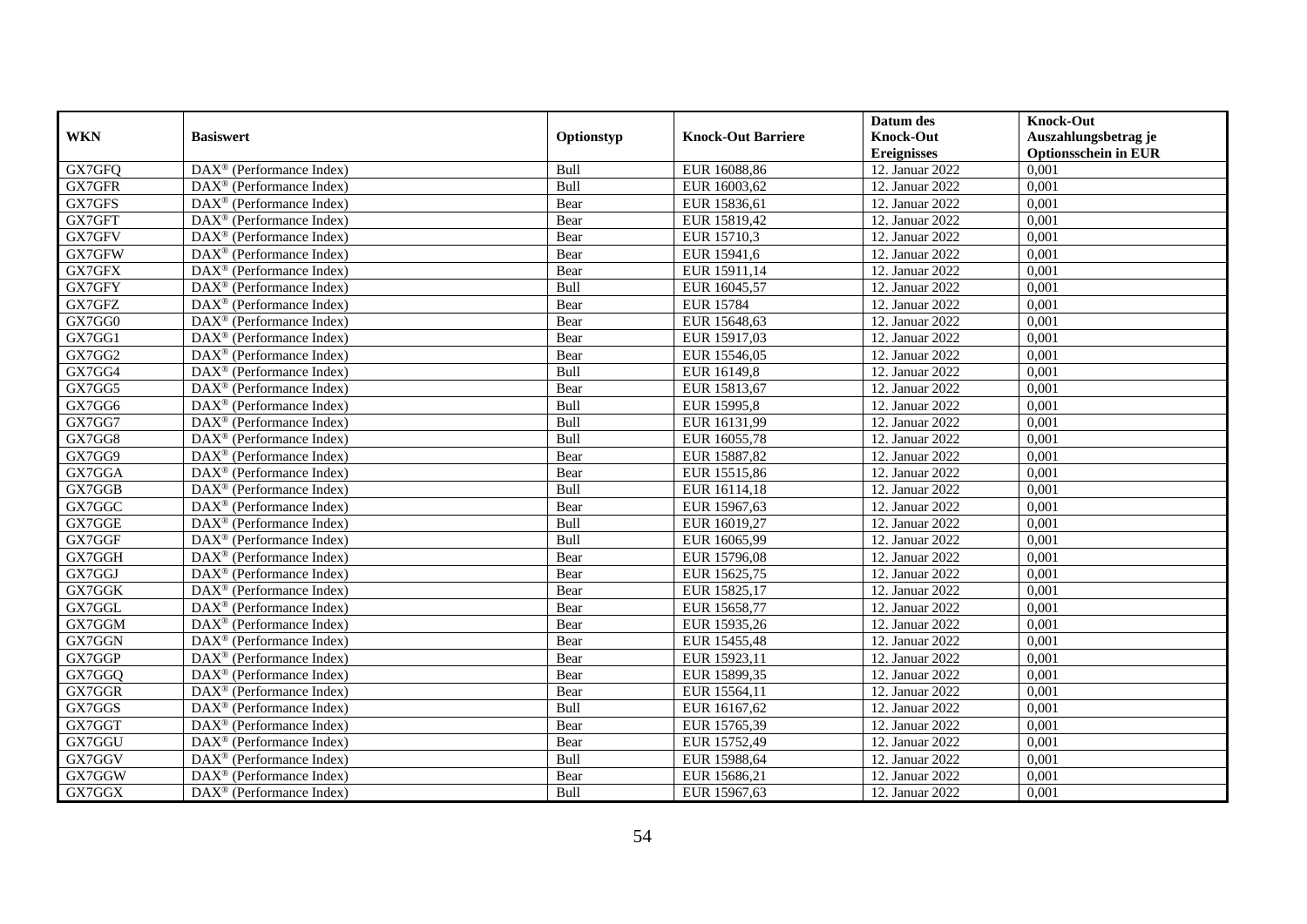| WKN | Basiswert | Optionstyp | Knock-Out Barriere | Datum des Knock-Out Ereignisses | Knock-Out Auszahlungsbetrag je Optionsschein in EUR |
|---|---|---|---|---|---|
| GX7GFQ | DAX® (Performance Index) | Bull | EUR 16088,86 | 12. Januar 2022 | 0,001 |
| GX7GFR | DAX® (Performance Index) | Bull | EUR 16003,62 | 12. Januar 2022 | 0,001 |
| GX7GFS | DAX® (Performance Index) | Bear | EUR 15836,61 | 12. Januar 2022 | 0,001 |
| GX7GFT | DAX® (Performance Index) | Bear | EUR 15819,42 | 12. Januar 2022 | 0,001 |
| GX7GFV | DAX® (Performance Index) | Bear | EUR 15710,3 | 12. Januar 2022 | 0,001 |
| GX7GFW | DAX® (Performance Index) | Bear | EUR 15941,6 | 12. Januar 2022 | 0,001 |
| GX7GFX | DAX® (Performance Index) | Bear | EUR 15911,14 | 12. Januar 2022 | 0,001 |
| GX7GFY | DAX® (Performance Index) | Bull | EUR 16045,57 | 12. Januar 2022 | 0,001 |
| GX7GFZ | DAX® (Performance Index) | Bear | EUR 15784 | 12. Januar 2022 | 0,001 |
| GX7GG0 | DAX® (Performance Index) | Bear | EUR 15648,63 | 12. Januar 2022 | 0,001 |
| GX7GG1 | DAX® (Performance Index) | Bear | EUR 15917,03 | 12. Januar 2022 | 0,001 |
| GX7GG2 | DAX® (Performance Index) | Bear | EUR 15546,05 | 12. Januar 2022 | 0,001 |
| GX7GG4 | DAX® (Performance Index) | Bull | EUR 16149,8 | 12. Januar 2022 | 0,001 |
| GX7GG5 | DAX® (Performance Index) | Bear | EUR 15813,67 | 12. Januar 2022 | 0,001 |
| GX7GG6 | DAX® (Performance Index) | Bull | EUR 15995,8 | 12. Januar 2022 | 0,001 |
| GX7GG7 | DAX® (Performance Index) | Bull | EUR 16131,99 | 12. Januar 2022 | 0,001 |
| GX7GG8 | DAX® (Performance Index) | Bull | EUR 16055,78 | 12. Januar 2022 | 0,001 |
| GX7GG9 | DAX® (Performance Index) | Bear | EUR 15887,82 | 12. Januar 2022 | 0,001 |
| GX7GGA | DAX® (Performance Index) | Bear | EUR 15515,86 | 12. Januar 2022 | 0,001 |
| GX7GGB | DAX® (Performance Index) | Bull | EUR 16114,18 | 12. Januar 2022 | 0,001 |
| GX7GGC | DAX® (Performance Index) | Bear | EUR 15967,63 | 12. Januar 2022 | 0,001 |
| GX7GGE | DAX® (Performance Index) | Bull | EUR 16019,27 | 12. Januar 2022 | 0,001 |
| GX7GGF | DAX® (Performance Index) | Bull | EUR 16065,99 | 12. Januar 2022 | 0,001 |
| GX7GGH | DAX® (Performance Index) | Bear | EUR 15796,08 | 12. Januar 2022 | 0,001 |
| GX7GGJ | DAX® (Performance Index) | Bear | EUR 15625,75 | 12. Januar 2022 | 0,001 |
| GX7GGK | DAX® (Performance Index) | Bear | EUR 15825,17 | 12. Januar 2022 | 0,001 |
| GX7GGL | DAX® (Performance Index) | Bear | EUR 15658,77 | 12. Januar 2022 | 0,001 |
| GX7GGM | DAX® (Performance Index) | Bear | EUR 15935,26 | 12. Januar 2022 | 0,001 |
| GX7GGN | DAX® (Performance Index) | Bear | EUR 15455,48 | 12. Januar 2022 | 0,001 |
| GX7GGP | DAX® (Performance Index) | Bear | EUR 15923,11 | 12. Januar 2022 | 0,001 |
| GX7GGQ | DAX® (Performance Index) | Bear | EUR 15899,35 | 12. Januar 2022 | 0,001 |
| GX7GGR | DAX® (Performance Index) | Bear | EUR 15564,11 | 12. Januar 2022 | 0,001 |
| GX7GGS | DAX® (Performance Index) | Bull | EUR 16167,62 | 12. Januar 2022 | 0,001 |
| GX7GGT | DAX® (Performance Index) | Bear | EUR 15765,39 | 12. Januar 2022 | 0,001 |
| GX7GGU | DAX® (Performance Index) | Bear | EUR 15752,49 | 12. Januar 2022 | 0,001 |
| GX7GGV | DAX® (Performance Index) | Bull | EUR 15988,64 | 12. Januar 2022 | 0,001 |
| GX7GGW | DAX® (Performance Index) | Bear | EUR 15686,21 | 12. Januar 2022 | 0,001 |
| GX7GGX | DAX® (Performance Index) | Bull | EUR 15967,63 | 12. Januar 2022 | 0,001 |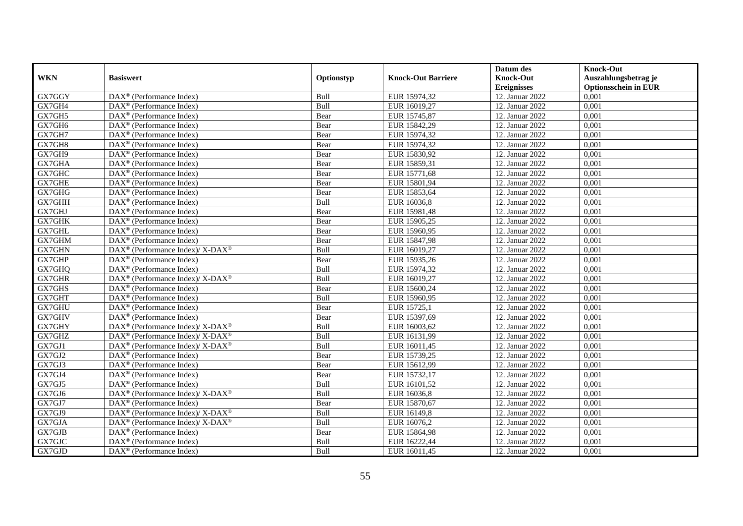| WKN | Basiswert | Optionstyp | Knock-Out Barriere | Datum des Knock-Out Ereignisses | Knock-Out Auszahlungsbetrag je Optionsschein in EUR |
|---|---|---|---|---|---|
| GX7GGY | DAX® (Performance Index) | Bull | EUR 15974,32 | 12. Januar 2022 | 0,001 |
| GX7GH4 | DAX® (Performance Index) | Bull | EUR 16019,27 | 12. Januar 2022 | 0,001 |
| GX7GH5 | DAX® (Performance Index) | Bear | EUR 15745,87 | 12. Januar 2022 | 0,001 |
| GX7GH6 | DAX® (Performance Index) | Bear | EUR 15842,29 | 12. Januar 2022 | 0,001 |
| GX7GH7 | DAX® (Performance Index) | Bear | EUR 15974,32 | 12. Januar 2022 | 0,001 |
| GX7GH8 | DAX® (Performance Index) | Bear | EUR 15974,32 | 12. Januar 2022 | 0,001 |
| GX7GH9 | DAX® (Performance Index) | Bear | EUR 15830,92 | 12. Januar 2022 | 0,001 |
| GX7GHA | DAX® (Performance Index) | Bear | EUR 15859,31 | 12. Januar 2022 | 0,001 |
| GX7GHC | DAX® (Performance Index) | Bear | EUR 15771,68 | 12. Januar 2022 | 0,001 |
| GX7GHE | DAX® (Performance Index) | Bear | EUR 15801,94 | 12. Januar 2022 | 0,001 |
| GX7GHG | DAX® (Performance Index) | Bear | EUR 15853,64 | 12. Januar 2022 | 0,001 |
| GX7GHH | DAX® (Performance Index) | Bull | EUR 16036,8 | 12. Januar 2022 | 0,001 |
| GX7GHJ | DAX® (Performance Index) | Bear | EUR 15981,48 | 12. Januar 2022 | 0,001 |
| GX7GHK | DAX® (Performance Index) | Bear | EUR 15905,25 | 12. Januar 2022 | 0,001 |
| GX7GHL | DAX® (Performance Index) | Bear | EUR 15960,95 | 12. Januar 2022 | 0,001 |
| GX7GHM | DAX® (Performance Index) | Bear | EUR 15847,98 | 12. Januar 2022 | 0,001 |
| GX7GHN | DAX® (Performance Index)/ X-DAX® | Bull | EUR 16019,27 | 12. Januar 2022 | 0,001 |
| GX7GHP | DAX® (Performance Index) | Bear | EUR 15935,26 | 12. Januar 2022 | 0,001 |
| GX7GHQ | DAX® (Performance Index) | Bull | EUR 15974,32 | 12. Januar 2022 | 0,001 |
| GX7GHR | DAX® (Performance Index)/ X-DAX® | Bull | EUR 16019,27 | 12. Januar 2022 | 0,001 |
| GX7GHS | DAX® (Performance Index) | Bear | EUR 15600,24 | 12. Januar 2022 | 0,001 |
| GX7GHT | DAX® (Performance Index) | Bull | EUR 15960,95 | 12. Januar 2022 | 0,001 |
| GX7GHU | DAX® (Performance Index) | Bear | EUR 15725,1 | 12. Januar 2022 | 0,001 |
| GX7GHV | DAX® (Performance Index) | Bear | EUR 15397,69 | 12. Januar 2022 | 0,001 |
| GX7GHY | DAX® (Performance Index)/ X-DAX® | Bull | EUR 16003,62 | 12. Januar 2022 | 0,001 |
| GX7GHZ | DAX® (Performance Index)/ X-DAX® | Bull | EUR 16131,99 | 12. Januar 2022 | 0,001 |
| GX7GJ1 | DAX® (Performance Index)/ X-DAX® | Bull | EUR 16011,45 | 12. Januar 2022 | 0,001 |
| GX7GJ2 | DAX® (Performance Index) | Bear | EUR 15739,25 | 12. Januar 2022 | 0,001 |
| GX7GJ3 | DAX® (Performance Index) | Bear | EUR 15612,99 | 12. Januar 2022 | 0,001 |
| GX7GJ4 | DAX® (Performance Index) | Bear | EUR 15732,17 | 12. Januar 2022 | 0,001 |
| GX7GJ5 | DAX® (Performance Index) | Bull | EUR 16101,52 | 12. Januar 2022 | 0,001 |
| GX7GJ6 | DAX® (Performance Index)/ X-DAX® | Bull | EUR 16036,8 | 12. Januar 2022 | 0,001 |
| GX7GJ7 | DAX® (Performance Index) | Bear | EUR 15870,67 | 12. Januar 2022 | 0,001 |
| GX7GJ9 | DAX® (Performance Index)/ X-DAX® | Bull | EUR 16149,8 | 12. Januar 2022 | 0,001 |
| GX7GJA | DAX® (Performance Index)/ X-DAX® | Bull | EUR 16076,2 | 12. Januar 2022 | 0,001 |
| GX7GJB | DAX® (Performance Index) | Bear | EUR 15864,98 | 12. Januar 2022 | 0,001 |
| GX7GJC | DAX® (Performance Index) | Bull | EUR 16222,44 | 12. Januar 2022 | 0,001 |
| GX7GJD | DAX® (Performance Index) | Bull | EUR 16011,45 | 12. Januar 2022 | 0,001 |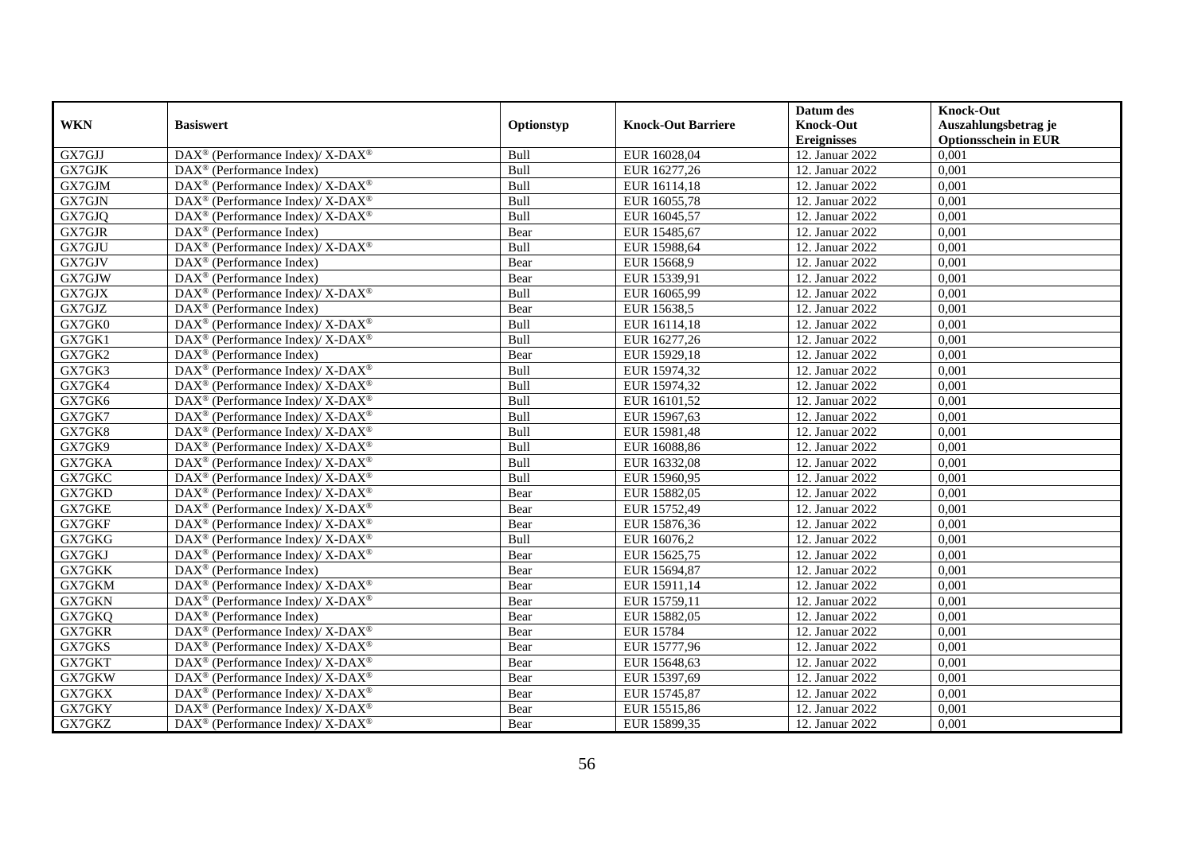| WKN | Basiswert | Optionstyp | Knock-Out Barriere | Datum des Knock-Out Ereignisses | Knock-Out Auszahlungsbetrag je Optionsschein in EUR |
|---|---|---|---|---|---|
| GX7GJJ | DAX® (Performance Index)/ X-DAX® | Bull | EUR 16028,04 | 12. Januar 2022 | 0,001 |
| GX7GJK | DAX® (Performance Index) | Bull | EUR 16277,26 | 12. Januar 2022 | 0,001 |
| GX7GJM | DAX® (Performance Index)/ X-DAX® | Bull | EUR 16114,18 | 12. Januar 2022 | 0,001 |
| GX7GJN | DAX® (Performance Index)/ X-DAX® | Bull | EUR 16055,78 | 12. Januar 2022 | 0,001 |
| GX7GJQ | DAX® (Performance Index)/ X-DAX® | Bull | EUR 16045,57 | 12. Januar 2022 | 0,001 |
| GX7GJR | DAX® (Performance Index) | Bear | EUR 15485,67 | 12. Januar 2022 | 0,001 |
| GX7GJU | DAX® (Performance Index)/ X-DAX® | Bull | EUR 15988,64 | 12. Januar 2022 | 0,001 |
| GX7GJV | DAX® (Performance Index) | Bear | EUR 15668,9 | 12. Januar 2022 | 0,001 |
| GX7GJW | DAX® (Performance Index) | Bear | EUR 15339,91 | 12. Januar 2022 | 0,001 |
| GX7GJX | DAX® (Performance Index)/ X-DAX® | Bull | EUR 16065,99 | 12. Januar 2022 | 0,001 |
| GX7GJZ | DAX® (Performance Index) | Bear | EUR 15638,5 | 12. Januar 2022 | 0,001 |
| GX7GK0 | DAX® (Performance Index)/ X-DAX® | Bull | EUR 16114,18 | 12. Januar 2022 | 0,001 |
| GX7GK1 | DAX® (Performance Index)/ X-DAX® | Bull | EUR 16277,26 | 12. Januar 2022 | 0,001 |
| GX7GK2 | DAX® (Performance Index) | Bear | EUR 15929,18 | 12. Januar 2022 | 0,001 |
| GX7GK3 | DAX® (Performance Index)/ X-DAX® | Bull | EUR 15974,32 | 12. Januar 2022 | 0,001 |
| GX7GK4 | DAX® (Performance Index)/ X-DAX® | Bull | EUR 15974,32 | 12. Januar 2022 | 0,001 |
| GX7GK6 | DAX® (Performance Index)/ X-DAX® | Bull | EUR 16101,52 | 12. Januar 2022 | 0,001 |
| GX7GK7 | DAX® (Performance Index)/ X-DAX® | Bull | EUR 15967,63 | 12. Januar 2022 | 0,001 |
| GX7GK8 | DAX® (Performance Index)/ X-DAX® | Bull | EUR 15981,48 | 12. Januar 2022 | 0,001 |
| GX7GK9 | DAX® (Performance Index)/ X-DAX® | Bull | EUR 16088,86 | 12. Januar 2022 | 0,001 |
| GX7GKA | DAX® (Performance Index)/ X-DAX® | Bull | EUR 16332,08 | 12. Januar 2022 | 0,001 |
| GX7GKC | DAX® (Performance Index)/ X-DAX® | Bull | EUR 15960,95 | 12. Januar 2022 | 0,001 |
| GX7GKD | DAX® (Performance Index)/ X-DAX® | Bear | EUR 15882,05 | 12. Januar 2022 | 0,001 |
| GX7GKE | DAX® (Performance Index)/ X-DAX® | Bear | EUR 15752,49 | 12. Januar 2022 | 0,001 |
| GX7GKF | DAX® (Performance Index)/ X-DAX® | Bear | EUR 15876,36 | 12. Januar 2022 | 0,001 |
| GX7GKG | DAX® (Performance Index)/ X-DAX® | Bull | EUR 16076,2 | 12. Januar 2022 | 0,001 |
| GX7GKJ | DAX® (Performance Index)/ X-DAX® | Bear | EUR 15625,75 | 12. Januar 2022 | 0,001 |
| GX7GKK | DAX® (Performance Index) | Bear | EUR 15694,87 | 12. Januar 2022 | 0,001 |
| GX7GKM | DAX® (Performance Index)/ X-DAX® | Bear | EUR 15911,14 | 12. Januar 2022 | 0,001 |
| GX7GKN | DAX® (Performance Index)/ X-DAX® | Bear | EUR 15759,11 | 12. Januar 2022 | 0,001 |
| GX7GKQ | DAX® (Performance Index) | Bear | EUR 15882,05 | 12. Januar 2022 | 0,001 |
| GX7GKR | DAX® (Performance Index)/ X-DAX® | Bear | EUR 15784 | 12. Januar 2022 | 0,001 |
| GX7GKS | DAX® (Performance Index)/ X-DAX® | Bear | EUR 15777,96 | 12. Januar 2022 | 0,001 |
| GX7GKT | DAX® (Performance Index)/ X-DAX® | Bear | EUR 15648,63 | 12. Januar 2022 | 0,001 |
| GX7GKW | DAX® (Performance Index)/ X-DAX® | Bear | EUR 15397,69 | 12. Januar 2022 | 0,001 |
| GX7GKX | DAX® (Performance Index)/ X-DAX® | Bear | EUR 15745,87 | 12. Januar 2022 | 0,001 |
| GX7GKY | DAX® (Performance Index)/ X-DAX® | Bear | EUR 15515,86 | 12. Januar 2022 | 0,001 |
| GX7GKZ | DAX® (Performance Index)/ X-DAX® | Bear | EUR 15899,35 | 12. Januar 2022 | 0,001 |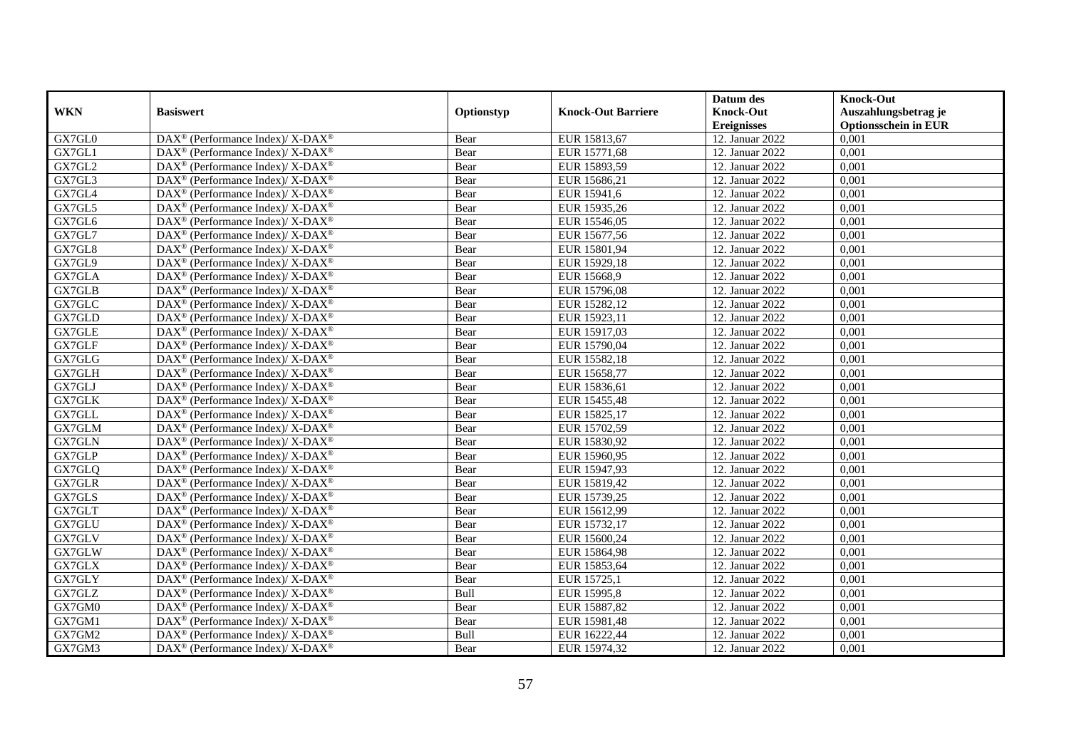| WKN | Basiswert | Optionstyp | Knock-Out Barriere | Datum des Knock-Out Ereignisses | Knock-Out Auszahlungsbetrag je Optionsschein in EUR |
|---|---|---|---|---|---|
| GX7GL0 | DAX® (Performance Index)/ X-DAX® | Bear | EUR 15813,67 | 12. Januar 2022 | 0,001 |
| GX7GL1 | DAX® (Performance Index)/ X-DAX® | Bear | EUR 15771,68 | 12. Januar 2022 | 0,001 |
| GX7GL2 | DAX® (Performance Index)/ X-DAX® | Bear | EUR 15893,59 | 12. Januar 2022 | 0,001 |
| GX7GL3 | DAX® (Performance Index)/ X-DAX® | Bear | EUR 15686,21 | 12. Januar 2022 | 0,001 |
| GX7GL4 | DAX® (Performance Index)/ X-DAX® | Bear | EUR 15941,6 | 12. Januar 2022 | 0,001 |
| GX7GL5 | DAX® (Performance Index)/ X-DAX® | Bear | EUR 15935,26 | 12. Januar 2022 | 0,001 |
| GX7GL6 | DAX® (Performance Index)/ X-DAX® | Bear | EUR 15546,05 | 12. Januar 2022 | 0,001 |
| GX7GL7 | DAX® (Performance Index)/ X-DAX® | Bear | EUR 15677,56 | 12. Januar 2022 | 0,001 |
| GX7GL8 | DAX® (Performance Index)/ X-DAX® | Bear | EUR 15801,94 | 12. Januar 2022 | 0,001 |
| GX7GL9 | DAX® (Performance Index)/ X-DAX® | Bear | EUR 15929,18 | 12. Januar 2022 | 0,001 |
| GX7GLA | DAX® (Performance Index)/ X-DAX® | Bear | EUR 15668,9 | 12. Januar 2022 | 0,001 |
| GX7GLB | DAX® (Performance Index)/ X-DAX® | Bear | EUR 15796,08 | 12. Januar 2022 | 0,001 |
| GX7GLC | DAX® (Performance Index)/ X-DAX® | Bear | EUR 15282,12 | 12. Januar 2022 | 0,001 |
| GX7GLD | DAX® (Performance Index)/ X-DAX® | Bear | EUR 15923,11 | 12. Januar 2022 | 0,001 |
| GX7GLE | DAX® (Performance Index)/ X-DAX® | Bear | EUR 15917,03 | 12. Januar 2022 | 0,001 |
| GX7GLF | DAX® (Performance Index)/ X-DAX® | Bear | EUR 15790,04 | 12. Januar 2022 | 0,001 |
| GX7GLG | DAX® (Performance Index)/ X-DAX® | Bear | EUR 15582,18 | 12. Januar 2022 | 0,001 |
| GX7GLH | DAX® (Performance Index)/ X-DAX® | Bear | EUR 15658,77 | 12. Januar 2022 | 0,001 |
| GX7GLJ | DAX® (Performance Index)/ X-DAX® | Bear | EUR 15836,61 | 12. Januar 2022 | 0,001 |
| GX7GLK | DAX® (Performance Index)/ X-DAX® | Bear | EUR 15455,48 | 12. Januar 2022 | 0,001 |
| GX7GLL | DAX® (Performance Index)/ X-DAX® | Bear | EUR 15825,17 | 12. Januar 2022 | 0,001 |
| GX7GLM | DAX® (Performance Index)/ X-DAX® | Bear | EUR 15702,59 | 12. Januar 2022 | 0,001 |
| GX7GLN | DAX® (Performance Index)/ X-DAX® | Bear | EUR 15830,92 | 12. Januar 2022 | 0,001 |
| GX7GLP | DAX® (Performance Index)/ X-DAX® | Bear | EUR 15960,95 | 12. Januar 2022 | 0,001 |
| GX7GLQ | DAX® (Performance Index)/ X-DAX® | Bear | EUR 15947,93 | 12. Januar 2022 | 0,001 |
| GX7GLR | DAX® (Performance Index)/ X-DAX® | Bear | EUR 15819,42 | 12. Januar 2022 | 0,001 |
| GX7GLS | DAX® (Performance Index)/ X-DAX® | Bear | EUR 15739,25 | 12. Januar 2022 | 0,001 |
| GX7GLT | DAX® (Performance Index)/ X-DAX® | Bear | EUR 15612,99 | 12. Januar 2022 | 0,001 |
| GX7GLU | DAX® (Performance Index)/ X-DAX® | Bear | EUR 15732,17 | 12. Januar 2022 | 0,001 |
| GX7GLV | DAX® (Performance Index)/ X-DAX® | Bear | EUR 15600,24 | 12. Januar 2022 | 0,001 |
| GX7GLW | DAX® (Performance Index)/ X-DAX® | Bear | EUR 15864,98 | 12. Januar 2022 | 0,001 |
| GX7GLX | DAX® (Performance Index)/ X-DAX® | Bear | EUR 15853,64 | 12. Januar 2022 | 0,001 |
| GX7GLY | DAX® (Performance Index)/ X-DAX® | Bear | EUR 15725,1 | 12. Januar 2022 | 0,001 |
| GX7GLZ | DAX® (Performance Index)/ X-DAX® | Bull | EUR 15995,8 | 12. Januar 2022 | 0,001 |
| GX7GM0 | DAX® (Performance Index)/ X-DAX® | Bear | EUR 15887,82 | 12. Januar 2022 | 0,001 |
| GX7GM1 | DAX® (Performance Index)/ X-DAX® | Bear | EUR 15981,48 | 12. Januar 2022 | 0,001 |
| GX7GM2 | DAX® (Performance Index)/ X-DAX® | Bull | EUR 16222,44 | 12. Januar 2022 | 0,001 |
| GX7GM3 | DAX® (Performance Index)/ X-DAX® | Bear | EUR 15974,32 | 12. Januar 2022 | 0,001 |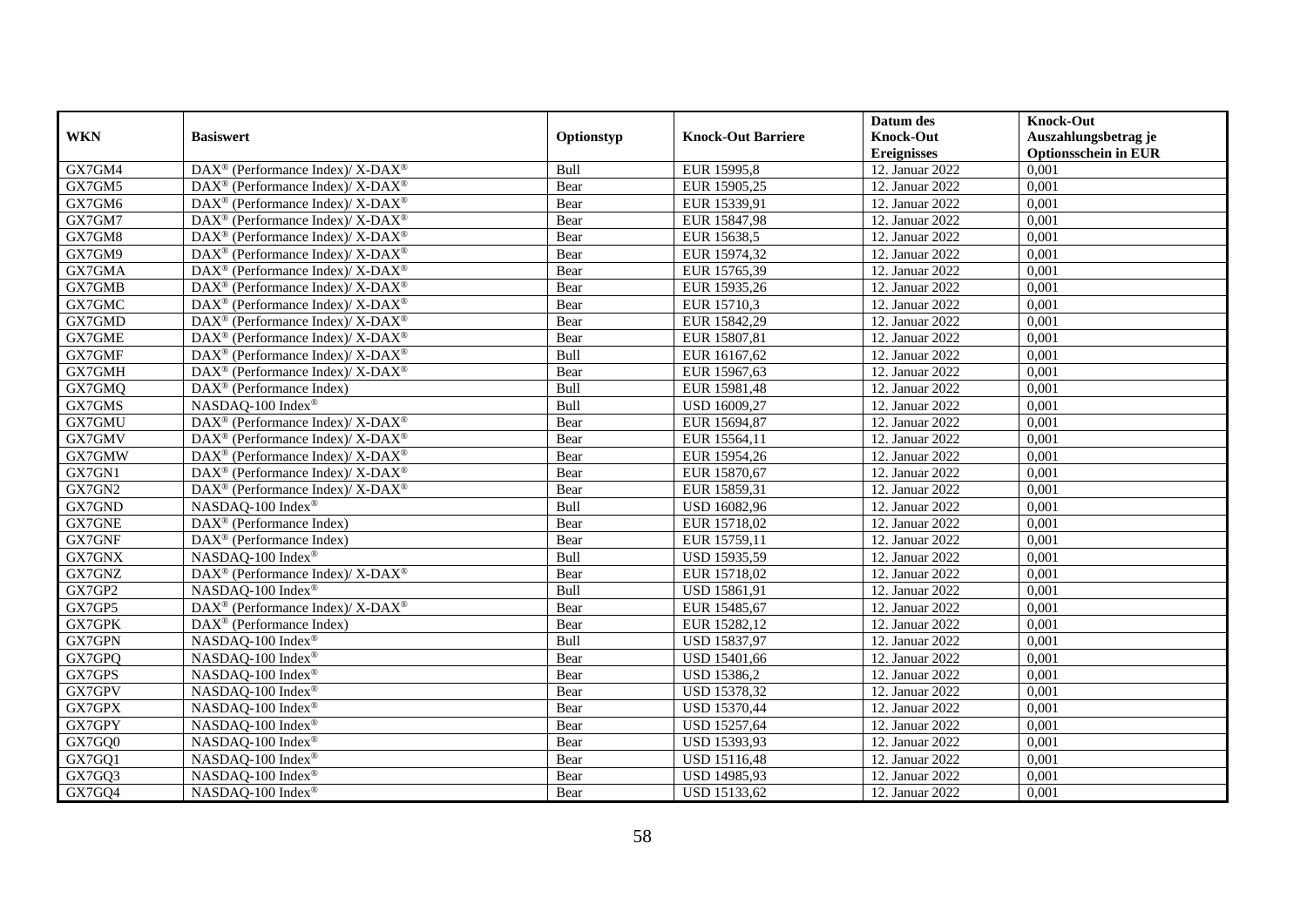| WKN | Basiswert | Optionstyp | Knock-Out Barriere | Datum des Knock-Out Ereignisses | Knock-Out Auszahlungsbetrag je Optionsschein in EUR |
|---|---|---|---|---|---|
| GX7GM4 | DAX® (Performance Index)/ X-DAX® | Bull | EUR 15995,8 | 12. Januar 2022 | 0,001 |
| GX7GM5 | DAX® (Performance Index)/ X-DAX® | Bear | EUR 15905,25 | 12. Januar 2022 | 0,001 |
| GX7GM6 | DAX® (Performance Index)/ X-DAX® | Bear | EUR 15339,91 | 12. Januar 2022 | 0,001 |
| GX7GM7 | DAX® (Performance Index)/ X-DAX® | Bear | EUR 15847,98 | 12. Januar 2022 | 0,001 |
| GX7GM8 | DAX® (Performance Index)/ X-DAX® | Bear | EUR 15638,5 | 12. Januar 2022 | 0,001 |
| GX7GM9 | DAX® (Performance Index)/ X-DAX® | Bear | EUR 15974,32 | 12. Januar 2022 | 0,001 |
| GX7GMA | DAX® (Performance Index)/ X-DAX® | Bear | EUR 15765,39 | 12. Januar 2022 | 0,001 |
| GX7GMB | DAX® (Performance Index)/ X-DAX® | Bear | EUR 15935,26 | 12. Januar 2022 | 0,001 |
| GX7GMC | DAX® (Performance Index)/ X-DAX® | Bear | EUR 15710,3 | 12. Januar 2022 | 0,001 |
| GX7GMD | DAX® (Performance Index)/ X-DAX® | Bear | EUR 15842,29 | 12. Januar 2022 | 0,001 |
| GX7GME | DAX® (Performance Index)/ X-DAX® | Bear | EUR 15807,81 | 12. Januar 2022 | 0,001 |
| GX7GMF | DAX® (Performance Index)/ X-DAX® | Bull | EUR 16167,62 | 12. Januar 2022 | 0,001 |
| GX7GMH | DAX® (Performance Index)/ X-DAX® | Bear | EUR 15967,63 | 12. Januar 2022 | 0,001 |
| GX7GMQ | DAX® (Performance Index) | Bull | EUR 15981,48 | 12. Januar 2022 | 0,001 |
| GX7GMS | NASDAQ-100 Index® | Bull | USD 16009,27 | 12. Januar 2022 | 0,001 |
| GX7GMU | DAX® (Performance Index)/ X-DAX® | Bear | EUR 15694,87 | 12. Januar 2022 | 0,001 |
| GX7GMV | DAX® (Performance Index)/ X-DAX® | Bear | EUR 15564,11 | 12. Januar 2022 | 0,001 |
| GX7GMW | DAX® (Performance Index)/ X-DAX® | Bear | EUR 15954,26 | 12. Januar 2022 | 0,001 |
| GX7GN1 | DAX® (Performance Index)/ X-DAX® | Bear | EUR 15870,67 | 12. Januar 2022 | 0,001 |
| GX7GN2 | DAX® (Performance Index)/ X-DAX® | Bear | EUR 15859,31 | 12. Januar 2022 | 0,001 |
| GX7GND | NASDAQ-100 Index® | Bull | USD 16082,96 | 12. Januar 2022 | 0,001 |
| GX7GNE | DAX® (Performance Index) | Bear | EUR 15718,02 | 12. Januar 2022 | 0,001 |
| GX7GNF | DAX® (Performance Index) | Bear | EUR 15759,11 | 12. Januar 2022 | 0,001 |
| GX7GNX | NASDAQ-100 Index® | Bull | USD 15935,59 | 12. Januar 2022 | 0,001 |
| GX7GNZ | DAX® (Performance Index)/ X-DAX® | Bear | EUR 15718,02 | 12. Januar 2022 | 0,001 |
| GX7GP2 | NASDAQ-100 Index® | Bull | USD 15861,91 | 12. Januar 2022 | 0,001 |
| GX7GP5 | DAX® (Performance Index)/ X-DAX® | Bear | EUR 15485,67 | 12. Januar 2022 | 0,001 |
| GX7GPK | DAX® (Performance Index) | Bear | EUR 15282,12 | 12. Januar 2022 | 0,001 |
| GX7GPN | NASDAQ-100 Index® | Bull | USD 15837,97 | 12. Januar 2022 | 0,001 |
| GX7GPQ | NASDAQ-100 Index® | Bear | USD 15401,66 | 12. Januar 2022 | 0,001 |
| GX7GPS | NASDAQ-100 Index® | Bear | USD 15386,2 | 12. Januar 2022 | 0,001 |
| GX7GPV | NASDAQ-100 Index® | Bear | USD 15378,32 | 12. Januar 2022 | 0,001 |
| GX7GPX | NASDAQ-100 Index® | Bear | USD 15370,44 | 12. Januar 2022 | 0,001 |
| GX7GPY | NASDAQ-100 Index® | Bear | USD 15257,64 | 12. Januar 2022 | 0,001 |
| GX7GQ0 | NASDAQ-100 Index® | Bear | USD 15393,93 | 12. Januar 2022 | 0,001 |
| GX7GQ1 | NASDAQ-100 Index® | Bear | USD 15116,48 | 12. Januar 2022 | 0,001 |
| GX7GQ3 | NASDAQ-100 Index® | Bear | USD 14985,93 | 12. Januar 2022 | 0,001 |
| GX7GQ4 | NASDAQ-100 Index® | Bear | USD 15133,62 | 12. Januar 2022 | 0,001 |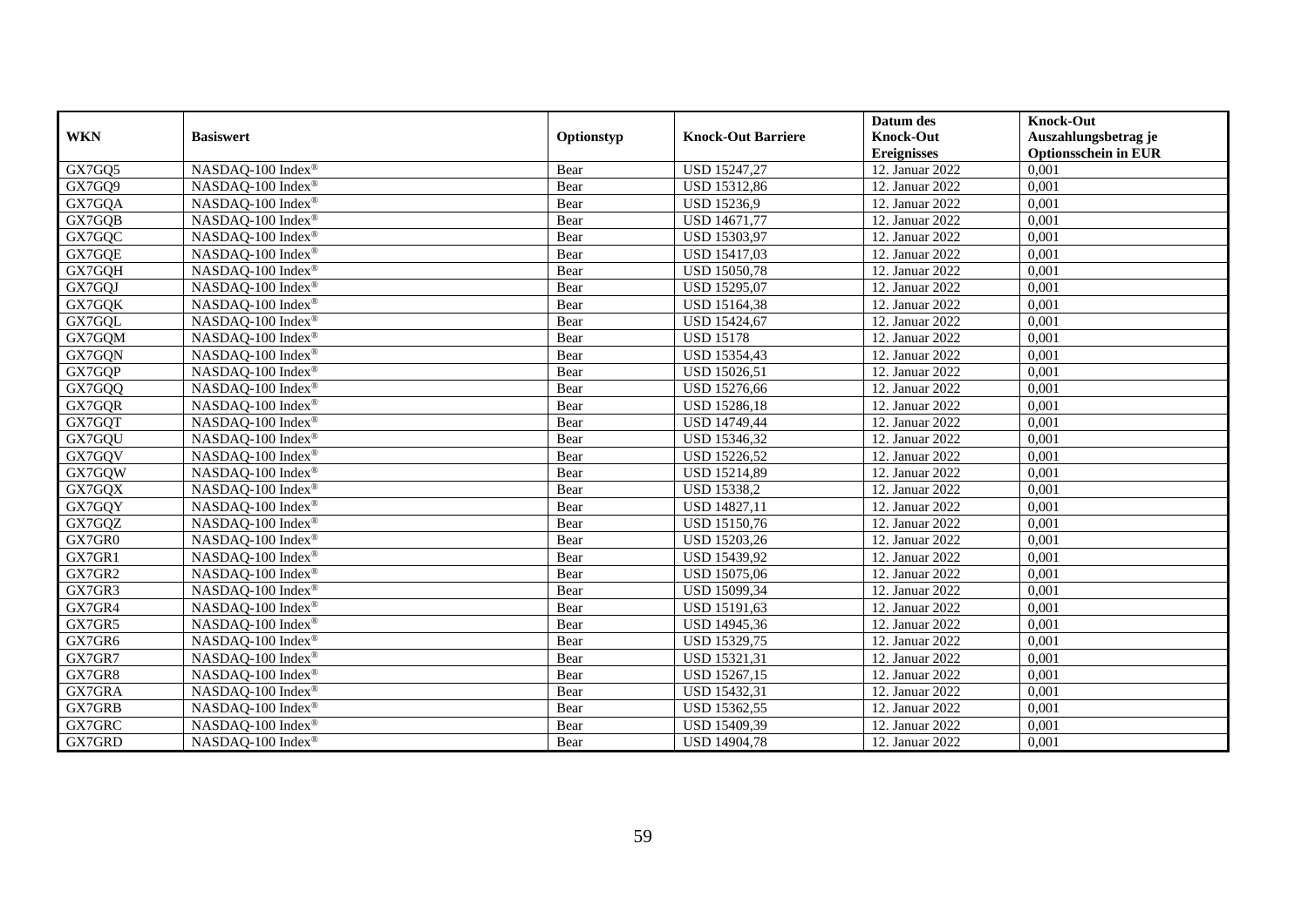| WKN | Basiswert | Optionstyp | Knock-Out Barriere | Datum des Knock-Out Ereignisses | Knock-Out Auszahlungsbetrag je Optionsschein in EUR |
|---|---|---|---|---|---|
| GX7GQ5 | NASDAQ-100 Index® | Bear | USD 15247,27 | 12. Januar 2022 | 0,001 |
| GX7GQ9 | NASDAQ-100 Index® | Bear | USD 15312,86 | 12. Januar 2022 | 0,001 |
| GX7GQA | NASDAQ-100 Index® | Bear | USD 15236,9 | 12. Januar 2022 | 0,001 |
| GX7GQB | NASDAQ-100 Index® | Bear | USD 14671,77 | 12. Januar 2022 | 0,001 |
| GX7GQC | NASDAQ-100 Index® | Bear | USD 15303,97 | 12. Januar 2022 | 0,001 |
| GX7GQE | NASDAQ-100 Index® | Bear | USD 15417,03 | 12. Januar 2022 | 0,001 |
| GX7GQH | NASDAQ-100 Index® | Bear | USD 15050,78 | 12. Januar 2022 | 0,001 |
| GX7GQJ | NASDAQ-100 Index® | Bear | USD 15295,07 | 12. Januar 2022 | 0,001 |
| GX7GQK | NASDAQ-100 Index® | Bear | USD 15164,38 | 12. Januar 2022 | 0,001 |
| GX7GQL | NASDAQ-100 Index® | Bear | USD 15424,67 | 12. Januar 2022 | 0,001 |
| GX7GQM | NASDAQ-100 Index® | Bear | USD 15178 | 12. Januar 2022 | 0,001 |
| GX7GQN | NASDAQ-100 Index® | Bear | USD 15354,43 | 12. Januar 2022 | 0,001 |
| GX7GQP | NASDAQ-100 Index® | Bear | USD 15026,51 | 12. Januar 2022 | 0,001 |
| GX7GQQ | NASDAQ-100 Index® | Bear | USD 15276,66 | 12. Januar 2022 | 0,001 |
| GX7GQR | NASDAQ-100 Index® | Bear | USD 15286,18 | 12. Januar 2022 | 0,001 |
| GX7GQT | NASDAQ-100 Index® | Bear | USD 14749,44 | 12. Januar 2022 | 0,001 |
| GX7GQU | NASDAQ-100 Index® | Bear | USD 15346,32 | 12. Januar 2022 | 0,001 |
| GX7GQV | NASDAQ-100 Index® | Bear | USD 15226,52 | 12. Januar 2022 | 0,001 |
| GX7GQW | NASDAQ-100 Index® | Bear | USD 15214,89 | 12. Januar 2022 | 0,001 |
| GX7GQX | NASDAQ-100 Index® | Bear | USD 15338,2 | 12. Januar 2022 | 0,001 |
| GX7GQY | NASDAQ-100 Index® | Bear | USD 14827,11 | 12. Januar 2022 | 0,001 |
| GX7GQZ | NASDAQ-100 Index® | Bear | USD 15150,76 | 12. Januar 2022 | 0,001 |
| GX7GR0 | NASDAQ-100 Index® | Bear | USD 15203,26 | 12. Januar 2022 | 0,001 |
| GX7GR1 | NASDAQ-100 Index® | Bear | USD 15439,92 | 12. Januar 2022 | 0,001 |
| GX7GR2 | NASDAQ-100 Index® | Bear | USD 15075,06 | 12. Januar 2022 | 0,001 |
| GX7GR3 | NASDAQ-100 Index® | Bear | USD 15099,34 | 12. Januar 2022 | 0,001 |
| GX7GR4 | NASDAQ-100 Index® | Bear | USD 15191,63 | 12. Januar 2022 | 0,001 |
| GX7GR5 | NASDAQ-100 Index® | Bear | USD 14945,36 | 12. Januar 2022 | 0,001 |
| GX7GR6 | NASDAQ-100 Index® | Bear | USD 15329,75 | 12. Januar 2022 | 0,001 |
| GX7GR7 | NASDAQ-100 Index® | Bear | USD 15321,31 | 12. Januar 2022 | 0,001 |
| GX7GR8 | NASDAQ-100 Index® | Bear | USD 15267,15 | 12. Januar 2022 | 0,001 |
| GX7GRA | NASDAQ-100 Index® | Bear | USD 15432,31 | 12. Januar 2022 | 0,001 |
| GX7GRB | NASDAQ-100 Index® | Bear | USD 15362,55 | 12. Januar 2022 | 0,001 |
| GX7GRC | NASDAQ-100 Index® | Bear | USD 15409,39 | 12. Januar 2022 | 0,001 |
| GX7GRD | NASDAQ-100 Index® | Bear | USD 14904,78 | 12. Januar 2022 | 0,001 |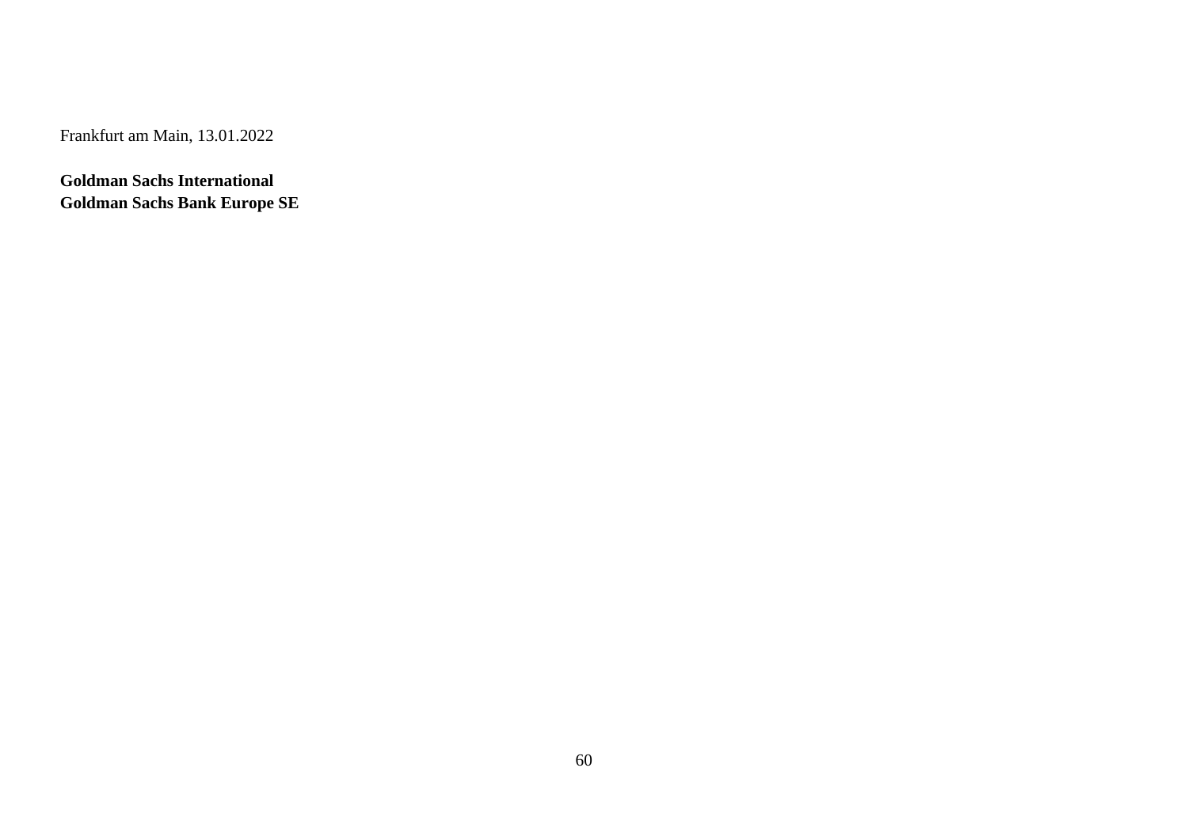Frankfurt am Main, 13.01.2022

**Goldman Sachs International**
**Goldman Sachs Bank Europe SE**